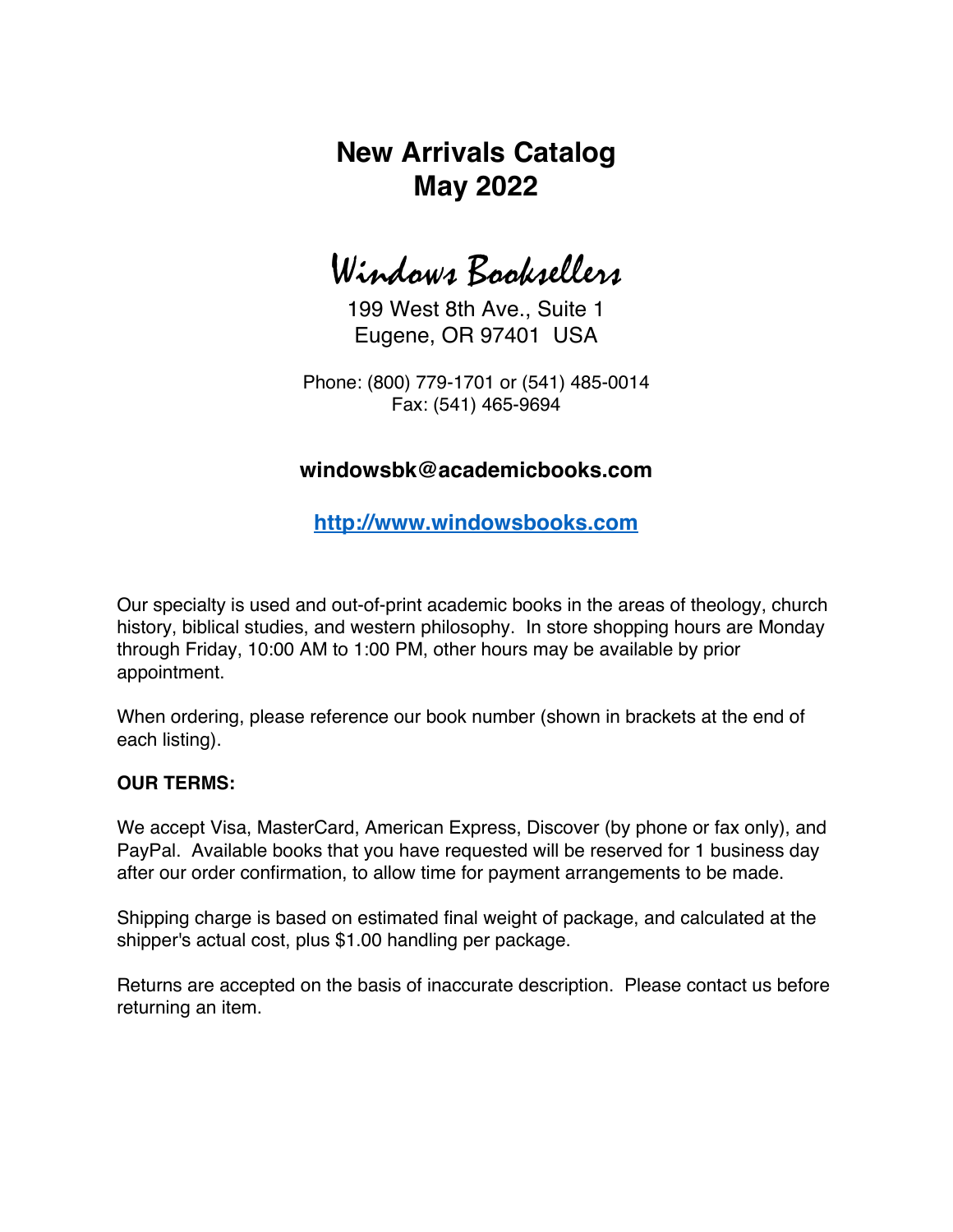# New Arrivals Catalog
# May 2022

## Windows Booksellers

199 West 8th Ave., Suite 1
Eugene, OR 97401 USA

Phone: (800) 779-1701 or (541) 485-0014
Fax: (541) 465-9694

**windowsbk@academicbooks.com**

**http://www.windowsbooks.com**

Our specialty is used and out-of-print academic books in the areas of theology, church history, biblical studies, and western philosophy. In store shopping hours are Monday through Friday, 10:00 AM to 1:00 PM, other hours may be available by prior appointment.

When ordering, please reference our book number (shown in brackets at the end of each listing).

**OUR TERMS:**

We accept Visa, MasterCard, American Express, Discover (by phone or fax only), and PayPal. Available books that you have requested will be reserved for 1 business day after our order confirmation, to allow time for payment arrangements to be made.

Shipping charge is based on estimated final weight of package, and calculated at the shipper's actual cost, plus $1.00 handling per package.

Returns are accepted on the basis of inaccurate description. Please contact us before returning an item.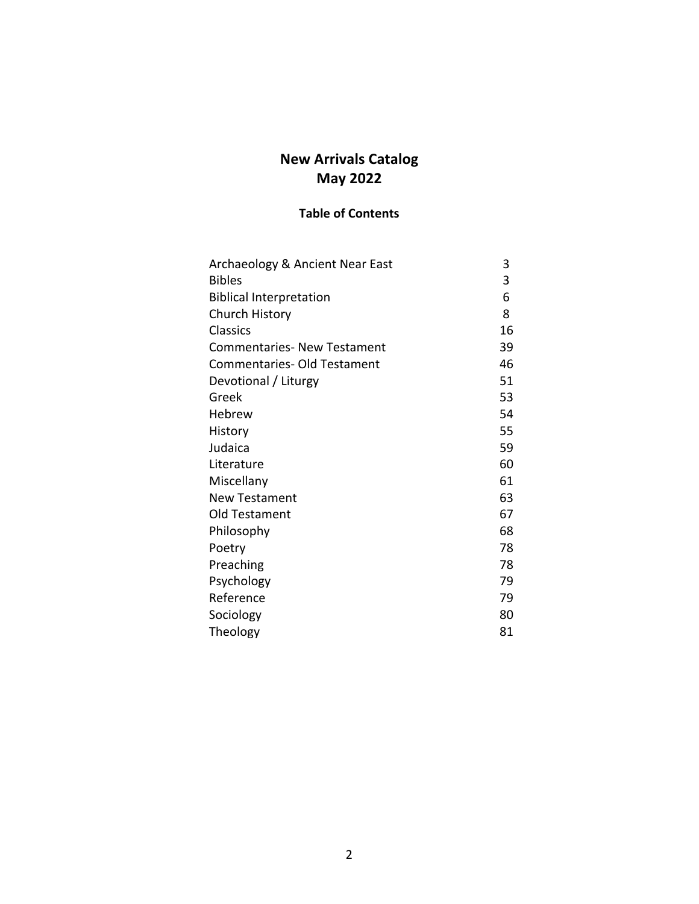# New Arrivals Catalog
# May 2022

## Table of Contents

| | |
|---|---|
| Archaeology & Ancient Near East | 3 |
| Bibles | 3 |
| Biblical Interpretation | 6 |
| Church History | 8 |
| Classics | 16 |
| Commentaries- New Testament | 39 |
| Commentaries- Old Testament | 46 |
| Devotional / Liturgy | 51 |
| Greek | 53 |
| Hebrew | 54 |
| History | 55 |
| Judaica | 59 |
| Literature | 60 |
| Miscellany | 61 |
| New Testament | 63 |
| Old Testament | 67 |
| Philosophy | 68 |
| Poetry | 78 |
| Preaching | 78 |
| Psychology | 79 |
| Reference | 79 |
| Sociology | 80 |
| Theology | 81 |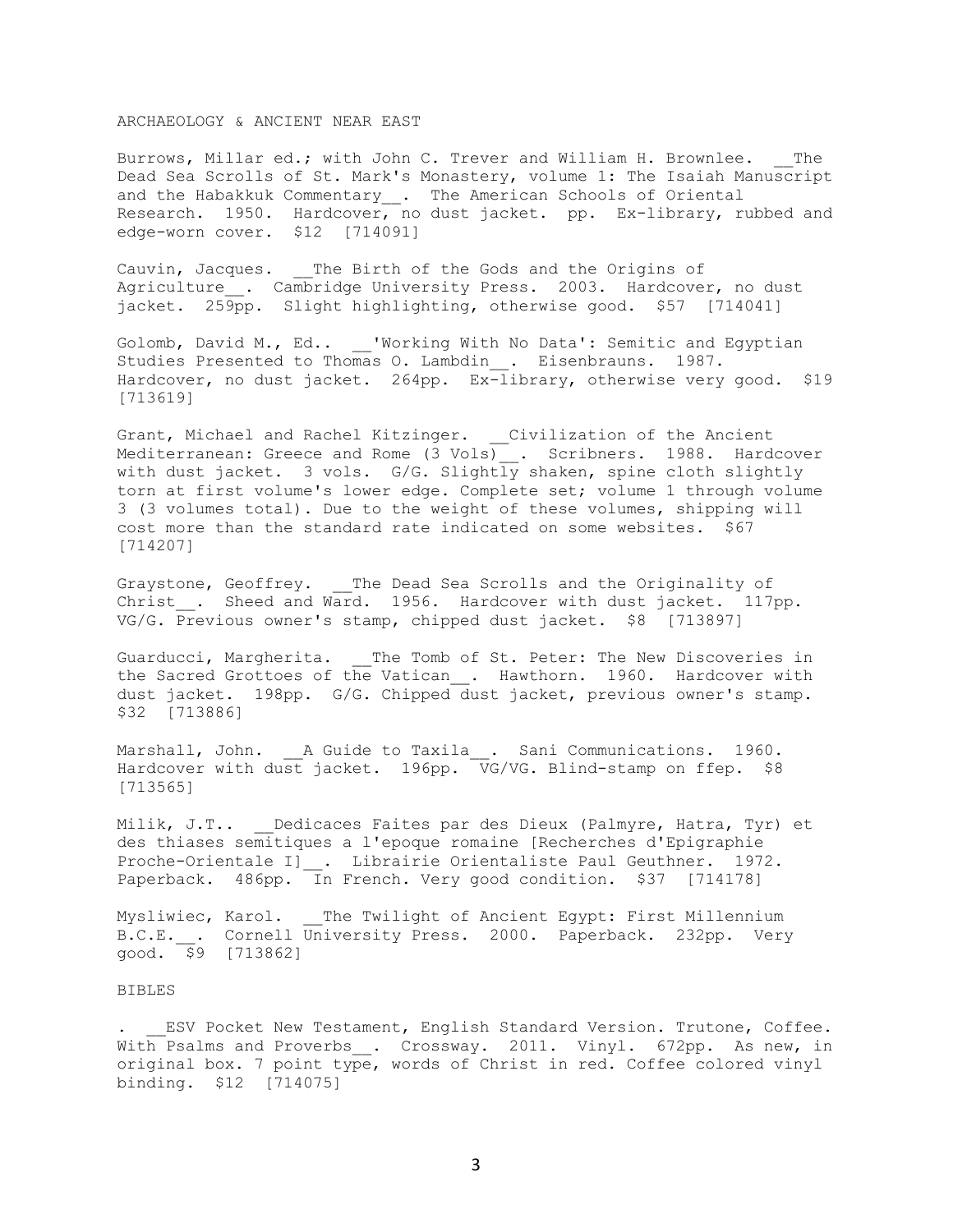## ARCHAEOLOGY & ANCIENT NEAR EAST

Burrows, Millar ed.; with John C. Trever and William H. Brownlee. __The Dead Sea Scrolls of St. Mark's Monastery, volume 1: The Isaiah Manuscript and the Habakkuk Commentary__. The American Schools of Oriental Research. 1950. Hardcover, no dust jacket. pp. Ex-library, rubbed and edge-worn cover. $12 [714091]

Cauvin, Jacques. __The Birth of the Gods and the Origins of Agriculture__. Cambridge University Press. 2003. Hardcover, no dust jacket. 259pp. Slight highlighting, otherwise good. $57 [714041]

Golomb, David M., Ed.. __'Working With No Data': Semitic and Egyptian Studies Presented to Thomas O. Lambdin__. Eisenbrauns. 1987. Hardcover, no dust jacket. 264pp. Ex-library, otherwise very good. $19 [713619]

Grant, Michael and Rachel Kitzinger. __Civilization of the Ancient Mediterranean: Greece and Rome (3 Vols)__. Scribners. 1988. Hardcover with dust jacket. 3 vols. G/G. Slightly shaken, spine cloth slightly torn at first volume's lower edge. Complete set; volume 1 through volume 3 (3 volumes total). Due to the weight of these volumes, shipping will cost more than the standard rate indicated on some websites. $67 [714207]

Graystone, Geoffrey. __The Dead Sea Scrolls and the Originality of Christ__. Sheed and Ward. 1956. Hardcover with dust jacket. 117pp. VG/G. Previous owner's stamp, chipped dust jacket. $8 [713897]

Guarducci, Margherita. __The Tomb of St. Peter: The New Discoveries in the Sacred Grottoes of the Vatican__. Hawthorn. 1960. Hardcover with dust jacket. 198pp. G/G. Chipped dust jacket, previous owner's stamp. $32 [713886]

Marshall, John. __A Guide to Taxila__. Sani Communications. 1960. Hardcover with dust jacket. 196pp. VG/VG. Blind-stamp on ffep. $8 [713565]

Milik, J.T.. __Dedicaces Faites par des Dieux (Palmyre, Hatra, Tyr) et des thiases semitiques a l'epoque romaine [Recherches d'Epigraphie Proche-Orientale I]__. Librairie Orientaliste Paul Geuthner. 1972. Paperback. 486pp. In French. Very good condition. $37 [714178]

Mysliwiec, Karol. __The Twilight of Ancient Egypt: First Millennium B.C.E.__. Cornell University Press. 2000. Paperback. 232pp. Very good. $9 [713862]

## BIBLES

. __ESV Pocket New Testament, English Standard Version. Trutone, Coffee. With Psalms and Proverbs__. Crossway. 2011. Vinyl. 672pp. As new, in original box. 7 point type, words of Christ in red. Coffee colored vinyl binding. $12 [714075]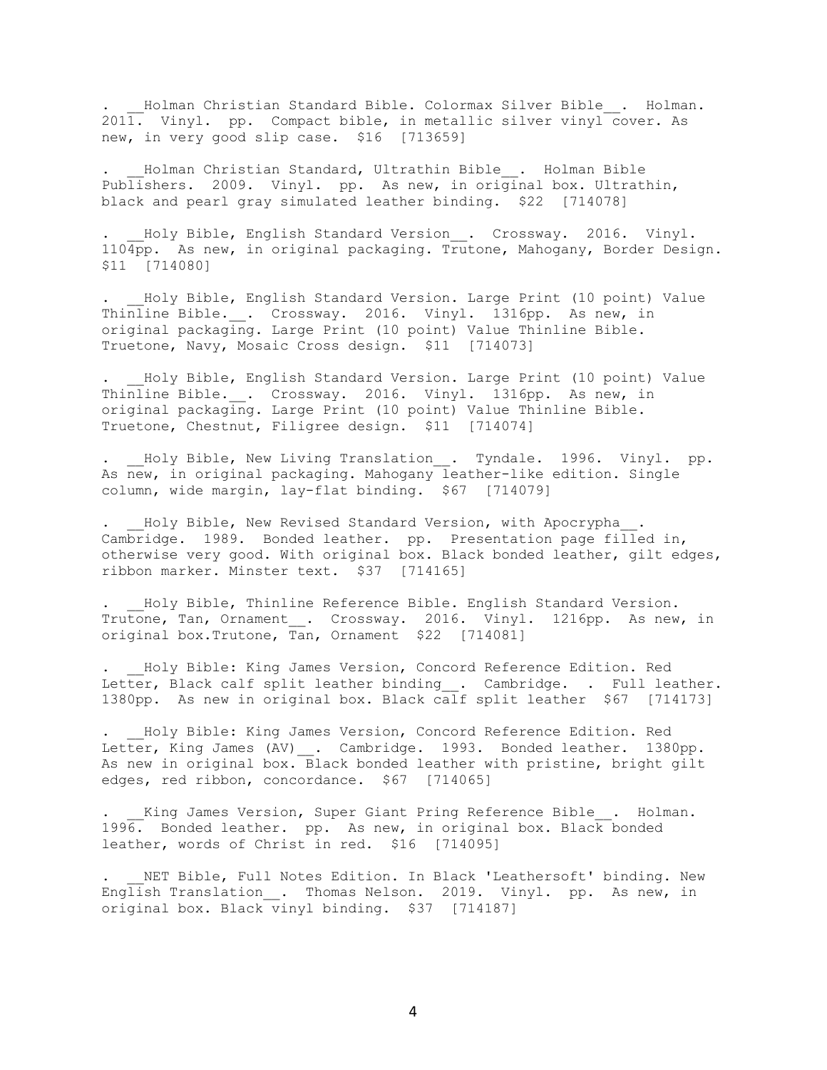. __Holman Christian Standard Bible. Colormax Silver Bible__. Holman. 2011. Vinyl. pp. Compact bible, in metallic silver vinyl cover. As new, in very good slip case. $16 [713659]

. __Holman Christian Standard, Ultrathin Bible__. Holman Bible Publishers. 2009. Vinyl. pp. As new, in original box. Ultrathin, black and pearl gray simulated leather binding. $22 [714078]

. __Holy Bible, English Standard Version__. Crossway. 2016. Vinyl. 1104pp. As new, in original packaging. Trutone, Mahogany, Border Design. $11 [714080]

. __Holy Bible, English Standard Version. Large Print (10 point) Value Thinline Bible.__. Crossway. 2016. Vinyl. 1316pp. As new, in original packaging. Large Print (10 point) Value Thinline Bible. Truetone, Navy, Mosaic Cross design. $11 [714073]

. __Holy Bible, English Standard Version. Large Print (10 point) Value Thinline Bible.__. Crossway. 2016. Vinyl. 1316pp. As new, in original packaging. Large Print (10 point) Value Thinline Bible. Truetone, Chestnut, Filigree design. $11 [714074]

. __Holy Bible, New Living Translation__. Tyndale. 1996. Vinyl. pp. As new, in original packaging. Mahogany leather-like edition. Single column, wide margin, lay-flat binding. $67 [714079]

. __Holy Bible, New Revised Standard Version, with Apocrypha__. Cambridge. 1989. Bonded leather. pp. Presentation page filled in, otherwise very good. With original box. Black bonded leather, gilt edges, ribbon marker. Minster text. $37 [714165]

. __Holy Bible, Thinline Reference Bible. English Standard Version. Trutone, Tan, Ornament__. Crossway. 2016. Vinyl. 1216pp. As new, in original box.Trutone, Tan, Ornament $22 [714081]

. __Holy Bible: King James Version, Concord Reference Edition. Red Letter, Black calf split leather binding__. Cambridge. . Full leather. 1380pp. As new in original box. Black calf split leather $67 [714173]

. __Holy Bible: King James Version, Concord Reference Edition. Red Letter, King James (AV)__. Cambridge. 1993. Bonded leather. 1380pp. As new in original box. Black bonded leather with pristine, bright gilt edges, red ribbon, concordance. $67 [714065]

. __King James Version, Super Giant Pring Reference Bible__. Holman. 1996. Bonded leather. pp. As new, in original box. Black bonded leather, words of Christ in red. $16 [714095]

. __NET Bible, Full Notes Edition. In Black 'Leathersoft' binding. New English Translation__. Thomas Nelson. 2019. Vinyl. pp. As new, in original box. Black vinyl binding. $37 [714187]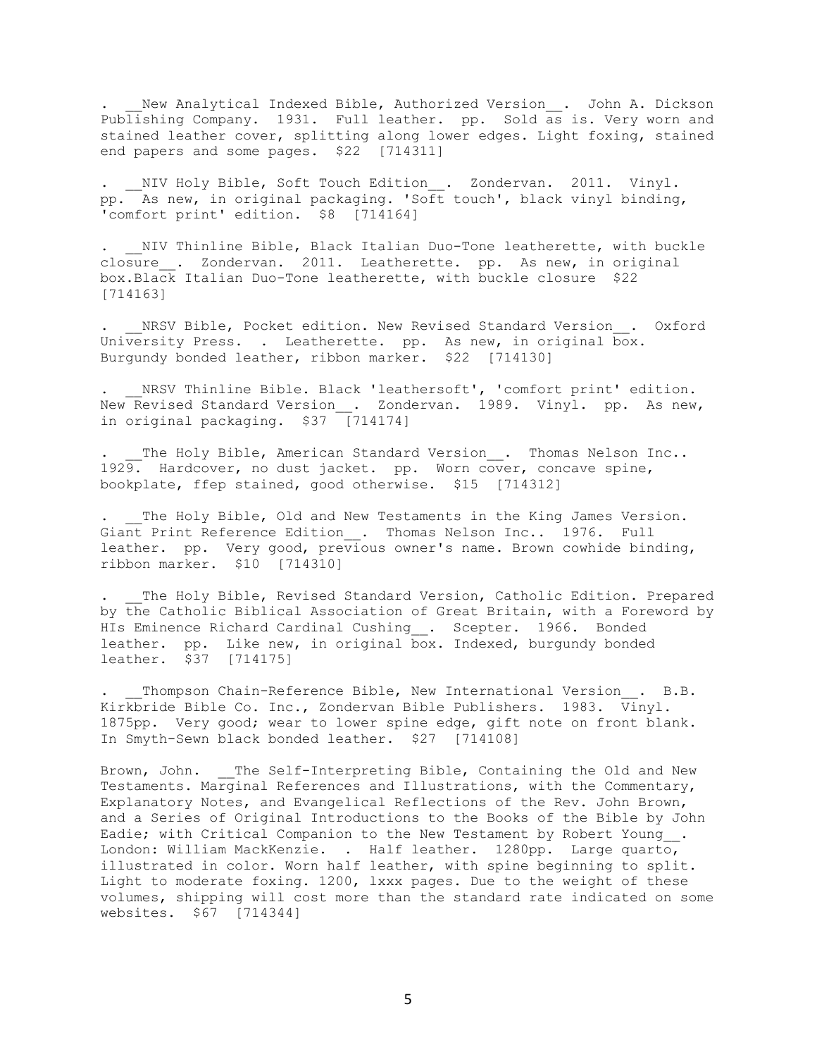. __New Analytical Indexed Bible, Authorized Version__. John A. Dickson Publishing Company. 1931. Full leather. pp. Sold as is. Very worn and stained leather cover, splitting along lower edges. Light foxing, stained end papers and some pages. $22 [714311]

. __NIV Holy Bible, Soft Touch Edition__. Zondervan. 2011. Vinyl. pp. As new, in original packaging. 'Soft touch', black vinyl binding, 'comfort print' edition. $8 [714164]

. __NIV Thinline Bible, Black Italian Duo-Tone leatherette, with buckle closure__. Zondervan. 2011. Leatherette. pp. As new, in original box.Black Italian Duo-Tone leatherette, with buckle closure $22 [714163]

. __NRSV Bible, Pocket edition. New Revised Standard Version__. Oxford University Press. . Leatherette. pp. As new, in original box. Burgundy bonded leather, ribbon marker. $22 [714130]

. __NRSV Thinline Bible. Black 'leathersoft', 'comfort print' edition. New Revised Standard Version__. Zondervan. 1989. Vinyl. pp. As new, in original packaging. $37 [714174]

. __The Holy Bible, American Standard Version__. Thomas Nelson Inc.. 1929. Hardcover, no dust jacket. pp. Worn cover, concave spine, bookplate, ffep stained, good otherwise. $15 [714312]

. __The Holy Bible, Old and New Testaments in the King James Version. Giant Print Reference Edition__. Thomas Nelson Inc.. 1976. Full leather. pp. Very good, previous owner's name. Brown cowhide binding, ribbon marker. $10 [714310]

. __The Holy Bible, Revised Standard Version, Catholic Edition. Prepared by the Catholic Biblical Association of Great Britain, with a Foreword by HIs Eminence Richard Cardinal Cushing__. Scepter. 1966. Bonded leather. pp. Like new, in original box. Indexed, burgundy bonded leather. $37 [714175]

. __Thompson Chain-Reference Bible, New International Version__. B.B. Kirkbride Bible Co. Inc., Zondervan Bible Publishers. 1983. Vinyl. 1875pp. Very good; wear to lower spine edge, gift note on front blank. In Smyth-Sewn black bonded leather. $27 [714108]

Brown, John. __The Self-Interpreting Bible, Containing the Old and New Testaments. Marginal References and Illustrations, with the Commentary, Explanatory Notes, and Evangelical Reflections of the Rev. John Brown, and a Series of Original Introductions to the Books of the Bible by John Eadie; with Critical Companion to the New Testament by Robert Young__. London: William MackKenzie. . Half leather. 1280pp. Large quarto, illustrated in color. Worn half leather, with spine beginning to split. Light to moderate foxing. 1200, lxxx pages. Due to the weight of these volumes, shipping will cost more than the standard rate indicated on some websites. $67 [714344]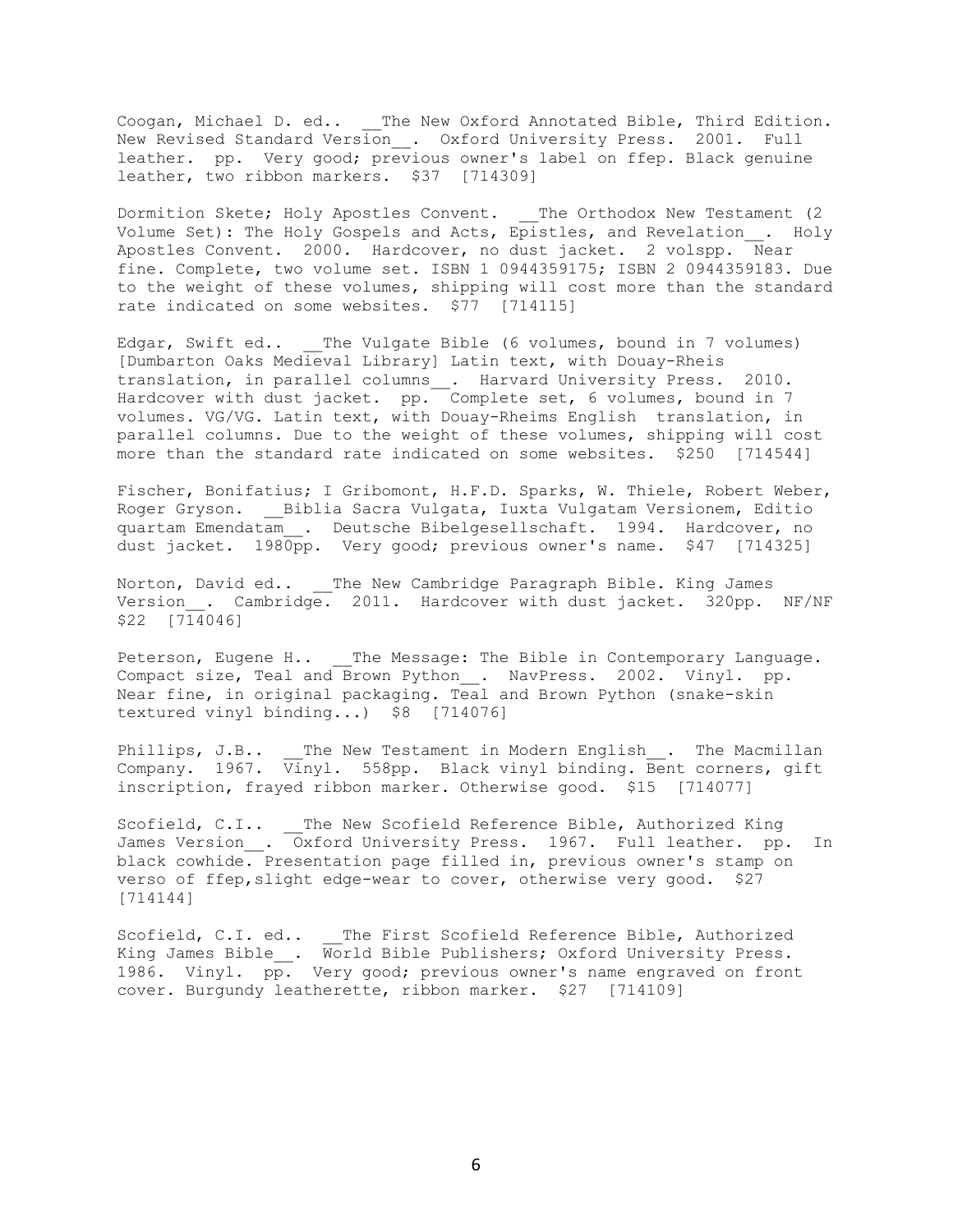Coogan, Michael D. ed.. __The New Oxford Annotated Bible, Third Edition. New Revised Standard Version__. Oxford University Press. 2001. Full leather. pp. Very good; previous owner's label on ffep. Black genuine leather, two ribbon markers. $37 [714309]

Dormition Skete; Holy Apostles Convent. __The Orthodox New Testament (2 Volume Set): The Holy Gospels and Acts, Epistles, and Revelation__. Holy Apostles Convent. 2000. Hardcover, no dust jacket. 2 volspp. Near fine. Complete, two volume set. ISBN 1 0944359175; ISBN 2 0944359183. Due to the weight of these volumes, shipping will cost more than the standard rate indicated on some websites. $77 [714115]

Edgar, Swift ed.. __The Vulgate Bible (6 volumes, bound in 7 volumes) [Dumbarton Oaks Medieval Library] Latin text, with Douay-Rheis translation, in parallel columns__. Harvard University Press. 2010. Hardcover with dust jacket. pp. Complete set, 6 volumes, bound in 7 volumes. VG/VG. Latin text, with Douay-Rheims English translation, in parallel columns. Due to the weight of these volumes, shipping will cost more than the standard rate indicated on some websites. $250 [714544]

Fischer, Bonifatius; I Gribomont, H.F.D. Sparks, W. Thiele, Robert Weber, Roger Gryson. __Biblia Sacra Vulgata, Iuxta Vulgatam Versionem, Editio quartam Emendatam__. Deutsche Bibelgesellschaft. 1994. Hardcover, no dust jacket. 1980pp. Very good; previous owner's name. $47 [714325]

Norton, David ed.. __The New Cambridge Paragraph Bible. King James Version__. Cambridge. 2011. Hardcover with dust jacket. 320pp. NF/NF $22 [714046]

Peterson, Eugene H.. __The Message: The Bible in Contemporary Language. Compact size, Teal and Brown Python__. NavPress. 2002. Vinyl. pp. Near fine, in original packaging. Teal and Brown Python (snake-skin textured vinyl binding...) $8 [714076]

Phillips, J.B.. __The New Testament in Modern English__. The Macmillan Company. 1967. Vinyl. 558pp. Black vinyl binding. Bent corners, gift inscription, frayed ribbon marker. Otherwise good. $15 [714077]

Scofield, C.I.. __The New Scofield Reference Bible, Authorized King James Version__. Oxford University Press. 1967. Full leather. pp. In black cowhide. Presentation page filled in, previous owner's stamp on verso of ffep,slight edge-wear to cover, otherwise very good. $27 [714144]

Scofield, C.I. ed.. __The First Scofield Reference Bible, Authorized King James Bible__. World Bible Publishers; Oxford University Press. 1986. Vinyl. pp. Very good; previous owner's name engraved on front cover. Burgundy leatherette, ribbon marker. $27 [714109]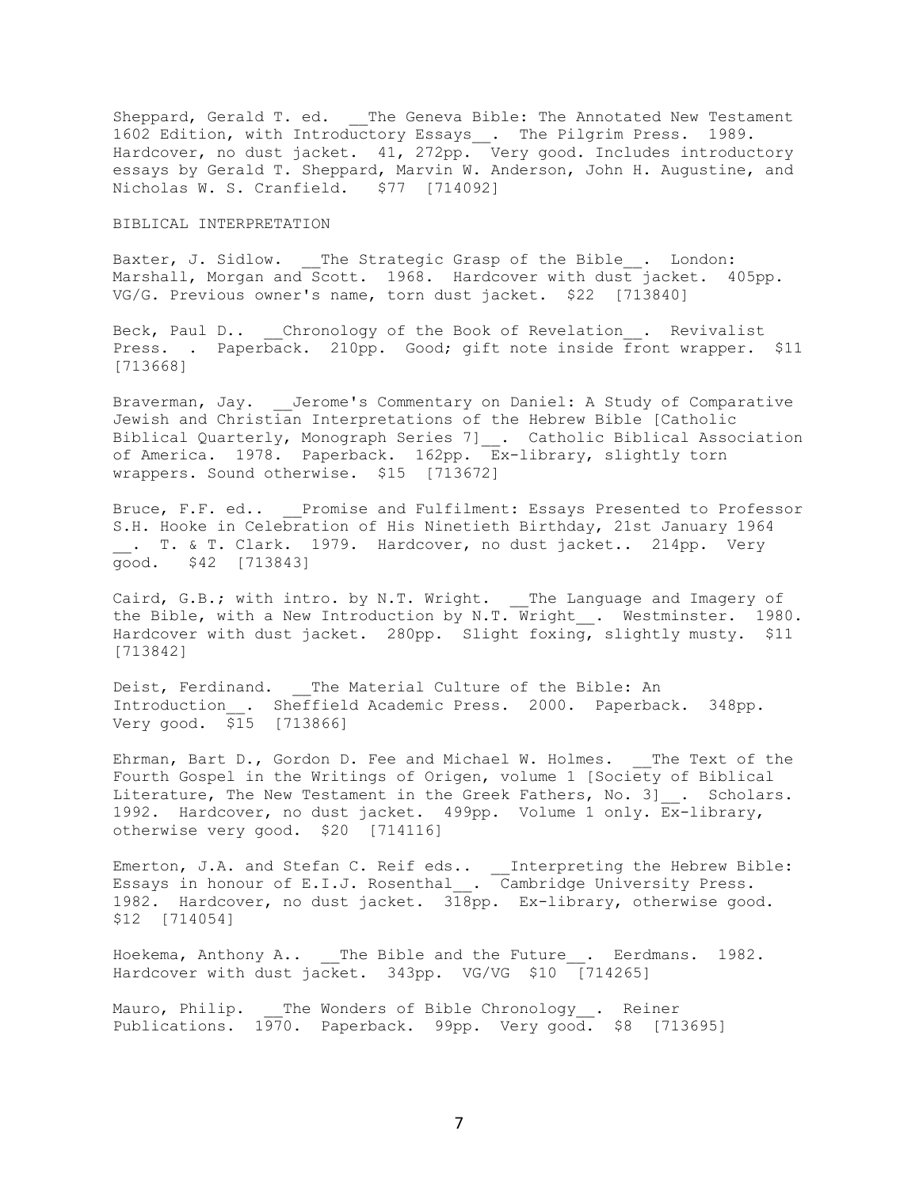Sheppard, Gerald T. ed. __The Geneva Bible: The Annotated New Testament 1602 Edition, with Introductory Essays__. The Pilgrim Press. 1989. Hardcover, no dust jacket. 41, 272pp. Very good. Includes introductory essays by Gerald T. Sheppard, Marvin W. Anderson, John H. Augustine, and Nicholas W. S. Cranfield. $77 [714092]

BIBLICAL INTERPRETATION

Baxter, J. Sidlow. __The Strategic Grasp of the Bible__. London: Marshall, Morgan and Scott. 1968. Hardcover with dust jacket. 405pp. VG/G. Previous owner's name, torn dust jacket. $22 [713840]

Beck, Paul D.. __Chronology of the Book of Revelation__. Revivalist Press. . Paperback. 210pp. Good; gift note inside front wrapper. $11 [713668]

Braverman, Jay. __Jerome's Commentary on Daniel: A Study of Comparative Jewish and Christian Interpretations of the Hebrew Bible [Catholic Biblical Quarterly, Monograph Series 7]__. Catholic Biblical Association of America. 1978. Paperback. 162pp. Ex-library, slightly torn wrappers. Sound otherwise. $15 [713672]

Bruce, F.F. ed.. __Promise and Fulfilment: Essays Presented to Professor S.H. Hooke in Celebration of His Ninetieth Birthday, 21st January 1964 __. T. & T. Clark. 1979. Hardcover, no dust jacket.. 214pp. Very good. $42 [713843]

Caird, G.B.; with intro. by N.T. Wright. __The Language and Imagery of the Bible, with a New Introduction by N.T. Wright__. Westminster. 1980. Hardcover with dust jacket. 280pp. Slight foxing, slightly musty. $11 [713842]

Deist, Ferdinand. __The Material Culture of the Bible: An Introduction__. Sheffield Academic Press. 2000. Paperback. 348pp. Very good. $15 [713866]

Ehrman, Bart D., Gordon D. Fee and Michael W. Holmes. __The Text of the Fourth Gospel in the Writings of Origen, volume 1 [Society of Biblical Literature, The New Testament in the Greek Fathers, No. 3]__. Scholars. 1992. Hardcover, no dust jacket. 499pp. Volume 1 only. Ex-library, otherwise very good. $20 [714116]

Emerton, J.A. and Stefan C. Reif eds.. __Interpreting the Hebrew Bible: Essays in honour of E.I.J. Rosenthal__. Cambridge University Press. 1982. Hardcover, no dust jacket. 318pp. Ex-library, otherwise good. $12 [714054]

Hoekema, Anthony A.. __The Bible and the Future__. Eerdmans. 1982. Hardcover with dust jacket. 343pp. VG/VG $10 [714265]

Mauro, Philip. __The Wonders of Bible Chronology__. Reiner Publications. 1970. Paperback. 99pp. Very good. $8 [713695]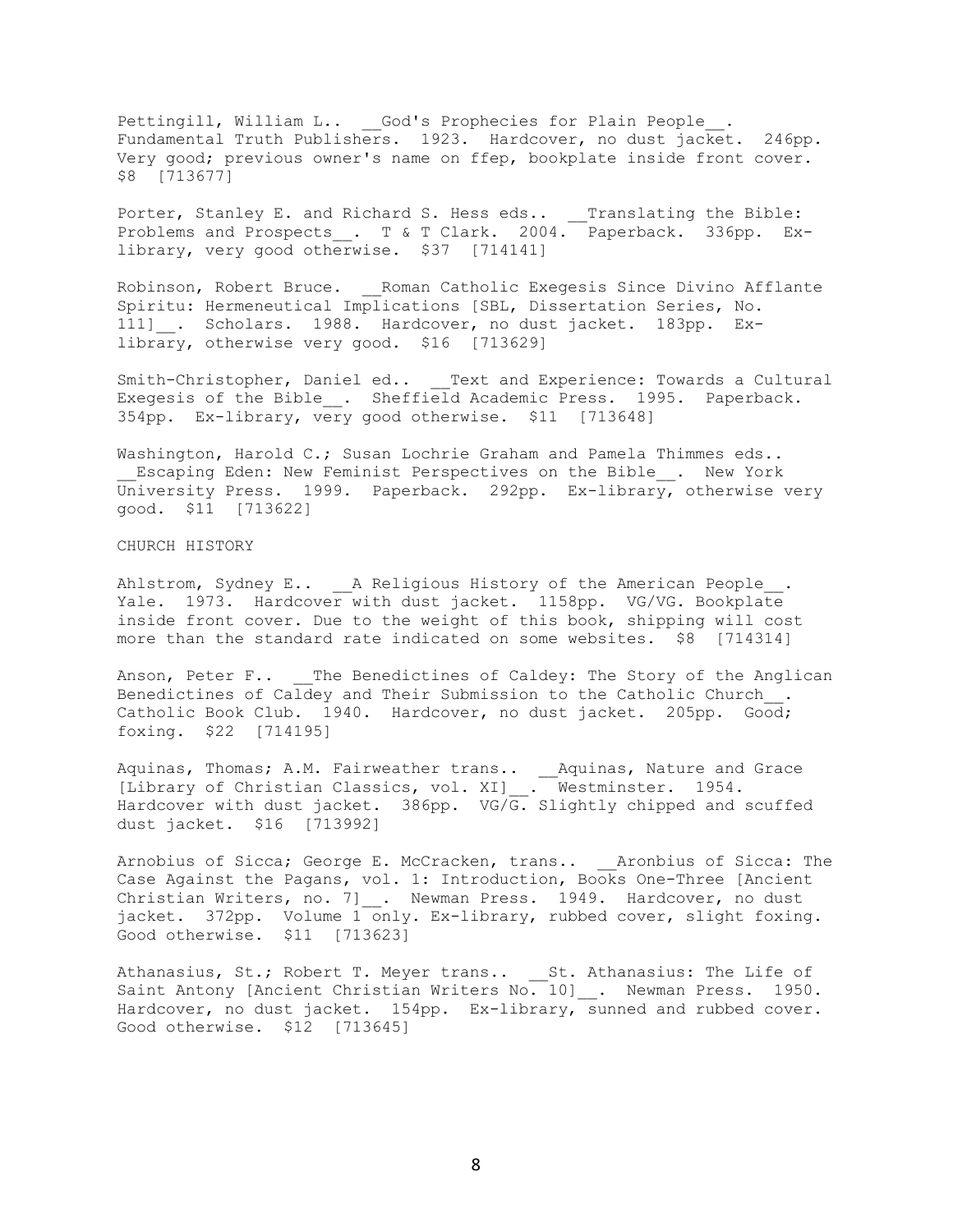Pettingill, William L.. __God's Prophecies for Plain People__. Fundamental Truth Publishers. 1923. Hardcover, no dust jacket. 246pp. Very good; previous owner's name on ffep, bookplate inside front cover. $8 [713677]

Porter, Stanley E. and Richard S. Hess eds.. __Translating the Bible: Problems and Prospects__. T & T Clark. 2004. Paperback. 336pp. Ex-library, very good otherwise. $37 [714141]

Robinson, Robert Bruce. __Roman Catholic Exegesis Since Divino Afflante Spiritu: Hermeneutical Implications [SBL, Dissertation Series, No. 111]__. Scholars. 1988. Hardcover, no dust jacket. 183pp. Ex-library, otherwise very good. $16 [713629]

Smith-Christopher, Daniel ed.. __Text and Experience: Towards a Cultural Exegesis of the Bible__. Sheffield Academic Press. 1995. Paperback. 354pp. Ex-library, very good otherwise. $11 [713648]

Washington, Harold C.; Susan Lochrie Graham and Pamela Thimmes eds.. __Escaping Eden: New Feminist Perspectives on the Bible__. New York University Press. 1999. Paperback. 292pp. Ex-library, otherwise very good. $11 [713622]

CHURCH HISTORY

Ahlstrom, Sydney E.. __A Religious History of the American People__. Yale. 1973. Hardcover with dust jacket. 1158pp. VG/VG. Bookplate inside front cover. Due to the weight of this book, shipping will cost more than the standard rate indicated on some websites. $8 [714314]

Anson, Peter F.. __The Benedictines of Caldey: The Story of the Anglican Benedictines of Caldey and Their Submission to the Catholic Church__. Catholic Book Club. 1940. Hardcover, no dust jacket. 205pp. Good; foxing. $22 [714195]

Aquinas, Thomas; A.M. Fairweather trans.. __Aquinas, Nature and Grace [Library of Christian Classics, vol. XI]__. Westminster. 1954. Hardcover with dust jacket. 386pp. VG/G. Slightly chipped and scuffed dust jacket. $16 [713992]

Arnobius of Sicca; George E. McCracken, trans.. __Aronbius of Sicca: The Case Against the Pagans, vol. 1: Introduction, Books One-Three [Ancient Christian Writers, no. 7]__. Newman Press. 1949. Hardcover, no dust jacket. 372pp. Volume 1 only. Ex-library, rubbed cover, slight foxing. Good otherwise. $11 [713623]

Athanasius, St.; Robert T. Meyer trans.. __St. Athanasius: The Life of Saint Antony [Ancient Christian Writers No. 10]__. Newman Press. 1950. Hardcover, no dust jacket. 154pp. Ex-library, sunned and rubbed cover. Good otherwise. $12 [713645]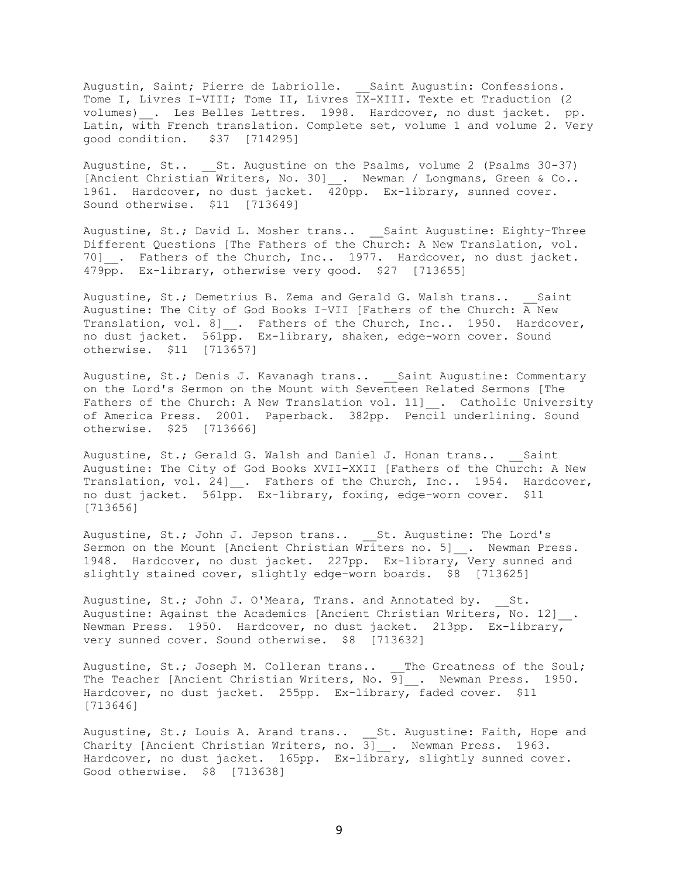Augustin, Saint; Pierre de Labriolle. __Saint Augustin: Confessions. Tome I, Livres I-VIII; Tome II, Livres IX-XIII. Texte et Traduction (2 volumes)__. Les Belles Lettres. 1998. Hardcover, no dust jacket. pp. Latin, with French translation. Complete set, volume 1 and volume 2. Very good condition. $37 [714295]

Augustine, St.. __St. Augustine on the Psalms, volume 2 (Psalms 30-37) [Ancient Christian Writers, No. 30]__. Newman / Longmans, Green & Co.. 1961. Hardcover, no dust jacket. 420pp. Ex-library, sunned cover. Sound otherwise. $11 [713649]

Augustine, St.; David L. Mosher trans.. __Saint Augustine: Eighty-Three Different Questions [The Fathers of the Church: A New Translation, vol. 70]__. Fathers of the Church, Inc.. 1977. Hardcover, no dust jacket. 479pp. Ex-library, otherwise very good. $27 [713655]

Augustine, St.; Demetrius B. Zema and Gerald G. Walsh trans.. __Saint Augustine: The City of God Books I-VII [Fathers of the Church: A New Translation, vol. 8]__. Fathers of the Church, Inc.. 1950. Hardcover, no dust jacket. 561pp. Ex-library, shaken, edge-worn cover. Sound otherwise. $11 [713657]

Augustine, St.; Denis J. Kavanagh trans.. __Saint Augustine: Commentary on the Lord's Sermon on the Mount with Seventeen Related Sermons [The Fathers of the Church: A New Translation vol. 11]__. Catholic University of America Press. 2001. Paperback. 382pp. Pencil underlining. Sound otherwise. $25 [713666]

Augustine, St.; Gerald G. Walsh and Daniel J. Honan trans.. __Saint Augustine: The City of God Books XVII-XXII [Fathers of the Church: A New Translation, vol. 24]__. Fathers of the Church, Inc.. 1954. Hardcover, no dust jacket. 561pp. Ex-library, foxing, edge-worn cover. $11 [713656]

Augustine, St.; John J. Jepson trans.. __St. Augustine: The Lord's Sermon on the Mount [Ancient Christian Writers no. 5]__. Newman Press. 1948. Hardcover, no dust jacket. 227pp. Ex-library, Very sunned and slightly stained cover, slightly edge-worn boards. $8 [713625]

Augustine, St.; John J. O'Meara, Trans. and Annotated by. __St. Augustine: Against the Academics [Ancient Christian Writers, No. 12]__. Newman Press. 1950. Hardcover, no dust jacket. 213pp. Ex-library, very sunned cover. Sound otherwise. $8 [713632]

Augustine, St.; Joseph M. Colleran trans.. __The Greatness of the Soul; The Teacher [Ancient Christian Writers, No. 9]__. Newman Press. 1950. Hardcover, no dust jacket. 255pp. Ex-library, faded cover. $11 [713646]

Augustine, St.; Louis A. Arand trans.. __St. Augustine: Faith, Hope and Charity [Ancient Christian Writers, no. 3]__. Newman Press. 1963. Hardcover, no dust jacket. 165pp. Ex-library, slightly sunned cover. Good otherwise. $8 [713638]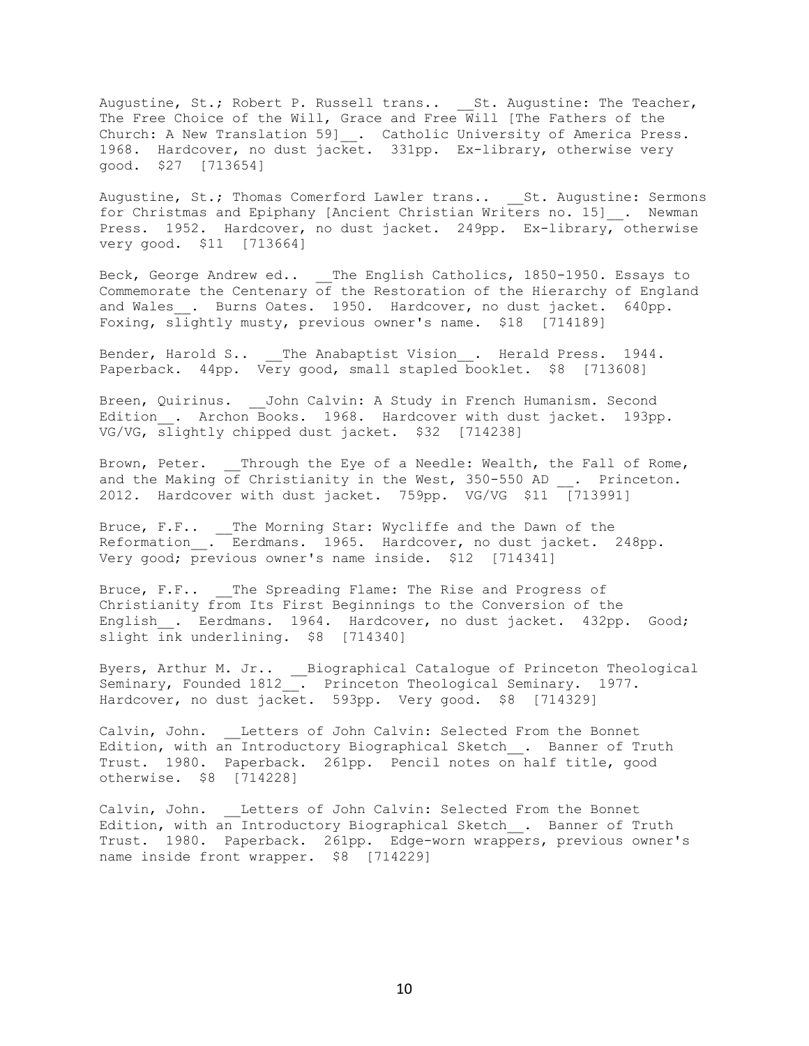Augustine, St.; Robert P. Russell trans.. __St. Augustine: The Teacher, The Free Choice of the Will, Grace and Free Will [The Fathers of the Church: A New Translation 59]__. Catholic University of America Press. 1968. Hardcover, no dust jacket. 331pp. Ex-library, otherwise very good. $27 [713654]

Augustine, St.; Thomas Comerford Lawler trans.. __St. Augustine: Sermons for Christmas and Epiphany [Ancient Christian Writers no. 15]__. Newman Press. 1952. Hardcover, no dust jacket. 249pp. Ex-library, otherwise very good. $11 [713664]

Beck, George Andrew ed.. __The English Catholics, 1850-1950. Essays to Commemorate the Centenary of the Restoration of the Hierarchy of England and Wales__. Burns Oates. 1950. Hardcover, no dust jacket. 640pp. Foxing, slightly musty, previous owner's name. $18 [714189]

Bender, Harold S.. __The Anabaptist Vision__. Herald Press. 1944. Paperback. 44pp. Very good, small stapled booklet. $8 [713608]

Breen, Quirinus. __John Calvin: A Study in French Humanism. Second Edition__. Archon Books. 1968. Hardcover with dust jacket. 193pp. VG/VG, slightly chipped dust jacket. $32 [714238]

Brown, Peter. __Through the Eye of a Needle: Wealth, the Fall of Rome, and the Making of Christianity in the West, 350-550 AD __. Princeton. 2012. Hardcover with dust jacket. 759pp. VG/VG $11 [713991]

Bruce, F.F.. __The Morning Star: Wycliffe and the Dawn of the Reformation__. Eerdmans. 1965. Hardcover, no dust jacket. 248pp. Very good; previous owner's name inside. $12 [714341]

Bruce, F.F.. __The Spreading Flame: The Rise and Progress of Christianity from Its First Beginnings to the Conversion of the English__. Eerdmans. 1964. Hardcover, no dust jacket. 432pp. Good; slight ink underlining. $8 [714340]

Byers, Arthur M. Jr.. __Biographical Catalogue of Princeton Theological Seminary, Founded 1812__. Princeton Theological Seminary. 1977. Hardcover, no dust jacket. 593pp. Very good. $8 [714329]

Calvin, John. __Letters of John Calvin: Selected From the Bonnet Edition, with an Introductory Biographical Sketch__. Banner of Truth Trust. 1980. Paperback. 261pp. Pencil notes on half title, good otherwise. $8 [714228]

Calvin, John. __Letters of John Calvin: Selected From the Bonnet Edition, with an Introductory Biographical Sketch__. Banner of Truth Trust. 1980. Paperback. 261pp. Edge-worn wrappers, previous owner's name inside front wrapper. $8 [714229]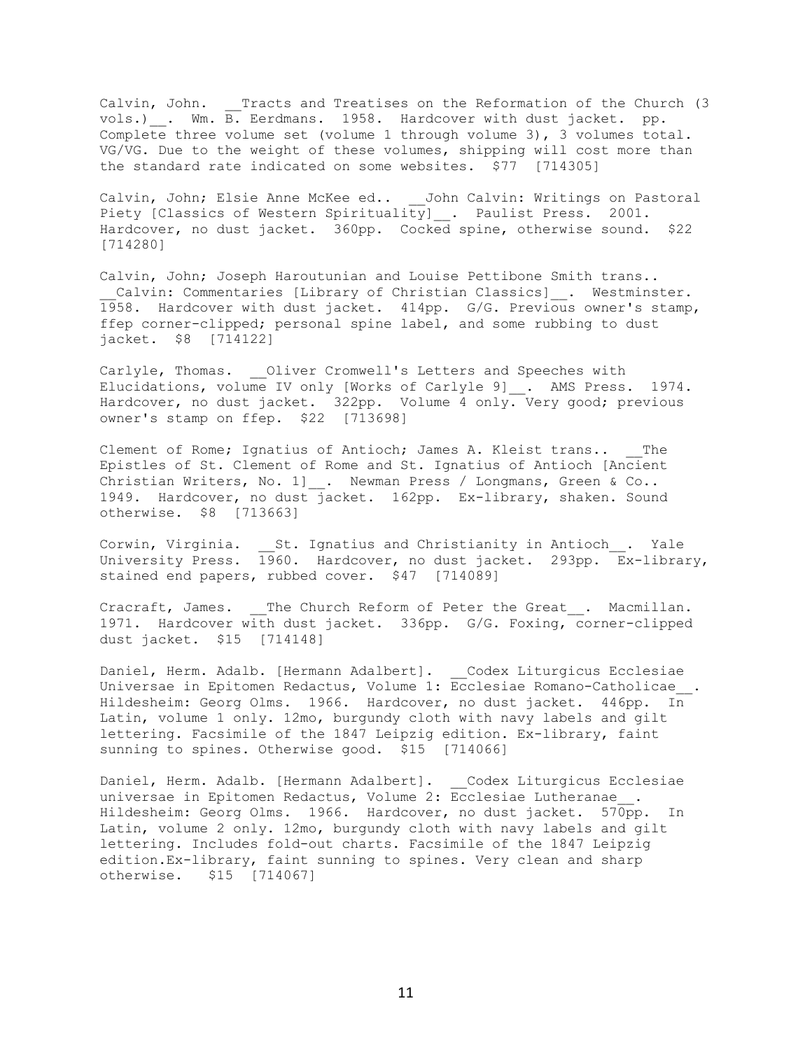Calvin, John. __Tracts and Treatises on the Reformation of the Church (3 vols.)__. Wm. B. Eerdmans. 1958. Hardcover with dust jacket. pp. Complete three volume set (volume 1 through volume 3), 3 volumes total. VG/VG. Due to the weight of these volumes, shipping will cost more than the standard rate indicated on some websites. $77 [714305]

Calvin, John; Elsie Anne McKee ed.. __John Calvin: Writings on Pastoral Piety [Classics of Western Spirituality]__. Paulist Press. 2001. Hardcover, no dust jacket. 360pp. Cocked spine, otherwise sound. $22 [714280]

Calvin, John; Joseph Haroutunian and Louise Pettibone Smith trans.. __Calvin: Commentaries [Library of Christian Classics]__. Westminster. 1958. Hardcover with dust jacket. 414pp. G/G. Previous owner's stamp, ffep corner-clipped; personal spine label, and some rubbing to dust jacket. $8 [714122]

Carlyle, Thomas. __Oliver Cromwell's Letters and Speeches with Elucidations, volume IV only [Works of Carlyle 9]__. AMS Press. 1974. Hardcover, no dust jacket. 322pp. Volume 4 only. Very good; previous owner's stamp on ffep. $22 [713698]

Clement of Rome; Ignatius of Antioch; James A. Kleist trans.. __The Epistles of St. Clement of Rome and St. Ignatius of Antioch [Ancient Christian Writers, No. 1]__. Newman Press / Longmans, Green & Co.. 1949. Hardcover, no dust jacket. 162pp. Ex-library, shaken. Sound otherwise. $8 [713663]

Corwin, Virginia. __St. Ignatius and Christianity in Antioch__. Yale University Press. 1960. Hardcover, no dust jacket. 293pp. Ex-library, stained end papers, rubbed cover. $47 [714089]

Cracraft, James. __The Church Reform of Peter the Great__. Macmillan. 1971. Hardcover with dust jacket. 336pp. G/G. Foxing, corner-clipped dust jacket. $15 [714148]

Daniel, Herm. Adalb. [Hermann Adalbert]. __Codex Liturgicus Ecclesiae Universae in Epitomen Redactus, Volume 1: Ecclesiae Romano-Catholicae__. Hildesheim: Georg Olms. 1966. Hardcover, no dust jacket. 446pp. In Latin, volume 1 only. 12mo, burgundy cloth with navy labels and gilt lettering. Facsimile of the 1847 Leipzig edition. Ex-library, faint sunning to spines. Otherwise good. $15 [714066]

Daniel, Herm. Adalb. [Hermann Adalbert]. __Codex Liturgicus Ecclesiae universae in Epitomen Redactus, Volume 2: Ecclesiae Lutheranae__. Hildesheim: Georg Olms. 1966. Hardcover, no dust jacket. 570pp. In Latin, volume 2 only. 12mo, burgundy cloth with navy labels and gilt lettering. Includes fold-out charts. Facsimile of the 1847 Leipzig edition.Ex-library, faint sunning to spines. Very clean and sharp otherwise. $15 [714067]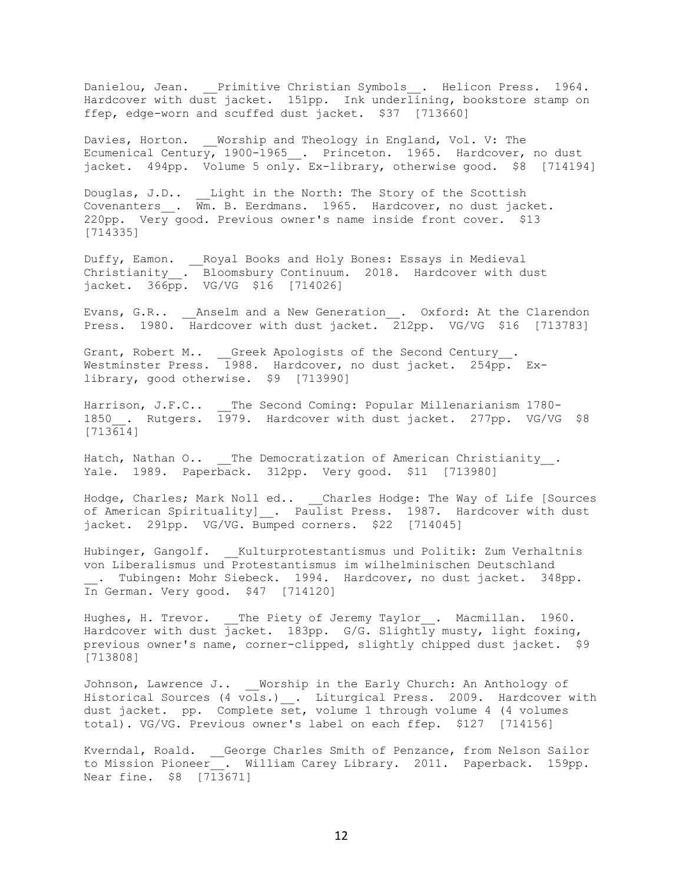Danielou, Jean. __Primitive Christian Symbols__. Helicon Press. 1964. Hardcover with dust jacket. 151pp. Ink underlining, bookstore stamp on ffep, edge-worn and scuffed dust jacket. $37 [713660]

Davies, Horton. __Worship and Theology in England, Vol. V: The Ecumenical Century, 1900-1965__. Princeton. 1965. Hardcover, no dust jacket. 494pp. Volume 5 only. Ex-library, otherwise good. $8 [714194]

Douglas, J.D.. __Light in the North: The Story of the Scottish Covenanters__. Wm. B. Eerdmans. 1965. Hardcover, no dust jacket. 220pp. Very good. Previous owner's name inside front cover. $13 [714335]

Duffy, Eamon. __Royal Books and Holy Bones: Essays in Medieval Christianity__. Bloomsbury Continuum. 2018. Hardcover with dust jacket. 366pp. VG/VG $16 [714026]

Evans, G.R.. __Anselm and a New Generation__. Oxford: At the Clarendon Press. 1980. Hardcover with dust jacket. 212pp. VG/VG $16 [713783]

Grant, Robert M.. __Greek Apologists of the Second Century__. Westminster Press. 1988. Hardcover, no dust jacket. 254pp. Ex-library, good otherwise. $9 [713990]

Harrison, J.F.C.. __The Second Coming: Popular Millenarianism 1780-1850__. Rutgers. 1979. Hardcover with dust jacket. 277pp. VG/VG $8 [713614]

Hatch, Nathan O.. __The Democratization of American Christianity__. Yale. 1989. Paperback. 312pp. Very good. $11 [713980]

Hodge, Charles; Mark Noll ed.. __Charles Hodge: The Way of Life [Sources of American Spirituality]__. Paulist Press. 1987. Hardcover with dust jacket. 291pp. VG/VG. Bumped corners. $22 [714045]

Hubinger, Gangolf. __Kulturprotestantismus und Politik: Zum Verhaltnis von Liberalismus und Protestantismus im wilhelminischen Deutschland __. Tubingen: Mohr Siebeck. 1994. Hardcover, no dust jacket. 348pp. In German. Very good. $47 [714120]

Hughes, H. Trevor. __The Piety of Jeremy Taylor__. Macmillan. 1960. Hardcover with dust jacket. 183pp. G/G. Slightly musty, light foxing, previous owner's name, corner-clipped, slightly chipped dust jacket. $9 [713808]

Johnson, Lawrence J.. __Worship in the Early Church: An Anthology of Historical Sources (4 vols.)__. Liturgical Press. 2009. Hardcover with dust jacket. pp. Complete set, volume 1 through volume 4 (4 volumes total). VG/VG. Previous owner's label on each ffep. $127 [714156]

Kverndal, Roald. __George Charles Smith of Penzance, from Nelson Sailor to Mission Pioneer__. William Carey Library. 2011. Paperback. 159pp. Near fine. $8 [713671]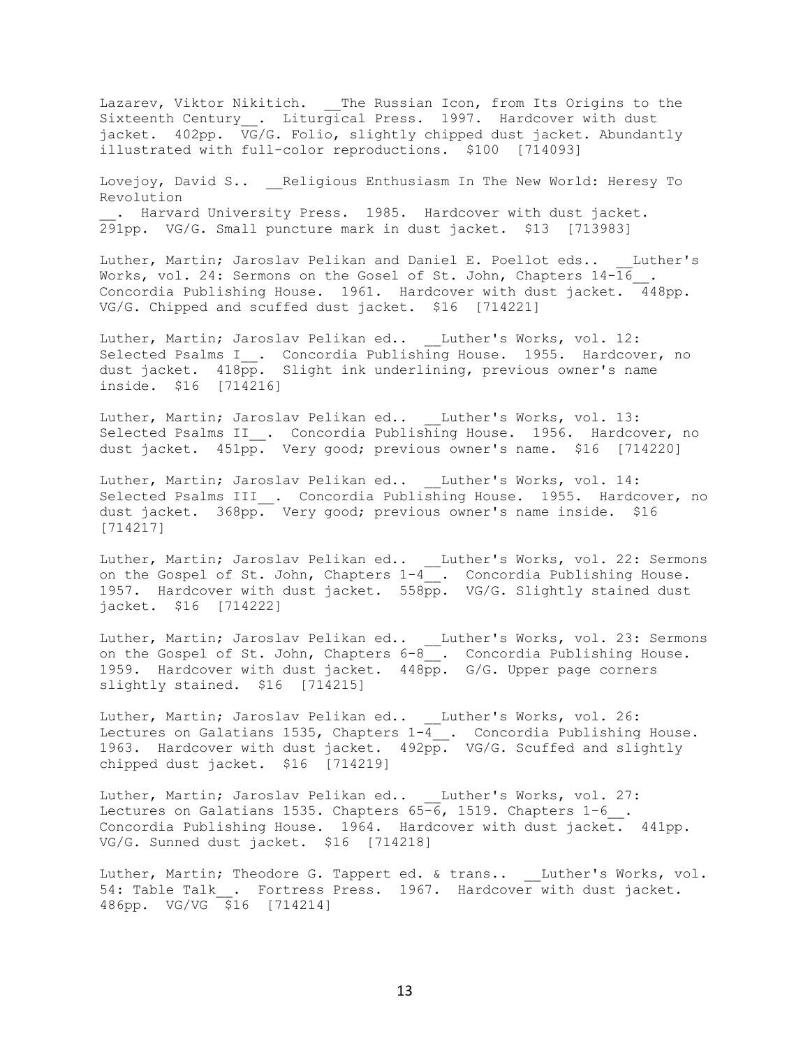Lazarev, Viktor Nikitich. __The Russian Icon, from Its Origins to the Sixteenth Century__. Liturgical Press. 1997. Hardcover with dust jacket. 402pp. VG/G. Folio, slightly chipped dust jacket. Abundantly illustrated with full-color reproductions. $100 [714093]

Lovejoy, David S.. __Religious Enthusiasm In The New World: Heresy To Revolution
__. Harvard University Press. 1985. Hardcover with dust jacket. 291pp. VG/G. Small puncture mark in dust jacket. $13 [713983]

Luther, Martin; Jaroslav Pelikan and Daniel E. Poellot eds.. __Luther's Works, vol. 24: Sermons on the Gosel of St. John, Chapters 14-16__. Concordia Publishing House. 1961. Hardcover with dust jacket. 448pp. VG/G. Chipped and scuffed dust jacket. $16 [714221]

Luther, Martin; Jaroslav Pelikan ed.. __Luther's Works, vol. 12: Selected Psalms I__. Concordia Publishing House. 1955. Hardcover, no dust jacket. 418pp. Slight ink underlining, previous owner's name inside. $16 [714216]

Luther, Martin; Jaroslav Pelikan ed.. __Luther's Works, vol. 13: Selected Psalms II__. Concordia Publishing House. 1956. Hardcover, no dust jacket. 451pp. Very good; previous owner's name. $16 [714220]

Luther, Martin; Jaroslav Pelikan ed.. __Luther's Works, vol. 14: Selected Psalms III__. Concordia Publishing House. 1955. Hardcover, no dust jacket. 368pp. Very good; previous owner's name inside. $16 [714217]

Luther, Martin; Jaroslav Pelikan ed.. __Luther's Works, vol. 22: Sermons on the Gospel of St. John, Chapters 1-4__. Concordia Publishing House. 1957. Hardcover with dust jacket. 558pp. VG/G. Slightly stained dust jacket. $16 [714222]

Luther, Martin; Jaroslav Pelikan ed.. __Luther's Works, vol. 23: Sermons on the Gospel of St. John, Chapters 6-8__. Concordia Publishing House. 1959. Hardcover with dust jacket. 448pp. G/G. Upper page corners slightly stained. $16 [714215]

Luther, Martin; Jaroslav Pelikan ed.. __Luther's Works, vol. 26: Lectures on Galatians 1535, Chapters 1-4__. Concordia Publishing House. 1963. Hardcover with dust jacket. 492pp. VG/G. Scuffed and slightly chipped dust jacket. $16 [714219]

Luther, Martin; Jaroslav Pelikan ed.. __Luther's Works, vol. 27: Lectures on Galatians 1535. Chapters 65-6, 1519. Chapters 1-6__. Concordia Publishing House. 1964. Hardcover with dust jacket. 441pp. VG/G. Sunned dust jacket. $16 [714218]

Luther, Martin; Theodore G. Tappert ed. & trans.. __Luther's Works, vol. 54: Table Talk__. Fortress Press. 1967. Hardcover with dust jacket. 486pp. VG/VG $16 [714214]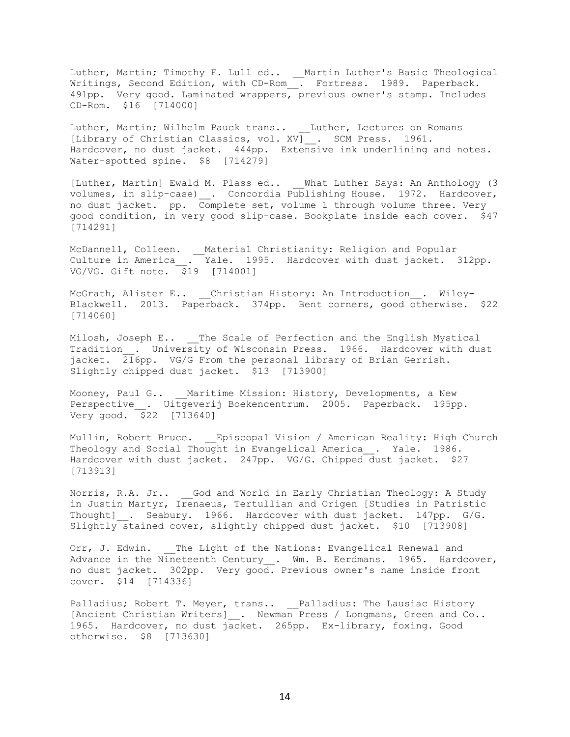Luther, Martin; Timothy F. Lull ed.. __Martin Luther's Basic Theological Writings, Second Edition, with CD-Rom__. Fortress. 1989. Paperback. 491pp. Very good. Laminated wrappers, previous owner's stamp. Includes CD-Rom. $16 [714000]

Luther, Martin; Wilhelm Pauck trans.. __Luther, Lectures on Romans [Library of Christian Classics, vol. XV]__. SCM Press. 1961. Hardcover, no dust jacket. 444pp. Extensive ink underlining and notes. Water-spotted spine. $8 [714279]

[Luther, Martin] Ewald M. Plass ed.. __What Luther Says: An Anthology (3 volumes, in slip-case)__. Concordia Publishing House. 1972. Hardcover, no dust jacket. pp. Complete set, volume 1 through volume three. Very good condition, in very good slip-case. Bookplate inside each cover. $47 [714291]

McDannell, Colleen. __Material Christianity: Religion and Popular Culture in America__. Yale. 1995. Hardcover with dust jacket. 312pp. VG/VG. Gift note. $19 [714001]

McGrath, Alister E.. __Christian History: An Introduction__. Wiley-Blackwell. 2013. Paperback. 374pp. Bent corners, good otherwise. $22 [714060]

Milosh, Joseph E.. __The Scale of Perfection and the English Mystical Tradition__. University of Wisconsin Press. 1966. Hardcover with dust jacket. 216pp. VG/G From the personal library of Brian Gerrish. Slightly chipped dust jacket. $13 [713900]

Mooney, Paul G.. __Maritime Mission: History, Developments, a New Perspective__. Uitgeverij Boekencentrum. 2005. Paperback. 195pp. Very good. $22 [713640]

Mullin, Robert Bruce. __Episcopal Vision / American Reality: High Church Theology and Social Thought in Evangelical America__. Yale. 1986. Hardcover with dust jacket. 247pp. VG/G. Chipped dust jacket. $27 [713913]

Norris, R.A. Jr.. __God and World in Early Christian Theology: A Study in Justin Martyr, Irenaeus, Tertullian and Origen [Studies in Patristic Thought]__. Seabury. 1966. Hardcover with dust jacket. 147pp. G/G. Slightly stained cover, slightly chipped dust jacket. $10 [713908]

Orr, J. Edwin. __The Light of the Nations: Evangelical Renewal and Advance in the Nineteenth Century__. Wm. B. Eerdmans. 1965. Hardcover, no dust jacket. 302pp. Very good. Previous owner's name inside front cover. $14 [714336]

Palladius; Robert T. Meyer, trans.. __Palladius: The Lausiac History [Ancient Christian Writers]__. Newman Press / Longmans, Green and Co.. 1965. Hardcover, no dust jacket. 265pp. Ex-library, foxing. Good otherwise. $8 [713630]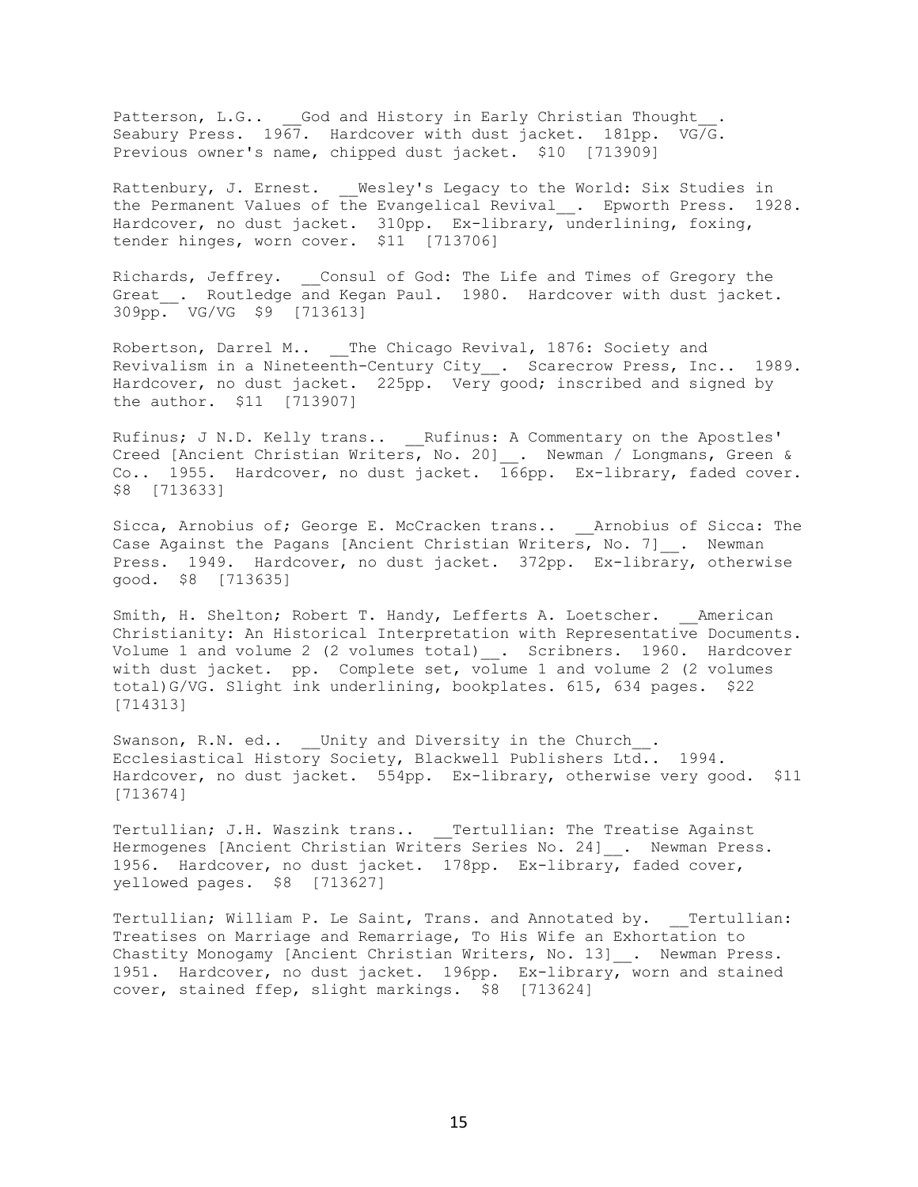Patterson, L.G.. __God and History in Early Christian Thought__. Seabury Press. 1967. Hardcover with dust jacket. 181pp. VG/G. Previous owner's name, chipped dust jacket. $10 [713909]

Rattenbury, J. Ernest. __Wesley's Legacy to the World: Six Studies in the Permanent Values of the Evangelical Revival__. Epworth Press. 1928. Hardcover, no dust jacket. 310pp. Ex-library, underlining, foxing, tender hinges, worn cover. $11 [713706]

Richards, Jeffrey. __Consul of God: The Life and Times of Gregory the Great__. Routledge and Kegan Paul. 1980. Hardcover with dust jacket. 309pp. VG/VG $9 [713613]

Robertson, Darrel M.. __The Chicago Revival, 1876: Society and Revivalism in a Nineteenth-Century City__. Scarecrow Press, Inc.. 1989. Hardcover, no dust jacket. 225pp. Very good; inscribed and signed by the author. $11 [713907]

Rufinus; J N.D. Kelly trans.. __Rufinus: A Commentary on the Apostles' Creed [Ancient Christian Writers, No. 20]__. Newman / Longmans, Green & Co.. 1955. Hardcover, no dust jacket. 166pp. Ex-library, faded cover. $8 [713633]

Sicca, Arnobius of; George E. McCracken trans.. __Arnobius of Sicca: The Case Against the Pagans [Ancient Christian Writers, No. 7]__. Newman Press. 1949. Hardcover, no dust jacket. 372pp. Ex-library, otherwise good. $8 [713635]

Smith, H. Shelton; Robert T. Handy, Lefferts A. Loetscher. __American Christianity: An Historical Interpretation with Representative Documents. Volume 1 and volume 2 (2 volumes total)__. Scribners. 1960. Hardcover with dust jacket. pp. Complete set, volume 1 and volume 2 (2 volumes total)G/VG. Slight ink underlining, bookplates. 615, 634 pages. $22 [714313]

Swanson, R.N. ed.. __Unity and Diversity in the Church__. Ecclesiastical History Society, Blackwell Publishers Ltd.. 1994. Hardcover, no dust jacket. 554pp. Ex-library, otherwise very good. $11 [713674]

Tertullian; J.H. Waszink trans.. __Tertullian: The Treatise Against Hermogenes [Ancient Christian Writers Series No. 24]__. Newman Press. 1956. Hardcover, no dust jacket. 178pp. Ex-library, faded cover, yellowed pages. $8 [713627]

Tertullian; William P. Le Saint, Trans. and Annotated by. __Tertullian: Treatises on Marriage and Remarriage, To His Wife an Exhortation to Chastity Monogamy [Ancient Christian Writers, No. 13]__. Newman Press. 1951. Hardcover, no dust jacket. 196pp. Ex-library, worn and stained cover, stained ffep, slight markings. $8 [713624]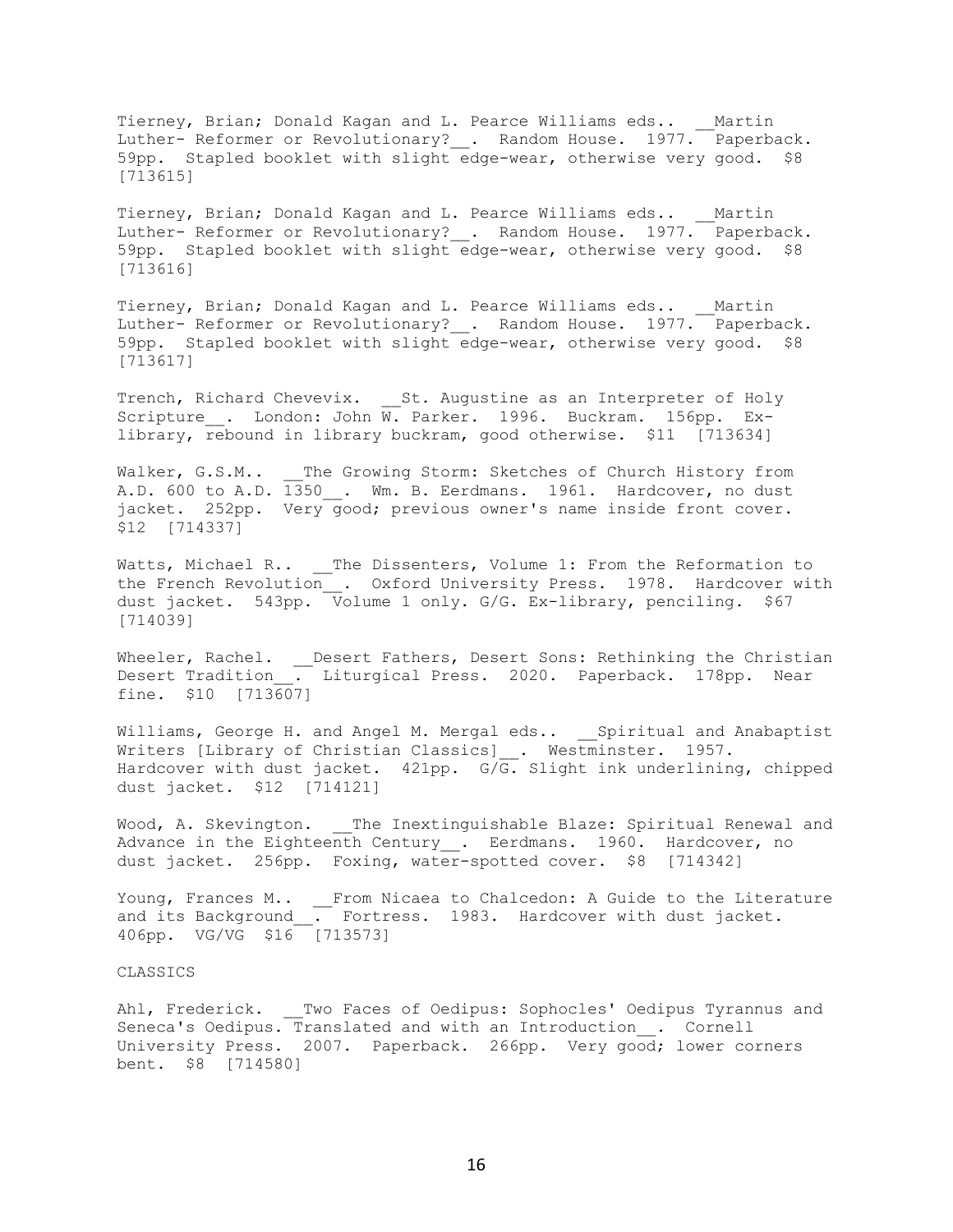Tierney, Brian; Donald Kagan and L. Pearce Williams eds.. __Martin Luther- Reformer or Revolutionary?__. Random House. 1977. Paperback. 59pp. Stapled booklet with slight edge-wear, otherwise very good. $8 [713615]

Tierney, Brian; Donald Kagan and L. Pearce Williams eds.. __Martin Luther- Reformer or Revolutionary?__. Random House. 1977. Paperback. 59pp. Stapled booklet with slight edge-wear, otherwise very good. $8 [713616]

Tierney, Brian; Donald Kagan and L. Pearce Williams eds.. __Martin Luther- Reformer or Revolutionary?__. Random House. 1977. Paperback. 59pp. Stapled booklet with slight edge-wear, otherwise very good. $8 [713617]

Trench, Richard Chevevix. __St. Augustine as an Interpreter of Holy Scripture__. London: John W. Parker. 1996. Buckram. 156pp. Ex-library, rebound in library buckram, good otherwise. $11 [713634]

Walker, G.S.M.. __The Growing Storm: Sketches of Church History from A.D. 600 to A.D. 1350__. Wm. B. Eerdmans. 1961. Hardcover, no dust jacket. 252pp. Very good; previous owner's name inside front cover. $12 [714337]

Watts, Michael R.. __The Dissenters, Volume 1: From the Reformation to the French Revolution__. Oxford University Press. 1978. Hardcover with dust jacket. 543pp. Volume 1 only. G/G. Ex-library, penciling. $67 [714039]

Wheeler, Rachel. __Desert Fathers, Desert Sons: Rethinking the Christian Desert Tradition__. Liturgical Press. 2020. Paperback. 178pp. Near fine. $10 [713607]

Williams, George H. and Angel M. Mergal eds.. __Spiritual and Anabaptist Writers [Library of Christian Classics]__. Westminster. 1957. Hardcover with dust jacket. 421pp. G/G. Slight ink underlining, chipped dust jacket. $12 [714121]

Wood, A. Skevington. __The Inextinguishable Blaze: Spiritual Renewal and Advance in the Eighteenth Century__. Eerdmans. 1960. Hardcover, no dust jacket. 256pp. Foxing, water-spotted cover. $8 [714342]

Young, Frances M.. __From Nicaea to Chalcedon: A Guide to the Literature and its Background__. Fortress. 1983. Hardcover with dust jacket. 406pp. VG/VG $16 [713573]

CLASSICS

Ahl, Frederick. __Two Faces of Oedipus: Sophocles' Oedipus Tyrannus and Seneca's Oedipus. Translated and with an Introduction__. Cornell University Press. 2007. Paperback. 266pp. Very good; lower corners bent. $8 [714580]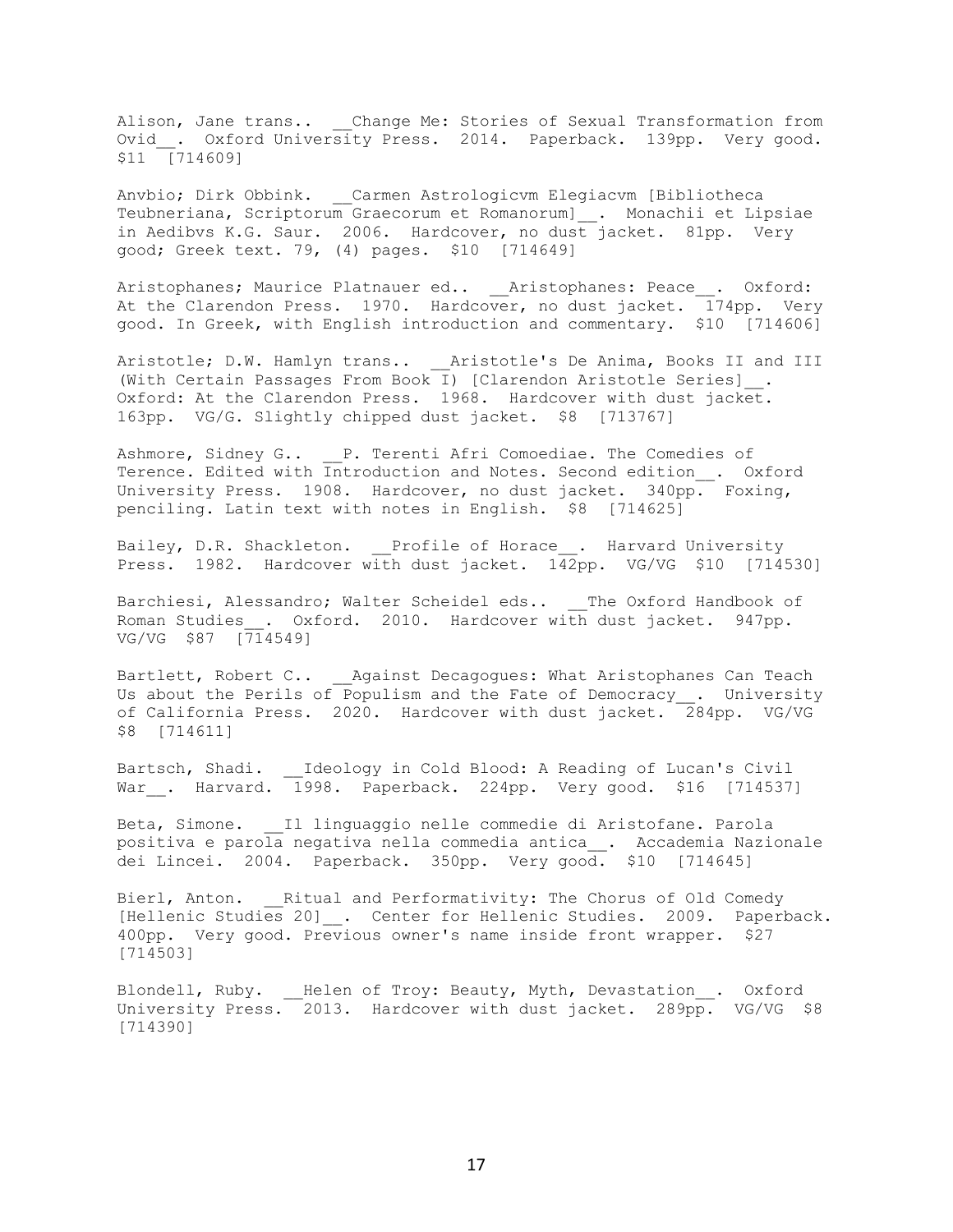Alison, Jane trans.. __Change Me: Stories of Sexual Transformation from Ovid__. Oxford University Press. 2014. Paperback. 139pp. Very good. $11 [714609]

Anvbio; Dirk Obbink. __Carmen Astrologicvm Elegiacvm [Bibliotheca Teubneriana, Scriptorum Graecorum et Romanorum]__. Monachii et Lipsiae in Aedibvs K.G. Saur. 2006. Hardcover, no dust jacket. 81pp. Very good; Greek text. 79, (4) pages. $10 [714649]

Aristophanes; Maurice Platnauer ed.. __Aristophanes: Peace__. Oxford: At the Clarendon Press. 1970. Hardcover, no dust jacket. 174pp. Very good. In Greek, with English introduction and commentary. $10 [714606]

Aristotle; D.W. Hamlyn trans.. __Aristotle's De Anima, Books II and III (With Certain Passages From Book I) [Clarendon Aristotle Series]__. Oxford: At the Clarendon Press. 1968. Hardcover with dust jacket. 163pp. VG/G. Slightly chipped dust jacket. $8 [713767]

Ashmore, Sidney G.. __P. Terenti Afri Comoediae. The Comedies of Terence. Edited with Introduction and Notes. Second edition__. Oxford University Press. 1908. Hardcover, no dust jacket. 340pp. Foxing, penciling. Latin text with notes in English. $8 [714625]

Bailey, D.R. Shackleton. __Profile of Horace__. Harvard University Press. 1982. Hardcover with dust jacket. 142pp. VG/VG $10 [714530]

Barchiesi, Alessandro; Walter Scheidel eds.. __The Oxford Handbook of Roman Studies__. Oxford. 2010. Hardcover with dust jacket. 947pp. VG/VG $87 [714549]

Bartlett, Robert C.. __Against Decagogues: What Aristophanes Can Teach Us about the Perils of Populism and the Fate of Democracy__. University of California Press. 2020. Hardcover with dust jacket. 284pp. VG/VG $8 [714611]

Bartsch, Shadi. __Ideology in Cold Blood: A Reading of Lucan's Civil War__. Harvard. 1998. Paperback. 224pp. Very good. $16 [714537]

Beta, Simone. __Il linguaggio nelle commedie di Aristofane. Parola positiva e parola negativa nella commedia antica__. Accademia Nazionale dei Lincei. 2004. Paperback. 350pp. Very good. $10 [714645]

Bierl, Anton. __Ritual and Performativity: The Chorus of Old Comedy [Hellenic Studies 20]__. Center for Hellenic Studies. 2009. Paperback. 400pp. Very good. Previous owner's name inside front wrapper. $27 [714503]

Blondell, Ruby. __Helen of Troy: Beauty, Myth, Devastation__. Oxford University Press. 2013. Hardcover with dust jacket. 289pp. VG/VG $8 [714390]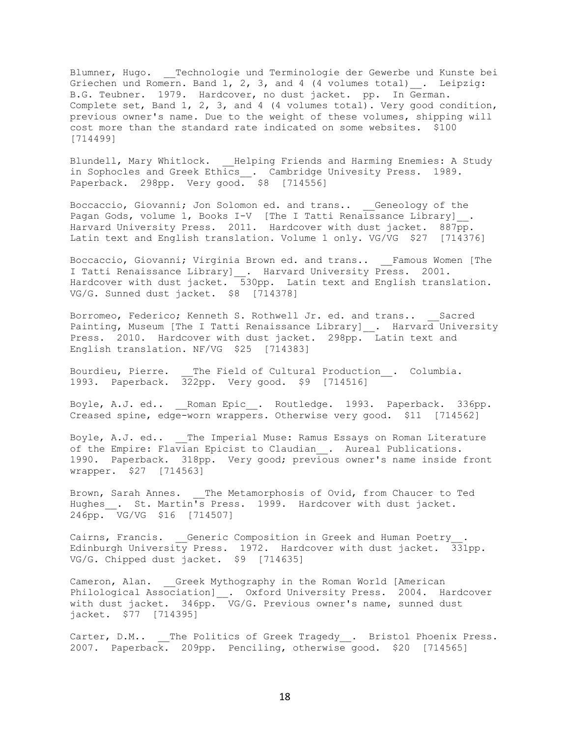Blumner, Hugo. __Technologie und Terminologie der Gewerbe und Kunste bei Griechen und Romern. Band 1, 2, 3, and 4 (4 volumes total)__. Leipzig: B.G. Teubner. 1979. Hardcover, no dust jacket. pp. In German. Complete set, Band 1, 2, 3, and 4 (4 volumes total). Very good condition, previous owner's name. Due to the weight of these volumes, shipping will cost more than the standard rate indicated on some websites. $100 [714499]

Blundell, Mary Whitlock. __Helping Friends and Harming Enemies: A Study in Sophocles and Greek Ethics__. Cambridge Univesity Press. 1989. Paperback. 298pp. Very good. $8 [714556]

Boccaccio, Giovanni; Jon Solomon ed. and trans.. __Geneology of the Pagan Gods, volume 1, Books I-V [The I Tatti Renaissance Library]__. Harvard University Press. 2011. Hardcover with dust jacket. 887pp. Latin text and English translation. Volume 1 only. VG/VG $27 [714376]

Boccaccio, Giovanni; Virginia Brown ed. and trans.. __Famous Women [The I Tatti Renaissance Library]__. Harvard University Press. 2001. Hardcover with dust jacket. 530pp. Latin text and English translation. VG/G. Sunned dust jacket. $8 [714378]

Borromeo, Federico; Kenneth S. Rothwell Jr. ed. and trans.. __Sacred Painting, Museum [The I Tatti Renaissance Library]__. Harvard University Press. 2010. Hardcover with dust jacket. 298pp. Latin text and English translation. NF/VG $25 [714383]

Bourdieu, Pierre. __The Field of Cultural Production__. Columbia. 1993. Paperback. 322pp. Very good. $9 [714516]

Boyle, A.J. ed.. __Roman Epic__. Routledge. 1993. Paperback. 336pp. Creased spine, edge-worn wrappers. Otherwise very good. $11 [714562]

Boyle, A.J. ed.. __The Imperial Muse: Ramus Essays on Roman Literature of the Empire: Flavian Epicist to Claudian__. Aureal Publications. 1990. Paperback. 318pp. Very good; previous owner's name inside front wrapper. $27 [714563]

Brown, Sarah Annes. __The Metamorphosis of Ovid, from Chaucer to Ted Hughes__. St. Martin's Press. 1999. Hardcover with dust jacket. 246pp. VG/VG $16 [714507]

Cairns, Francis. __Generic Composition in Greek and Human Poetry__. Edinburgh University Press. 1972. Hardcover with dust jacket. 331pp. VG/G. Chipped dust jacket. $9 [714635]

Cameron, Alan. __Greek Mythography in the Roman World [American Philological Association]__. Oxford University Press. 2004. Hardcover with dust jacket. 346pp. VG/G. Previous owner's name, sunned dust jacket. $77 [714395]

Carter, D.M.. __The Politics of Greek Tragedy__. Bristol Phoenix Press. 2007. Paperback. 209pp. Penciling, otherwise good. $20 [714565]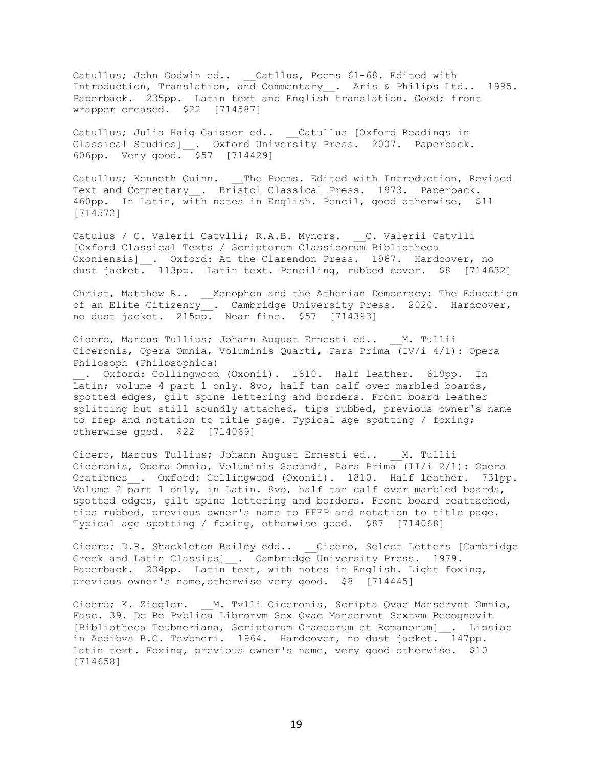Catullus; John Godwin ed.. __Catllus, Poems 61-68. Edited with Introduction, Translation, and Commentary__. Aris & Philips Ltd.. 1995. Paperback. 235pp. Latin text and English translation. Good; front wrapper creased. $22 [714587]

Catullus; Julia Haig Gaisser ed.. __Catullus [Oxford Readings in Classical Studies]__. Oxford University Press. 2007. Paperback. 606pp. Very good. $57 [714429]

Catullus; Kenneth Quinn. __The Poems. Edited with Introduction, Revised Text and Commentary__. Bristol Classical Press. 1973. Paperback. 460pp. In Latin, with notes in English. Pencil, good otherwise, $11 [714572]

Catulus / C. Valerii Catvlli; R.A.B. Mynors. __C. Valerii Catvlli [Oxford Classical Texts / Scriptorum Classicorum Bibliotheca Oxoniensis]__. Oxford: At the Clarendon Press. 1967. Hardcover, no dust jacket. 113pp. Latin text. Penciling, rubbed cover. $8 [714632]

Christ, Matthew R.. __Xenophon and the Athenian Democracy: The Education of an Elite Citizenry__. Cambridge University Press. 2020. Hardcover, no dust jacket. 215pp. Near fine. $57 [714393]

Cicero, Marcus Tullius; Johann August Ernesti ed.. __M. Tullii Ciceronis, Opera Omnia, Voluminis Quarti, Pars Prima (IV/i 4/1): Opera Philosoph (Philosophica)
__. Oxford: Collingwood (Oxonii). 1810. Half leather. 619pp. In Latin; volume 4 part 1 only. 8vo, half tan calf over marbled boards, spotted edges, gilt spine lettering and borders. Front board leather splitting but still soundly attached, tips rubbed, previous owner's name to ffep and notation to title page. Typical age spotting / foxing; otherwise good. $22 [714069]

Cicero, Marcus Tullius; Johann August Ernesti ed.. __M. Tullii Ciceronis, Opera Omnia, Voluminis Secundi, Pars Prima (II/i 2/1): Opera Orationes__. Oxford: Collingwood (Oxonii). 1810. Half leather. 731pp. Volume 2 part 1 only, in Latin. 8vo, half tan calf over marbled boards, spotted edges, gilt spine lettering and borders. Front board reattached, tips rubbed, previous owner's name to FFEP and notation to title page. Typical age spotting / foxing, otherwise good. $87 [714068]

Cicero; D.R. Shackleton Bailey edd.. __Cicero, Select Letters [Cambridge Greek and Latin Classics]__. Cambridge University Press. 1979. Paperback. 234pp. Latin text, with notes in English. Light foxing, previous owner's name,otherwise very good. $8 [714445]

Cicero; K. Ziegler. __M. Tvlli Ciceronis, Scripta Qvae Manservnt Omnia, Fasc. 39. De Re Pvblica Librorvm Sex Qvae Manservnt Sextvm Recognovit [Bibliotheca Teubneriana, Scriptorum Graecorum et Romanorum]__. Lipsiae in Aedibvs B.G. Tevbneri. 1964. Hardcover, no dust jacket. 147pp. Latin text. Foxing, previous owner's name, very good otherwise. $10 [714658]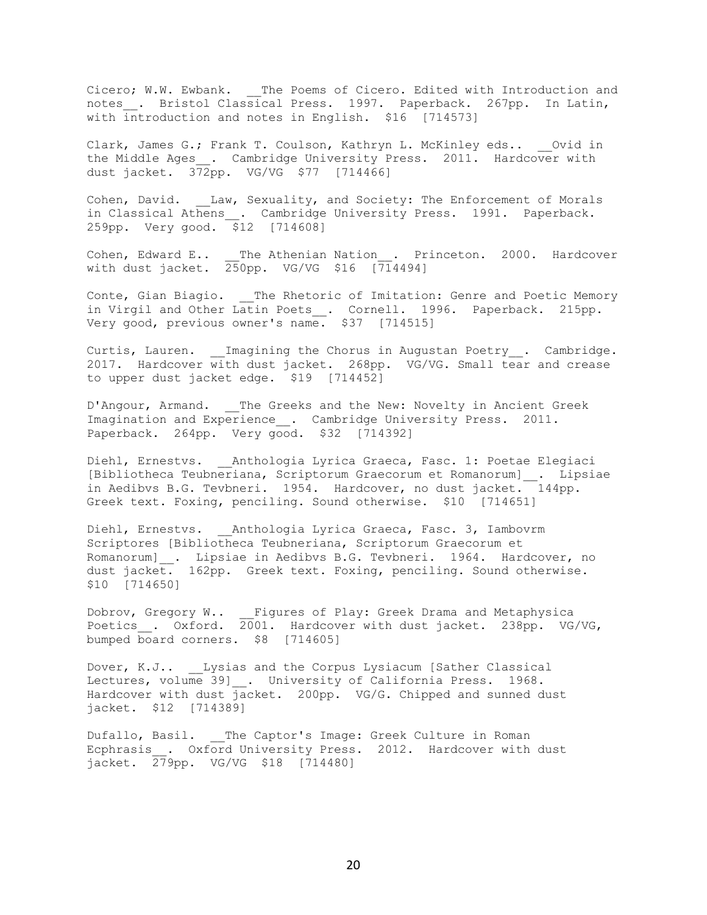Cicero; W.W. Ewbank. __The Poems of Cicero. Edited with Introduction and notes__. Bristol Classical Press. 1997. Paperback. 267pp. In Latin, with introduction and notes in English. $16 [714573]

Clark, James G.; Frank T. Coulson, Kathryn L. McKinley eds.. __Ovid in the Middle Ages__. Cambridge University Press. 2011. Hardcover with dust jacket. 372pp. VG/VG $77 [714466]

Cohen, David. __Law, Sexuality, and Society: The Enforcement of Morals in Classical Athens__. Cambridge University Press. 1991. Paperback. 259pp. Very good. $12 [714608]

Cohen, Edward E.. __The Athenian Nation__. Princeton. 2000. Hardcover with dust jacket. 250pp. VG/VG $16 [714494]

Conte, Gian Biagio. __The Rhetoric of Imitation: Genre and Poetic Memory in Virgil and Other Latin Poets__. Cornell. 1996. Paperback. 215pp. Very good, previous owner's name. $37 [714515]

Curtis, Lauren. __Imagining the Chorus in Augustan Poetry__. Cambridge. 2017. Hardcover with dust jacket. 268pp. VG/VG. Small tear and crease to upper dust jacket edge. $19 [714452]

D'Angour, Armand. __The Greeks and the New: Novelty in Ancient Greek Imagination and Experience__. Cambridge University Press. 2011. Paperback. 264pp. Very good. $32 [714392]

Diehl, Ernestvs. __Anthologia Lyrica Graeca, Fasc. 1: Poetae Elegiaci [Bibliotheca Teubneriana, Scriptorum Graecorum et Romanorum]__. Lipsiae in Aedibvs B.G. Tevbneri. 1954. Hardcover, no dust jacket. 144pp. Greek text. Foxing, penciling. Sound otherwise. $10 [714651]

Diehl, Ernestvs. __Anthologia Lyrica Graeca, Fasc. 3, Iambovrm Scriptores [Bibliotheca Teubneriana, Scriptorum Graecorum et Romanorum]__. Lipsiae in Aedibvs B.G. Tevbneri. 1964. Hardcover, no dust jacket. 162pp. Greek text. Foxing, penciling. Sound otherwise. $10 [714650]

Dobrov, Gregory W.. __Figures of Play: Greek Drama and Metaphysica Poetics__. Oxford. 2001. Hardcover with dust jacket. 238pp. VG/VG, bumped board corners. $8 [714605]

Dover, K.J.. __Lysias and the Corpus Lysiacum [Sather Classical Lectures, volume 39]__. University of California Press. 1968. Hardcover with dust jacket. 200pp. VG/G. Chipped and sunned dust jacket. $12 [714389]

Dufallo, Basil. __The Captor's Image: Greek Culture in Roman Ecphrasis__. Oxford University Press. 2012. Hardcover with dust jacket. 279pp. VG/VG $18 [714480]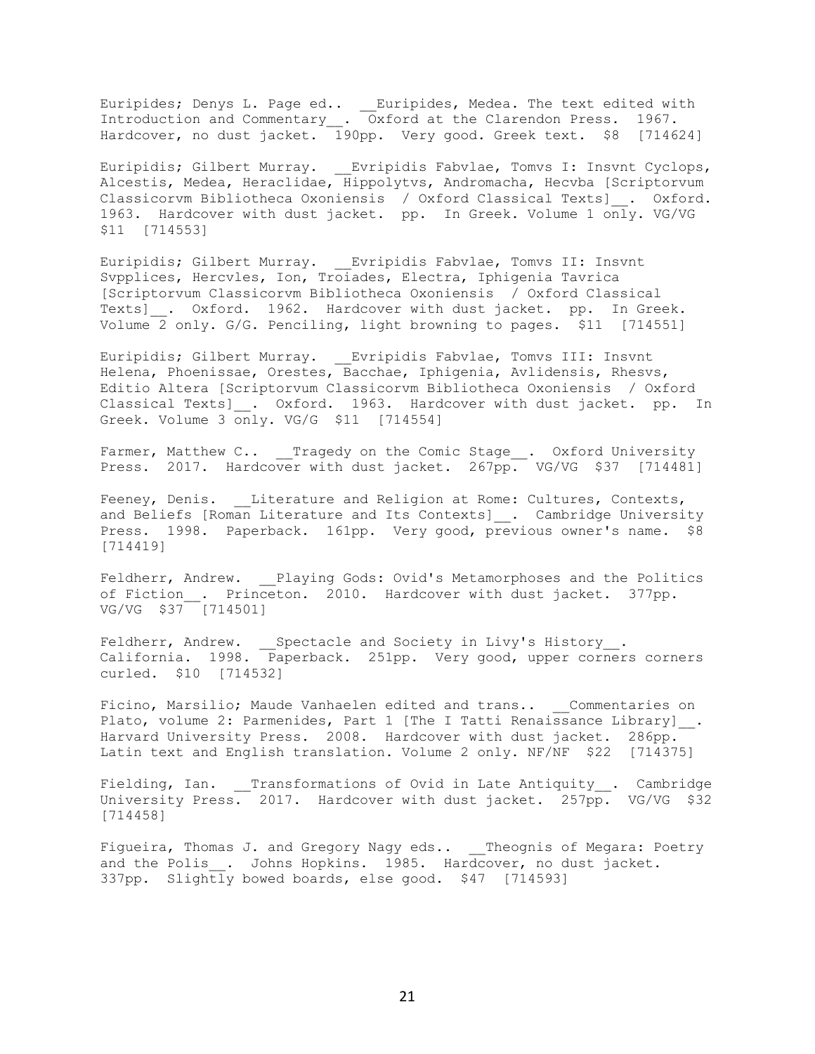Euripides; Denys L. Page ed.. __Euripides, Medea. The text edited with Introduction and Commentary__. Oxford at the Clarendon Press. 1967. Hardcover, no dust jacket. 190pp. Very good. Greek text. $8 [714624]

Euripidis; Gilbert Murray. __Evripidis Fabvlae, Tomvs I: Insvnt Cyclops, Alcestis, Medea, Heraclidae, Hippolytvs, Andromacha, Hecvba [Scriptorvm Classicorvm Bibliotheca Oxoniensis / Oxford Classical Texts]__. Oxford. 1963. Hardcover with dust jacket. pp. In Greek. Volume 1 only. VG/VG $11 [714553]

Euripidis; Gilbert Murray. __Evripidis Fabvlae, Tomvs II: Insvnt Svpplices, Hercvles, Ion, Troiades, Electra, Iphigenia Tavrica [Scriptorvum Classicorvm Bibliotheca Oxoniensis / Oxford Classical Texts]__. Oxford. 1962. Hardcover with dust jacket. pp. In Greek. Volume 2 only. G/G. Penciling, light browning to pages. $11 [714551]

Euripidis; Gilbert Murray. __Evripidis Fabvlae, Tomvs III: Insvnt Helena, Phoenissae, Orestes, Bacchae, Iphigenia, Avlidensis, Rhesvs, Editio Altera [Scriptorvum Classicorvm Bibliotheca Oxoniensis / Oxford Classical Texts]__. Oxford. 1963. Hardcover with dust jacket. pp. In Greek. Volume 3 only. VG/G $11 [714554]

Farmer, Matthew C.. __Tragedy on the Comic Stage__. Oxford University Press. 2017. Hardcover with dust jacket. 267pp. VG/VG $37 [714481]

Feeney, Denis. __Literature and Religion at Rome: Cultures, Contexts, and Beliefs [Roman Literature and Its Contexts]__. Cambridge University Press. 1998. Paperback. 161pp. Very good, previous owner's name. $8 [714419]

Feldherr, Andrew. __Playing Gods: Ovid's Metamorphoses and the Politics of Fiction__. Princeton. 2010. Hardcover with dust jacket. 377pp. VG/VG $37 [714501]

Feldherr, Andrew. __Spectacle and Society in Livy's History__. California. 1998. Paperback. 251pp. Very good, upper corners corners curled. $10 [714532]

Ficino, Marsilio; Maude Vanhaelen edited and trans.. __Commentaries on Plato, volume 2: Parmenides, Part 1 [The I Tatti Renaissance Library]__. Harvard University Press. 2008. Hardcover with dust jacket. 286pp. Latin text and English translation. Volume 2 only. NF/NF $22 [714375]

Fielding, Ian. __Transformations of Ovid in Late Antiquity__. Cambridge University Press. 2017. Hardcover with dust jacket. 257pp. VG/VG $32 [714458]

Figueira, Thomas J. and Gregory Nagy eds.. __Theognis of Megara: Poetry and the Polis__. Johns Hopkins. 1985. Hardcover, no dust jacket. 337pp. Slightly bowed boards, else good. $47 [714593]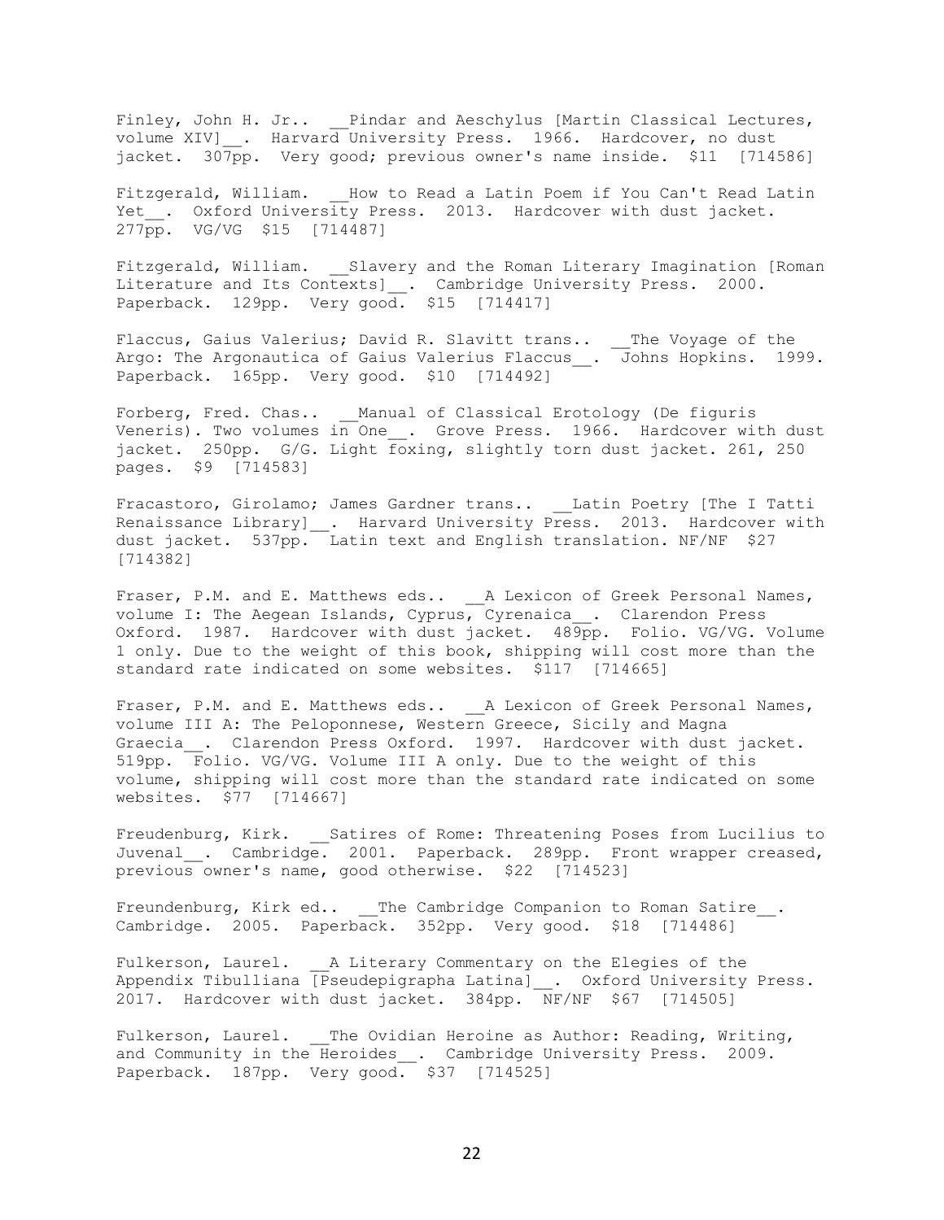Finley, John H. Jr.. __Pindar and Aeschylus [Martin Classical Lectures, volume XIV]__. Harvard University Press. 1966. Hardcover, no dust jacket. 307pp. Very good; previous owner's name inside. $11 [714586]

Fitzgerald, William. __How to Read a Latin Poem if You Can't Read Latin Yet__. Oxford University Press. 2013. Hardcover with dust jacket. 277pp. VG/VG $15 [714487]

Fitzgerald, William. __Slavery and the Roman Literary Imagination [Roman Literature and Its Contexts]__. Cambridge University Press. 2000. Paperback. 129pp. Very good. $15 [714417]

Flaccus, Gaius Valerius; David R. Slavitt trans.. __The Voyage of the Argo: The Argonautica of Gaius Valerius Flaccus__. Johns Hopkins. 1999. Paperback. 165pp. Very good. $10 [714492]

Forberg, Fred. Chas.. __Manual of Classical Erotology (De figuris Veneris). Two volumes in One__. Grove Press. 1966. Hardcover with dust jacket. 250pp. G/G. Light foxing, slightly torn dust jacket. 261, 250 pages. $9 [714583]

Fracastoro, Girolamo; James Gardner trans.. __Latin Poetry [The I Tatti Renaissance Library]__. Harvard University Press. 2013. Hardcover with dust jacket. 537pp. Latin text and English translation. NF/NF $27 [714382]

Fraser, P.M. and E. Matthews eds.. __A Lexicon of Greek Personal Names, volume I: The Aegean Islands, Cyprus, Cyrenaica__. Clarendon Press Oxford. 1987. Hardcover with dust jacket. 489pp. Folio. VG/VG. Volume 1 only. Due to the weight of this book, shipping will cost more than the standard rate indicated on some websites. $117 [714665]

Fraser, P.M. and E. Matthews eds.. __A Lexicon of Greek Personal Names, volume III A: The Peloponnese, Western Greece, Sicily and Magna Graecia__. Clarendon Press Oxford. 1997. Hardcover with dust jacket. 519pp. Folio. VG/VG. Volume III A only. Due to the weight of this volume, shipping will cost more than the standard rate indicated on some websites. $77 [714667]

Freudenburg, Kirk. __Satires of Rome: Threatening Poses from Lucilius to Juvenal__. Cambridge. 2001. Paperback. 289pp. Front wrapper creased, previous owner's name, good otherwise. $22 [714523]

Freundenburg, Kirk ed.. __The Cambridge Companion to Roman Satire__. Cambridge. 2005. Paperback. 352pp. Very good. $18 [714486]

Fulkerson, Laurel. __A Literary Commentary on the Elegies of the Appendix Tibulliana [Pseudepigrapha Latina]__. Oxford University Press. 2017. Hardcover with dust jacket. 384pp. NF/NF $67 [714505]

Fulkerson, Laurel. __The Ovidian Heroine as Author: Reading, Writing, and Community in the Heroides__. Cambridge University Press. 2009. Paperback. 187pp. Very good. $37 [714525]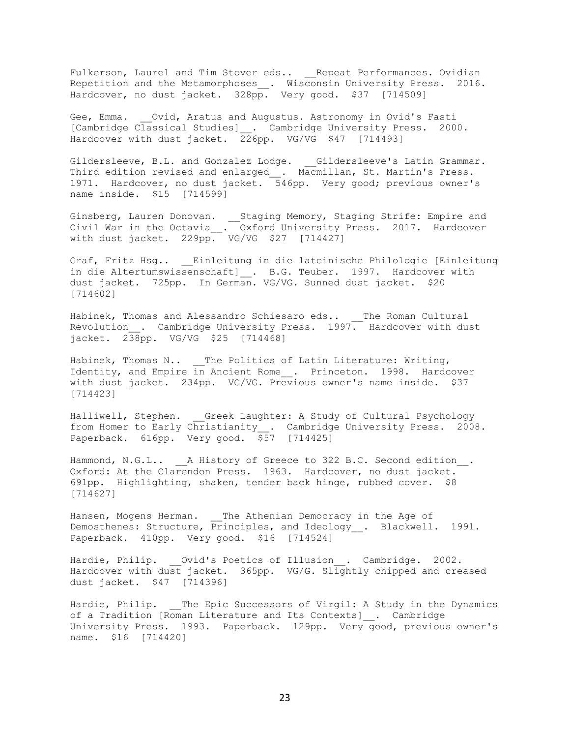Fulkerson, Laurel and Tim Stover eds.. __Repeat Performances. Ovidian Repetition and the Metamorphoses__. Wisconsin University Press. 2016. Hardcover, no dust jacket. 328pp. Very good. $37 [714509]

Gee, Emma. __Ovid, Aratus and Augustus. Astronomy in Ovid's Fasti [Cambridge Classical Studies]__. Cambridge University Press. 2000. Hardcover with dust jacket. 226pp. VG/VG $47 [714493]

Gildersleeve, B.L. and Gonzalez Lodge. __Gildersleeve's Latin Grammar. Third edition revised and enlarged__. Macmillan, St. Martin's Press. 1971. Hardcover, no dust jacket. 546pp. Very good; previous owner's name inside. $15 [714599]

Ginsberg, Lauren Donovan. __Staging Memory, Staging Strife: Empire and Civil War in the Octavia__. Oxford University Press. 2017. Hardcover with dust jacket. 229pp. VG/VG $27 [714427]

Graf, Fritz Hsg.. __Einleitung in die lateinische Philologie [Einleitung in die Altertumswissenschaft]__. B.G. Teuber. 1997. Hardcover with dust jacket. 725pp. In German. VG/VG. Sunned dust jacket. $20 [714602]

Habinek, Thomas and Alessandro Schiesaro eds.. __The Roman Cultural Revolution__. Cambridge University Press. 1997. Hardcover with dust jacket. 238pp. VG/VG $25 [714468]

Habinek, Thomas N.. __The Politics of Latin Literature: Writing, Identity, and Empire in Ancient Rome__. Princeton. 1998. Hardcover with dust jacket. 234pp. VG/VG. Previous owner's name inside. $37 [714423]

Halliwell, Stephen. __Greek Laughter: A Study of Cultural Psychology from Homer to Early Christianity__. Cambridge University Press. 2008. Paperback. 616pp. Very good. $57 [714425]

Hammond, N.G.L.. __A History of Greece to 322 B.C. Second edition__. Oxford: At the Clarendon Press. 1963. Hardcover, no dust jacket. 691pp. Highlighting, shaken, tender back hinge, rubbed cover. $8 [714627]

Hansen, Mogens Herman. __The Athenian Democracy in the Age of Demosthenes: Structure, Principles, and Ideology__. Blackwell. 1991. Paperback. 410pp. Very good. $16 [714524]

Hardie, Philip. __Ovid's Poetics of Illusion__. Cambridge. 2002. Hardcover with dust jacket. 365pp. VG/G. Slightly chipped and creased dust jacket. $47 [714396]

Hardie, Philip. __The Epic Successors of Virgil: A Study in the Dynamics of a Tradition [Roman Literature and Its Contexts]__. Cambridge University Press. 1993. Paperback. 129pp. Very good, previous owner's name. $16 [714420]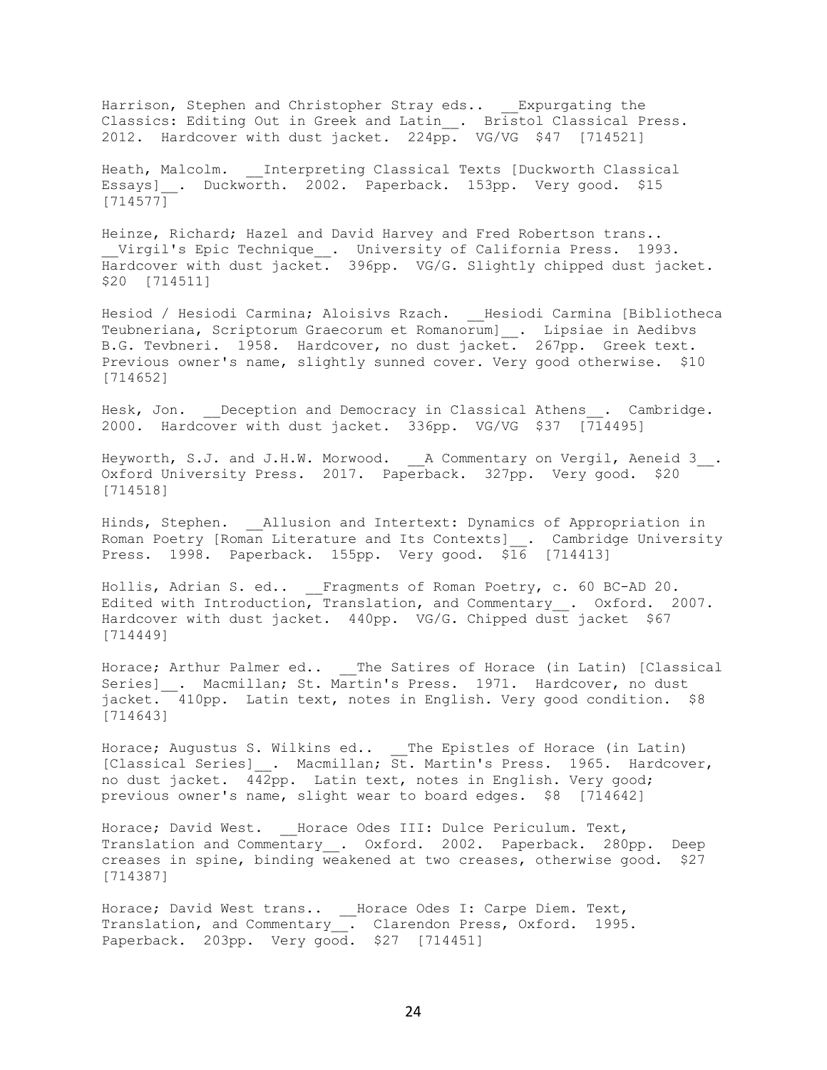Harrison, Stephen and Christopher Stray eds.. __Expurgating the Classics: Editing Out in Greek and Latin__. Bristol Classical Press. 2012. Hardcover with dust jacket. 224pp. VG/VG $47 [714521]

Heath, Malcolm. __Interpreting Classical Texts [Duckworth Classical Essays]__. Duckworth. 2002. Paperback. 153pp. Very good. $15 [714577]

Heinze, Richard; Hazel and David Harvey and Fred Robertson trans.. __Virgil's Epic Technique__. University of California Press. 1993. Hardcover with dust jacket. 396pp. VG/G. Slightly chipped dust jacket. $20 [714511]

Hesiod / Hesiodi Carmina; Aloisivs Rzach. __Hesiodi Carmina [Bibliotheca Teubneriana, Scriptorum Graecorum et Romanorum]__. Lipsiae in Aedibvs B.G. Tevbneri. 1958. Hardcover, no dust jacket. 267pp. Greek text. Previous owner's name, slightly sunned cover. Very good otherwise. $10 [714652]

Hesk, Jon. __Deception and Democracy in Classical Athens__. Cambridge. 2000. Hardcover with dust jacket. 336pp. VG/VG $37 [714495]

Heyworth, S.J. and J.H.W. Morwood. __A Commentary on Vergil, Aeneid 3__. Oxford University Press. 2017. Paperback. 327pp. Very good. $20 [714518]

Hinds, Stephen. __Allusion and Intertext: Dynamics of Appropriation in Roman Poetry [Roman Literature and Its Contexts]__. Cambridge University Press. 1998. Paperback. 155pp. Very good. $16 [714413]

Hollis, Adrian S. ed.. __Fragments of Roman Poetry, c. 60 BC-AD 20. Edited with Introduction, Translation, and Commentary__. Oxford. 2007. Hardcover with dust jacket. 440pp. VG/G. Chipped dust jacket $67 [714449]

Horace; Arthur Palmer ed.. __The Satires of Horace (in Latin) [Classical Series]__. Macmillan; St. Martin's Press. 1971. Hardcover, no dust jacket. 410pp. Latin text, notes in English. Very good condition. $8 [714643]

Horace; Augustus S. Wilkins ed.. __The Epistles of Horace (in Latin) [Classical Series]__. Macmillan; St. Martin's Press. 1965. Hardcover, no dust jacket. 442pp. Latin text, notes in English. Very good; previous owner's name, slight wear to board edges. $8 [714642]

Horace; David West. __Horace Odes III: Dulce Periculum. Text, Translation and Commentary__. Oxford. 2002. Paperback. 280pp. Deep creases in spine, binding weakened at two creases, otherwise good. $27 [714387]

Horace; David West trans.. __Horace Odes I: Carpe Diem. Text, Translation, and Commentary__. Clarendon Press, Oxford. 1995. Paperback. 203pp. Very good. $27 [714451]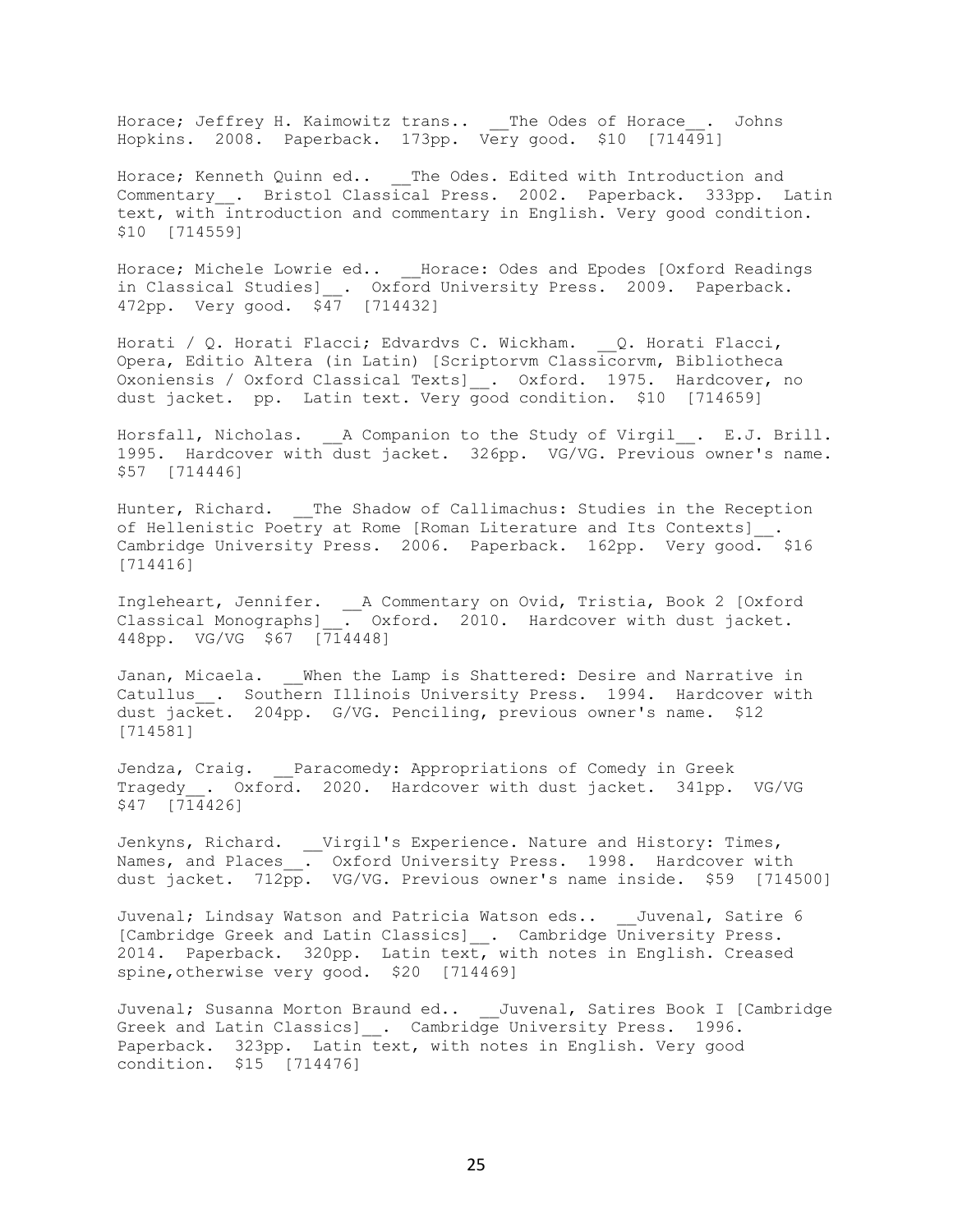Horace; Jeffrey H. Kaimowitz trans.. __The Odes of Horace__. Johns Hopkins. 2008. Paperback. 173pp. Very good. $10 [714491]

Horace; Kenneth Quinn ed.. __The Odes. Edited with Introduction and Commentary__. Bristol Classical Press. 2002. Paperback. 333pp. Latin text, with introduction and commentary in English. Very good condition. $10 [714559]

Horace; Michele Lowrie ed.. __Horace: Odes and Epodes [Oxford Readings in Classical Studies]__. Oxford University Press. 2009. Paperback. 472pp. Very good. $47 [714432]

Horati / Q. Horati Flacci; Edvardvs C. Wickham. __Q. Horati Flacci, Opera, Editio Altera (in Latin) [Scriptorvm Classicorvm, Bibliotheca Oxoniensis / Oxford Classical Texts]__. Oxford. 1975. Hardcover, no dust jacket. pp. Latin text. Very good condition. $10 [714659]

Horsfall, Nicholas. __A Companion to the Study of Virgil__. E.J. Brill. 1995. Hardcover with dust jacket. 326pp. VG/VG. Previous owner's name. $57 [714446]

Hunter, Richard. __The Shadow of Callimachus: Studies in the Reception of Hellenistic Poetry at Rome [Roman Literature and Its Contexts]__. Cambridge University Press. 2006. Paperback. 162pp. Very good. $16 [714416]

Ingleheart, Jennifer. __A Commentary on Ovid, Tristia, Book 2 [Oxford Classical Monographs]__. Oxford. 2010. Hardcover with dust jacket. 448pp. VG/VG $67 [714448]

Janan, Micaela. __When the Lamp is Shattered: Desire and Narrative in Catullus__. Southern Illinois University Press. 1994. Hardcover with dust jacket. 204pp. G/VG. Penciling, previous owner's name. $12 [714581]

Jendza, Craig. __Paracomedy: Appropriations of Comedy in Greek Tragedy__. Oxford. 2020. Hardcover with dust jacket. 341pp. VG/VG $47 [714426]

Jenkyns, Richard. __Virgil's Experience. Nature and History: Times, Names, and Places__. Oxford University Press. 1998. Hardcover with dust jacket. 712pp. VG/VG. Previous owner's name inside. $59 [714500]

Juvenal; Lindsay Watson and Patricia Watson eds.. __Juvenal, Satire 6 [Cambridge Greek and Latin Classics]__. Cambridge University Press. 2014. Paperback. 320pp. Latin text, with notes in English. Creased spine,otherwise very good. $20 [714469]

Juvenal; Susanna Morton Braund ed.. __Juvenal, Satires Book I [Cambridge Greek and Latin Classics]__. Cambridge University Press. 1996. Paperback. 323pp. Latin text, with notes in English. Very good condition. $15 [714476]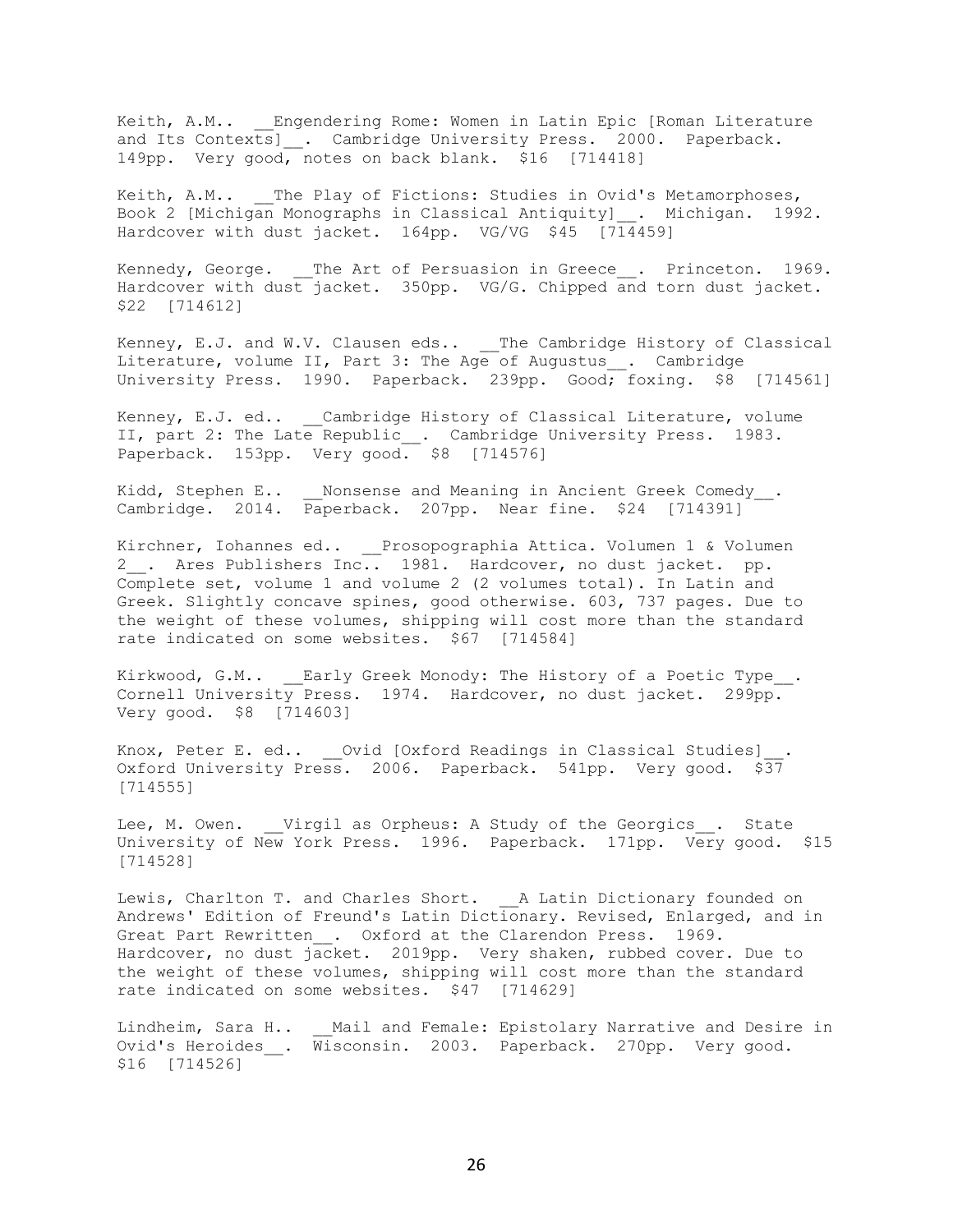Keith, A.M.. __Engendering Rome: Women in Latin Epic [Roman Literature and Its Contexts]__. Cambridge University Press. 2000. Paperback. 149pp. Very good, notes on back blank. $16 [714418]

Keith, A.M.. __The Play of Fictions: Studies in Ovid's Metamorphoses, Book 2 [Michigan Monographs in Classical Antiquity]__. Michigan. 1992. Hardcover with dust jacket. 164pp. VG/VG $45 [714459]

Kennedy, George. __The Art of Persuasion in Greece__. Princeton. 1969. Hardcover with dust jacket. 350pp. VG/G. Chipped and torn dust jacket. $22 [714612]

Kenney, E.J. and W.V. Clausen eds.. __The Cambridge History of Classical Literature, volume II, Part 3: The Age of Augustus__. Cambridge University Press. 1990. Paperback. 239pp. Good; foxing. $8 [714561]

Kenney, E.J. ed.. __Cambridge History of Classical Literature, volume II, part 2: The Late Republic__. Cambridge University Press. 1983. Paperback. 153pp. Very good. $8 [714576]

Kidd, Stephen E.. __Nonsense and Meaning in Ancient Greek Comedy__. Cambridge. 2014. Paperback. 207pp. Near fine. $24 [714391]

Kirchner, Iohannes ed.. __Prosopographia Attica. Volumen 1 & Volumen 2__. Ares Publishers Inc.. 1981. Hardcover, no dust jacket. pp. Complete set, volume 1 and volume 2 (2 volumes total). In Latin and Greek. Slightly concave spines, good otherwise. 603, 737 pages. Due to the weight of these volumes, shipping will cost more than the standard rate indicated on some websites. $67 [714584]

Kirkwood, G.M.. __Early Greek Monody: The History of a Poetic Type__. Cornell University Press. 1974. Hardcover, no dust jacket. 299pp. Very good. $8 [714603]

Knox, Peter E. ed.. __Ovid [Oxford Readings in Classical Studies]__. Oxford University Press. 2006. Paperback. 541pp. Very good. $37 [714555]

Lee, M. Owen. __Virgil as Orpheus: A Study of the Georgics__. State University of New York Press. 1996. Paperback. 171pp. Very good. $15 [714528]

Lewis, Charlton T. and Charles Short. __A Latin Dictionary founded on Andrews' Edition of Freund's Latin Dictionary. Revised, Enlarged, and in Great Part Rewritten__. Oxford at the Clarendon Press. 1969. Hardcover, no dust jacket. 2019pp. Very shaken, rubbed cover. Due to the weight of these volumes, shipping will cost more than the standard rate indicated on some websites. $47 [714629]

Lindheim, Sara H.. __Mail and Female: Epistolary Narrative and Desire in Ovid's Heroides__. Wisconsin. 2003. Paperback. 270pp. Very good. $16 [714526]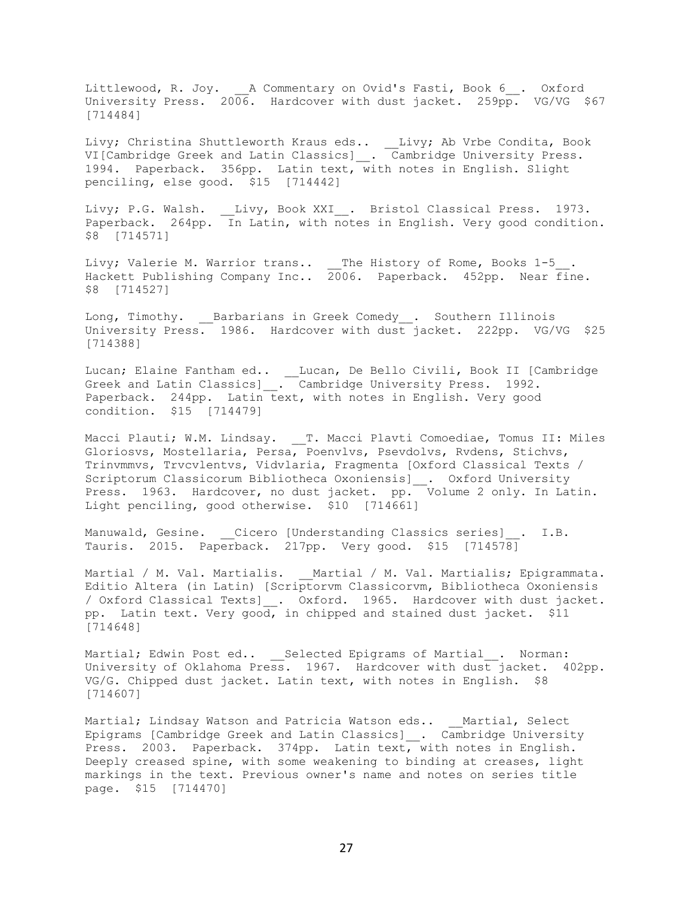Littlewood, R. Joy. __A Commentary on Ovid's Fasti, Book 6__. Oxford University Press. 2006. Hardcover with dust jacket. 259pp. VG/VG $67 [714484]

Livy; Christina Shuttleworth Kraus eds.. __Livy; Ab Vrbe Condita, Book VI[Cambridge Greek and Latin Classics]__. Cambridge University Press. 1994. Paperback. 356pp. Latin text, with notes in English. Slight penciling, else good. $15 [714442]

Livy; P.G. Walsh. __Livy, Book XXI__. Bristol Classical Press. 1973. Paperback. 264pp. In Latin, with notes in English. Very good condition. $8 [714571]

Livy; Valerie M. Warrior trans.. __The History of Rome, Books 1-5__. Hackett Publishing Company Inc.. 2006. Paperback. 452pp. Near fine. $8 [714527]

Long, Timothy. __Barbarians in Greek Comedy__. Southern Illinois University Press. 1986. Hardcover with dust jacket. 222pp. VG/VG $25 [714388]

Lucan; Elaine Fantham ed.. __Lucan, De Bello Civili, Book II [Cambridge Greek and Latin Classics]__. Cambridge University Press. 1992. Paperback. 244pp. Latin text, with notes in English. Very good condition. $15 [714479]

Macci Plauti; W.M. Lindsay. __T. Macci Plavti Comoediae, Tomus II: Miles Gloriosvs, Mostellaria, Persa, Poenvlvs, Psevdolvs, Rvdens, Stichvs, Trinvmmvs, Trvcvlentvs, Vidvlaria, Fragmenta [Oxford Classical Texts / Scriptorum Classicorum Bibliotheca Oxoniensis]__. Oxford University Press. 1963. Hardcover, no dust jacket. pp. Volume 2 only. In Latin. Light penciling, good otherwise. $10 [714661]

Manuwald, Gesine. __Cicero [Understanding Classics series]__. I.B. Tauris. 2015. Paperback. 217pp. Very good. $15 [714578]

Martial / M. Val. Martialis. __Martial / M. Val. Martialis; Epigrammata. Editio Altera (in Latin) [Scriptorvm Classicorvm, Bibliotheca Oxoniensis / Oxford Classical Texts]__. Oxford. 1965. Hardcover with dust jacket. pp. Latin text. Very good, in chipped and stained dust jacket. $11 [714648]

Martial; Edwin Post ed.. __Selected Epigrams of Martial__. Norman: University of Oklahoma Press. 1967. Hardcover with dust jacket. 402pp. VG/G. Chipped dust jacket. Latin text, with notes in English. $8 [714607]

Martial; Lindsay Watson and Patricia Watson eds.. __Martial, Select Epigrams [Cambridge Greek and Latin Classics]__. Cambridge University Press. 2003. Paperback. 374pp. Latin text, with notes in English. Deeply creased spine, with some weakening to binding at creases, light markings in the text. Previous owner's name and notes on series title page. $15 [714470]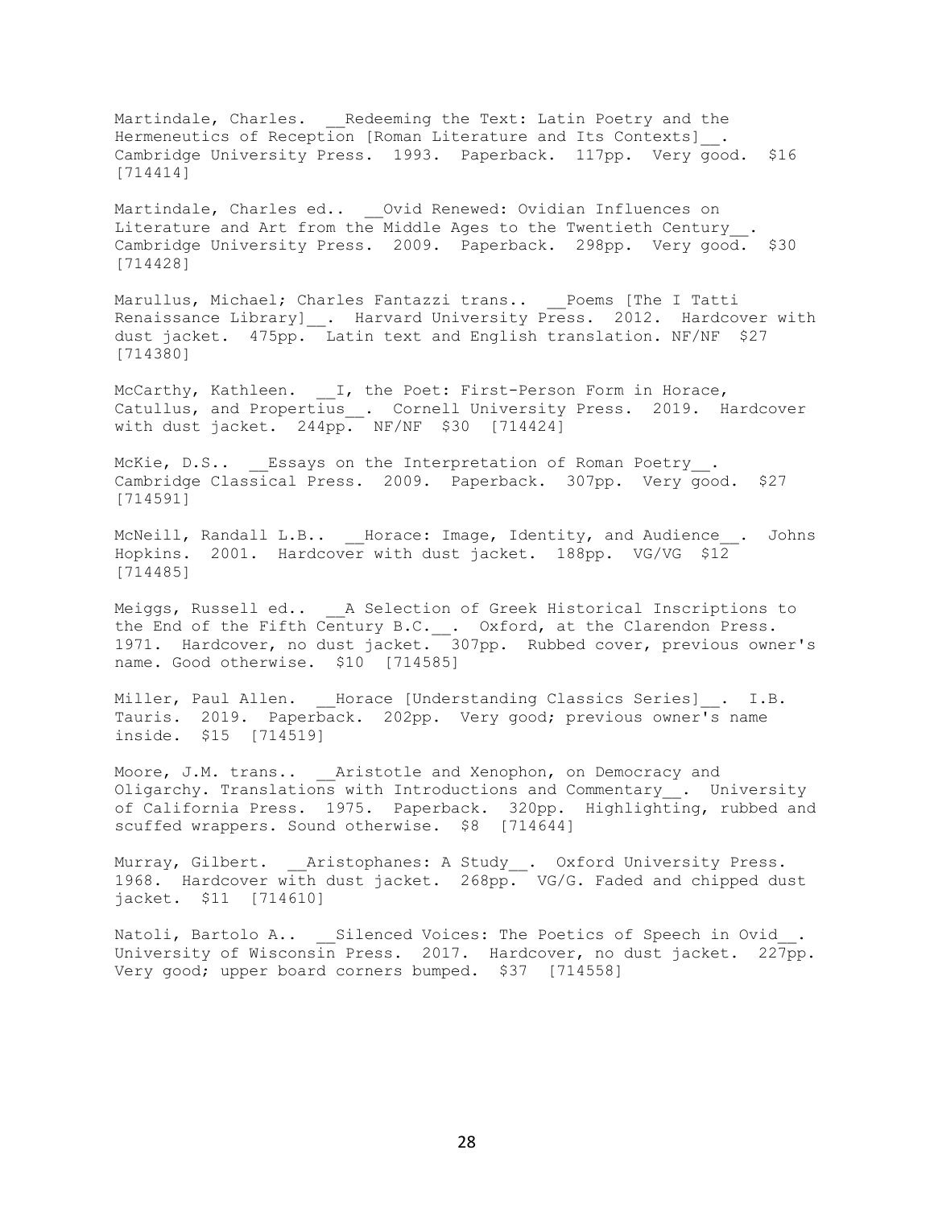Martindale, Charles. __Redeeming the Text: Latin Poetry and the Hermeneutics of Reception [Roman Literature and Its Contexts]__. Cambridge University Press. 1993. Paperback. 117pp. Very good. $16 [714414]

Martindale, Charles ed.. __Ovid Renewed: Ovidian Influences on Literature and Art from the Middle Ages to the Twentieth Century__. Cambridge University Press. 2009. Paperback. 298pp. Very good. $30 [714428]

Marullus, Michael; Charles Fantazzi trans.. __Poems [The I Tatti Renaissance Library]__. Harvard University Press. 2012. Hardcover with dust jacket. 475pp. Latin text and English translation. NF/NF $27 [714380]

McCarthy, Kathleen. __I, the Poet: First-Person Form in Horace, Catullus, and Propertius__. Cornell University Press. 2019. Hardcover with dust jacket. 244pp. NF/NF $30 [714424]

McKie, D.S.. __Essays on the Interpretation of Roman Poetry__. Cambridge Classical Press. 2009. Paperback. 307pp. Very good. $27 [714591]

McNeill, Randall L.B.. __Horace: Image, Identity, and Audience__. Johns Hopkins. 2001. Hardcover with dust jacket. 188pp. VG/VG $12 [714485]

Meiggs, Russell ed.. __A Selection of Greek Historical Inscriptions to the End of the Fifth Century B.C.__. Oxford, at the Clarendon Press. 1971. Hardcover, no dust jacket. 307pp. Rubbed cover, previous owner's name. Good otherwise. $10 [714585]

Miller, Paul Allen. __Horace [Understanding Classics Series]__. I.B. Tauris. 2019. Paperback. 202pp. Very good; previous owner's name inside. $15 [714519]

Moore, J.M. trans.. __Aristotle and Xenophon, on Democracy and Oligarchy. Translations with Introductions and Commentary__. University of California Press. 1975. Paperback. 320pp. Highlighting, rubbed and scuffed wrappers. Sound otherwise. $8 [714644]

Murray, Gilbert. __Aristophanes: A Study__. Oxford University Press. 1968. Hardcover with dust jacket. 268pp. VG/G. Faded and chipped dust jacket. $11 [714610]

Natoli, Bartolo A.. __Silenced Voices: The Poetics of Speech in Ovid__. University of Wisconsin Press. 2017. Hardcover, no dust jacket. 227pp. Very good; upper board corners bumped. $37 [714558]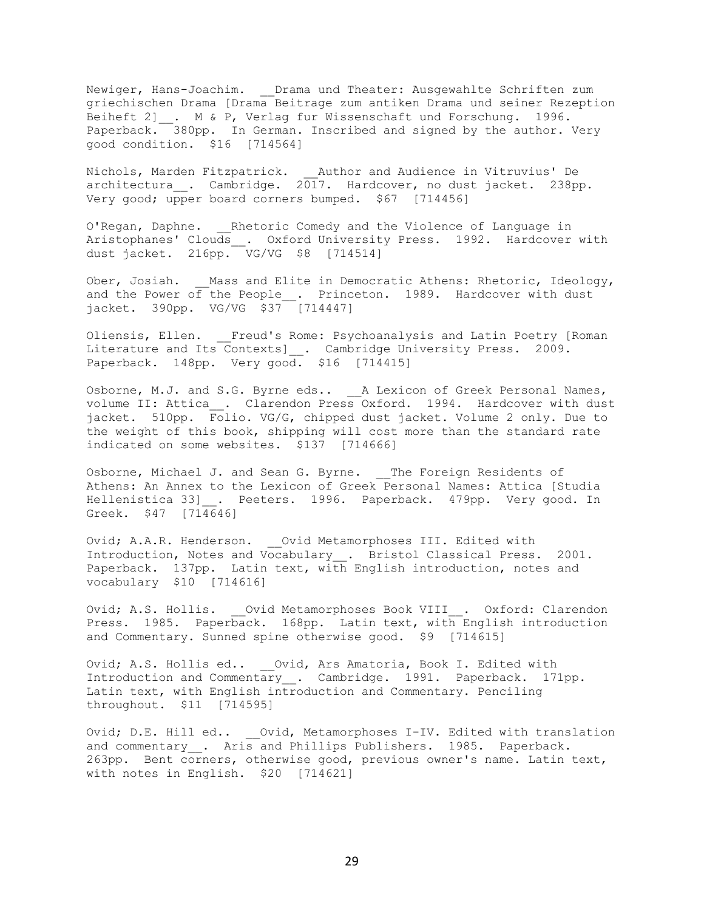Newiger, Hans-Joachim. __Drama und Theater: Ausgewahlte Schriften zum griechischen Drama [Drama Beitrage zum antiken Drama und seiner Rezeption Beiheft 2]__. M & P, Verlag fur Wissenschaft und Forschung. 1996. Paperback. 380pp. In German. Inscribed and signed by the author. Very good condition. $16 [714564]

Nichols, Marden Fitzpatrick. __Author and Audience in Vitruvius' De architectura__. Cambridge. 2017. Hardcover, no dust jacket. 238pp. Very good; upper board corners bumped. $67 [714456]

O'Regan, Daphne. __Rhetoric Comedy and the Violence of Language in Aristophanes' Clouds__. Oxford University Press. 1992. Hardcover with dust jacket. 216pp. VG/VG $8 [714514]

Ober, Josiah. __Mass and Elite in Democratic Athens: Rhetoric, Ideology, and the Power of the People__. Princeton. 1989. Hardcover with dust jacket. 390pp. VG/VG $37 [714447]

Oliensis, Ellen. __Freud's Rome: Psychoanalysis and Latin Poetry [Roman Literature and Its Contexts]__. Cambridge University Press. 2009. Paperback. 148pp. Very good. $16 [714415]

Osborne, M.J. and S.G. Byrne eds.. __A Lexicon of Greek Personal Names, volume II: Attica__. Clarendon Press Oxford. 1994. Hardcover with dust jacket. 510pp. Folio. VG/G, chipped dust jacket. Volume 2 only. Due to the weight of this book, shipping will cost more than the standard rate indicated on some websites. $137 [714666]

Osborne, Michael J. and Sean G. Byrne. __The Foreign Residents of Athens: An Annex to the Lexicon of Greek Personal Names: Attica [Studia Hellenistica 33]__. Peeters. 1996. Paperback. 479pp. Very good. In Greek. $47 [714646]

Ovid; A.A.R. Henderson. __Ovid Metamorphoses III. Edited with Introduction, Notes and Vocabulary__. Bristol Classical Press. 2001. Paperback. 137pp. Latin text, with English introduction, notes and vocabulary $10 [714616]

Ovid; A.S. Hollis. __Ovid Metamorphoses Book VIII__. Oxford: Clarendon Press. 1985. Paperback. 168pp. Latin text, with English introduction and Commentary. Sunned spine otherwise good. $9 [714615]

Ovid; A.S. Hollis ed.. __Ovid, Ars Amatoria, Book I. Edited with Introduction and Commentary__. Cambridge. 1991. Paperback. 171pp. Latin text, with English introduction and Commentary. Penciling throughout. $11 [714595]

Ovid; D.E. Hill ed.. __Ovid, Metamorphoses I-IV. Edited with translation and commentary__. Aris and Phillips Publishers. 1985. Paperback. 263pp. Bent corners, otherwise good, previous owner's name. Latin text, with notes in English. $20 [714621]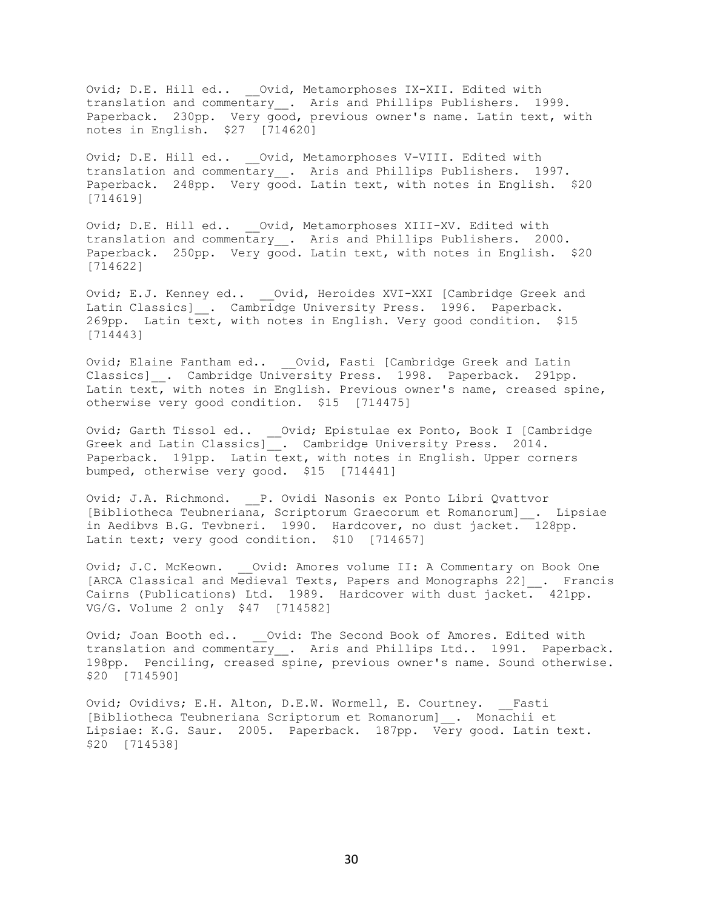Ovid; D.E. Hill ed.. __Ovid, Metamorphoses IX-XII. Edited with translation and commentary__. Aris and Phillips Publishers. 1999. Paperback. 230pp. Very good, previous owner's name. Latin text, with notes in English. $27 [714620]

Ovid; D.E. Hill ed.. __Ovid, Metamorphoses V-VIII. Edited with translation and commentary__. Aris and Phillips Publishers. 1997. Paperback. 248pp. Very good. Latin text, with notes in English. $20 [714619]

Ovid; D.E. Hill ed.. __Ovid, Metamorphoses XIII-XV. Edited with translation and commentary__. Aris and Phillips Publishers. 2000. Paperback. 250pp. Very good. Latin text, with notes in English. $20 [714622]

Ovid; E.J. Kenney ed.. __Ovid, Heroides XVI-XXI [Cambridge Greek and Latin Classics]__. Cambridge University Press. 1996. Paperback. 269pp. Latin text, with notes in English. Very good condition. $15 [714443]

Ovid; Elaine Fantham ed.. __Ovid, Fasti [Cambridge Greek and Latin Classics]__. Cambridge University Press. 1998. Paperback. 291pp. Latin text, with notes in English. Previous owner's name, creased spine, otherwise very good condition. $15 [714475]

Ovid; Garth Tissol ed.. __Ovid; Epistulae ex Ponto, Book I [Cambridge Greek and Latin Classics]__. Cambridge University Press. 2014. Paperback. 191pp. Latin text, with notes in English. Upper corners bumped, otherwise very good. $15 [714441]

Ovid; J.A. Richmond. __P. Ovidi Nasonis ex Ponto Libri Qvattvor [Bibliotheca Teubneriana, Scriptorum Graecorum et Romanorum]__. Lipsiae in Aedibvs B.G. Tevbneri. 1990. Hardcover, no dust jacket. 128pp. Latin text; very good condition. $10 [714657]

Ovid; J.C. McKeown. __Ovid: Amores volume II: A Commentary on Book One [ARCA Classical and Medieval Texts, Papers and Monographs 22]__. Francis Cairns (Publications) Ltd. 1989. Hardcover with dust jacket. 421pp. VG/G. Volume 2 only $47 [714582]

Ovid; Joan Booth ed.. __Ovid: The Second Book of Amores. Edited with translation and commentary__. Aris and Phillips Ltd.. 1991. Paperback. 198pp. Penciling, creased spine, previous owner's name. Sound otherwise. $20 [714590]

Ovid; Ovidivs; E.H. Alton, D.E.W. Wormell, E. Courtney. __Fasti [Bibliotheca Teubneriana Scriptorum et Romanorum]__. Monachii et Lipsiae: K.G. Saur. 2005. Paperback. 187pp. Very good. Latin text. $20 [714538]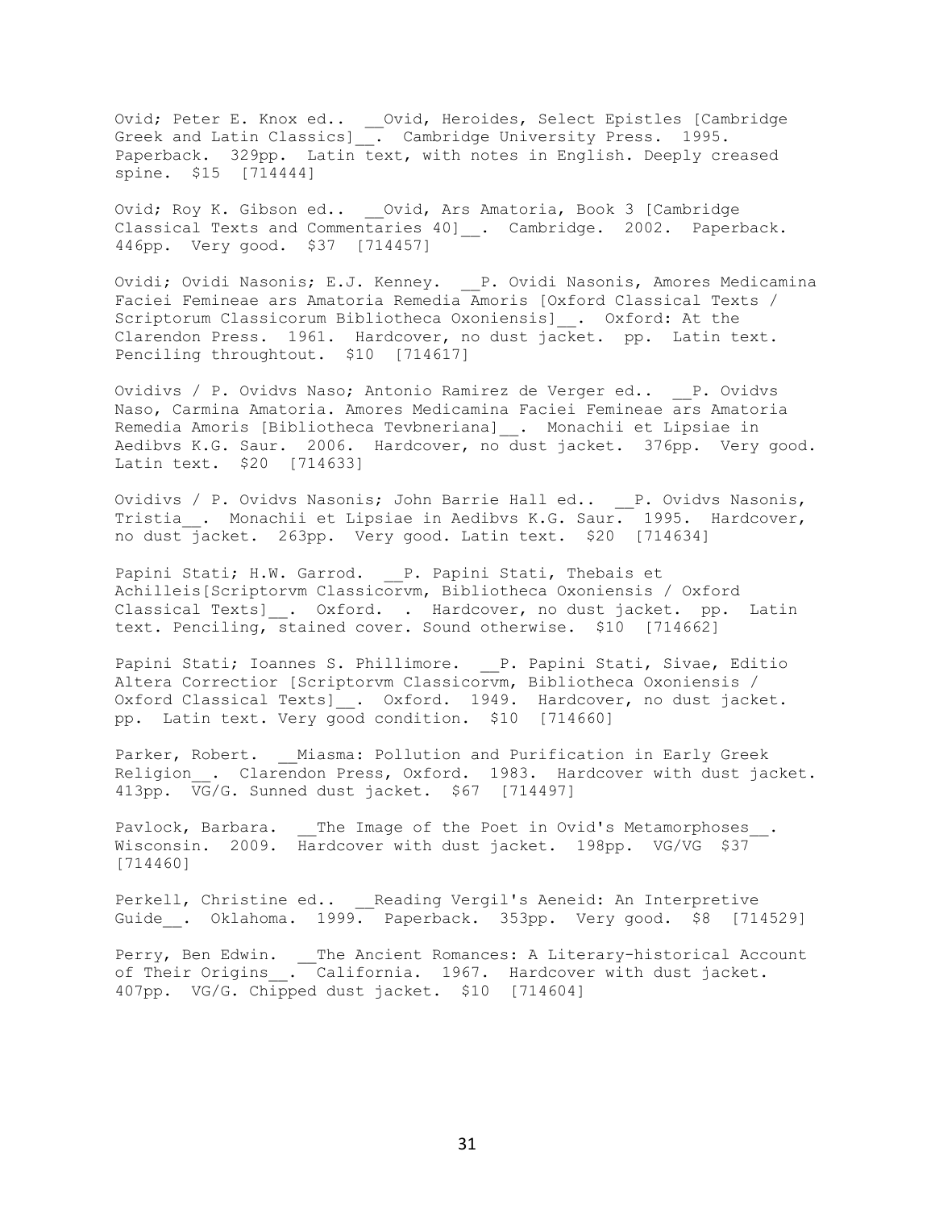Ovid; Peter E. Knox ed.. __Ovid, Heroides, Select Epistles [Cambridge Greek and Latin Classics]__. Cambridge University Press. 1995. Paperback. 329pp. Latin text, with notes in English. Deeply creased spine. $15 [714444]

Ovid; Roy K. Gibson ed.. __Ovid, Ars Amatoria, Book 3 [Cambridge Classical Texts and Commentaries 40]__. Cambridge. 2002. Paperback. 446pp. Very good. $37 [714457]

Ovidi; Ovidi Nasonis; E.J. Kenney. __P. Ovidi Nasonis, Amores Medicamina Faciei Femineae ars Amatoria Remedia Amoris [Oxford Classical Texts / Scriptorum Classicorum Bibliotheca Oxoniensis]__. Oxford: At the Clarendon Press. 1961. Hardcover, no dust jacket. pp. Latin text. Penciling throughtout. $10 [714617]

Ovidivs / P. Ovidvs Naso; Antonio Ramirez de Verger ed.. __P. Ovidvs Naso, Carmina Amatoria. Amores Medicamina Faciei Femineae ars Amatoria Remedia Amoris [Bibliotheca Tevbneriana]__. Monachii et Lipsiae in Aedibvs K.G. Saur. 2006. Hardcover, no dust jacket. 376pp. Very good. Latin text. $20 [714633]

Ovidivs / P. Ovidvs Nasonis; John Barrie Hall ed.. __P. Ovidvs Nasonis, Tristia__. Monachii et Lipsiae in Aedibvs K.G. Saur. 1995. Hardcover, no dust jacket. 263pp. Very good. Latin text. $20 [714634]

Papini Stati; H.W. Garrod. __P. Papini Stati, Thebais et Achilleis[Scriptorvm Classicorvm, Bibliotheca Oxoniensis / Oxford Classical Texts]__. Oxford. . Hardcover, no dust jacket. pp. Latin text. Penciling, stained cover. Sound otherwise. $10 [714662]

Papini Stati; Ioannes S. Phillimore. __P. Papini Stati, Sivae, Editio Altera Correctior [Scriptorvm Classicorvm, Bibliotheca Oxoniensis / Oxford Classical Texts]__. Oxford. 1949. Hardcover, no dust jacket. pp. Latin text. Very good condition. $10 [714660]

Parker, Robert. __Miasma: Pollution and Purification in Early Greek Religion__. Clarendon Press, Oxford. 1983. Hardcover with dust jacket. 413pp. VG/G. Sunned dust jacket. $67 [714497]

Pavlock, Barbara. __The Image of the Poet in Ovid's Metamorphoses__. Wisconsin. 2009. Hardcover with dust jacket. 198pp. VG/VG $37 [714460]

Perkell, Christine ed.. __Reading Vergil's Aeneid: An Interpretive Guide__. Oklahoma. 1999. Paperback. 353pp. Very good. $8 [714529]

Perry, Ben Edwin. __The Ancient Romances: A Literary-historical Account of Their Origins__. California. 1967. Hardcover with dust jacket. 407pp. VG/G. Chipped dust jacket. $10 [714604]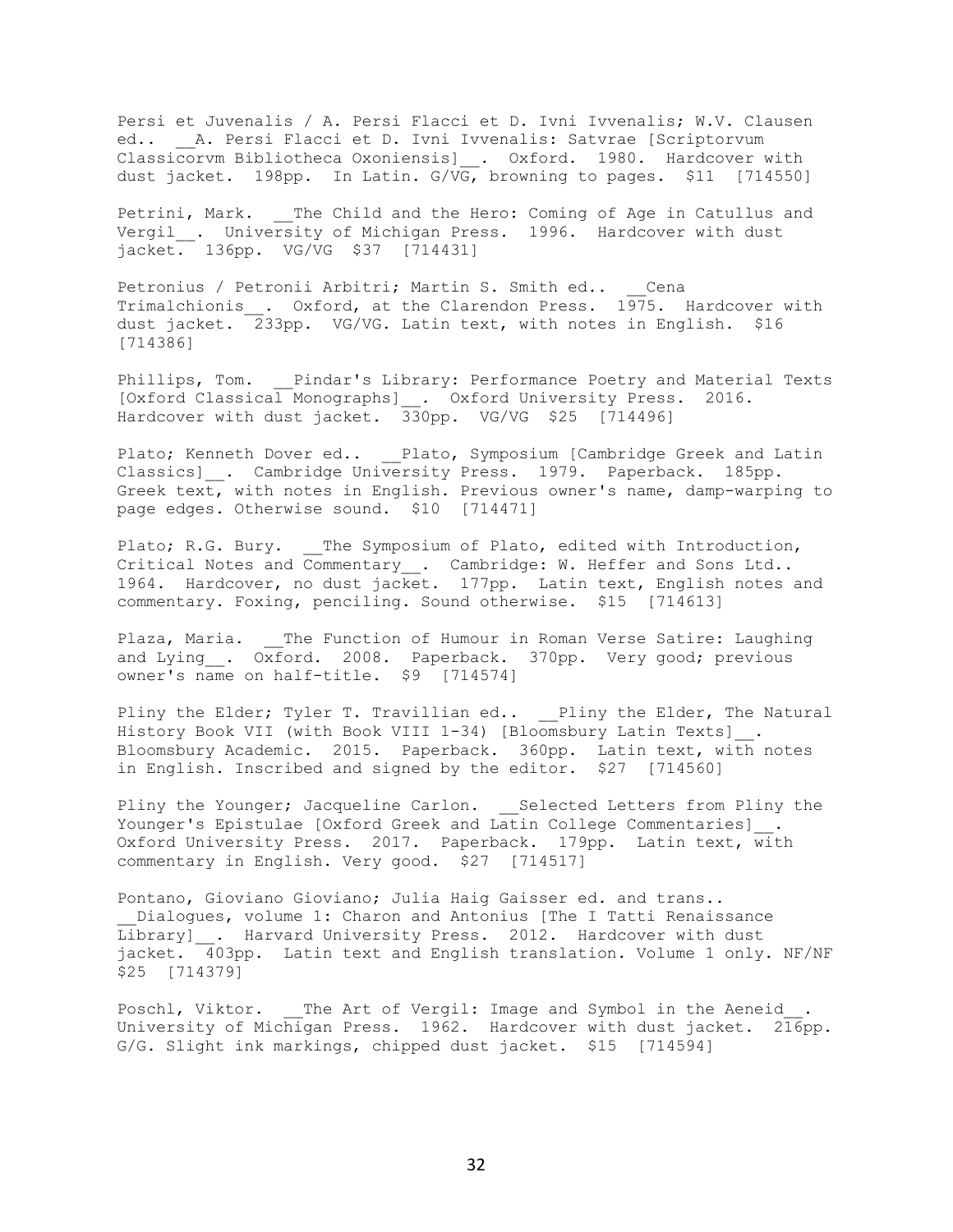Persi et Juvenalis / A. Persi Flacci et D. Ivni Ivvenalis; W.V. Clausen ed.. __A. Persi Flacci et D. Ivni Ivvenalis: Satvrae [Scriptorvm Classicorvm Bibliotheca Oxoniensis]__. Oxford. 1980. Hardcover with dust jacket. 198pp. In Latin. G/VG, browning to pages. $11 [714550]

Petrini, Mark. __The Child and the Hero: Coming of Age in Catullus and Vergil__. University of Michigan Press. 1996. Hardcover with dust jacket. 136pp. VG/VG $37 [714431]

Petronius / Petronii Arbitri; Martin S. Smith ed.. __Cena Trimalchionis__. Oxford, at the Clarendon Press. 1975. Hardcover with dust jacket. 233pp. VG/VG. Latin text, with notes in English. $16 [714386]

Phillips, Tom. __Pindar's Library: Performance Poetry and Material Texts [Oxford Classical Monographs]__. Oxford University Press. 2016. Hardcover with dust jacket. 330pp. VG/VG $25 [714496]

Plato; Kenneth Dover ed.. __Plato, Symposium [Cambridge Greek and Latin Classics]__. Cambridge University Press. 1979. Paperback. 185pp. Greek text, with notes in English. Previous owner's name, damp-warping to page edges. Otherwise sound. $10 [714471]

Plato; R.G. Bury. __The Symposium of Plato, edited with Introduction, Critical Notes and Commentary__. Cambridge: W. Heffer and Sons Ltd.. 1964. Hardcover, no dust jacket. 177pp. Latin text, English notes and commentary. Foxing, penciling. Sound otherwise. $15 [714613]

Plaza, Maria. __The Function of Humour in Roman Verse Satire: Laughing and Lying__. Oxford. 2008. Paperback. 370pp. Very good; previous owner's name on half-title. $9 [714574]

Pliny the Elder; Tyler T. Travillian ed.. __Pliny the Elder, The Natural History Book VII (with Book VIII 1-34) [Bloomsbury Latin Texts]__. Bloomsbury Academic. 2015. Paperback. 360pp. Latin text, with notes in English. Inscribed and signed by the editor. $27 [714560]

Pliny the Younger; Jacqueline Carlon. __Selected Letters from Pliny the Younger's Epistulae [Oxford Greek and Latin College Commentaries]__. Oxford University Press. 2017. Paperback. 179pp. Latin text, with commentary in English. Very good. $27 [714517]

Pontano, Gioviano Gioviano; Julia Haig Gaisser ed. and trans.. __Dialogues, volume 1: Charon and Antonius [The I Tatti Renaissance Library]__. Harvard University Press. 2012. Hardcover with dust jacket. 403pp. Latin text and English translation. Volume 1 only. NF/NF $25 [714379]

Poschl, Viktor. __The Art of Vergil: Image and Symbol in the Aeneid__. University of Michigan Press. 1962. Hardcover with dust jacket. 216pp. G/G. Slight ink markings, chipped dust jacket. $15 [714594]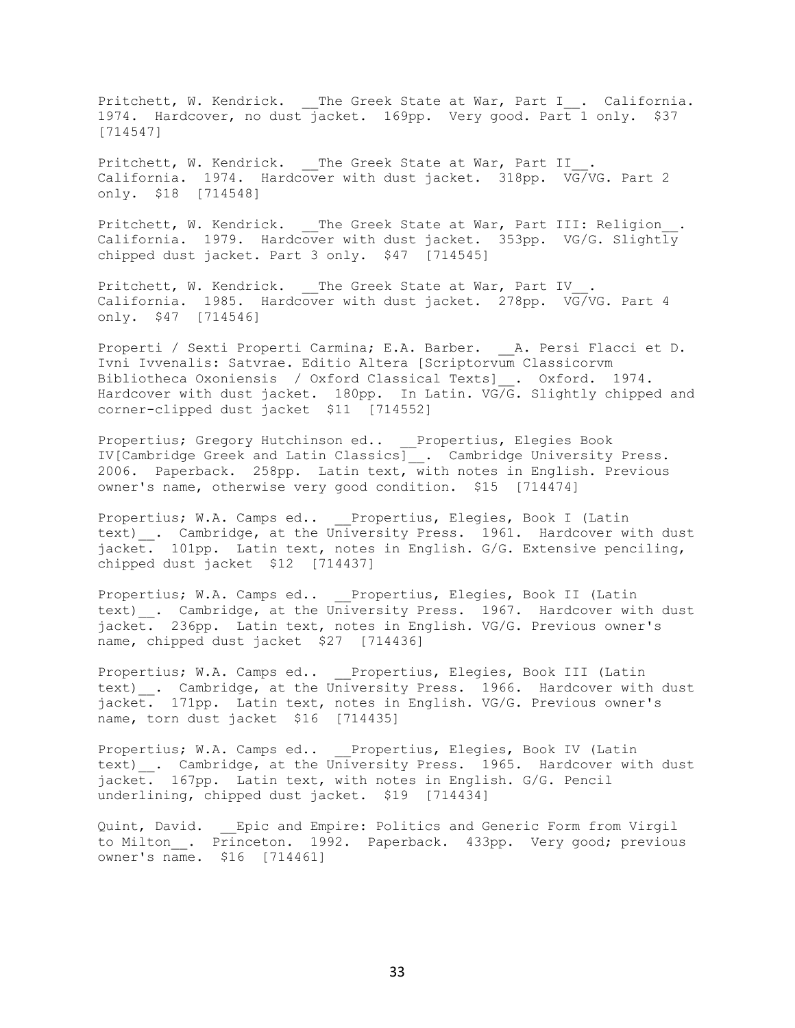Pritchett, W. Kendrick. __The Greek State at War, Part I__. California. 1974. Hardcover, no dust jacket. 169pp. Very good. Part 1 only. $37 [714547]

Pritchett, W. Kendrick. __The Greek State at War, Part II__. California. 1974. Hardcover with dust jacket. 318pp. VG/VG. Part 2 only. $18 [714548]

Pritchett, W. Kendrick. __The Greek State at War, Part III: Religion__. California. 1979. Hardcover with dust jacket. 353pp. VG/G. Slightly chipped dust jacket. Part 3 only. $47 [714545]

Pritchett, W. Kendrick. __The Greek State at War, Part IV__. California. 1985. Hardcover with dust jacket. 278pp. VG/VG. Part 4 only. $47 [714546]

Properti / Sexti Properti Carmina; E.A. Barber. __A. Persi Flacci et D. Ivni Ivvenalis: Satvrae. Editio Altera [Scriptorvm Classicorvm Bibliotheca Oxoniensis / Oxford Classical Texts]__. Oxford. 1974. Hardcover with dust jacket. 180pp. In Latin. VG/G. Slightly chipped and corner-clipped dust jacket $11 [714552]

Propertius; Gregory Hutchinson ed.. __Propertius, Elegies Book IV[Cambridge Greek and Latin Classics]__. Cambridge University Press. 2006. Paperback. 258pp. Latin text, with notes in English. Previous owner's name, otherwise very good condition. $15 [714474]

Propertius; W.A. Camps ed.. __Propertius, Elegies, Book I (Latin text)__. Cambridge, at the University Press. 1961. Hardcover with dust jacket. 101pp. Latin text, notes in English. G/G. Extensive penciling, chipped dust jacket $12 [714437]

Propertius; W.A. Camps ed.. __Propertius, Elegies, Book II (Latin text)__. Cambridge, at the University Press. 1967. Hardcover with dust jacket. 236pp. Latin text, notes in English. VG/G. Previous owner's name, chipped dust jacket $27 [714436]

Propertius; W.A. Camps ed.. __Propertius, Elegies, Book III (Latin text)__. Cambridge, at the University Press. 1966. Hardcover with dust jacket. 171pp. Latin text, notes in English. VG/G. Previous owner's name, torn dust jacket $16 [714435]

Propertius; W.A. Camps ed.. __Propertius, Elegies, Book IV (Latin text)__. Cambridge, at the University Press. 1965. Hardcover with dust jacket. 167pp. Latin text, with notes in English. G/G. Pencil underlining, chipped dust jacket. $19 [714434]

Quint, David. __Epic and Empire: Politics and Generic Form from Virgil to Milton__. Princeton. 1992. Paperback. 433pp. Very good; previous owner's name. $16 [714461]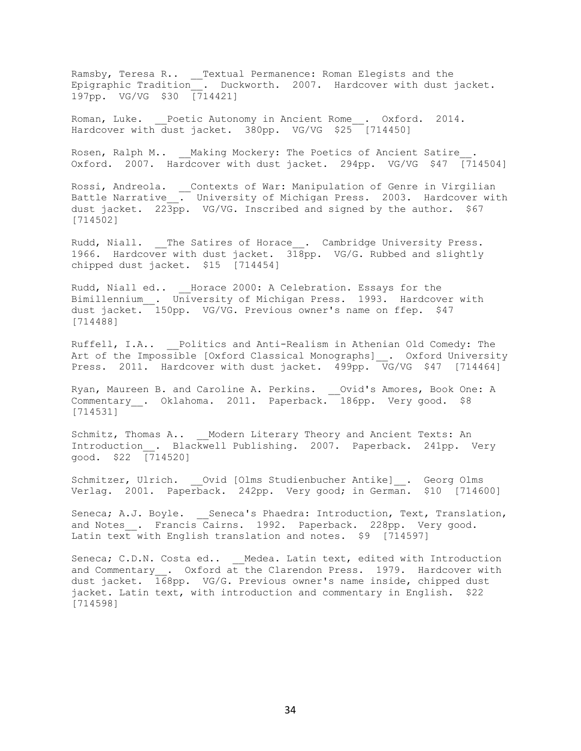Ramsby, Teresa R.. __Textual Permanence: Roman Elegists and the Epigraphic Tradition__. Duckworth. 2007. Hardcover with dust jacket. 197pp. VG/VG $30 [714421]

Roman, Luke. __Poetic Autonomy in Ancient Rome__. Oxford. 2014. Hardcover with dust jacket. 380pp. VG/VG $25 [714450]

Rosen, Ralph M.. __Making Mockery: The Poetics of Ancient Satire__. Oxford. 2007. Hardcover with dust jacket. 294pp. VG/VG $47 [714504]

Rossi, Andreola. __Contexts of War: Manipulation of Genre in Virgilian Battle Narrative__. University of Michigan Press. 2003. Hardcover with dust jacket. 223pp. VG/VG. Inscribed and signed by the author. $67 [714502]

Rudd, Niall. __The Satires of Horace__. Cambridge University Press. 1966. Hardcover with dust jacket. 318pp. VG/G. Rubbed and slightly chipped dust jacket. $15 [714454]

Rudd, Niall ed.. __Horace 2000: A Celebration. Essays for the Bimillennium__. University of Michigan Press. 1993. Hardcover with dust jacket. 150pp. VG/VG. Previous owner's name on ffep. $47 [714488]

Ruffell, I.A.. __Politics and Anti-Realism in Athenian Old Comedy: The Art of the Impossible [Oxford Classical Monographs]__. Oxford University Press. 2011. Hardcover with dust jacket. 499pp. VG/VG $47 [714464]

Ryan, Maureen B. and Caroline A. Perkins. __Ovid's Amores, Book One: A Commentary__. Oklahoma. 2011. Paperback. 186pp. Very good. $8 [714531]

Schmitz, Thomas A.. __Modern Literary Theory and Ancient Texts: An Introduction__. Blackwell Publishing. 2007. Paperback. 241pp. Very good. $22 [714520]

Schmitzer, Ulrich. __Ovid [Olms Studienbucher Antike]__. Georg Olms Verlag. 2001. Paperback. 242pp. Very good; in German. $10 [714600]

Seneca; A.J. Boyle. __Seneca's Phaedra: Introduction, Text, Translation, and Notes__. Francis Cairns. 1992. Paperback. 228pp. Very good. Latin text with English translation and notes. $9 [714597]

Seneca; C.D.N. Costa ed.. __Medea. Latin text, edited with Introduction and Commentary__. Oxford at the Clarendon Press. 1979. Hardcover with dust jacket. 168pp. VG/G. Previous owner's name inside, chipped dust jacket. Latin text, with introduction and commentary in English. $22 [714598]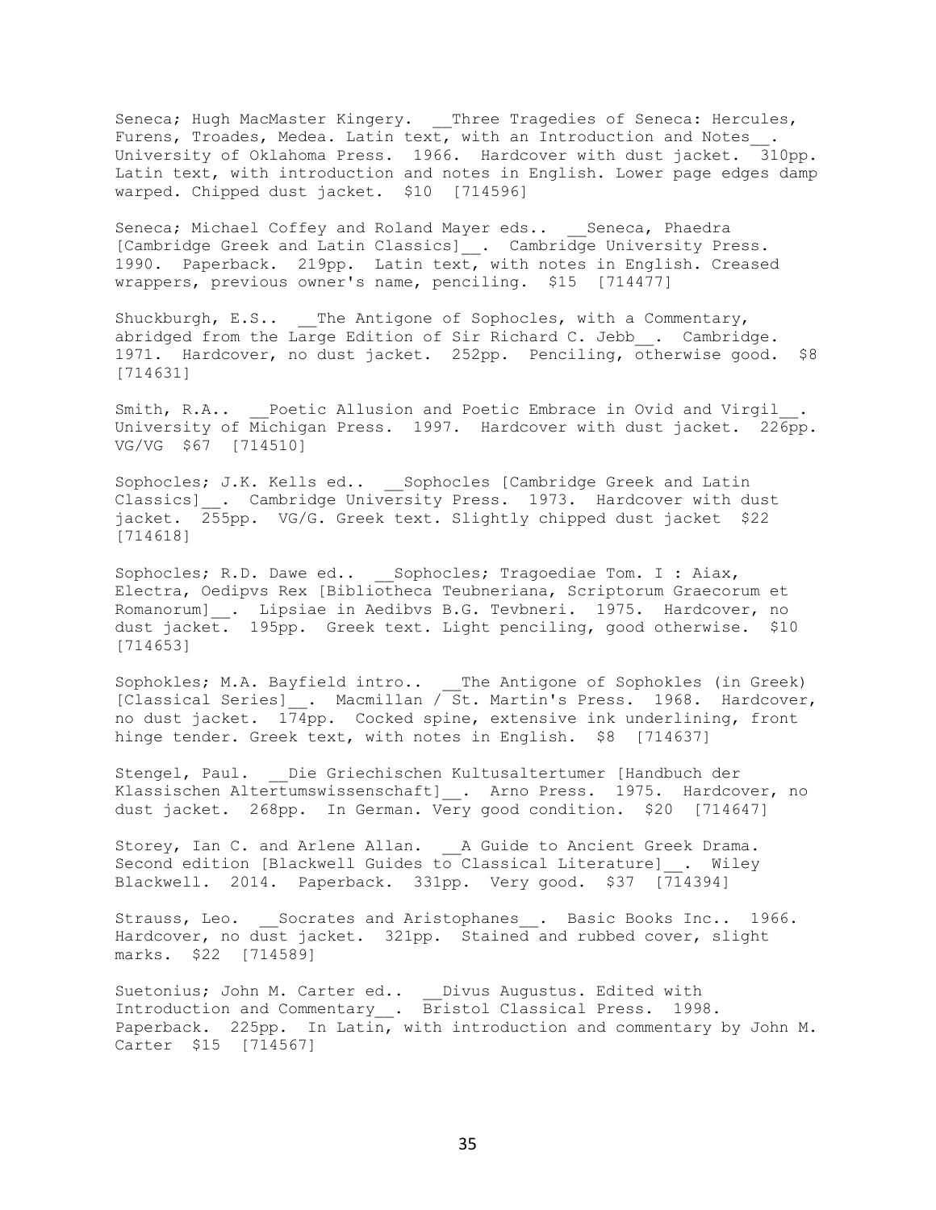Seneca; Hugh MacMaster Kingery. __Three Tragedies of Seneca: Hercules, Furens, Troades, Medea. Latin text, with an Introduction and Notes__. University of Oklahoma Press. 1966. Hardcover with dust jacket. 310pp. Latin text, with introduction and notes in English. Lower page edges damp warped. Chipped dust jacket. $10 [714596]

Seneca; Michael Coffey and Roland Mayer eds.. __Seneca, Phaedra [Cambridge Greek and Latin Classics]__. Cambridge University Press. 1990. Paperback. 219pp. Latin text, with notes in English. Creased wrappers, previous owner's name, penciling. $15 [714477]

Shuckburgh, E.S.. __The Antigone of Sophocles, with a Commentary, abridged from the Large Edition of Sir Richard C. Jebb__. Cambridge. 1971. Hardcover, no dust jacket. 252pp. Penciling, otherwise good. $8 [714631]

Smith, R.A.. __Poetic Allusion and Poetic Embrace in Ovid and Virgil__. University of Michigan Press. 1997. Hardcover with dust jacket. 226pp. VG/VG $67 [714510]

Sophocles; J.K. Kells ed.. __Sophocles [Cambridge Greek and Latin Classics]__. Cambridge University Press. 1973. Hardcover with dust jacket. 255pp. VG/G. Greek text. Slightly chipped dust jacket $22 [714618]

Sophocles; R.D. Dawe ed.. __Sophocles; Tragoediae Tom. I : Aiax, Electra, Oedipvs Rex [Bibliotheca Teubneriana, Scriptorum Graecorum et Romanorum]__. Lipsiae in Aedibvs B.G. Tevbneri. 1975. Hardcover, no dust jacket. 195pp. Greek text. Light penciling, good otherwise. $10 [714653]

Sophokles; M.A. Bayfield intro.. __The Antigone of Sophokles (in Greek) [Classical Series]__. Macmillan / St. Martin's Press. 1968. Hardcover, no dust jacket. 174pp. Cocked spine, extensive ink underlining, front hinge tender. Greek text, with notes in English. $8 [714637]

Stengel, Paul. __Die Griechischen Kultusaltertumer [Handbuch der Klassischen Altertumswissenschaft]__. Arno Press. 1975. Hardcover, no dust jacket. 268pp. In German. Very good condition. $20 [714647]

Storey, Ian C. and Arlene Allan. __A Guide to Ancient Greek Drama. Second edition [Blackwell Guides to Classical Literature]__. Wiley Blackwell. 2014. Paperback. 331pp. Very good. $37 [714394]

Strauss, Leo. __Socrates and Aristophanes__. Basic Books Inc.. 1966. Hardcover, no dust jacket. 321pp. Stained and rubbed cover, slight marks. $22 [714589]

Suetonius; John M. Carter ed.. __Divus Augustus. Edited with Introduction and Commentary__. Bristol Classical Press. 1998. Paperback. 225pp. In Latin, with introduction and commentary by John M. Carter $15 [714567]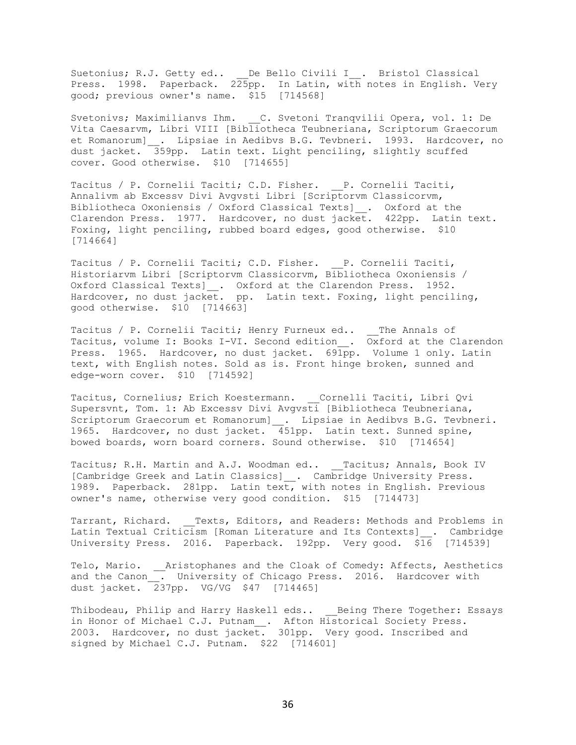Suetonius; R.J. Getty ed.. __De Bello Civili I__. Bristol Classical Press. 1998. Paperback. 225pp. In Latin, with notes in English. Very good; previous owner's name. $15 [714568]

Svetonivs; Maximilianvs Ihm. __C. Svetoni Tranqvilii Opera, vol. 1: De Vita Caesarvm, Libri VIII [Bibliotheca Teubneriana, Scriptorum Graecorum et Romanorum]__. Lipsiae in Aedibvs B.G. Tevbneri. 1993. Hardcover, no dust jacket. 359pp. Latin text. Light penciling, slightly scuffed cover. Good otherwise. $10 [714655]

Tacitus / P. Cornelii Taciti; C.D. Fisher. __P. Cornelii Taciti, Annalivm ab Excessv Divi Avgvsti Libri [Scriptorvm Classicorvm, Bibliotheca Oxoniensis / Oxford Classical Texts]__. Oxford at the Clarendon Press. 1977. Hardcover, no dust jacket. 422pp. Latin text. Foxing, light penciling, rubbed board edges, good otherwise. $10 [714664]

Tacitus / P. Cornelii Taciti; C.D. Fisher. __P. Cornelii Taciti, Historiarvm Libri [Scriptorvm Classicorvm, Bibliotheca Oxoniensis / Oxford Classical Texts]__. Oxford at the Clarendon Press. 1952. Hardcover, no dust jacket. pp. Latin text. Foxing, light penciling, good otherwise. $10 [714663]

Tacitus / P. Cornelii Taciti; Henry Furneux ed.. __The Annals of Tacitus, volume I: Books I-VI. Second edition__. Oxford at the Clarendon Press. 1965. Hardcover, no dust jacket. 691pp. Volume 1 only. Latin text, with English notes. Sold as is. Front hinge broken, sunned and edge-worn cover. $10 [714592]

Tacitus, Cornelius; Erich Koestermann. __Cornelli Taciti, Libri Qvi Supersvnt, Tom. 1: Ab Excessv Divi Avgvsti [Bibliotheca Teubneriana, Scriptorum Graecorum et Romanorum]__. Lipsiae in Aedibvs B.G. Tevbneri. 1965. Hardcover, no dust jacket. 451pp. Latin text. Sunned spine, bowed boards, worn board corners. Sound otherwise. $10 [714654]

Tacitus; R.H. Martin and A.J. Woodman ed.. __Tacitus; Annals, Book IV [Cambridge Greek and Latin Classics]__. Cambridge University Press. 1989. Paperback. 281pp. Latin text, with notes in English. Previous owner's name, otherwise very good condition. $15 [714473]

Tarrant, Richard. __Texts, Editors, and Readers: Methods and Problems in Latin Textual Criticism [Roman Literature and Its Contexts]__. Cambridge University Press. 2016. Paperback. 192pp. Very good. $16 [714539]

Telo, Mario. __Aristophanes and the Cloak of Comedy: Affects, Aesthetics and the Canon__. University of Chicago Press. 2016. Hardcover with dust jacket. 237pp. VG/VG $47 [714465]

Thibodeau, Philip and Harry Haskell eds.. __Being There Together: Essays in Honor of Michael C.J. Putnam__. Afton Historical Society Press. 2003. Hardcover, no dust jacket. 301pp. Very good. Inscribed and signed by Michael C.J. Putnam. $22 [714601]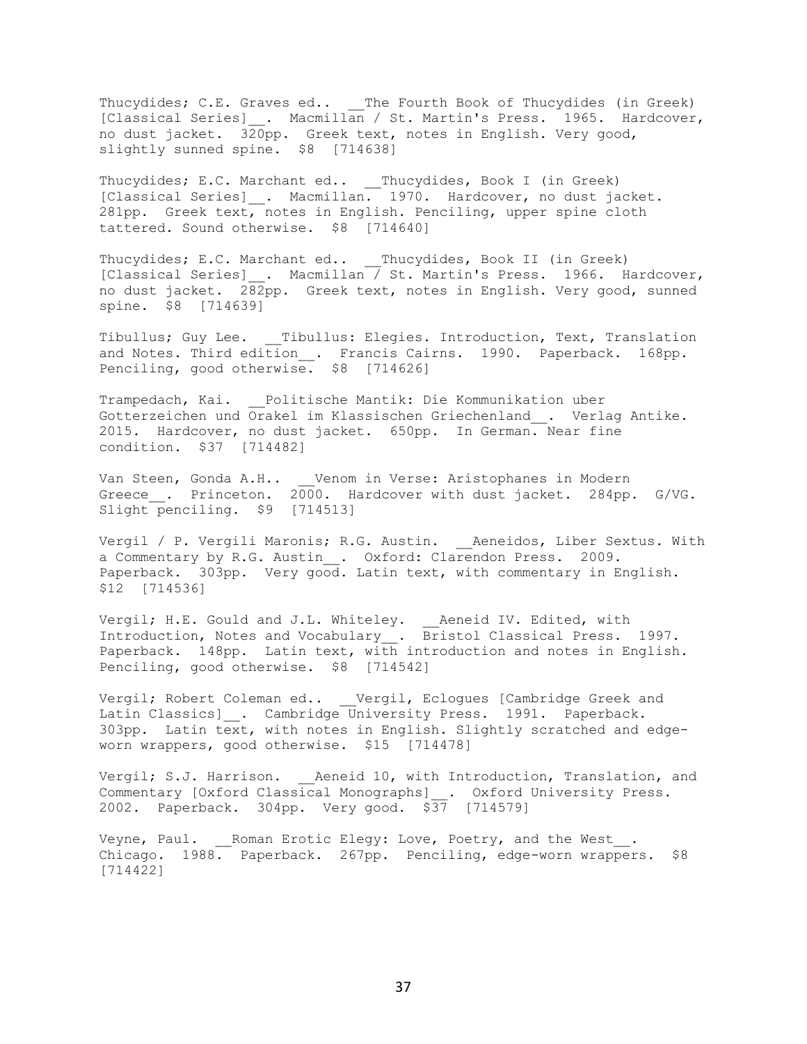Thucydides; C.E. Graves ed.. __The Fourth Book of Thucydides (in Greek) [Classical Series]__. Macmillan / St. Martin's Press. 1965. Hardcover, no dust jacket. 320pp. Greek text, notes in English. Very good, slightly sunned spine. $8 [714638]

Thucydides; E.C. Marchant ed.. __Thucydides, Book I (in Greek) [Classical Series]__. Macmillan. 1970. Hardcover, no dust jacket. 281pp. Greek text, notes in English. Penciling, upper spine cloth tattered. Sound otherwise. $8 [714640]

Thucydides; E.C. Marchant ed.. __Thucydides, Book II (in Greek) [Classical Series]__. Macmillan / St. Martin's Press. 1966. Hardcover, no dust jacket. 282pp. Greek text, notes in English. Very good, sunned spine. $8 [714639]

Tibullus; Guy Lee. __Tibullus: Elegies. Introduction, Text, Translation and Notes. Third edition__. Francis Cairns. 1990. Paperback. 168pp. Penciling, good otherwise. $8 [714626]

Trampedach, Kai. __Politische Mantik: Die Kommunikation uber Gotterzeichen und Orakel im Klassischen Griechenland__. Verlag Antike. 2015. Hardcover, no dust jacket. 650pp. In German. Near fine condition. $37 [714482]

Van Steen, Gonda A.H.. __Venom in Verse: Aristophanes in Modern Greece__. Princeton. 2000. Hardcover with dust jacket. 284pp. G/VG. Slight penciling. $9 [714513]

Vergil / P. Vergili Maronis; R.G. Austin. __Aeneidos, Liber Sextus. With a Commentary by R.G. Austin__. Oxford: Clarendon Press. 2009. Paperback. 303pp. Very good. Latin text, with commentary in English. $12 [714536]

Vergil; H.E. Gould and J.L. Whiteley. __Aeneid IV. Edited, with Introduction, Notes and Vocabulary__. Bristol Classical Press. 1997. Paperback. 148pp. Latin text, with introduction and notes in English. Penciling, good otherwise. $8 [714542]

Vergil; Robert Coleman ed.. __Vergil, Eclogues [Cambridge Greek and Latin Classics]__. Cambridge University Press. 1991. Paperback. 303pp. Latin text, with notes in English. Slightly scratched and edge-worn wrappers, good otherwise. $15 [714478]

Vergil; S.J. Harrison. __Aeneid 10, with Introduction, Translation, and Commentary [Oxford Classical Monographs]__. Oxford University Press. 2002. Paperback. 304pp. Very good. $37 [714579]

Veyne, Paul. __Roman Erotic Elegy: Love, Poetry, and the West__. Chicago. 1988. Paperback. 267pp. Penciling, edge-worn wrappers. $8 [714422]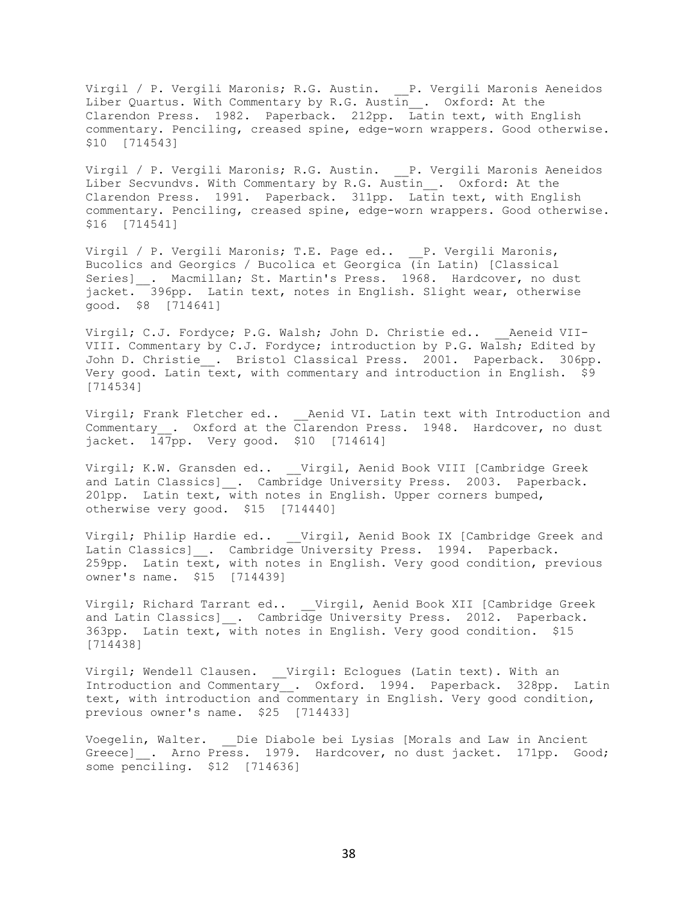Virgil / P. Vergili Maronis; R.G. Austin. __P. Vergili Maronis Aeneidos Liber Quartus. With Commentary by R.G. Austin__. Oxford: At the Clarendon Press. 1982. Paperback. 212pp. Latin text, with English commentary. Penciling, creased spine, edge-worn wrappers. Good otherwise. $10 [714543]

Virgil / P. Vergili Maronis; R.G. Austin. __P. Vergili Maronis Aeneidos Liber Secvndvs. With Commentary by R.G. Austin__. Oxford: At the Clarendon Press. 1991. Paperback. 311pp. Latin text, with English commentary. Penciling, creased spine, edge-worn wrappers. Good otherwise. $16 [714541]

Virgil / P. Vergili Maronis; T.E. Page ed.. __P. Vergili Maronis, Bucolics and Georgics / Bucolica et Georgica (in Latin) [Classical Series]__. Macmillan; St. Martin's Press. 1968. Hardcover, no dust jacket. 396pp. Latin text, notes in English. Slight wear, otherwise good. $8 [714641]

Virgil; C.J. Fordyce; P.G. Walsh; John D. Christie ed.. __Aeneid VII-VIII. Commentary by C.J. Fordyce; introduction by P.G. Walsh; Edited by John D. Christie__. Bristol Classical Press. 2001. Paperback. 306pp. Very good. Latin text, with commentary and introduction in English. $9 [714534]

Virgil; Frank Fletcher ed.. __Aenid VI. Latin text with Introduction and Commentary__. Oxford at the Clarendon Press. 1948. Hardcover, no dust jacket. 147pp. Very good. $10 [714614]

Virgil; K.W. Gransden ed.. __Virgil, Aenid Book VIII [Cambridge Greek and Latin Classics]__. Cambridge University Press. 2003. Paperback. 201pp. Latin text, with notes in English. Upper corners bumped, otherwise very good. $15 [714440]

Virgil; Philip Hardie ed.. __Virgil, Aenid Book IX [Cambridge Greek and Latin Classics]__. Cambridge University Press. 1994. Paperback. 259pp. Latin text, with notes in English. Very good condition, previous owner's name. $15 [714439]

Virgil; Richard Tarrant ed.. __Virgil, Aenid Book XII [Cambridge Greek and Latin Classics]__. Cambridge University Press. 2012. Paperback. 363pp. Latin text, with notes in English. Very good condition. $15 [714438]

Virgil; Wendell Clausen. __Virgil: Eclogues (Latin text). With an Introduction and Commentary__. Oxford. 1994. Paperback. 328pp. Latin text, with introduction and commentary in English. Very good condition, previous owner's name. $25 [714433]

Voegelin, Walter. __Die Diabole bei Lysias [Morals and Law in Ancient Greece]__. Arno Press. 1979. Hardcover, no dust jacket. 171pp. Good; some penciling. $12 [714636]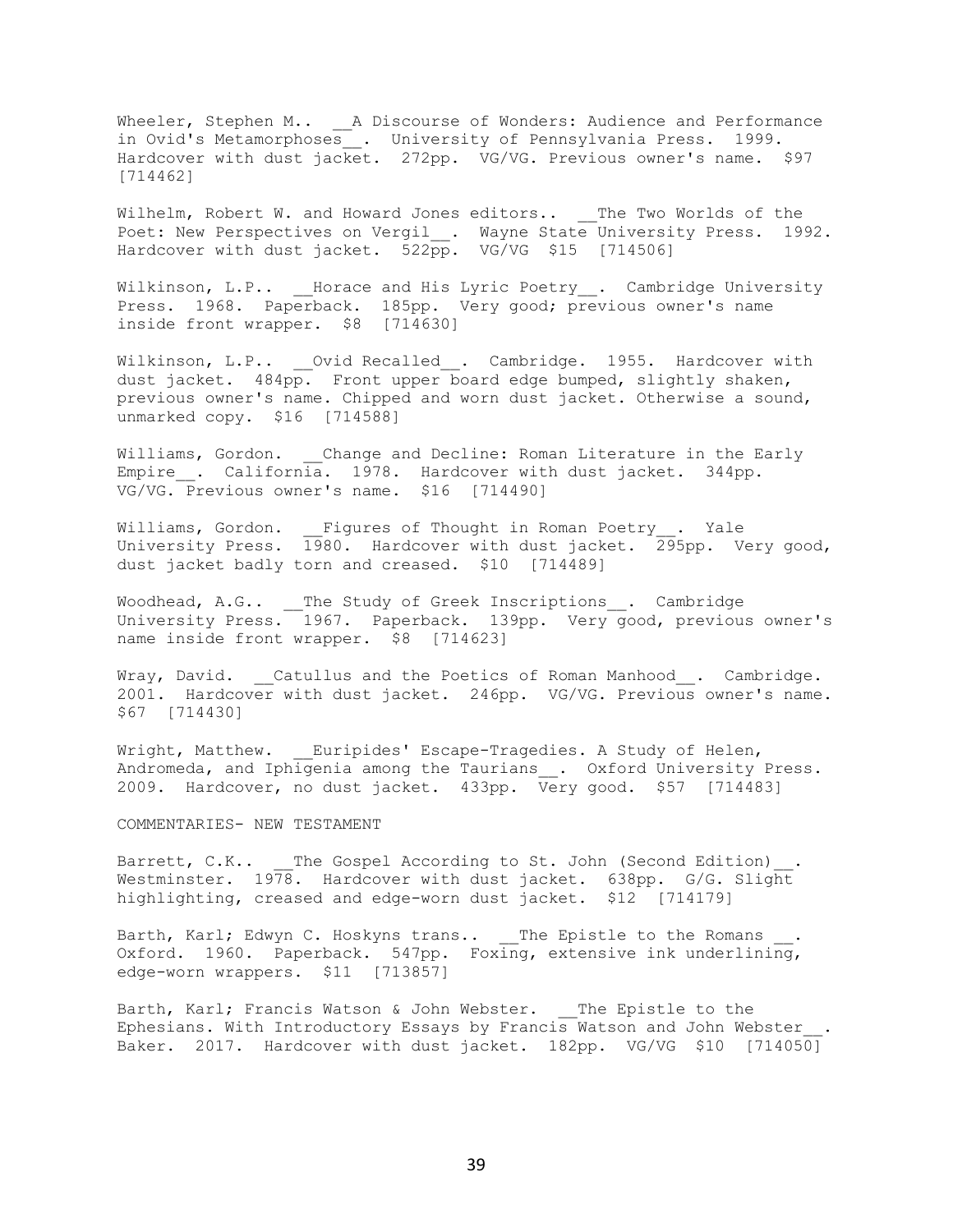Wheeler, Stephen M.. __A Discourse of Wonders: Audience and Performance in Ovid's Metamorphoses__. University of Pennsylvania Press. 1999. Hardcover with dust jacket. 272pp. VG/VG. Previous owner's name. $97 [714462]

Wilhelm, Robert W. and Howard Jones editors.. __The Two Worlds of the Poet: New Perspectives on Vergil__. Wayne State University Press. 1992. Hardcover with dust jacket. 522pp. VG/VG $15 [714506]

Wilkinson, L.P.. __Horace and His Lyric Poetry__. Cambridge University Press. 1968. Paperback. 185pp. Very good; previous owner's name inside front wrapper. $8 [714630]

Wilkinson, L.P.. __Ovid Recalled__. Cambridge. 1955. Hardcover with dust jacket. 484pp. Front upper board edge bumped, slightly shaken, previous owner's name. Chipped and worn dust jacket. Otherwise a sound, unmarked copy. $16 [714588]

Williams, Gordon. __Change and Decline: Roman Literature in the Early Empire__. California. 1978. Hardcover with dust jacket. 344pp. VG/VG. Previous owner's name. $16 [714490]

Williams, Gordon. __Figures of Thought in Roman Poetry__. Yale University Press. 1980. Hardcover with dust jacket. 295pp. Very good, dust jacket badly torn and creased. $10 [714489]

Woodhead, A.G.. __The Study of Greek Inscriptions__. Cambridge University Press. 1967. Paperback. 139pp. Very good, previous owner's name inside front wrapper. $8 [714623]

Wray, David. __Catullus and the Poetics of Roman Manhood__. Cambridge. 2001. Hardcover with dust jacket. 246pp. VG/VG. Previous owner's name. $67 [714430]

Wright, Matthew. __Euripides' Escape-Tragedies. A Study of Helen, Andromeda, and Iphigenia among the Taurians__. Oxford University Press. 2009. Hardcover, no dust jacket. 433pp. Very good. $57 [714483]

COMMENTARIES- NEW TESTAMENT

Barrett, C.K.. __The Gospel According to St. John (Second Edition)__. Westminster. 1978. Hardcover with dust jacket. 638pp. G/G. Slight highlighting, creased and edge-worn dust jacket. $12 [714179]

Barth, Karl; Edwyn C. Hoskyns trans.. __The Epistle to the Romans __. Oxford. 1960. Paperback. 547pp. Foxing, extensive ink underlining, edge-worn wrappers. $11 [713857]

Barth, Karl; Francis Watson & John Webster. __The Epistle to the Ephesians. With Introductory Essays by Francis Watson and John Webster__. Baker. 2017. Hardcover with dust jacket. 182pp. VG/VG $10 [714050]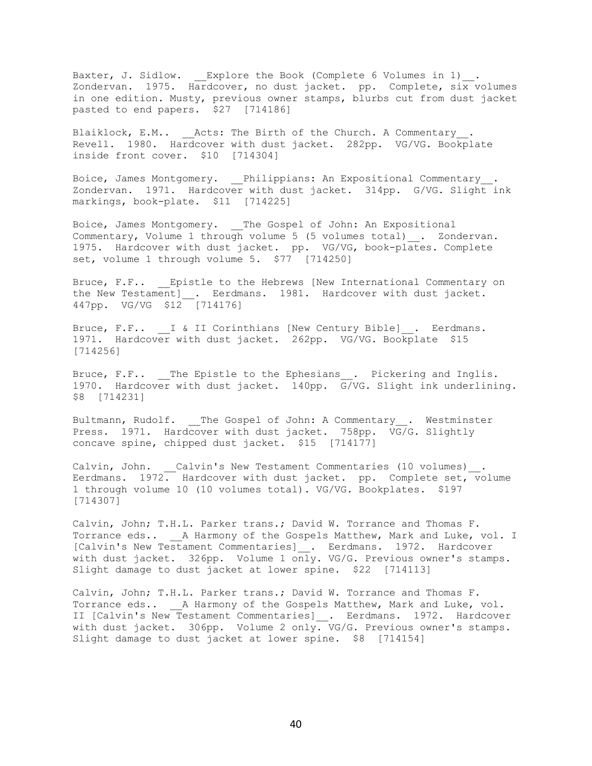Baxter, J. Sidlow. __Explore the Book (Complete 6 Volumes in 1)__. Zondervan. 1975. Hardcover, no dust jacket. pp. Complete, six volumes in one edition. Musty, previous owner stamps, blurbs cut from dust jacket pasted to end papers. $27 [714186]

Blaiklock, E.M.. __Acts: The Birth of the Church. A Commentary__. Revell. 1980. Hardcover with dust jacket. 282pp. VG/VG. Bookplate inside front cover. $10 [714304]

Boice, James Montgomery. __Philippians: An Expositional Commentary__. Zondervan. 1971. Hardcover with dust jacket. 314pp. G/VG. Slight ink markings, book-plate. $11 [714225]

Boice, James Montgomery. __The Gospel of John: An Expositional Commentary, Volume 1 through volume 5 (5 volumes total)__. Zondervan. 1975. Hardcover with dust jacket. pp. VG/VG, book-plates. Complete set, volume 1 through volume 5. $77 [714250]

Bruce, F.F.. __Epistle to the Hebrews [New International Commentary on the New Testament]__. Eerdmans. 1981. Hardcover with dust jacket. 447pp. VG/VG $12 [714176]

Bruce, F.F.. __I & II Corinthians [New Century Bible]__. Eerdmans. 1971. Hardcover with dust jacket. 262pp. VG/VG. Bookplate $15 [714256]

Bruce, F.F.. __The Epistle to the Ephesians__. Pickering and Inglis. 1970. Hardcover with dust jacket. 140pp. G/VG. Slight ink underlining. $8 [714231]

Bultmann, Rudolf. __The Gospel of John: A Commentary__. Westminster Press. 1971. Hardcover with dust jacket. 758pp. VG/G. Slightly concave spine, chipped dust jacket. $15 [714177]

Calvin, John. __Calvin's New Testament Commentaries (10 volumes)__. Eerdmans. 1972. Hardcover with dust jacket. pp. Complete set, volume 1 through volume 10 (10 volumes total). VG/VG. Bookplates. $197 [714307]

Calvin, John; T.H.L. Parker trans.; David W. Torrance and Thomas F. Torrance eds.. __A Harmony of the Gospels Matthew, Mark and Luke, vol. I [Calvin's New Testament Commentaries]__. Eerdmans. 1972. Hardcover with dust jacket. 326pp. Volume 1 only. VG/G. Previous owner's stamps. Slight damage to dust jacket at lower spine. $22 [714113]

Calvin, John; T.H.L. Parker trans.; David W. Torrance and Thomas F. Torrance eds.. __A Harmony of the Gospels Matthew, Mark and Luke, vol. II [Calvin's New Testament Commentaries]__. Eerdmans. 1972. Hardcover with dust jacket. 306pp. Volume 2 only. VG/G. Previous owner's stamps. Slight damage to dust jacket at lower spine. $8 [714154]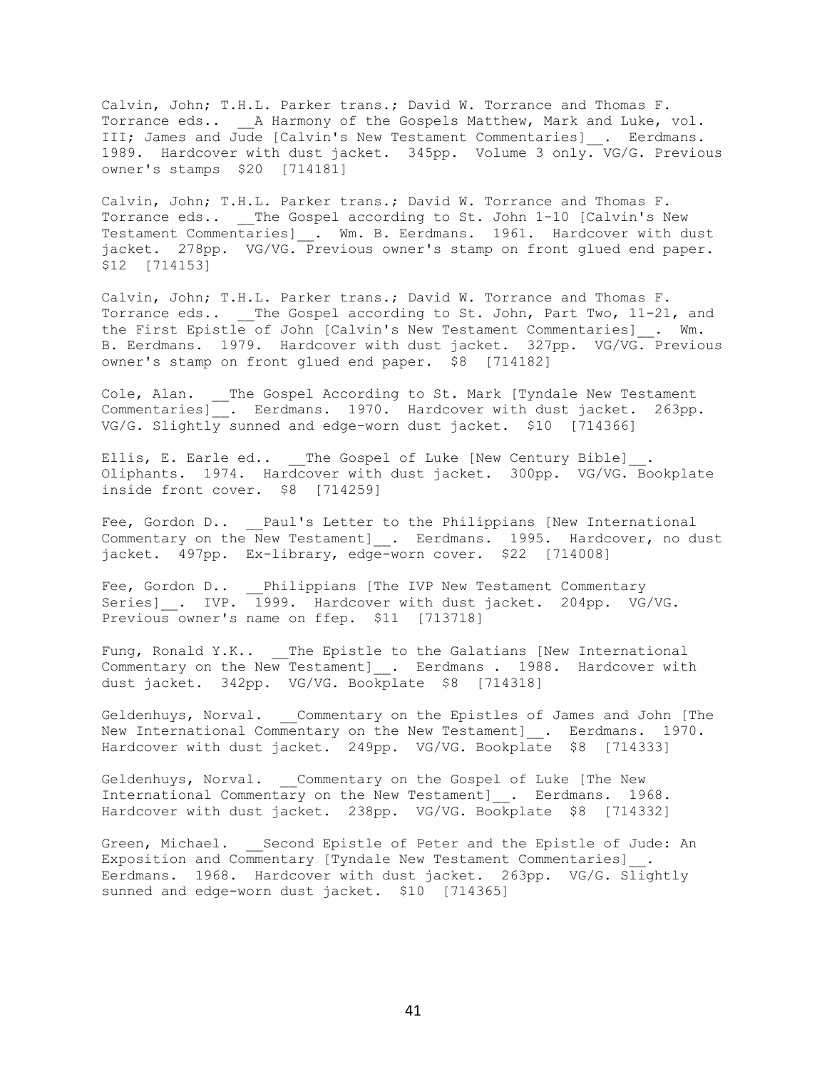Calvin, John; T.H.L. Parker trans.; David W. Torrance and Thomas F. Torrance eds.. __A Harmony of the Gospels Matthew, Mark and Luke, vol. III; James and Jude [Calvin's New Testament Commentaries]__. Eerdmans. 1989. Hardcover with dust jacket. 345pp. Volume 3 only. VG/G. Previous owner's stamps $20 [714181]

Calvin, John; T.H.L. Parker trans.; David W. Torrance and Thomas F. Torrance eds.. __The Gospel according to St. John 1-10 [Calvin's New Testament Commentaries]__. Wm. B. Eerdmans. 1961. Hardcover with dust jacket. 278pp. VG/VG. Previous owner's stamp on front glued end paper. $12 [714153]

Calvin, John; T.H.L. Parker trans.; David W. Torrance and Thomas F. Torrance eds.. __The Gospel according to St. John, Part Two, 11-21, and the First Epistle of John [Calvin's New Testament Commentaries]__. Wm. B. Eerdmans. 1979. Hardcover with dust jacket. 327pp. VG/VG. Previous owner's stamp on front glued end paper. $8 [714182]

Cole, Alan. __The Gospel According to St. Mark [Tyndale New Testament Commentaries]__. Eerdmans. 1970. Hardcover with dust jacket. 263pp. VG/G. Slightly sunned and edge-worn dust jacket. $10 [714366]

Ellis, E. Earle ed.. __The Gospel of Luke [New Century Bible]__. Oliphants. 1974. Hardcover with dust jacket. 300pp. VG/VG. Bookplate inside front cover. $8 [714259]

Fee, Gordon D.. __Paul's Letter to the Philippians [New International Commentary on the New Testament]__. Eerdmans. 1995. Hardcover, no dust jacket. 497pp. Ex-library, edge-worn cover. $22 [714008]

Fee, Gordon D.. __Philippians [The IVP New Testament Commentary Series]__. IVP. 1999. Hardcover with dust jacket. 204pp. VG/VG. Previous owner's name on ffep. $11 [713718]

Fung, Ronald Y.K.. __The Epistle to the Galatians [New International Commentary on the New Testament]__. Eerdmans . 1988. Hardcover with dust jacket. 342pp. VG/VG. Bookplate $8 [714318]

Geldenhuys, Norval. __Commentary on the Epistles of James and John [The New International Commentary on the New Testament]__. Eerdmans. 1970. Hardcover with dust jacket. 249pp. VG/VG. Bookplate $8 [714333]

Geldenhuys, Norval. __Commentary on the Gospel of Luke [The New International Commentary on the New Testament]__. Eerdmans. 1968. Hardcover with dust jacket. 238pp. VG/VG. Bookplate $8 [714332]

Green, Michael. __Second Epistle of Peter and the Epistle of Jude: An Exposition and Commentary [Tyndale New Testament Commentaries]__. Eerdmans. 1968. Hardcover with dust jacket. 263pp. VG/G. Slightly sunned and edge-worn dust jacket. $10 [714365]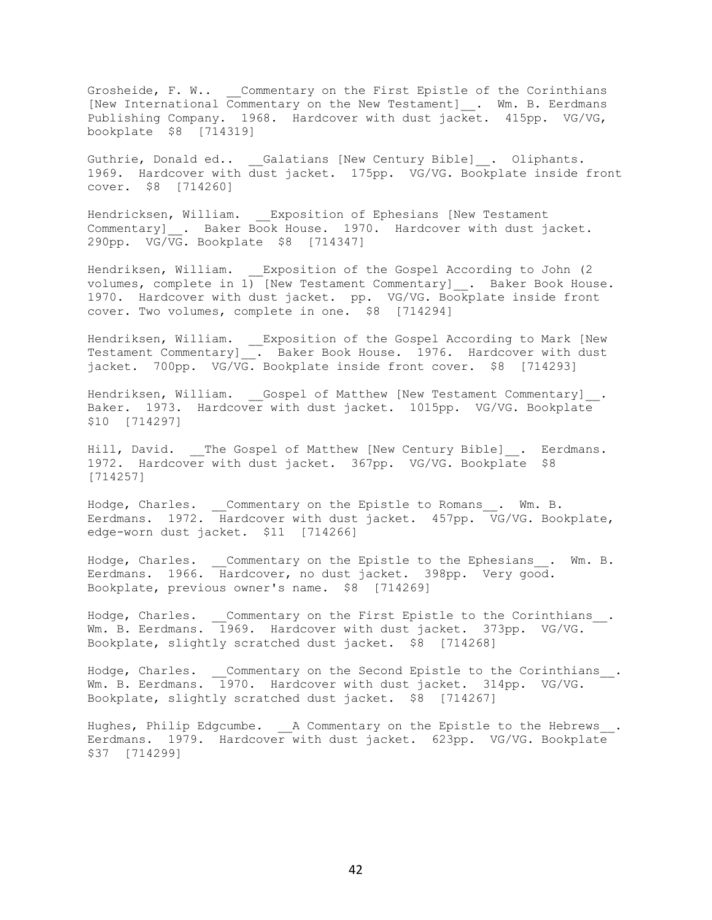Grosheide, F. W.. __Commentary on the First Epistle of the Corinthians [New International Commentary on the New Testament]__. Wm. B. Eerdmans Publishing Company. 1968. Hardcover with dust jacket. 415pp. VG/VG, bookplate $8 [714319]

Guthrie, Donald ed.. __Galatians [New Century Bible]__. Oliphants. 1969. Hardcover with dust jacket. 175pp. VG/VG. Bookplate inside front cover. $8 [714260]

Hendricksen, William. __Exposition of Ephesians [New Testament Commentary]__. Baker Book House. 1970. Hardcover with dust jacket. 290pp. VG/VG. Bookplate $8 [714347]

Hendriksen, William. __Exposition of the Gospel According to John (2 volumes, complete in 1) [New Testament Commentary]__. Baker Book House. 1970. Hardcover with dust jacket. pp. VG/VG. Bookplate inside front cover. Two volumes, complete in one. $8 [714294]

Hendriksen, William. __Exposition of the Gospel According to Mark [New Testament Commentary]__. Baker Book House. 1976. Hardcover with dust jacket. 700pp. VG/VG. Bookplate inside front cover. $8 [714293]

Hendriksen, William. __Gospel of Matthew [New Testament Commentary]__. Baker. 1973. Hardcover with dust jacket. 1015pp. VG/VG. Bookplate $10 [714297]

Hill, David. __The Gospel of Matthew [New Century Bible]__. Eerdmans. 1972. Hardcover with dust jacket. 367pp. VG/VG. Bookplate $8 [714257]

Hodge, Charles. __Commentary on the Epistle to Romans__. Wm. B. Eerdmans. 1972. Hardcover with dust jacket. 457pp. VG/VG. Bookplate, edge-worn dust jacket. $11 [714266]

Hodge, Charles. __Commentary on the Epistle to the Ephesians__. Wm. B. Eerdmans. 1966. Hardcover, no dust jacket. 398pp. Very good. Bookplate, previous owner's name. $8 [714269]

Hodge, Charles. __Commentary on the First Epistle to the Corinthians__. Wm. B. Eerdmans. 1969. Hardcover with dust jacket. 373pp. VG/VG. Bookplate, slightly scratched dust jacket. $8 [714268]

Hodge, Charles. __Commentary on the Second Epistle to the Corinthians__. Wm. B. Eerdmans. 1970. Hardcover with dust jacket. 314pp. VG/VG. Bookplate, slightly scratched dust jacket. $8 [714267]

Hughes, Philip Edgcumbe. __A Commentary on the Epistle to the Hebrews__. Eerdmans. 1979. Hardcover with dust jacket. 623pp. VG/VG. Bookplate $37 [714299]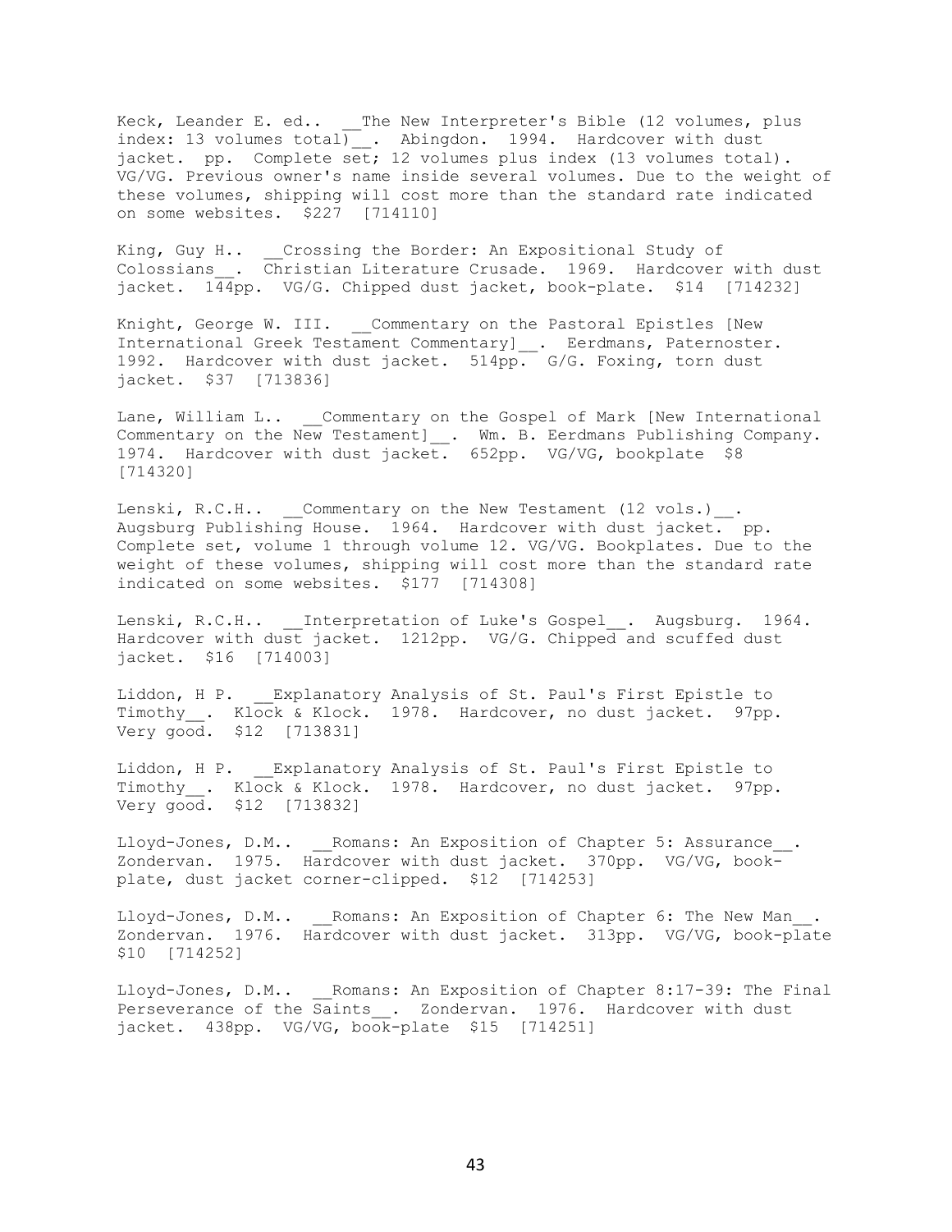Keck, Leander E. ed.. __The New Interpreter's Bible (12 volumes, plus index: 13 volumes total)__. Abingdon. 1994. Hardcover with dust jacket. pp. Complete set; 12 volumes plus index (13 volumes total). VG/VG. Previous owner's name inside several volumes. Due to the weight of these volumes, shipping will cost more than the standard rate indicated on some websites. $227 [714110]

King, Guy H.. __Crossing the Border: An Expositional Study of Colossians__. Christian Literature Crusade. 1969. Hardcover with dust jacket. 144pp. VG/G. Chipped dust jacket, book-plate. $14 [714232]

Knight, George W. III. __Commentary on the Pastoral Epistles [New International Greek Testament Commentary]__. Eerdmans, Paternoster. 1992. Hardcover with dust jacket. 514pp. G/G. Foxing, torn dust jacket. $37 [713836]

Lane, William L.. __Commentary on the Gospel of Mark [New International Commentary on the New Testament]__. Wm. B. Eerdmans Publishing Company. 1974. Hardcover with dust jacket. 652pp. VG/VG, bookplate $8 [714320]

Lenski, R.C.H.. __Commentary on the New Testament (12 vols.)__. Augsburg Publishing House. 1964. Hardcover with dust jacket. pp. Complete set, volume 1 through volume 12. VG/VG. Bookplates. Due to the weight of these volumes, shipping will cost more than the standard rate indicated on some websites. $177 [714308]

Lenski, R.C.H.. __Interpretation of Luke's Gospel__. Augsburg. 1964. Hardcover with dust jacket. 1212pp. VG/G. Chipped and scuffed dust jacket. $16 [714003]

Liddon, H P. __Explanatory Analysis of St. Paul's First Epistle to Timothy__. Klock & Klock. 1978. Hardcover, no dust jacket. 97pp. Very good. $12 [713831]

Liddon, H P. __Explanatory Analysis of St. Paul's First Epistle to Timothy__. Klock & Klock. 1978. Hardcover, no dust jacket. 97pp. Very good. $12 [713832]

Lloyd-Jones, D.M.. __Romans: An Exposition of Chapter 5: Assurance__. Zondervan. 1975. Hardcover with dust jacket. 370pp. VG/VG, book-plate, dust jacket corner-clipped. $12 [714253]

Lloyd-Jones, D.M.. __Romans: An Exposition of Chapter 6: The New Man__. Zondervan. 1976. Hardcover with dust jacket. 313pp. VG/VG, book-plate $10 [714252]

Lloyd-Jones, D.M.. __Romans: An Exposition of Chapter 8:17-39: The Final Perseverance of the Saints__. Zondervan. 1976. Hardcover with dust jacket. 438pp. VG/VG, book-plate $15 [714251]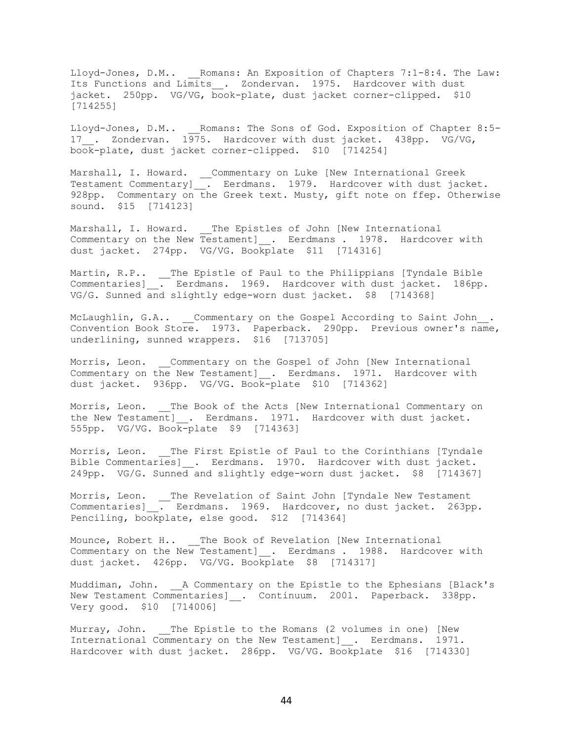Lloyd-Jones, D.M.. __Romans: An Exposition of Chapters 7:1-8:4. The Law: Its Functions and Limits__. Zondervan. 1975. Hardcover with dust jacket. 250pp. VG/VG, book-plate, dust jacket corner-clipped. $10 [714255]

Lloyd-Jones, D.M.. __Romans: The Sons of God. Exposition of Chapter 8:5-17__. Zondervan. 1975. Hardcover with dust jacket. 438pp. VG/VG, book-plate, dust jacket corner-clipped. $10 [714254]

Marshall, I. Howard. __Commentary on Luke [New International Greek Testament Commentary]__. Eerdmans. 1979. Hardcover with dust jacket. 928pp. Commentary on the Greek text. Musty, gift note on ffep. Otherwise sound. $15 [714123]

Marshall, I. Howard. __The Epistles of John [New International Commentary on the New Testament]__. Eerdmans . 1978. Hardcover with dust jacket. 274pp. VG/VG. Bookplate $11 [714316]

Martin, R.P.. __The Epistle of Paul to the Philippians [Tyndale Bible Commentaries]__. Eerdmans. 1969. Hardcover with dust jacket. 186pp. VG/G. Sunned and slightly edge-worn dust jacket. $8 [714368]

McLaughlin, G.A.. __Commentary on the Gospel According to Saint John__. Convention Book Store. 1973. Paperback. 290pp. Previous owner's name, underlining, sunned wrappers. $16 [713705]

Morris, Leon. __Commentary on the Gospel of John [New International Commentary on the New Testament]__. Eerdmans. 1971. Hardcover with dust jacket. 936pp. VG/VG. Book-plate $10 [714362]

Morris, Leon. __The Book of the Acts [New International Commentary on the New Testament]__. Eerdmans. 1971. Hardcover with dust jacket. 555pp. VG/VG. Book-plate $9 [714363]

Morris, Leon. __The First Epistle of Paul to the Corinthians [Tyndale Bible Commentaries]__. Eerdmans. 1970. Hardcover with dust jacket. 249pp. VG/G. Sunned and slightly edge-worn dust jacket. $8 [714367]

Morris, Leon. __The Revelation of Saint John [Tyndale New Testament Commentaries]__. Eerdmans. 1969. Hardcover, no dust jacket. 263pp. Penciling, bookplate, else good. $12 [714364]

Mounce, Robert H.. __The Book of Revelation [New International Commentary on the New Testament]__. Eerdmans . 1988. Hardcover with dust jacket. 426pp. VG/VG. Bookplate $8 [714317]

Muddiman, John. __A Commentary on the Epistle to the Ephesians [Black's New Testament Commentaries]__. Continuum. 2001. Paperback. 338pp. Very good. $10 [714006]

Murray, John. __The Epistle to the Romans (2 volumes in one) [New International Commentary on the New Testament]__. Eerdmans. 1971. Hardcover with dust jacket. 286pp. VG/VG. Bookplate $16 [714330]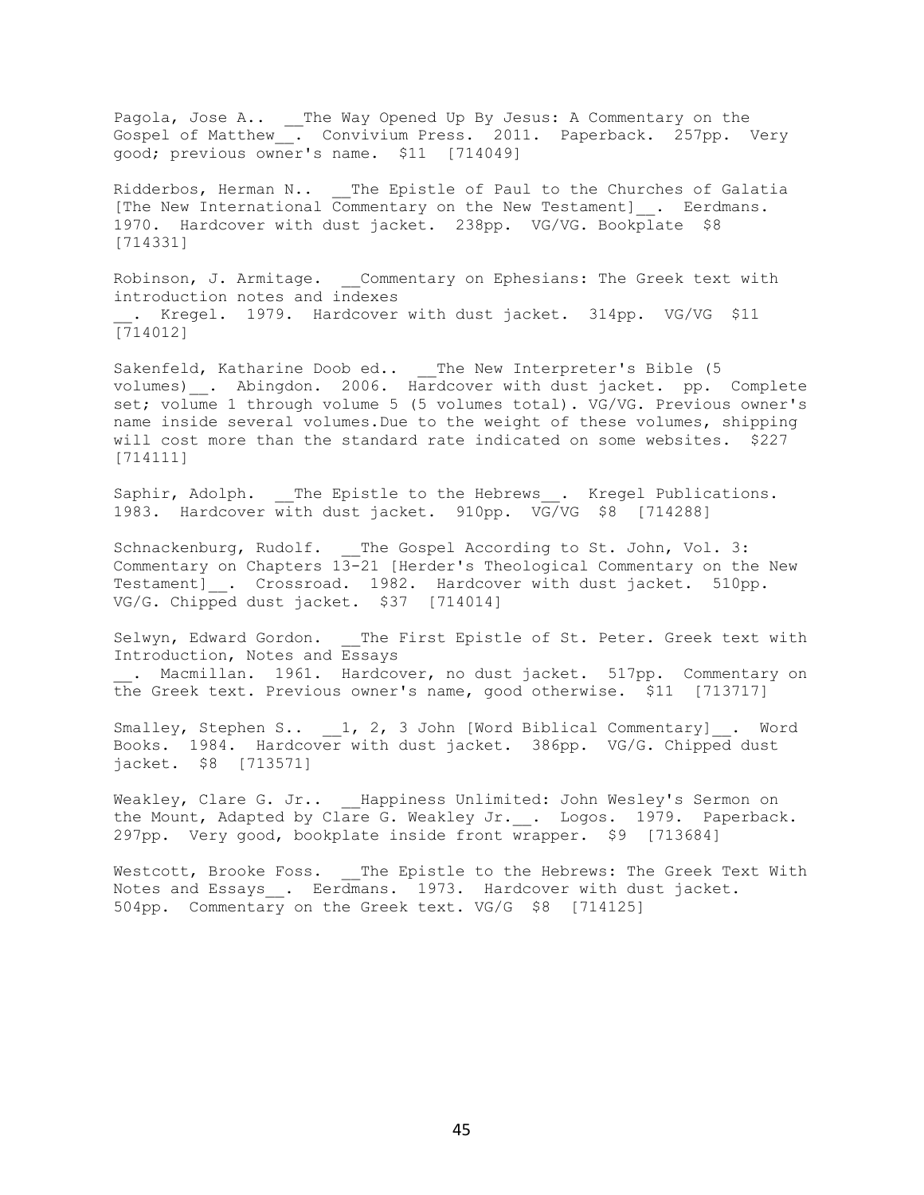Pagola, Jose A.. __The Way Opened Up By Jesus: A Commentary on the Gospel of Matthew__. Convivium Press. 2011. Paperback. 257pp. Very good; previous owner's name. $11 [714049]

Ridderbos, Herman N.. __The Epistle of Paul to the Churches of Galatia [The New International Commentary on the New Testament]__. Eerdmans. 1970. Hardcover with dust jacket. 238pp. VG/VG. Bookplate $8 [714331]

Robinson, J. Armitage. __Commentary on Ephesians: The Greek text with introduction notes and indexes
__. Kregel. 1979. Hardcover with dust jacket. 314pp. VG/VG $11 [714012]

Sakenfeld, Katharine Doob ed.. __The New Interpreter's Bible (5 volumes)__. Abingdon. 2006. Hardcover with dust jacket. pp. Complete set; volume 1 through volume 5 (5 volumes total). VG/VG. Previous owner's name inside several volumes.Due to the weight of these volumes, shipping will cost more than the standard rate indicated on some websites. $227 [714111]

Saphir, Adolph. __The Epistle to the Hebrews__. Kregel Publications. 1983. Hardcover with dust jacket. 910pp. VG/VG $8 [714288]

Schnackenburg, Rudolf. __The Gospel According to St. John, Vol. 3: Commentary on Chapters 13-21 [Herder's Theological Commentary on the New Testament]__. Crossroad. 1982. Hardcover with dust jacket. 510pp. VG/G. Chipped dust jacket. $37 [714014]

Selwyn, Edward Gordon. __The First Epistle of St. Peter. Greek text with Introduction, Notes and Essays
__. Macmillan. 1961. Hardcover, no dust jacket. 517pp. Commentary on the Greek text. Previous owner's name, good otherwise. $11 [713717]

Smalley, Stephen S.. __1, 2, 3 John [Word Biblical Commentary]__. Word Books. 1984. Hardcover with dust jacket. 386pp. VG/G. Chipped dust jacket. $8 [713571]

Weakley, Clare G. Jr.. __Happiness Unlimited: John Wesley's Sermon on the Mount, Adapted by Clare G. Weakley Jr.__. Logos. 1979. Paperback. 297pp. Very good, bookplate inside front wrapper. $9 [713684]

Westcott, Brooke Foss. __The Epistle to the Hebrews: The Greek Text With Notes and Essays__. Eerdmans. 1973. Hardcover with dust jacket. 504pp. Commentary on the Greek text. VG/G $8 [714125]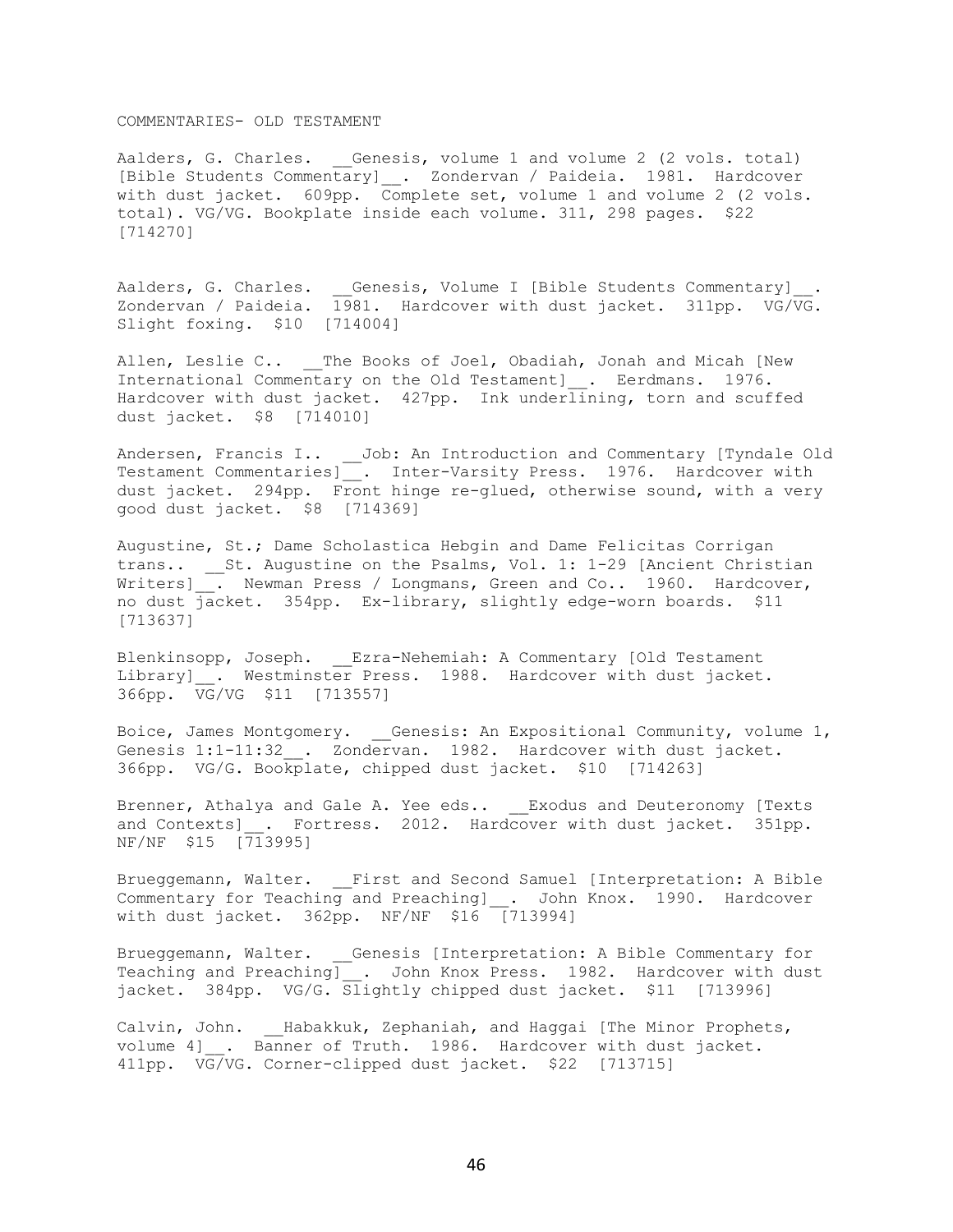COMMENTARIES- OLD TESTAMENT

Aalders, G. Charles. __Genesis, volume 1 and volume 2 (2 vols. total) [Bible Students Commentary]__. Zondervan / Paideia. 1981. Hardcover with dust jacket. 609pp. Complete set, volume 1 and volume 2 (2 vols. total). VG/VG. Bookplate inside each volume. 311, 298 pages. $22 [714270]

Aalders, G. Charles. __Genesis, Volume I [Bible Students Commentary]__. Zondervan / Paideia. 1981. Hardcover with dust jacket. 311pp. VG/VG. Slight foxing. $10 [714004]

Allen, Leslie C.. __The Books of Joel, Obadiah, Jonah and Micah [New International Commentary on the Old Testament]__. Eerdmans. 1976. Hardcover with dust jacket. 427pp. Ink underlining, torn and scuffed dust jacket. $8 [714010]

Andersen, Francis I.. __Job: An Introduction and Commentary [Tyndale Old Testament Commentaries]__. Inter-Varsity Press. 1976. Hardcover with dust jacket. 294pp. Front hinge re-glued, otherwise sound, with a very good dust jacket. $8 [714369]

Augustine, St.; Dame Scholastica Hebgin and Dame Felicitas Corrigan trans.. __St. Augustine on the Psalms, Vol. 1: 1-29 [Ancient Christian Writers]__. Newman Press / Longmans, Green and Co.. 1960. Hardcover, no dust jacket. 354pp. Ex-library, slightly edge-worn boards. $11 [713637]

Blenkinsopp, Joseph. __Ezra-Nehemiah: A Commentary [Old Testament Library]__. Westminster Press. 1988. Hardcover with dust jacket. 366pp. VG/VG $11 [713557]

Boice, James Montgomery. __Genesis: An Expositional Community, volume 1, Genesis 1:1-11:32__. Zondervan. 1982. Hardcover with dust jacket. 366pp. VG/G. Bookplate, chipped dust jacket. $10 [714263]

Brenner, Athalya and Gale A. Yee eds.. __Exodus and Deuteronomy [Texts and Contexts]__. Fortress. 2012. Hardcover with dust jacket. 351pp. NF/NF $15 [713995]

Brueggemann, Walter. __First and Second Samuel [Interpretation: A Bible Commentary for Teaching and Preaching]__. John Knox. 1990. Hardcover with dust jacket. 362pp. NF/NF $16 [713994]

Brueggemann, Walter. __Genesis [Interpretation: A Bible Commentary for Teaching and Preaching]__. John Knox Press. 1982. Hardcover with dust jacket. 384pp. VG/G. Slightly chipped dust jacket. $11 [713996]

Calvin, John. __Habakkuk, Zephaniah, and Haggai [The Minor Prophets, volume 4]__. Banner of Truth. 1986. Hardcover with dust jacket. 411pp. VG/VG. Corner-clipped dust jacket. $22 [713715]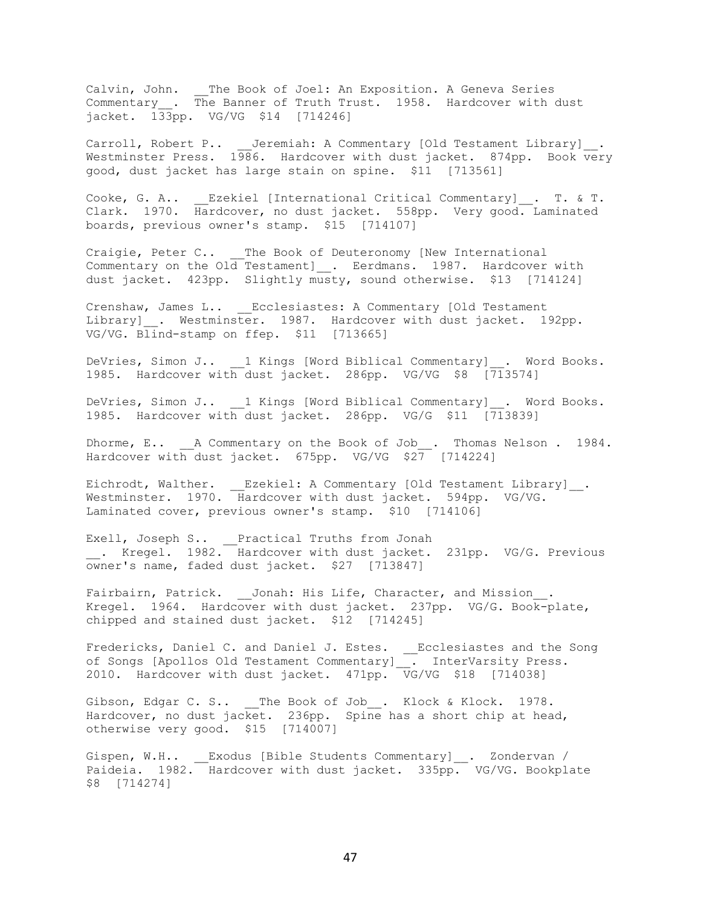Calvin, John. __The Book of Joel: An Exposition. A Geneva Series Commentary__. The Banner of Truth Trust. 1958. Hardcover with dust jacket. 133pp. VG/VG $14 [714246]

Carroll, Robert P.. __Jeremiah: A Commentary [Old Testament Library]__. Westminster Press. 1986. Hardcover with dust jacket. 874pp. Book very good, dust jacket has large stain on spine. $11 [713561]

Cooke, G. A.. __Ezekiel [International Critical Commentary]__. T. & T. Clark. 1970. Hardcover, no dust jacket. 558pp. Very good. Laminated boards, previous owner's stamp. $15 [714107]

Craigie, Peter C.. __The Book of Deuteronomy [New International Commentary on the Old Testament]__. Eerdmans. 1987. Hardcover with dust jacket. 423pp. Slightly musty, sound otherwise. $13 [714124]

Crenshaw, James L.. __Ecclesiastes: A Commentary [Old Testament Library]__. Westminster. 1987. Hardcover with dust jacket. 192pp. VG/VG. Blind-stamp on ffep. $11 [713665]

DeVries, Simon J.. __1 Kings [Word Biblical Commentary]__. Word Books. 1985. Hardcover with dust jacket. 286pp. VG/VG $8 [713574]

DeVries, Simon J.. __1 Kings [Word Biblical Commentary]__. Word Books. 1985. Hardcover with dust jacket. 286pp. VG/G $11 [713839]

Dhorme, E.. __A Commentary on the Book of Job__. Thomas Nelson . 1984. Hardcover with dust jacket. 675pp. VG/VG $27 [714224]

Eichrodt, Walther. __Ezekiel: A Commentary [Old Testament Library]__. Westminster. 1970. Hardcover with dust jacket. 594pp. VG/VG. Laminated cover, previous owner's stamp. $10 [714106]

Exell, Joseph S.. __Practical Truths from Jonah __. Kregel. 1982. Hardcover with dust jacket. 231pp. VG/G. Previous owner's name, faded dust jacket. $27 [713847]

Fairbairn, Patrick. __Jonah: His Life, Character, and Mission__. Kregel. 1964. Hardcover with dust jacket. 237pp. VG/G. Book-plate, chipped and stained dust jacket. $12 [714245]

Fredericks, Daniel C. and Daniel J. Estes. __Ecclesiastes and the Song of Songs [Apollos Old Testament Commentary]__. InterVarsity Press. 2010. Hardcover with dust jacket. 471pp. VG/VG $18 [714038]

Gibson, Edgar C. S.. __The Book of Job__. Klock & Klock. 1978. Hardcover, no dust jacket. 236pp. Spine has a short chip at head, otherwise very good. $15 [714007]

Gispen, W.H.. __Exodus [Bible Students Commentary]__. Zondervan / Paideia. 1982. Hardcover with dust jacket. 335pp. VG/VG. Bookplate $8 [714274]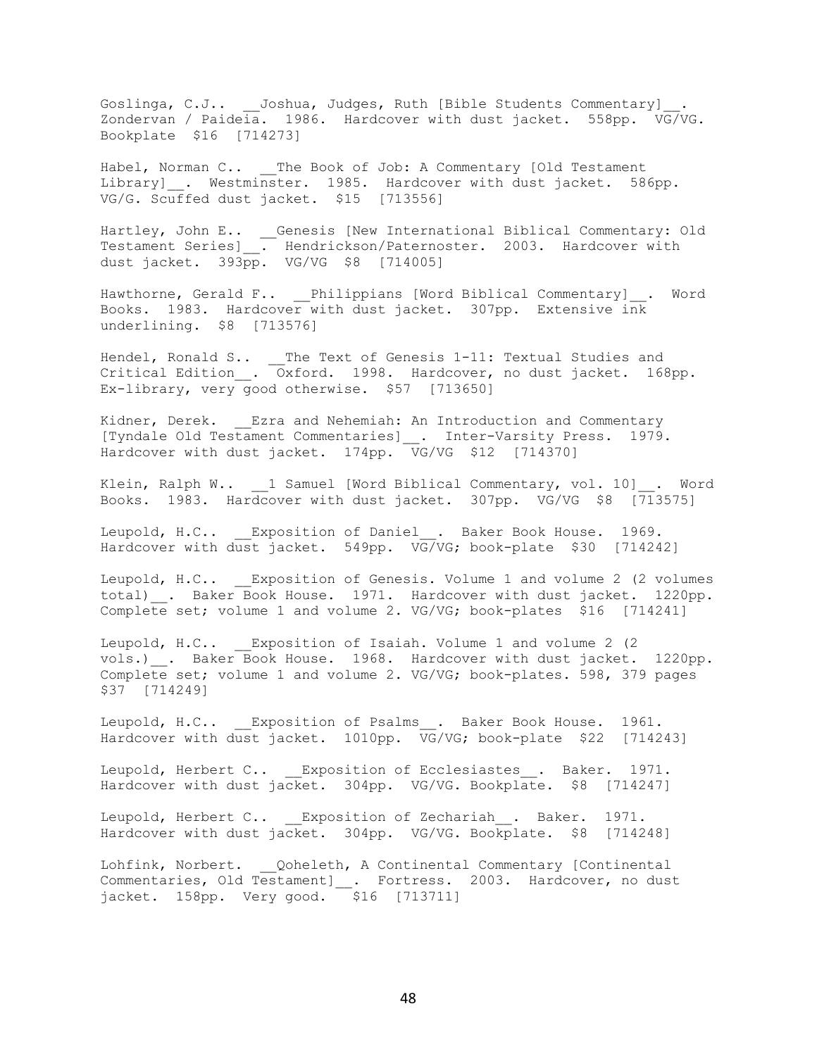Goslinga, C.J.. __Joshua, Judges, Ruth [Bible Students Commentary]__. Zondervan / Paideia. 1986. Hardcover with dust jacket. 558pp. VG/VG. Bookplate $16 [714273]

Habel, Norman C.. __The Book of Job: A Commentary [Old Testament Library]__. Westminster. 1985. Hardcover with dust jacket. 586pp. VG/G. Scuffed dust jacket. $15 [713556]

Hartley, John E.. __Genesis [New International Biblical Commentary: Old Testament Series]__. Hendrickson/Paternoster. 2003. Hardcover with dust jacket. 393pp. VG/VG $8 [714005]

Hawthorne, Gerald F.. __Philippians [Word Biblical Commentary]__. Word Books. 1983. Hardcover with dust jacket. 307pp. Extensive ink underlining. $8 [713576]

Hendel, Ronald S.. __The Text of Genesis 1-11: Textual Studies and Critical Edition__. Oxford. 1998. Hardcover, no dust jacket. 168pp. Ex-library, very good otherwise. $57 [713650]

Kidner, Derek. __Ezra and Nehemiah: An Introduction and Commentary [Tyndale Old Testament Commentaries]__. Inter-Varsity Press. 1979. Hardcover with dust jacket. 174pp. VG/VG $12 [714370]

Klein, Ralph W.. __1 Samuel [Word Biblical Commentary, vol. 10]__. Word Books. 1983. Hardcover with dust jacket. 307pp. VG/VG $8 [713575]

Leupold, H.C.. __Exposition of Daniel__. Baker Book House. 1969. Hardcover with dust jacket. 549pp. VG/VG; book-plate $30 [714242]

Leupold, H.C.. __Exposition of Genesis. Volume 1 and volume 2 (2 volumes total)__. Baker Book House. 1971. Hardcover with dust jacket. 1220pp. Complete set; volume 1 and volume 2. VG/VG; book-plates $16 [714241]

Leupold, H.C.. __Exposition of Isaiah. Volume 1 and volume 2 (2 vols.)__. Baker Book House. 1968. Hardcover with dust jacket. 1220pp. Complete set; volume 1 and volume 2. VG/VG; book-plates. 598, 379 pages $37 [714249]

Leupold, H.C.. __Exposition of Psalms__. Baker Book House. 1961. Hardcover with dust jacket. 1010pp. VG/VG; book-plate $22 [714243]

Leupold, Herbert C.. __Exposition of Ecclesiastes__. Baker. 1971. Hardcover with dust jacket. 304pp. VG/VG. Bookplate. $8 [714247]

Leupold, Herbert C.. __Exposition of Zechariah__. Baker. 1971. Hardcover with dust jacket. 304pp. VG/VG. Bookplate. $8 [714248]

Lohfink, Norbert. __Qoheleth, A Continental Commentary [Continental Commentaries, Old Testament]__. Fortress. 2003. Hardcover, no dust jacket. 158pp. Very good. $16 [713711]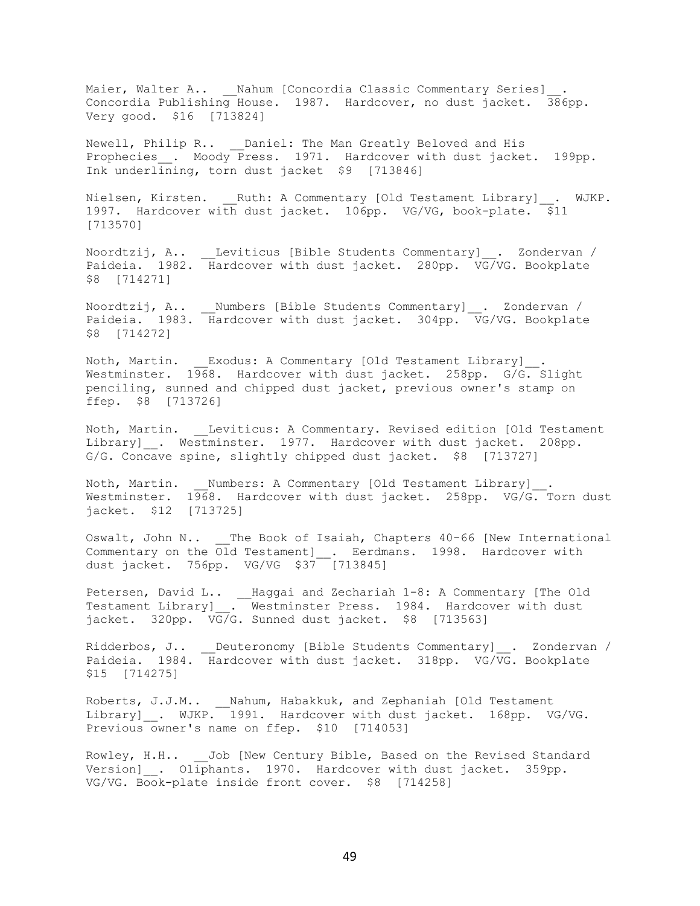Maier, Walter A.. __Nahum [Concordia Classic Commentary Series]__. Concordia Publishing House. 1987. Hardcover, no dust jacket. 386pp. Very good. $16 [713824]

Newell, Philip R.. __Daniel: The Man Greatly Beloved and His Prophecies__. Moody Press. 1971. Hardcover with dust jacket. 199pp. Ink underlining, torn dust jacket $9 [713846]

Nielsen, Kirsten. __Ruth: A Commentary [Old Testament Library]__. WJKP. 1997. Hardcover with dust jacket. 106pp. VG/VG, book-plate. $11 [713570]

Noordtzij, A.. __Leviticus [Bible Students Commentary]__. Zondervan / Paideia. 1982. Hardcover with dust jacket. 280pp. VG/VG. Bookplate $8 [714271]

Noordtzij, A.. __Numbers [Bible Students Commentary]__. Zondervan / Paideia. 1983. Hardcover with dust jacket. 304pp. VG/VG. Bookplate $8 [714272]

Noth, Martin. __Exodus: A Commentary [Old Testament Library]__. Westminster. 1968. Hardcover with dust jacket. 258pp. G/G. Slight penciling, sunned and chipped dust jacket, previous owner's stamp on ffep. $8 [713726]

Noth, Martin. __Leviticus: A Commentary. Revised edition [Old Testament Library]__. Westminster. 1977. Hardcover with dust jacket. 208pp. G/G. Concave spine, slightly chipped dust jacket. $8 [713727]

Noth, Martin. __Numbers: A Commentary [Old Testament Library]__. Westminster. 1968. Hardcover with dust jacket. 258pp. VG/G. Torn dust jacket. $12 [713725]

Oswalt, John N.. __The Book of Isaiah, Chapters 40-66 [New International Commentary on the Old Testament]__. Eerdmans. 1998. Hardcover with dust jacket. 756pp. VG/VG $37 [713845]

Petersen, David L.. __Haggai and Zechariah 1-8: A Commentary [The Old Testament Library]__. Westminster Press. 1984. Hardcover with dust jacket. 320pp. VG/G. Sunned dust jacket. $8 [713563]

Ridderbos, J.. __Deuteronomy [Bible Students Commentary]__. Zondervan / Paideia. 1984. Hardcover with dust jacket. 318pp. VG/VG. Bookplate $15 [714275]

Roberts, J.J.M.. __Nahum, Habakkuk, and Zephaniah [Old Testament Library]__. WJKP. 1991. Hardcover with dust jacket. 168pp. VG/VG. Previous owner's name on ffep. $10 [714053]

Rowley, H.H.. __Job [New Century Bible, Based on the Revised Standard Version]__. Oliphants. 1970. Hardcover with dust jacket. 359pp. VG/VG. Book-plate inside front cover. $8 [714258]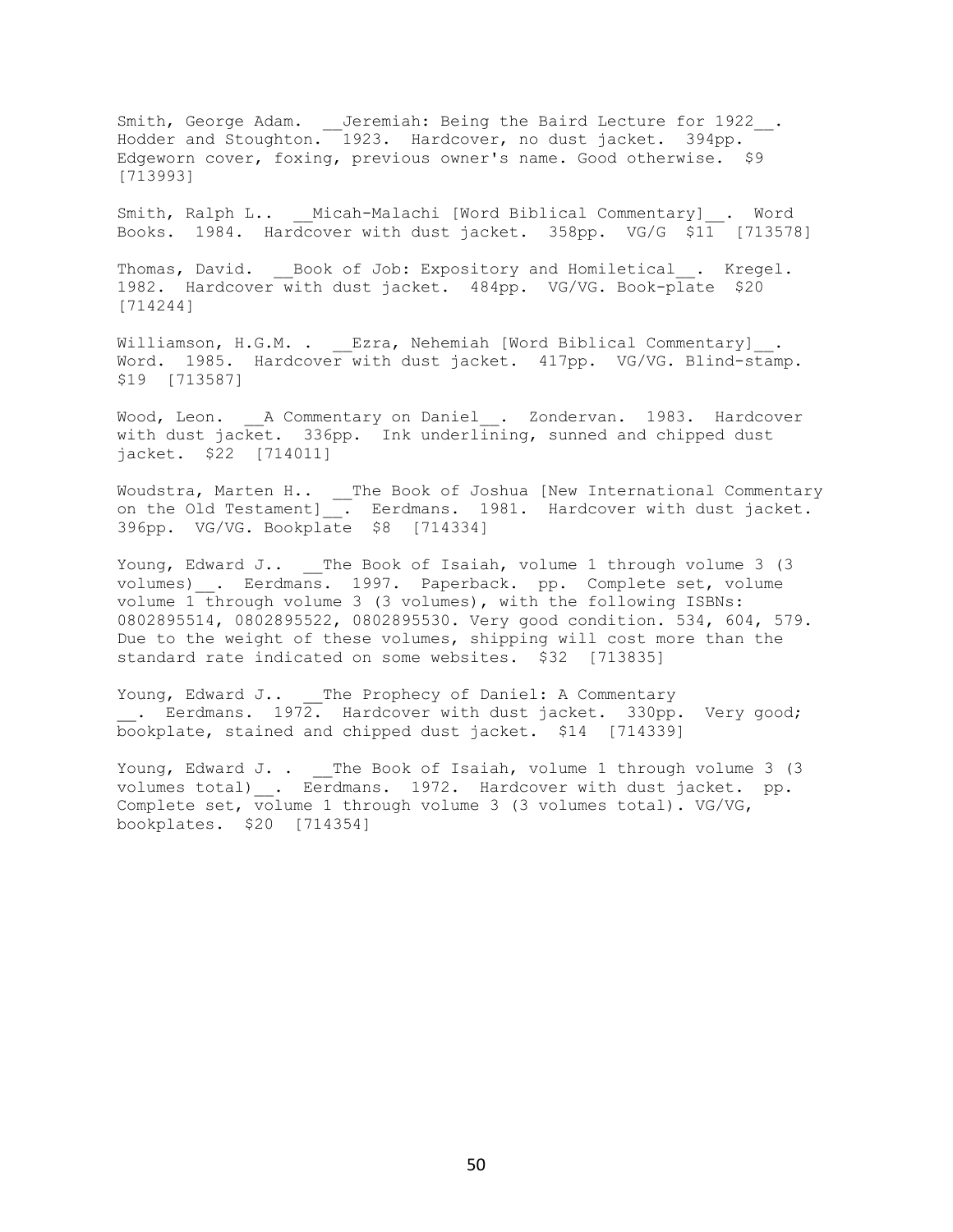Smith, George Adam. __Jeremiah: Being the Baird Lecture for 1922__. Hodder and Stoughton. 1923. Hardcover, no dust jacket. 394pp. Edgeworn cover, foxing, previous owner's name. Good otherwise. $9 [713993]

Smith, Ralph L.. __Micah-Malachi [Word Biblical Commentary]__. Word Books. 1984. Hardcover with dust jacket. 358pp. VG/G $11 [713578]

Thomas, David. __Book of Job: Expository and Homiletical__. Kregel. 1982. Hardcover with dust jacket. 484pp. VG/VG. Book-plate $20 [714244]

Williamson, H.G.M. . __Ezra, Nehemiah [Word Biblical Commentary]__. Word. 1985. Hardcover with dust jacket. 417pp. VG/VG. Blind-stamp. $19 [713587]

Wood, Leon. __A Commentary on Daniel__. Zondervan. 1983. Hardcover with dust jacket. 336pp. Ink underlining, sunned and chipped dust jacket. $22 [714011]

Woudstra, Marten H.. __The Book of Joshua [New International Commentary on the Old Testament]__. Eerdmans. 1981. Hardcover with dust jacket. 396pp. VG/VG. Bookplate $8 [714334]

Young, Edward J.. __The Book of Isaiah, volume 1 through volume 3 (3 volumes)__. Eerdmans. 1997. Paperback. pp. Complete set, volume volume 1 through volume 3 (3 volumes), with the following ISBNs: 0802895514, 0802895522, 0802895530. Very good condition. 534, 604, 579. Due to the weight of these volumes, shipping will cost more than the standard rate indicated on some websites. $32 [713835]

Young, Edward J.. __The Prophecy of Daniel: A Commentary __. Eerdmans. 1972. Hardcover with dust jacket. 330pp. Very good; bookplate, stained and chipped dust jacket. $14 [714339]

Young, Edward J. . __The Book of Isaiah, volume 1 through volume 3 (3 volumes total)__. Eerdmans. 1972. Hardcover with dust jacket. pp. Complete set, volume 1 through volume 3 (3 volumes total). VG/VG, bookplates. $20 [714354]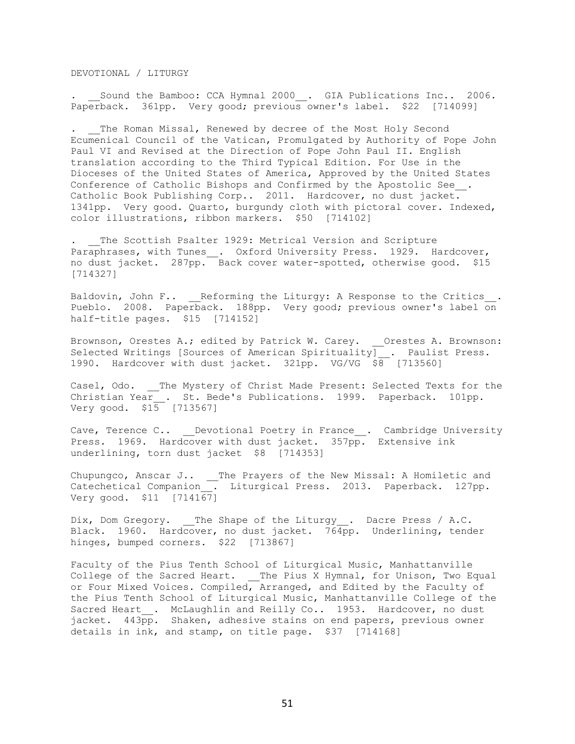DEVOTIONAL / LITURGY

. __Sound the Bamboo: CCA Hymnal 2000__. GIA Publications Inc.. 2006. Paperback. 361pp. Very good; previous owner's label. $22 [714099]

. __The Roman Missal, Renewed by decree of the Most Holy Second Ecumenical Council of the Vatican, Promulgated by Authority of Pope John Paul VI and Revised at the Direction of Pope John Paul II. English translation according to the Third Typical Edition. For Use in the Dioceses of the United States of America, Approved by the United States Conference of Catholic Bishops and Confirmed by the Apostolic See__. Catholic Book Publishing Corp.. 2011. Hardcover, no dust jacket. 1341pp. Very good. Quarto, burgundy cloth with pictoral cover. Indexed, color illustrations, ribbon markers. $50 [714102]

. __The Scottish Psalter 1929: Metrical Version and Scripture Paraphrases, with Tunes__. Oxford University Press. 1929. Hardcover, no dust jacket. 287pp. Back cover water-spotted, otherwise good. $15 [714327]

Baldovin, John F.. __Reforming the Liturgy: A Response to the Critics__. Pueblo. 2008. Paperback. 188pp. Very good; previous owner's label on half-title pages. $15 [714152]

Brownson, Orestes A.; edited by Patrick W. Carey. __Orestes A. Brownson: Selected Writings [Sources of American Spirituality]__. Paulist Press. 1990. Hardcover with dust jacket. 321pp. VG/VG $8 [713560]

Casel, Odo. __The Mystery of Christ Made Present: Selected Texts for the Christian Year__. St. Bede's Publications. 1999. Paperback. 101pp. Very good. $15 [713567]

Cave, Terence C.. __Devotional Poetry in France__. Cambridge University Press. 1969. Hardcover with dust jacket. 357pp. Extensive ink underlining, torn dust jacket $8 [714353]

Chupungco, Anscar J.. __The Prayers of the New Missal: A Homiletic and Catechetical Companion__. Liturgical Press. 2013. Paperback. 127pp. Very good. $11 [714167]

Dix, Dom Gregory. __The Shape of the Liturgy__. Dacre Press / A.C. Black. 1960. Hardcover, no dust jacket. 764pp. Underlining, tender hinges, bumped corners. $22 [713867]

Faculty of the Pius Tenth School of Liturgical Music, Manhattanville College of the Sacred Heart. __The Pius X Hymnal, for Unison, Two Equal or Four Mixed Voices. Compiled, Arranged, and Edited by the Faculty of the Pius Tenth School of Liturgical Music, Manhattanville College of the Sacred Heart__. McLaughlin and Reilly Co.. 1953. Hardcover, no dust jacket. 443pp. Shaken, adhesive stains on end papers, previous owner details in ink, and stamp, on title page. $37 [714168]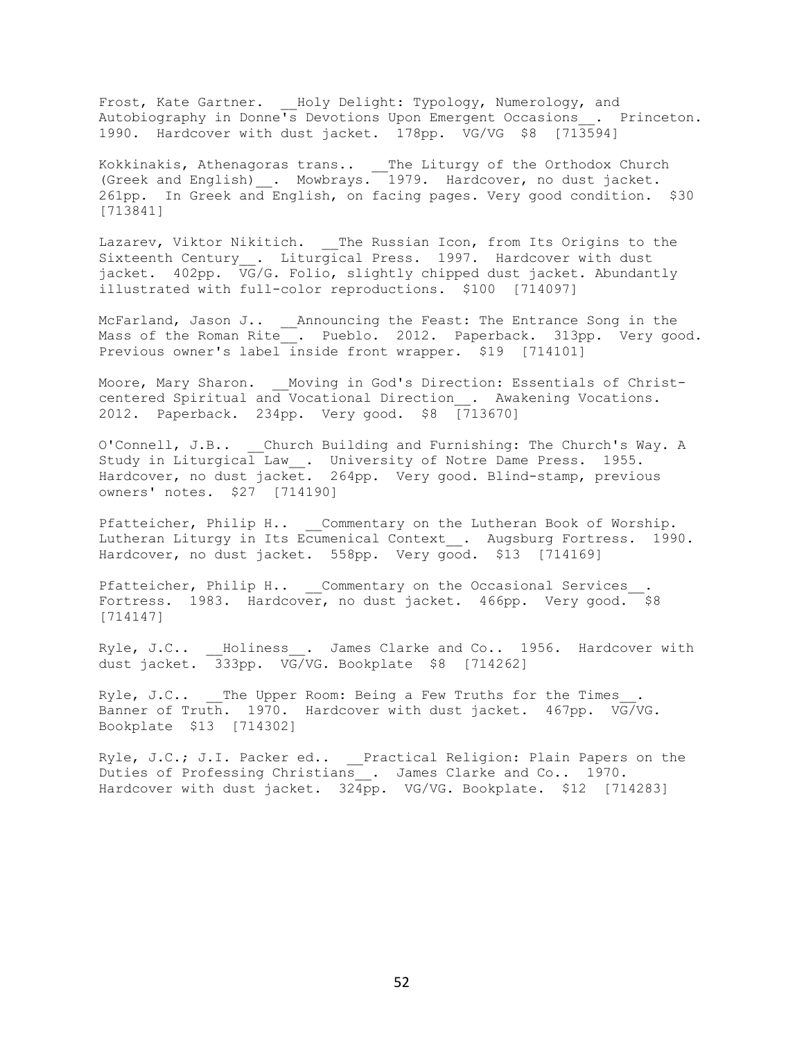Frost, Kate Gartner. __Holy Delight: Typology, Numerology, and Autobiography in Donne's Devotions Upon Emergent Occasions__. Princeton. 1990. Hardcover with dust jacket. 178pp. VG/VG $8 [713594]

Kokkinakis, Athenagoras trans.. __The Liturgy of the Orthodox Church (Greek and English)__. Mowbrays. 1979. Hardcover, no dust jacket. 261pp. In Greek and English, on facing pages. Very good condition. $30 [713841]

Lazarev, Viktor Nikitich. __The Russian Icon, from Its Origins to the Sixteenth Century__. Liturgical Press. 1997. Hardcover with dust jacket. 402pp. VG/G. Folio, slightly chipped dust jacket. Abundantly illustrated with full-color reproductions. $100 [714097]

McFarland, Jason J.. __Announcing the Feast: The Entrance Song in the Mass of the Roman Rite__. Pueblo. 2012. Paperback. 313pp. Very good. Previous owner's label inside front wrapper. $19 [714101]

Moore, Mary Sharon. __Moving in God's Direction: Essentials of Christ-centered Spiritual and Vocational Direction__. Awakening Vocations. 2012. Paperback. 234pp. Very good. $8 [713670]

O'Connell, J.B.. __Church Building and Furnishing: The Church's Way. A Study in Liturgical Law__. University of Notre Dame Press. 1955. Hardcover, no dust jacket. 264pp. Very good. Blind-stamp, previous owners' notes. $27 [714190]

Pfatteicher, Philip H.. __Commentary on the Lutheran Book of Worship. Lutheran Liturgy in Its Ecumenical Context__. Augsburg Fortress. 1990. Hardcover, no dust jacket. 558pp. Very good. $13 [714169]

Pfatteicher, Philip H.. __Commentary on the Occasional Services__. Fortress. 1983. Hardcover, no dust jacket. 466pp. Very good. $8 [714147]

Ryle, J.C.. __Holiness__. James Clarke and Co.. 1956. Hardcover with dust jacket. 333pp. VG/VG. Bookplate $8 [714262]

Ryle, J.C.. __The Upper Room: Being a Few Truths for the Times__. Banner of Truth. 1970. Hardcover with dust jacket. 467pp. VG/VG. Bookplate $13 [714302]

Ryle, J.C.; J.I. Packer ed.. __Practical Religion: Plain Papers on the Duties of Professing Christians__. James Clarke and Co.. 1970. Hardcover with dust jacket. 324pp. VG/VG. Bookplate. $12 [714283]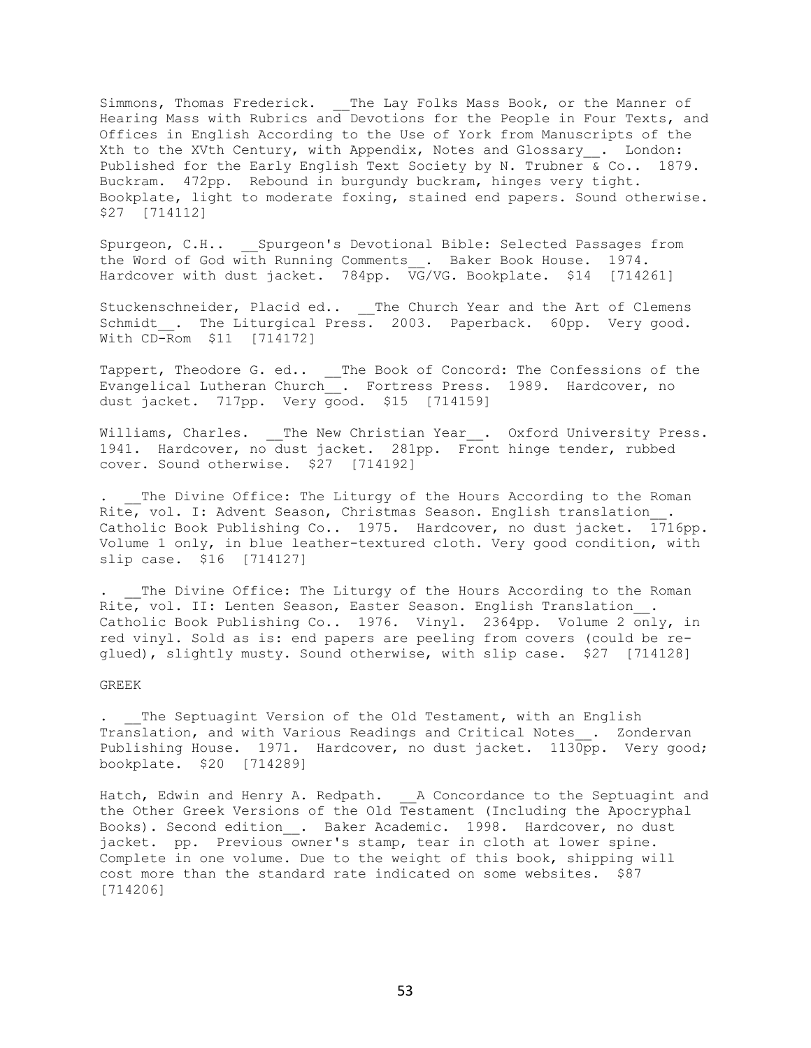Simmons, Thomas Frederick. __The Lay Folks Mass Book, or the Manner of Hearing Mass with Rubrics and Devotions for the People in Four Texts, and Offices in English According to the Use of York from Manuscripts of the Xth to the XVth Century, with Appendix, Notes and Glossary__. London: Published for the Early English Text Society by N. Trubner & Co.. 1879. Buckram. 472pp. Rebound in burgundy buckram, hinges very tight. Bookplate, light to moderate foxing, stained end papers. Sound otherwise. $27 [714112]

Spurgeon, C.H.. __Spurgeon's Devotional Bible: Selected Passages from the Word of God with Running Comments__. Baker Book House. 1974. Hardcover with dust jacket. 784pp. VG/VG. Bookplate. $14 [714261]

Stuckenschneider, Placid ed.. __The Church Year and the Art of Clemens Schmidt__. The Liturgical Press. 2003. Paperback. 60pp. Very good. With CD-Rom $11 [714172]

Tappert, Theodore G. ed.. __The Book of Concord: The Confessions of the Evangelical Lutheran Church__. Fortress Press. 1989. Hardcover, no dust jacket. 717pp. Very good. $15 [714159]

Williams, Charles. __The New Christian Year__. Oxford University Press. 1941. Hardcover, no dust jacket. 281pp. Front hinge tender, rubbed cover. Sound otherwise. $27 [714192]

. __The Divine Office: The Liturgy of the Hours According to the Roman Rite, vol. I: Advent Season, Christmas Season. English translation__. Catholic Book Publishing Co.. 1975. Hardcover, no dust jacket. 1716pp. Volume 1 only, in blue leather-textured cloth. Very good condition, with slip case. $16 [714127]

. __The Divine Office: The Liturgy of the Hours According to the Roman Rite, vol. II: Lenten Season, Easter Season. English Translation__. Catholic Book Publishing Co.. 1976. Vinyl. 2364pp. Volume 2 only, in red vinyl. Sold as is: end papers are peeling from covers (could be re-glued), slightly musty. Sound otherwise, with slip case. $27 [714128]

GREEK

. __The Septuagint Version of the Old Testament, with an English Translation, and with Various Readings and Critical Notes__. Zondervan Publishing House. 1971. Hardcover, no dust jacket. 1130pp. Very good; bookplate. $20 [714289]

Hatch, Edwin and Henry A. Redpath. __A Concordance to the Septuagint and the Other Greek Versions of the Old Testament (Including the Apocryphal Books). Second edition__. Baker Academic. 1998. Hardcover, no dust jacket. pp. Previous owner's stamp, tear in cloth at lower spine. Complete in one volume. Due to the weight of this book, shipping will cost more than the standard rate indicated on some websites. $87 [714206]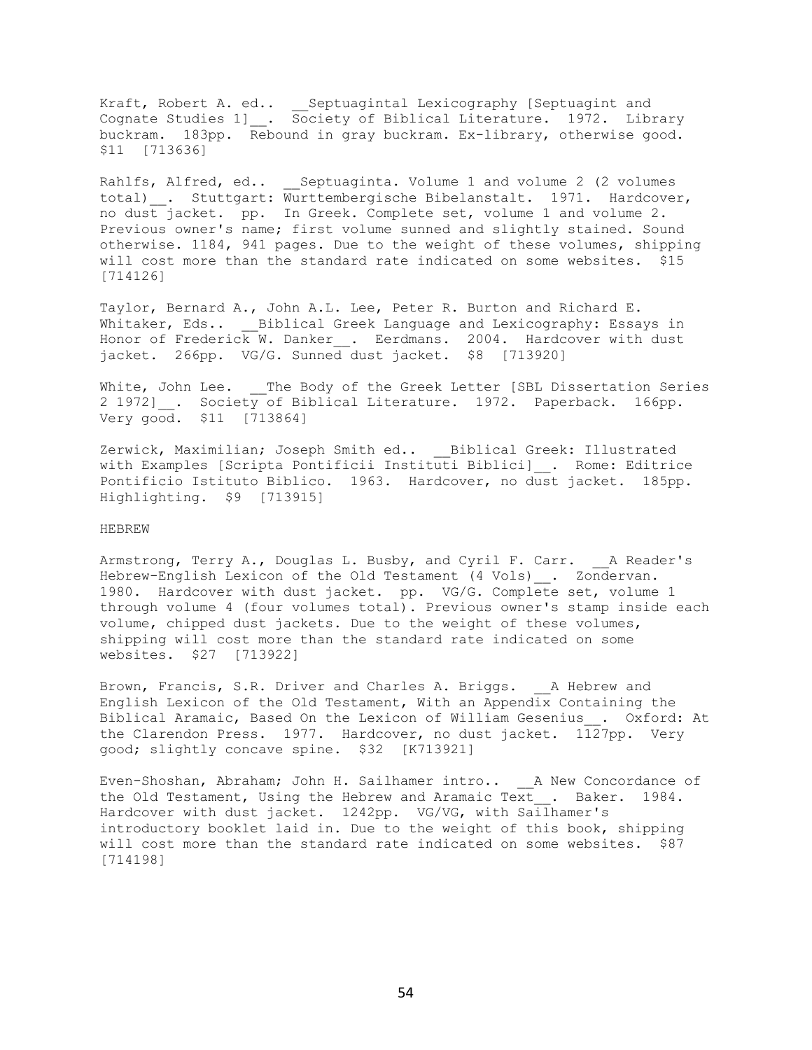Kraft, Robert A. ed.. __Septuagintal Lexicography [Septuagint and Cognate Studies 1]__. Society of Biblical Literature. 1972. Library buckram. 183pp. Rebound in gray buckram. Ex-library, otherwise good. $11 [713636]

Rahlfs, Alfred, ed.. __Septuaginta. Volume 1 and volume 2 (2 volumes total)__. Stuttgart: Wurttembergische Bibelanstalt. 1971. Hardcover, no dust jacket. pp. In Greek. Complete set, volume 1 and volume 2. Previous owner's name; first volume sunned and slightly stained. Sound otherwise. 1184, 941 pages. Due to the weight of these volumes, shipping will cost more than the standard rate indicated on some websites. $15 [714126]

Taylor, Bernard A., John A.L. Lee, Peter R. Burton and Richard E. Whitaker, Eds.. __Biblical Greek Language and Lexicography: Essays in Honor of Frederick W. Danker__. Eerdmans. 2004. Hardcover with dust jacket. 266pp. VG/G. Sunned dust jacket. $8 [713920]

White, John Lee. __The Body of the Greek Letter [SBL Dissertation Series 2 1972]__. Society of Biblical Literature. 1972. Paperback. 166pp. Very good. $11 [713864]

Zerwick, Maximilian; Joseph Smith ed.. __Biblical Greek: Illustrated with Examples [Scripta Pontificii Instituti Biblici]__. Rome: Editrice Pontificio Istituto Biblico. 1963. Hardcover, no dust jacket. 185pp. Highlighting. $9 [713915]

HEBREW

Armstrong, Terry A., Douglas L. Busby, and Cyril F. Carr. __A Reader's Hebrew-English Lexicon of the Old Testament (4 Vols)__. Zondervan. 1980. Hardcover with dust jacket. pp. VG/G. Complete set, volume 1 through volume 4 (four volumes total). Previous owner's stamp inside each volume, chipped dust jackets. Due to the weight of these volumes, shipping will cost more than the standard rate indicated on some websites. $27 [713922]

Brown, Francis, S.R. Driver and Charles A. Briggs. __A Hebrew and English Lexicon of the Old Testament, With an Appendix Containing the Biblical Aramaic, Based On the Lexicon of William Gesenius__. Oxford: At the Clarendon Press. 1977. Hardcover, no dust jacket. 1127pp. Very good; slightly concave spine. $32 [K713921]

Even-Shoshan, Abraham; John H. Sailhamer intro.. __A New Concordance of the Old Testament, Using the Hebrew and Aramaic Text__. Baker. 1984. Hardcover with dust jacket. 1242pp. VG/VG, with Sailhamer's introductory booklet laid in. Due to the weight of this book, shipping will cost more than the standard rate indicated on some websites. $87 [714198]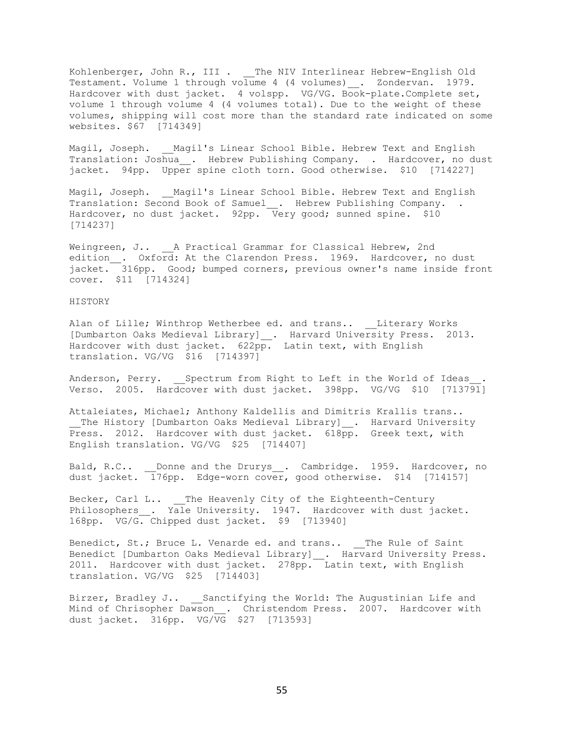Kohlenberger, John R., III . __The NIV Interlinear Hebrew-English Old Testament. Volume 1 through volume 4 (4 volumes)__. Zondervan. 1979. Hardcover with dust jacket. 4 volspp. VG/VG. Book-plate.Complete set, volume 1 through volume 4 (4 volumes total). Due to the weight of these volumes, shipping will cost more than the standard rate indicated on some websites. $67 [714349]

Magil, Joseph. __Magil's Linear School Bible. Hebrew Text and English Translation: Joshua__. Hebrew Publishing Company. . Hardcover, no dust jacket. 94pp. Upper spine cloth torn. Good otherwise. $10 [714227]

Magil, Joseph. __Magil's Linear School Bible. Hebrew Text and English Translation: Second Book of Samuel__. Hebrew Publishing Company. . Hardcover, no dust jacket. 92pp. Very good; sunned spine. $10 [714237]

Weingreen, J.. __A Practical Grammar for Classical Hebrew, 2nd edition__. Oxford: At the Clarendon Press. 1969. Hardcover, no dust jacket. 316pp. Good; bumped corners, previous owner's name inside front cover. $11 [714324]

HISTORY

Alan of Lille; Winthrop Wetherbee ed. and trans.. __Literary Works [Dumbarton Oaks Medieval Library]__. Harvard University Press. 2013. Hardcover with dust jacket. 622pp. Latin text, with English translation. VG/VG $16 [714397]

Anderson, Perry. __Spectrum from Right to Left in the World of Ideas__. Verso. 2005. Hardcover with dust jacket. 398pp. VG/VG $10 [713791]

Attaleiates, Michael; Anthony Kaldellis and Dimitris Krallis trans.. __The History [Dumbarton Oaks Medieval Library]__. Harvard University Press. 2012. Hardcover with dust jacket. 618pp. Greek text, with English translation. VG/VG $25 [714407]

Bald, R.C.. __Donne and the Drurys__. Cambridge. 1959. Hardcover, no dust jacket. 176pp. Edge-worn cover, good otherwise. $14 [714157]

Becker, Carl L.. __The Heavenly City of the Eighteenth-Century Philosophers__. Yale University. 1947. Hardcover with dust jacket. 168pp. VG/G. Chipped dust jacket. $9 [713940]

Benedict, St.; Bruce L. Venarde ed. and trans.. __The Rule of Saint Benedict [Dumbarton Oaks Medieval Library]__. Harvard University Press. 2011. Hardcover with dust jacket. 278pp. Latin text, with English translation. VG/VG $25 [714403]

Birzer, Bradley J.. __Sanctifying the World: The Augustinian Life and Mind of Chrisopher Dawson__. Christendom Press. 2007. Hardcover with dust jacket. 316pp. VG/VG $27 [713593]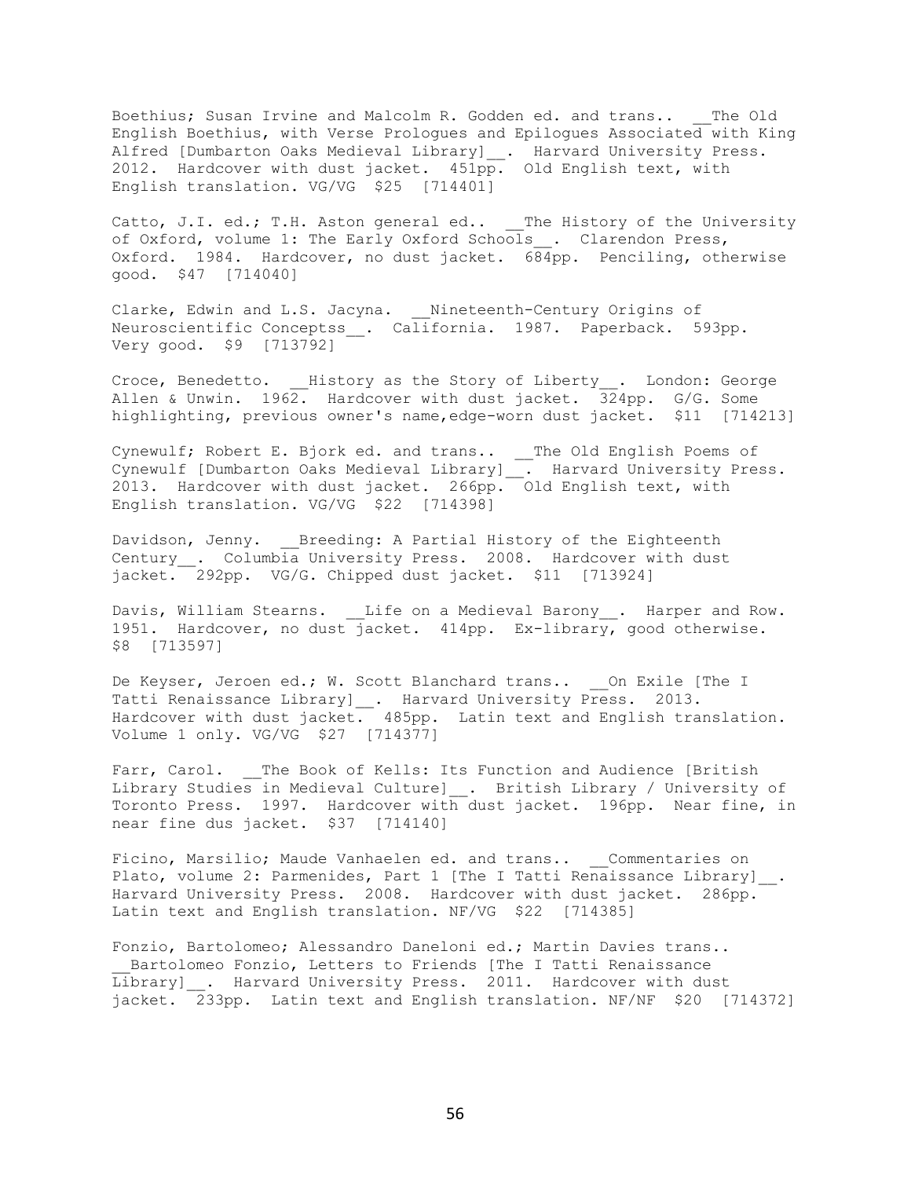Boethius; Susan Irvine and Malcolm R. Godden ed. and trans.. __The Old English Boethius, with Verse Prologues and Epilogues Associated with King Alfred [Dumbarton Oaks Medieval Library]__. Harvard University Press. 2012. Hardcover with dust jacket. 451pp. Old English text, with English translation. VG/VG $25 [714401]

Catto, J.I. ed.; T.H. Aston general ed.. __The History of the University of Oxford, volume 1: The Early Oxford Schools__. Clarendon Press, Oxford. 1984. Hardcover, no dust jacket. 684pp. Penciling, otherwise good. $47 [714040]

Clarke, Edwin and L.S. Jacyna. __Nineteenth-Century Origins of Neuroscientific Conceptss__. California. 1987. Paperback. 593pp. Very good. $9 [713792]

Croce, Benedetto. __History as the Story of Liberty__. London: George Allen & Unwin. 1962. Hardcover with dust jacket. 324pp. G/G. Some highlighting, previous owner's name,edge-worn dust jacket. $11 [714213]

Cynewulf; Robert E. Bjork ed. and trans.. __The Old English Poems of Cynewulf [Dumbarton Oaks Medieval Library]__. Harvard University Press. 2013. Hardcover with dust jacket. 266pp. Old English text, with English translation. VG/VG $22 [714398]

Davidson, Jenny. __Breeding: A Partial History of the Eighteenth Century__. Columbia University Press. 2008. Hardcover with dust jacket. 292pp. VG/G. Chipped dust jacket. $11 [713924]

Davis, William Stearns. __Life on a Medieval Barony__. Harper and Row. 1951. Hardcover, no dust jacket. 414pp. Ex-library, good otherwise. $8 [713597]

De Keyser, Jeroen ed.; W. Scott Blanchard trans.. __On Exile [The I Tatti Renaissance Library]__. Harvard University Press. 2013. Hardcover with dust jacket. 485pp. Latin text and English translation. Volume 1 only. VG/VG $27 [714377]

Farr, Carol. __The Book of Kells: Its Function and Audience [British Library Studies in Medieval Culture]__. British Library / University of Toronto Press. 1997. Hardcover with dust jacket. 196pp. Near fine, in near fine dus jacket. $37 [714140]

Ficino, Marsilio; Maude Vanhaelen ed. and trans.. __Commentaries on Plato, volume 2: Parmenides, Part 1 [The I Tatti Renaissance Library]__. Harvard University Press. 2008. Hardcover with dust jacket. 286pp. Latin text and English translation. NF/VG $22 [714385]

Fonzio, Bartolomeo; Alessandro Daneloni ed.; Martin Davies trans.. __Bartolomeo Fonzio, Letters to Friends [The I Tatti Renaissance Library]__. Harvard University Press. 2011. Hardcover with dust jacket. 233pp. Latin text and English translation. NF/NF $20 [714372]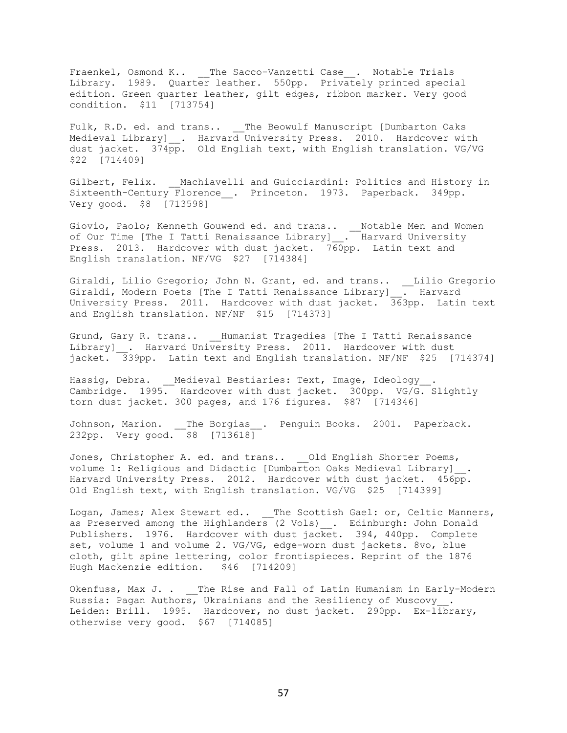Fraenkel, Osmond K.. __The Sacco-Vanzetti Case__. Notable Trials Library. 1989. Quarter leather. 550pp. Privately printed special edition. Green quarter leather, gilt edges, ribbon marker. Very good condition. $11 [713754]

Fulk, R.D. ed. and trans.. __The Beowulf Manuscript [Dumbarton Oaks Medieval Library]__. Harvard University Press. 2010. Hardcover with dust jacket. 374pp. Old English text, with English translation. VG/VG $22 [714409]

Gilbert, Felix. __Machiavelli and Guicciardini: Politics and History in Sixteenth-Century Florence__. Princeton. 1973. Paperback. 349pp. Very good. $8 [713598]

Giovio, Paolo; Kenneth Gouwend ed. and trans.. __Notable Men and Women of Our Time [The I Tatti Renaissance Library]__. Harvard University Press. 2013. Hardcover with dust jacket. 760pp. Latin text and English translation. NF/VG $27 [714384]

Giraldi, Lilio Gregorio; John N. Grant, ed. and trans.. __Lilio Gregorio Giraldi, Modern Poets [The I Tatti Renaissance Library]__. Harvard University Press. 2011. Hardcover with dust jacket. 363pp. Latin text and English translation. NF/NF $15 [714373]

Grund, Gary R. trans.. __Humanist Tragedies [The I Tatti Renaissance Library]__. Harvard University Press. 2011. Hardcover with dust jacket. 339pp. Latin text and English translation. NF/NF $25 [714374]

Hassig, Debra. __Medieval Bestiaries: Text, Image, Ideology__. Cambridge. 1995. Hardcover with dust jacket. 300pp. VG/G. Slightly torn dust jacket. 300 pages, and 176 figures. $87 [714346]

Johnson, Marion. __The Borgias__. Penguin Books. 2001. Paperback. 232pp. Very good. $8 [713618]

Jones, Christopher A. ed. and trans.. __Old English Shorter Poems, volume 1: Religious and Didactic [Dumbarton Oaks Medieval Library]__. Harvard University Press. 2012. Hardcover with dust jacket. 456pp. Old English text, with English translation. VG/VG $25 [714399]

Logan, James; Alex Stewart ed.. __The Scottish Gael: or, Celtic Manners, as Preserved among the Highlanders (2 Vols)__. Edinburgh: John Donald Publishers. 1976. Hardcover with dust jacket. 394, 440pp. Complete set, volume 1 and volume 2. VG/VG, edge-worn dust jackets. 8vo, blue cloth, gilt spine lettering, color frontispieces. Reprint of the 1876 Hugh Mackenzie edition. $46 [714209]

Okenfuss, Max J. . __The Rise and Fall of Latin Humanism in Early-Modern Russia: Pagan Authors, Ukrainians and the Resiliency of Muscovy__. Leiden: Brill. 1995. Hardcover, no dust jacket. 290pp. Ex-library, otherwise very good. $67 [714085]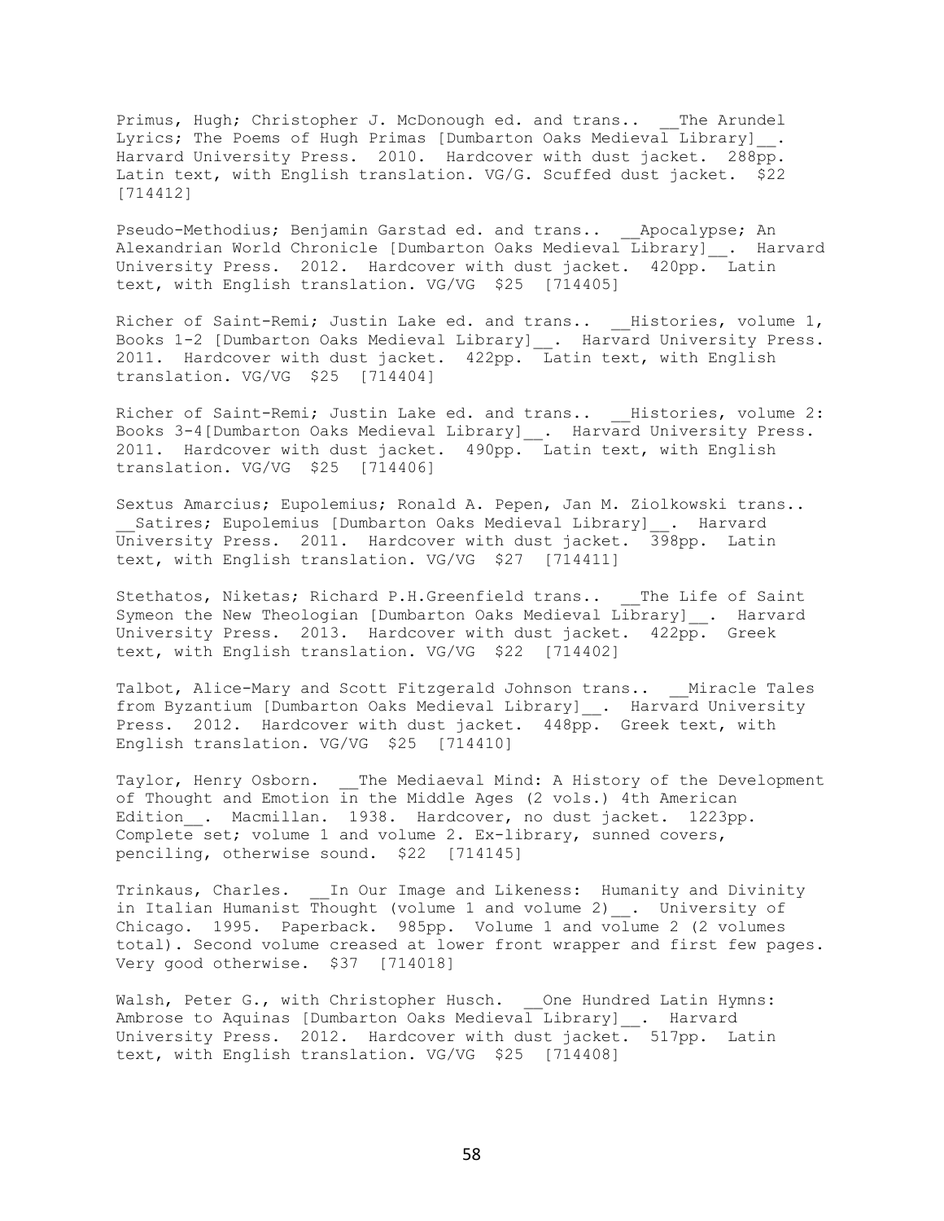Primus, Hugh; Christopher J. McDonough ed. and trans.. __The Arundel Lyrics; The Poems of Hugh Primas [Dumbarton Oaks Medieval Library]__. Harvard University Press. 2010. Hardcover with dust jacket. 288pp. Latin text, with English translation. VG/G. Scuffed dust jacket. $22 [714412]

Pseudo-Methodius; Benjamin Garstad ed. and trans.. __Apocalypse; An Alexandrian World Chronicle [Dumbarton Oaks Medieval Library]__. Harvard University Press. 2012. Hardcover with dust jacket. 420pp. Latin text, with English translation. VG/VG $25 [714405]

Richer of Saint-Remi; Justin Lake ed. and trans.. __Histories, volume 1, Books 1-2 [Dumbarton Oaks Medieval Library]__. Harvard University Press. 2011. Hardcover with dust jacket. 422pp. Latin text, with English translation. VG/VG $25 [714404]

Richer of Saint-Remi; Justin Lake ed. and trans.. __Histories, volume 2: Books 3-4[Dumbarton Oaks Medieval Library]__. Harvard University Press. 2011. Hardcover with dust jacket. 490pp. Latin text, with English translation. VG/VG $25 [714406]

Sextus Amarcius; Eupolemius; Ronald A. Pepen, Jan M. Ziolkowski trans.. __Satires; Eupolemius [Dumbarton Oaks Medieval Library]__. Harvard University Press. 2011. Hardcover with dust jacket. 398pp. Latin text, with English translation. VG/VG $27 [714411]

Stethatos, Niketas; Richard P.H.Greenfield trans.. __The Life of Saint Symeon the New Theologian [Dumbarton Oaks Medieval Library]__. Harvard University Press. 2013. Hardcover with dust jacket. 422pp. Greek text, with English translation. VG/VG $22 [714402]

Talbot, Alice-Mary and Scott Fitzgerald Johnson trans.. __Miracle Tales from Byzantium [Dumbarton Oaks Medieval Library]__. Harvard University Press. 2012. Hardcover with dust jacket. 448pp. Greek text, with English translation. VG/VG $25 [714410]

Taylor, Henry Osborn. __The Mediaeval Mind: A History of the Development of Thought and Emotion in the Middle Ages (2 vols.) 4th American Edition__. Macmillan. 1938. Hardcover, no dust jacket. 1223pp. Complete set; volume 1 and volume 2. Ex-library, sunned covers, penciling, otherwise sound. $22 [714145]

Trinkaus, Charles. __In Our Image and Likeness: Humanity and Divinity in Italian Humanist Thought (volume 1 and volume 2)__. University of Chicago. 1995. Paperback. 985pp. Volume 1 and volume 2 (2 volumes total). Second volume creased at lower front wrapper and first few pages. Very good otherwise. $37 [714018]

Walsh, Peter G., with Christopher Husch. __One Hundred Latin Hymns: Ambrose to Aquinas [Dumbarton Oaks Medieval Library]__. Harvard University Press. 2012. Hardcover with dust jacket. 517pp. Latin text, with English translation. VG/VG $25 [714408]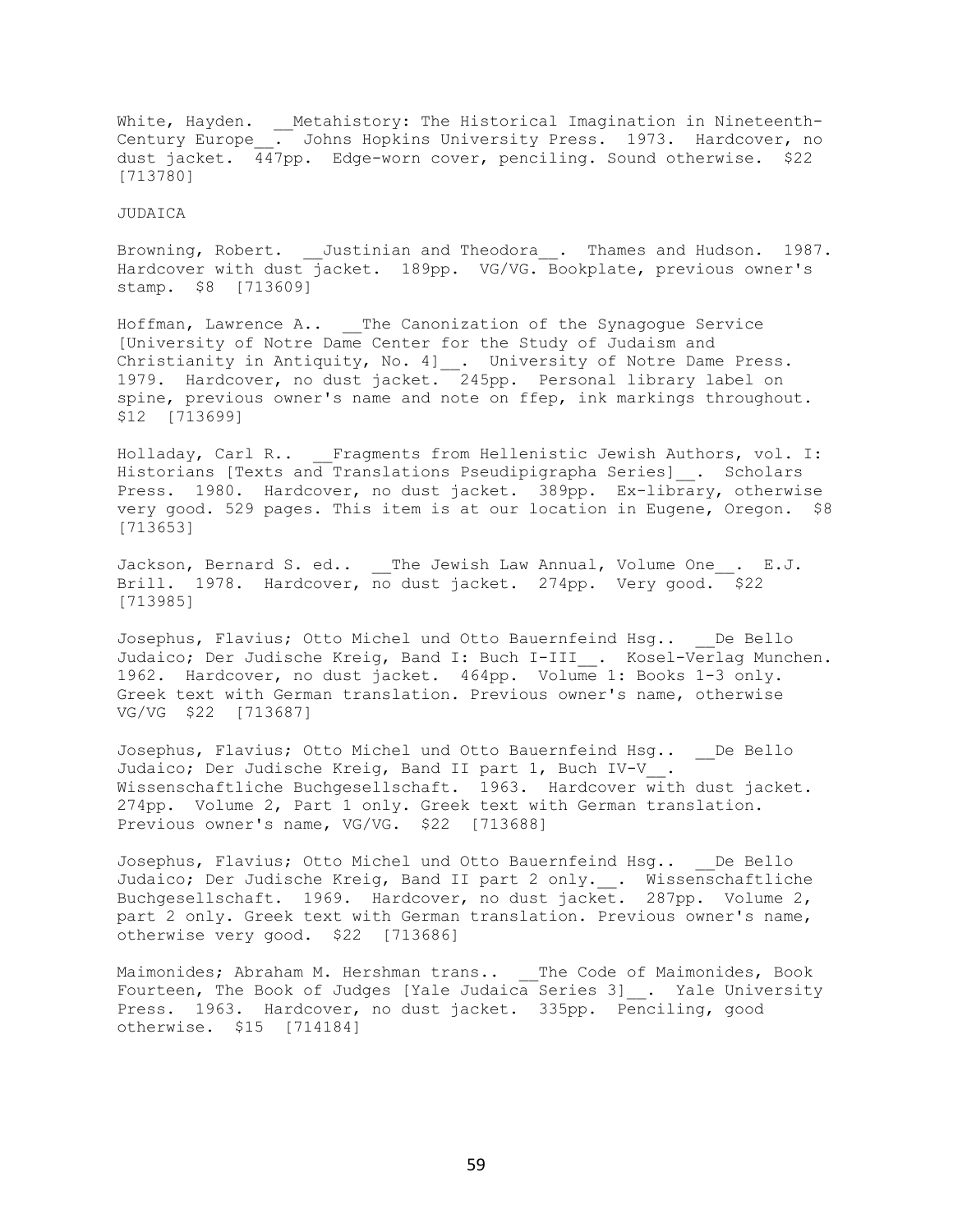White, Hayden. __Metahistory: The Historical Imagination in Nineteenth-Century Europe__. Johns Hopkins University Press. 1973. Hardcover, no dust jacket. 447pp. Edge-worn cover, penciling. Sound otherwise. $22 [713780]

JUDAICA

Browning, Robert. __Justinian and Theodora__. Thames and Hudson. 1987. Hardcover with dust jacket. 189pp. VG/VG. Bookplate, previous owner's stamp. $8 [713609]

Hoffman, Lawrence A.. __The Canonization of the Synagogue Service [University of Notre Dame Center for the Study of Judaism and Christianity in Antiquity, No. 4]__. University of Notre Dame Press. 1979. Hardcover, no dust jacket. 245pp. Personal library label on spine, previous owner's name and note on ffep, ink markings throughout. $12 [713699]

Holladay, Carl R.. __Fragments from Hellenistic Jewish Authors, vol. I: Historians [Texts and Translations Pseudipigrapha Series]__. Scholars Press. 1980. Hardcover, no dust jacket. 389pp. Ex-library, otherwise very good. 529 pages. This item is at our location in Eugene, Oregon. $8 [713653]

Jackson, Bernard S. ed.. __The Jewish Law Annual, Volume One__. E.J. Brill. 1978. Hardcover, no dust jacket. 274pp. Very good. $22 [713985]

Josephus, Flavius; Otto Michel und Otto Bauernfeind Hsg.. __De Bello Judaico; Der Judische Kreig, Band I: Buch I-III__. Kosel-Verlag Munchen. 1962. Hardcover, no dust jacket. 464pp. Volume 1: Books 1-3 only. Greek text with German translation. Previous owner's name, otherwise VG/VG $22 [713687]

Josephus, Flavius; Otto Michel und Otto Bauernfeind Hsg.. __De Bello Judaico; Der Judische Kreig, Band II part 1, Buch IV-V__. Wissenschaftliche Buchgesellschaft. 1963. Hardcover with dust jacket. 274pp. Volume 2, Part 1 only. Greek text with German translation. Previous owner's name, VG/VG. $22 [713688]

Josephus, Flavius; Otto Michel und Otto Bauernfeind Hsg.. __De Bello Judaico; Der Judische Kreig, Band II part 2 only.__. Wissenschaftliche Buchgesellschaft. 1969. Hardcover, no dust jacket. 287pp. Volume 2, part 2 only. Greek text with German translation. Previous owner's name, otherwise very good. $22 [713686]

Maimonides; Abraham M. Hershman trans.. __The Code of Maimonides, Book Fourteen, The Book of Judges [Yale Judaica Series 3]__. Yale University Press. 1963. Hardcover, no dust jacket. 335pp. Penciling, good otherwise. $15 [714184]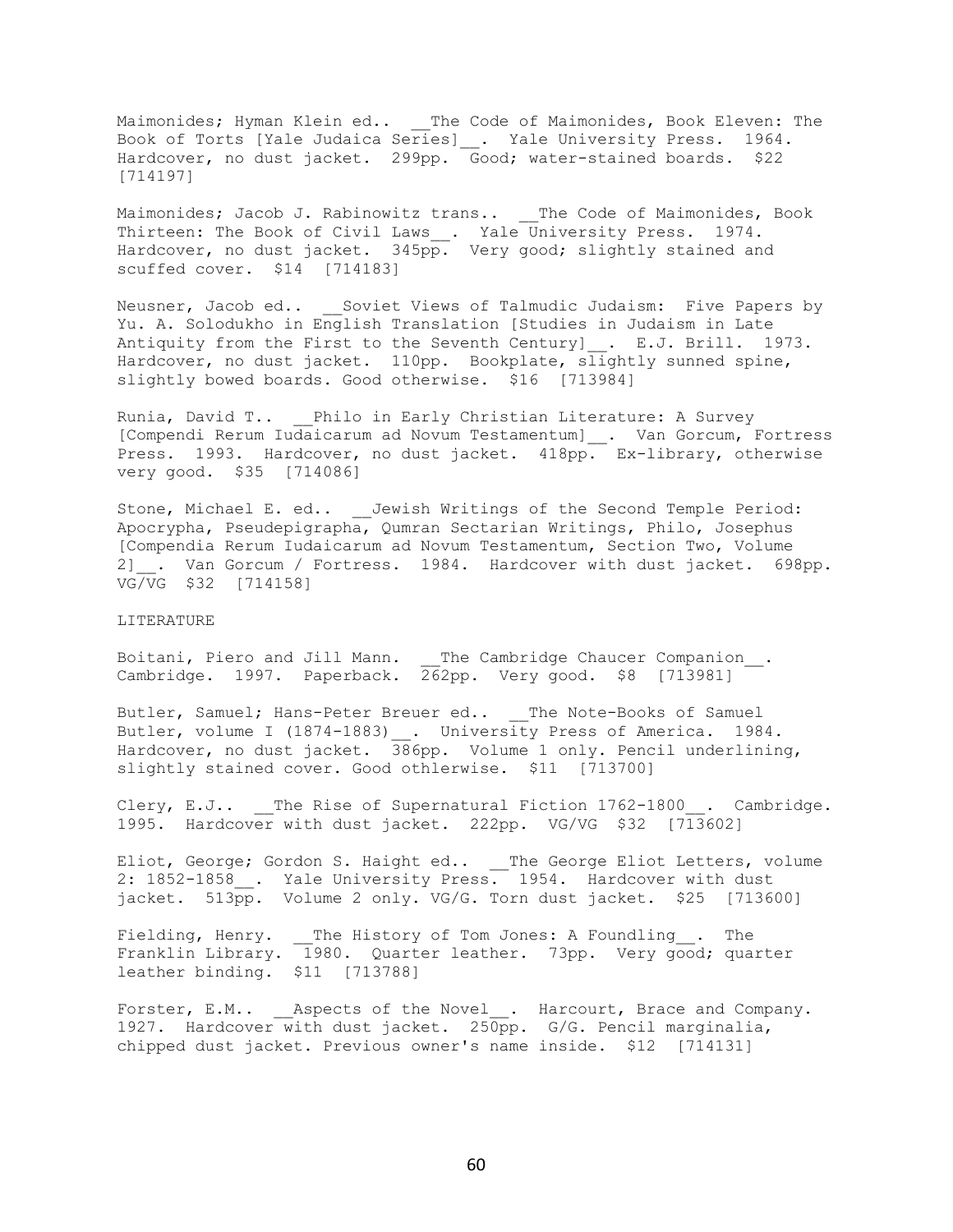Maimonides; Hyman Klein ed.. __The Code of Maimonides, Book Eleven: The Book of Torts [Yale Judaica Series]__. Yale University Press. 1964. Hardcover, no dust jacket. 299pp. Good; water-stained boards. $22 [714197]

Maimonides; Jacob J. Rabinowitz trans.. __The Code of Maimonides, Book Thirteen: The Book of Civil Laws__. Yale University Press. 1974. Hardcover, no dust jacket. 345pp. Very good; slightly stained and scuffed cover. $14 [714183]

Neusner, Jacob ed.. __Soviet Views of Talmudic Judaism: Five Papers by Yu. A. Solodukho in English Translation [Studies in Judaism in Late Antiquity from the First to the Seventh Century]__. E.J. Brill. 1973. Hardcover, no dust jacket. 110pp. Bookplate, slightly sunned spine, slightly bowed boards. Good otherwise. $16 [713984]

Runia, David T.. __Philo in Early Christian Literature: A Survey [Compendi Rerum Iudaicarum ad Novum Testamentum]__. Van Gorcum, Fortress Press. 1993. Hardcover, no dust jacket. 418pp. Ex-library, otherwise very good. $35 [714086]

Stone, Michael E. ed.. __Jewish Writings of the Second Temple Period: Apocrypha, Pseudepigrapha, Qumran Sectarian Writings, Philo, Josephus [Compendia Rerum Iudaicarum ad Novum Testamentum, Section Two, Volume 2]__. Van Gorcum / Fortress. 1984. Hardcover with dust jacket. 698pp. VG/VG $32 [714158]

LITERATURE

Boitani, Piero and Jill Mann. __The Cambridge Chaucer Companion__. Cambridge. 1997. Paperback. 262pp. Very good. $8 [713981]

Butler, Samuel; Hans-Peter Breuer ed.. __The Note-Books of Samuel Butler, volume I (1874-1883)__. University Press of America. 1984. Hardcover, no dust jacket. 386pp. Volume 1 only. Pencil underlining, slightly stained cover. Good othlerwise. $11 [713700]

Clery, E.J.. __The Rise of Supernatural Fiction 1762-1800__. Cambridge. 1995. Hardcover with dust jacket. 222pp. VG/VG $32 [713602]

Eliot, George; Gordon S. Haight ed.. __The George Eliot Letters, volume 2: 1852-1858__. Yale University Press. 1954. Hardcover with dust jacket. 513pp. Volume 2 only. VG/G. Torn dust jacket. $25 [713600]

Fielding, Henry. __The History of Tom Jones: A Foundling__. The Franklin Library. 1980. Quarter leather. 73pp. Very good; quarter leather binding. $11 [713788]

Forster, E.M.. __Aspects of the Novel__. Harcourt, Brace and Company. 1927. Hardcover with dust jacket. 250pp. G/G. Pencil marginalia, chipped dust jacket. Previous owner's name inside. $12 [714131]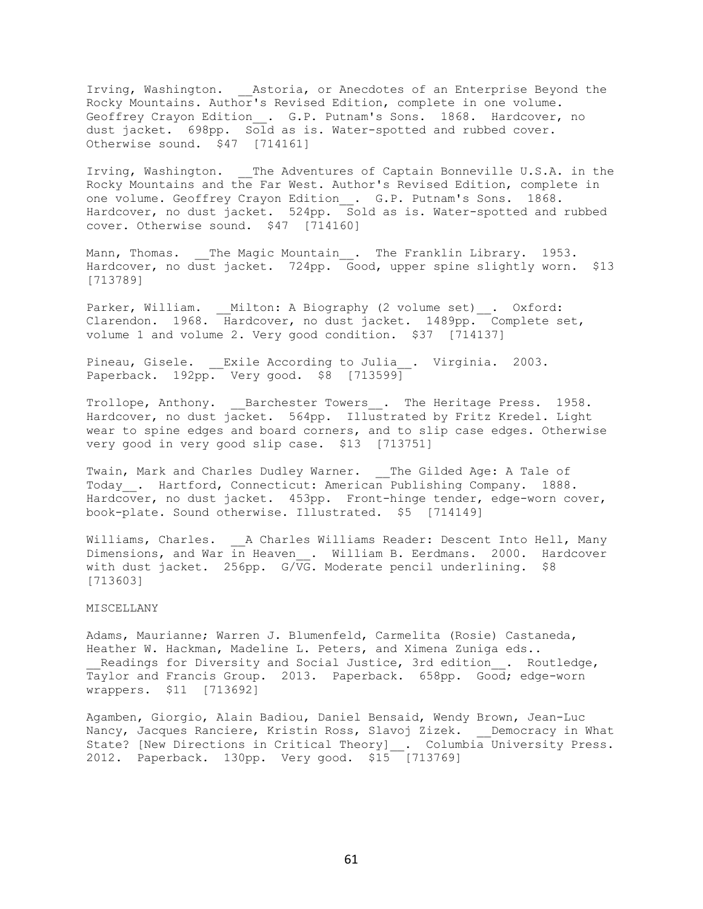Irving, Washington. __Astoria, or Anecdotes of an Enterprise Beyond the Rocky Mountains. Author's Revised Edition, complete in one volume. Geoffrey Crayon Edition__. G.P. Putnam's Sons. 1868. Hardcover, no dust jacket. 698pp. Sold as is. Water-spotted and rubbed cover. Otherwise sound. $47 [714161]

Irving, Washington. __The Adventures of Captain Bonneville U.S.A. in the Rocky Mountains and the Far West. Author's Revised Edition, complete in one volume. Geoffrey Crayon Edition__. G.P. Putnam's Sons. 1868. Hardcover, no dust jacket. 524pp. Sold as is. Water-spotted and rubbed cover. Otherwise sound. $47 [714160]

Mann, Thomas. __The Magic Mountain__. The Franklin Library. 1953. Hardcover, no dust jacket. 724pp. Good, upper spine slightly worn. $13 [713789]

Parker, William. __Milton: A Biography (2 volume set)__. Oxford: Clarendon. 1968. Hardcover, no dust jacket. 1489pp. Complete set, volume 1 and volume 2. Very good condition. $37 [714137]

Pineau, Gisele. __Exile According to Julia__. Virginia. 2003. Paperback. 192pp. Very good. $8 [713599]

Trollope, Anthony. __Barchester Towers__. The Heritage Press. 1958. Hardcover, no dust jacket. 564pp. Illustrated by Fritz Kredel. Light wear to spine edges and board corners, and to slip case edges. Otherwise very good in very good slip case. $13 [713751]

Twain, Mark and Charles Dudley Warner. __The Gilded Age: A Tale of Today__. Hartford, Connecticut: American Publishing Company. 1888. Hardcover, no dust jacket. 453pp. Front-hinge tender, edge-worn cover, book-plate. Sound otherwise. Illustrated. $5 [714149]

Williams, Charles. __A Charles Williams Reader: Descent Into Hell, Many Dimensions, and War in Heaven__. William B. Eerdmans. 2000. Hardcover with dust jacket. 256pp. G/VG. Moderate pencil underlining. $8 [713603]

MISCELLANY

Adams, Maurianne; Warren J. Blumenfeld, Carmelita (Rosie) Castaneda, Heather W. Hackman, Madeline L. Peters, and Ximena Zuniga eds.. __Readings for Diversity and Social Justice, 3rd edition__. Routledge, Taylor and Francis Group. 2013. Paperback. 658pp. Good; edge-worn wrappers. $11 [713692]

Agamben, Giorgio, Alain Badiou, Daniel Bensaid, Wendy Brown, Jean-Luc Nancy, Jacques Ranciere, Kristin Ross, Slavoj Zizek. __Democracy in What State? [New Directions in Critical Theory]__. Columbia University Press. 2012. Paperback. 130pp. Very good. $15 [713769]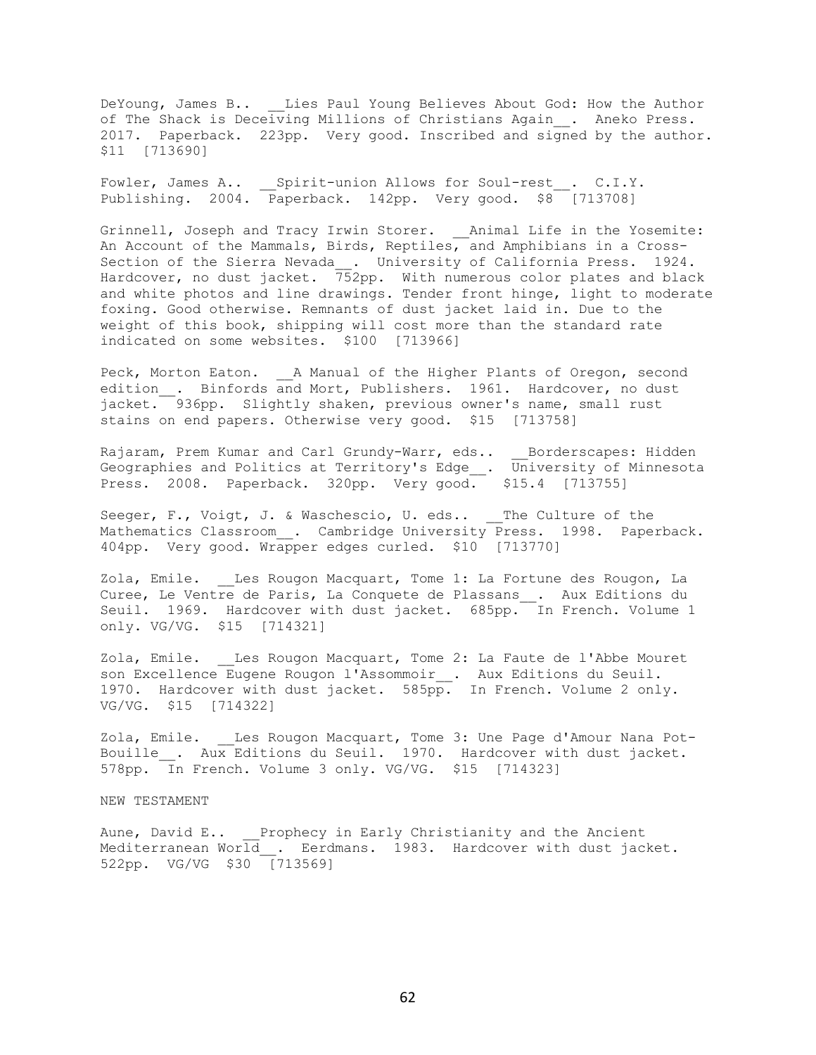DeYoung, James B.. __Lies Paul Young Believes About God: How the Author of The Shack is Deceiving Millions of Christians Again__. Aneko Press. 2017. Paperback. 223pp. Very good. Inscribed and signed by the author. $11 [713690]

Fowler, James A.. __Spirit-union Allows for Soul-rest__. C.I.Y. Publishing. 2004. Paperback. 142pp. Very good. $8 [713708]

Grinnell, Joseph and Tracy Irwin Storer. __Animal Life in the Yosemite: An Account of the Mammals, Birds, Reptiles, and Amphibians in a Cross-Section of the Sierra Nevada__. University of California Press. 1924. Hardcover, no dust jacket. 752pp. With numerous color plates and black and white photos and line drawings. Tender front hinge, light to moderate foxing. Good otherwise. Remnants of dust jacket laid in. Due to the weight of this book, shipping will cost more than the standard rate indicated on some websites. $100 [713966]

Peck, Morton Eaton. __A Manual of the Higher Plants of Oregon, second edition__. Binfords and Mort, Publishers. 1961. Hardcover, no dust jacket. 936pp. Slightly shaken, previous owner's name, small rust stains on end papers. Otherwise very good. $15 [713758]

Rajaram, Prem Kumar and Carl Grundy-Warr, eds.. __Borderscapes: Hidden Geographies and Politics at Territory's Edge__. University of Minnesota Press. 2008. Paperback. 320pp. Very good. $15.4 [713755]

Seeger, F., Voigt, J. & Waschescio, U. eds.. __The Culture of the Mathematics Classroom__. Cambridge University Press. 1998. Paperback. 404pp. Very good. Wrapper edges curled. $10 [713770]

Zola, Emile. __Les Rougon Macquart, Tome 1: La Fortune des Rougon, La Curee, Le Ventre de Paris, La Conquete de Plassans__. Aux Editions du Seuil. 1969. Hardcover with dust jacket. 685pp. In French. Volume 1 only. VG/VG. $15 [714321]

Zola, Emile. __Les Rougon Macquart, Tome 2: La Faute de l'Abbe Mouret son Excellence Eugene Rougon l'Assommoir__. Aux Editions du Seuil. 1970. Hardcover with dust jacket. 585pp. In French. Volume 2 only. VG/VG. $15 [714322]

Zola, Emile. __Les Rougon Macquart, Tome 3: Une Page d'Amour Nana Pot-Bouille__. Aux Editions du Seuil. 1970. Hardcover with dust jacket. 578pp. In French. Volume 3 only. VG/VG. $15 [714323]

NEW TESTAMENT

Aune, David E.. __Prophecy in Early Christianity and the Ancient Mediterranean World__. Eerdmans. 1983. Hardcover with dust jacket. 522pp. VG/VG $30 [713569]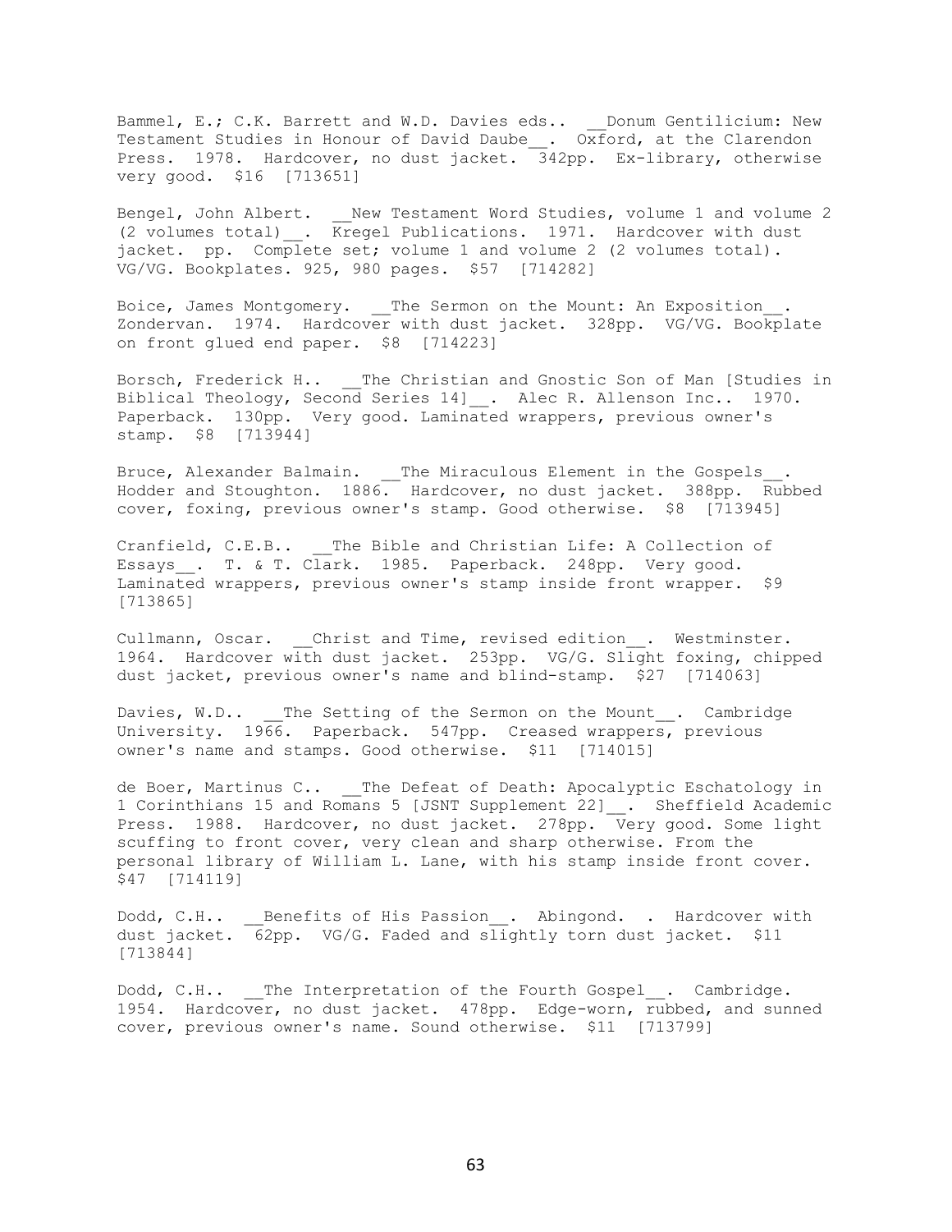Bammel, E.; C.K. Barrett and W.D. Davies eds.. __Donum Gentilicium: New Testament Studies in Honour of David Daube__. Oxford, at the Clarendon Press. 1978. Hardcover, no dust jacket. 342pp. Ex-library, otherwise very good. $16 [713651]

Bengel, John Albert. __New Testament Word Studies, volume 1 and volume 2 (2 volumes total)__. Kregel Publications. 1971. Hardcover with dust jacket. pp. Complete set; volume 1 and volume 2 (2 volumes total). VG/VG. Bookplates. 925, 980 pages. $57 [714282]

Boice, James Montgomery. __The Sermon on the Mount: An Exposition__. Zondervan. 1974. Hardcover with dust jacket. 328pp. VG/VG. Bookplate on front glued end paper. $8 [714223]

Borsch, Frederick H.. __The Christian and Gnostic Son of Man [Studies in Biblical Theology, Second Series 14]__. Alec R. Allenson Inc.. 1970. Paperback. 130pp. Very good. Laminated wrappers, previous owner's stamp. $8 [713944]

Bruce, Alexander Balmain. __The Miraculous Element in the Gospels__. Hodder and Stoughton. 1886. Hardcover, no dust jacket. 388pp. Rubbed cover, foxing, previous owner's stamp. Good otherwise. $8 [713945]

Cranfield, C.E.B.. __The Bible and Christian Life: A Collection of Essays__. T. & T. Clark. 1985. Paperback. 248pp. Very good. Laminated wrappers, previous owner's stamp inside front wrapper. $9 [713865]

Cullmann, Oscar. __Christ and Time, revised edition__. Westminster. 1964. Hardcover with dust jacket. 253pp. VG/G. Slight foxing, chipped dust jacket, previous owner's name and blind-stamp. $27 [714063]

Davies, W.D.. __The Setting of the Sermon on the Mount__. Cambridge University. 1966. Paperback. 547pp. Creased wrappers, previous owner's name and stamps. Good otherwise. $11 [714015]

de Boer, Martinus C.. __The Defeat of Death: Apocalyptic Eschatology in 1 Corinthians 15 and Romans 5 [JSNT Supplement 22]__. Sheffield Academic Press. 1988. Hardcover, no dust jacket. 278pp. Very good. Some light scuffing to front cover, very clean and sharp otherwise. From the personal library of William L. Lane, with his stamp inside front cover. $47 [714119]

Dodd, C.H.. __Benefits of His Passion__. Abingond. . Hardcover with dust jacket. 62pp. VG/G. Faded and slightly torn dust jacket. $11 [713844]

Dodd, C.H.. __The Interpretation of the Fourth Gospel__. Cambridge. 1954. Hardcover, no dust jacket. 478pp. Edge-worn, rubbed, and sunned cover, previous owner's name. Sound otherwise. $11 [713799]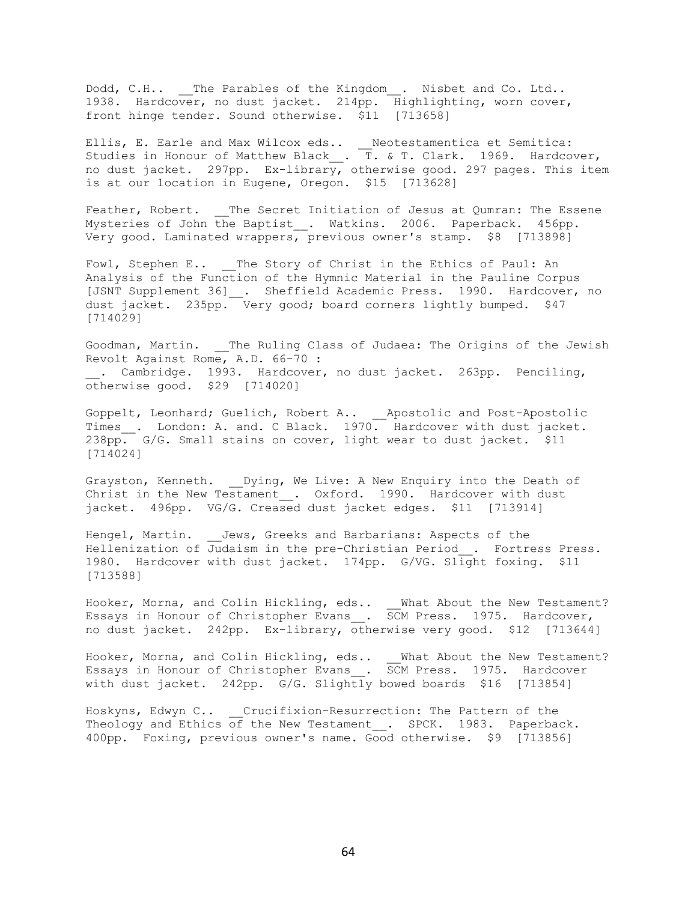Dodd, C.H.. __The Parables of the Kingdom__. Nisbet and Co. Ltd.. 1938. Hardcover, no dust jacket. 214pp. Highlighting, worn cover, front hinge tender. Sound otherwise. $11 [713658]

Ellis, E. Earle and Max Wilcox eds.. __Neotestamentica et Semitica: Studies in Honour of Matthew Black__. T. & T. Clark. 1969. Hardcover, no dust jacket. 297pp. Ex-library, otherwise good. 297 pages. This item is at our location in Eugene, Oregon. $15 [713628]

Feather, Robert. __The Secret Initiation of Jesus at Qumran: The Essene Mysteries of John the Baptist__. Watkins. 2006. Paperback. 456pp. Very good. Laminated wrappers, previous owner's stamp. $8 [713898]

Fowl, Stephen E.. __The Story of Christ in the Ethics of Paul: An Analysis of the Function of the Hymnic Material in the Pauline Corpus [JSNT Supplement 36]__. Sheffield Academic Press. 1990. Hardcover, no dust jacket. 235pp. Very good; board corners lightly bumped. $47 [714029]

Goodman, Martin. __The Ruling Class of Judaea: The Origins of the Jewish Revolt Against Rome, A.D. 66-70 :
__. Cambridge. 1993. Hardcover, no dust jacket. 263pp. Penciling, otherwise good. $29 [714020]

Goppelt, Leonhard; Guelich, Robert A.. __Apostolic and Post-Apostolic Times__. London: A. and. C Black. 1970. Hardcover with dust jacket. 238pp. G/G. Small stains on cover, light wear to dust jacket. $11 [714024]

Grayston, Kenneth. __Dying, We Live: A New Enquiry into the Death of Christ in the New Testament__. Oxford. 1990. Hardcover with dust jacket. 496pp. VG/G. Creased dust jacket edges. $11 [713914]

Hengel, Martin. __Jews, Greeks and Barbarians: Aspects of the Hellenization of Judaism in the pre-Christian Period__. Fortress Press. 1980. Hardcover with dust jacket. 174pp. G/VG. Slight foxing. $11 [713588]

Hooker, Morna, and Colin Hickling, eds.. __What About the New Testament? Essays in Honour of Christopher Evans__. SCM Press. 1975. Hardcover, no dust jacket. 242pp. Ex-library, otherwise very good. $12 [713644]

Hooker, Morna, and Colin Hickling, eds.. __What About the New Testament? Essays in Honour of Christopher Evans__. SCM Press. 1975. Hardcover with dust jacket. 242pp. G/G. Slightly bowed boards $16 [713854]

Hoskyns, Edwyn C.. __Crucifixion-Resurrection: The Pattern of the Theology and Ethics of the New Testament__. SPCK. 1983. Paperback. 400pp. Foxing, previous owner's name. Good otherwise. $9 [713856]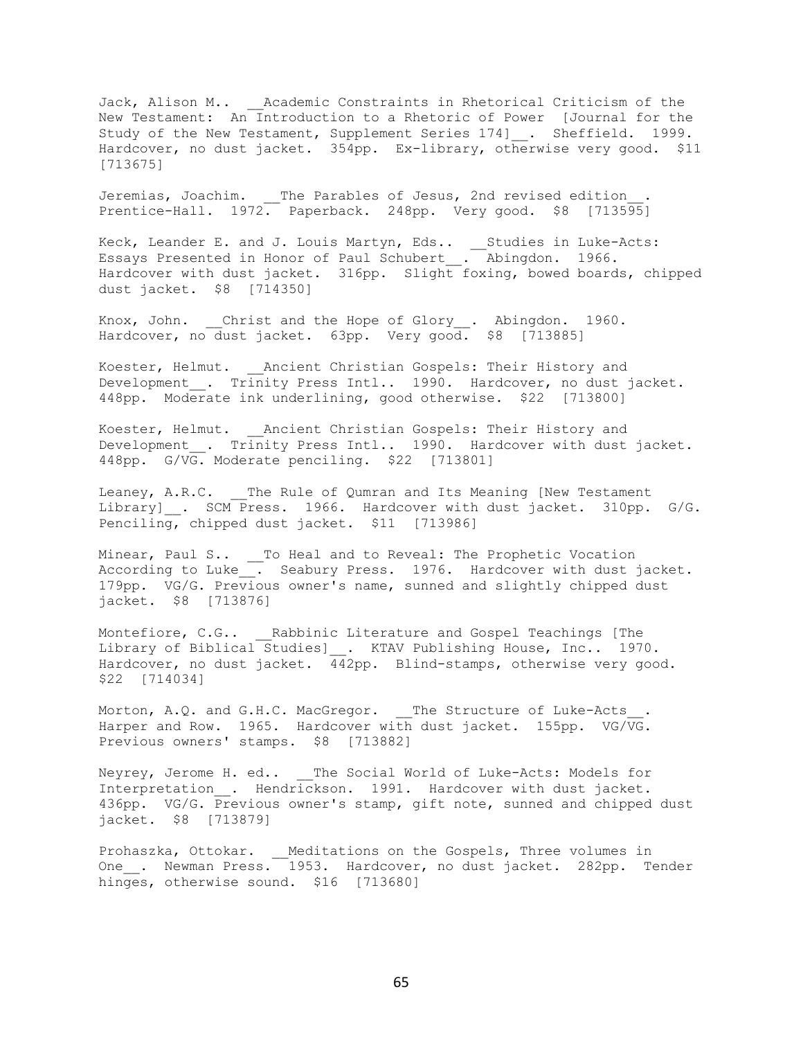Jack, Alison M.. __Academic Constraints in Rhetorical Criticism of the New Testament: An Introduction to a Rhetoric of Power [Journal for the Study of the New Testament, Supplement Series 174]__. Sheffield. 1999. Hardcover, no dust jacket. 354pp. Ex-library, otherwise very good. $11 [713675]

Jeremias, Joachim. __The Parables of Jesus, 2nd revised edition__. Prentice-Hall. 1972. Paperback. 248pp. Very good. $8 [713595]

Keck, Leander E. and J. Louis Martyn, Eds.. __Studies in Luke-Acts: Essays Presented in Honor of Paul Schubert__. Abingdon. 1966. Hardcover with dust jacket. 316pp. Slight foxing, bowed boards, chipped dust jacket. $8 [714350]

Knox, John. __Christ and the Hope of Glory__. Abingdon. 1960. Hardcover, no dust jacket. 63pp. Very good. $8 [713885]

Koester, Helmut. __Ancient Christian Gospels: Their History and Development__. Trinity Press Intl.. 1990. Hardcover, no dust jacket. 448pp. Moderate ink underlining, good otherwise. $22 [713800]

Koester, Helmut. __Ancient Christian Gospels: Their History and Development__. Trinity Press Intl.. 1990. Hardcover with dust jacket. 448pp. G/VG. Moderate penciling. $22 [713801]

Leaney, A.R.C. __The Rule of Qumran and Its Meaning [New Testament Library]__. SCM Press. 1966. Hardcover with dust jacket. 310pp. G/G. Penciling, chipped dust jacket. $11 [713986]

Minear, Paul S.. __To Heal and to Reveal: The Prophetic Vocation According to Luke__. Seabury Press. 1976. Hardcover with dust jacket. 179pp. VG/G. Previous owner's name, sunned and slightly chipped dust jacket. $8 [713876]

Montefiore, C.G.. __Rabbinic Literature and Gospel Teachings [The Library of Biblical Studies]__. KTAV Publishing House, Inc.. 1970. Hardcover, no dust jacket. 442pp. Blind-stamps, otherwise very good. $22 [714034]

Morton, A.Q. and G.H.C. MacGregor. __The Structure of Luke-Acts__. Harper and Row. 1965. Hardcover with dust jacket. 155pp. VG/VG. Previous owners' stamps. $8 [713882]

Neyrey, Jerome H. ed.. __The Social World of Luke-Acts: Models for Interpretation__. Hendrickson. 1991. Hardcover with dust jacket. 436pp. VG/G. Previous owner's stamp, gift note, sunned and chipped dust jacket. $8 [713879]

Prohaszka, Ottokar. __Meditations on the Gospels, Three volumes in One__. Newman Press. 1953. Hardcover, no dust jacket. 282pp. Tender hinges, otherwise sound. $16 [713680]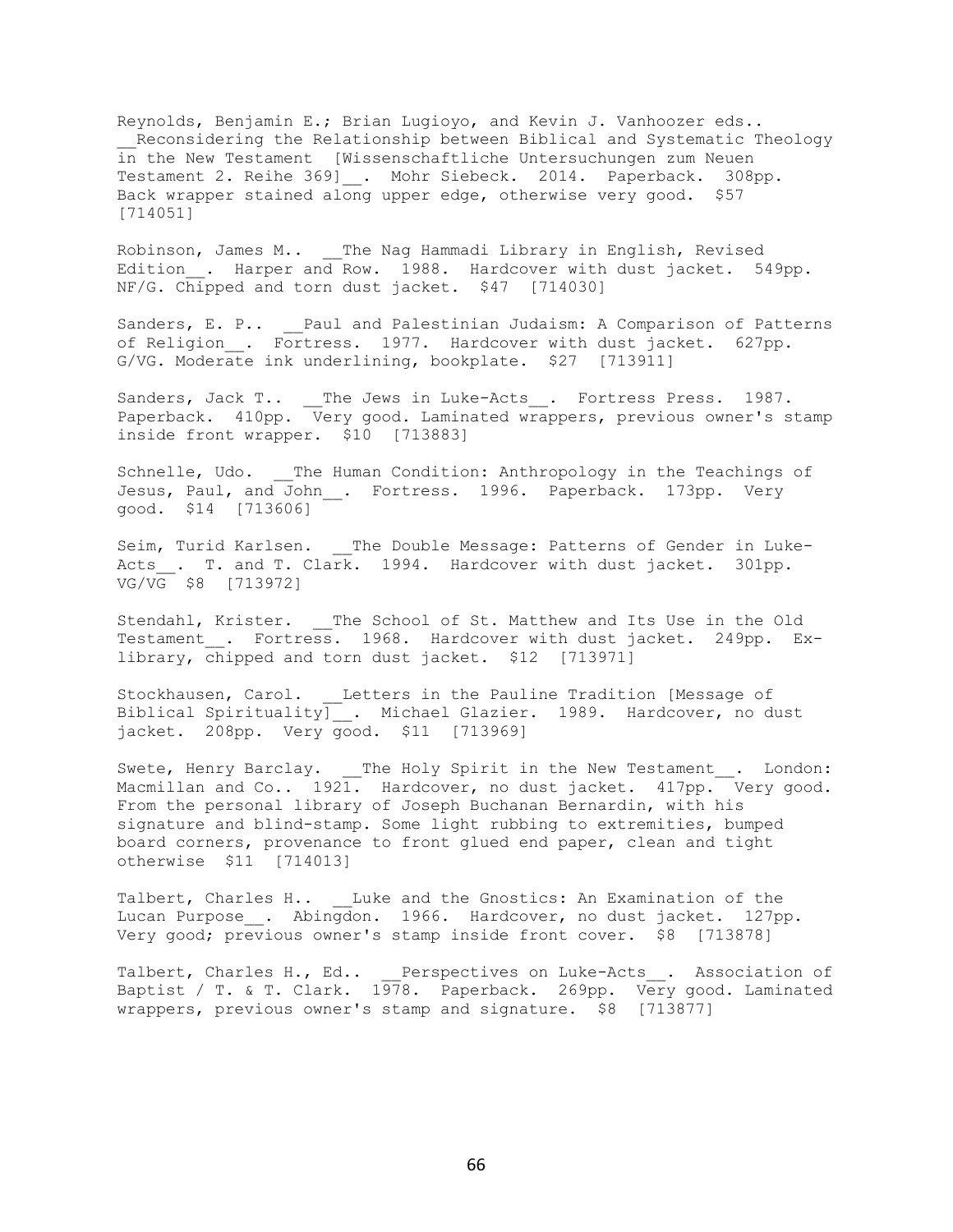Reynolds, Benjamin E.; Brian Lugioyo, and Kevin J. Vanhoozer eds.. __Reconsidering the Relationship between Biblical and Systematic Theology in the New Testament [Wissenschaftliche Untersuchungen zum Neuen Testament 2. Reihe 369]__. Mohr Siebeck. 2014. Paperback. 308pp. Back wrapper stained along upper edge, otherwise very good. $57 [714051]

Robinson, James M.. __The Nag Hammadi Library in English, Revised Edition__. Harper and Row. 1988. Hardcover with dust jacket. 549pp. NF/G. Chipped and torn dust jacket. $47 [714030]

Sanders, E. P.. __Paul and Palestinian Judaism: A Comparison of Patterns of Religion__. Fortress. 1977. Hardcover with dust jacket. 627pp. G/VG. Moderate ink underlining, bookplate. $27 [713911]

Sanders, Jack T.. __The Jews in Luke-Acts__. Fortress Press. 1987. Paperback. 410pp. Very good. Laminated wrappers, previous owner's stamp inside front wrapper. $10 [713883]

Schnelle, Udo. __The Human Condition: Anthropology in the Teachings of Jesus, Paul, and John__. Fortress. 1996. Paperback. 173pp. Very good. $14 [713606]

Seim, Turid Karlsen. __The Double Message: Patterns of Gender in Luke-Acts__. T. and T. Clark. 1994. Hardcover with dust jacket. 301pp. VG/VG $8 [713972]

Stendahl, Krister. __The School of St. Matthew and Its Use in the Old Testament__. Fortress. 1968. Hardcover with dust jacket. 249pp. Ex-library, chipped and torn dust jacket. $12 [713971]

Stockhausen, Carol. __Letters in the Pauline Tradition [Message of Biblical Spirituality]__. Michael Glazier. 1989. Hardcover, no dust jacket. 208pp. Very good. $11 [713969]

Swete, Henry Barclay. __The Holy Spirit in the New Testament__. London: Macmillan and Co.. 1921. Hardcover, no dust jacket. 417pp. Very good. From the personal library of Joseph Buchanan Bernardin, with his signature and blind-stamp. Some light rubbing to extremities, bumped board corners, provenance to front glued end paper, clean and tight otherwise $11 [714013]

Talbert, Charles H.. __Luke and the Gnostics: An Examination of the Lucan Purpose__. Abingdon. 1966. Hardcover, no dust jacket. 127pp. Very good; previous owner's stamp inside front cover. $8 [713878]

Talbert, Charles H., Ed.. __Perspectives on Luke-Acts__. Association of Baptist / T. & T. Clark. 1978. Paperback. 269pp. Very good. Laminated wrappers, previous owner's stamp and signature. $8 [713877]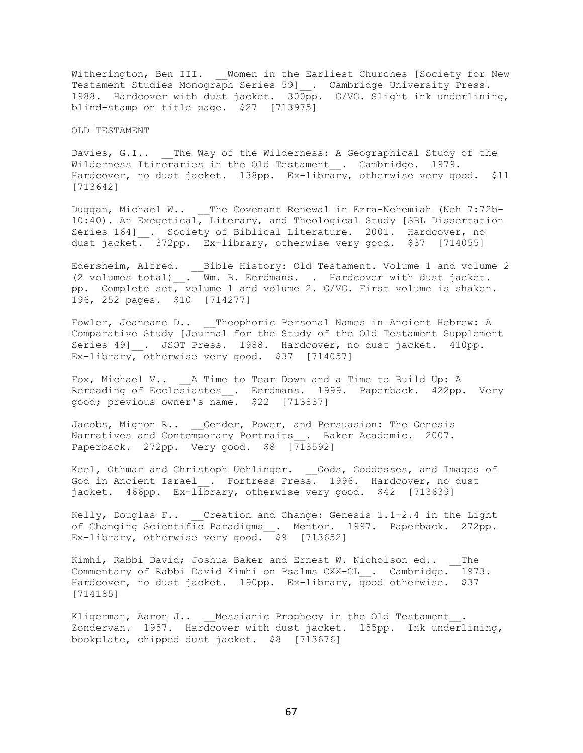Witherington, Ben III. __Women in the Earliest Churches [Society for New Testament Studies Monograph Series 59]__. Cambridge University Press. 1988. Hardcover with dust jacket. 300pp. G/VG. Slight ink underlining, blind-stamp on title page. $27 [713975]

OLD TESTAMENT

Davies, G.I.. __The Way of the Wilderness: A Geographical Study of the Wilderness Itineraries in the Old Testament__. Cambridge. 1979. Hardcover, no dust jacket. 138pp. Ex-library, otherwise very good. $11 [713642]

Duggan, Michael W.. __The Covenant Renewal in Ezra-Nehemiah (Neh 7:72b-10:40). An Exegetical, Literary, and Theological Study [SBL Dissertation Series 164]__. Society of Biblical Literature. 2001. Hardcover, no dust jacket. 372pp. Ex-library, otherwise very good. $37 [714055]

Edersheim, Alfred. __Bible History: Old Testament. Volume 1 and volume 2 (2 volumes total)__. Wm. B. Eerdmans. . Hardcover with dust jacket. pp. Complete set, volume 1 and volume 2. G/VG. First volume is shaken. 196, 252 pages. $10 [714277]

Fowler, Jeaneane D.. __Theophoric Personal Names in Ancient Hebrew: A Comparative Study [Journal for the Study of the Old Testament Supplement Series 49]__. JSOT Press. 1988. Hardcover, no dust jacket. 410pp. Ex-library, otherwise very good. $37 [714057]

Fox, Michael V.. __A Time to Tear Down and a Time to Build Up: A Rereading of Ecclesiastes__. Eerdmans. 1999. Paperback. 422pp. Very good; previous owner's name. $22 [713837]

Jacobs, Mignon R.. __Gender, Power, and Persuasion: The Genesis Narratives and Contemporary Portraits__. Baker Academic. 2007. Paperback. 272pp. Very good. $8 [713592]

Keel, Othmar and Christoph Uehlinger. __Gods, Goddesses, and Images of God in Ancient Israel__. Fortress Press. 1996. Hardcover, no dust jacket. 466pp. Ex-library, otherwise very good. $42 [713639]

Kelly, Douglas F.. __Creation and Change: Genesis 1.1-2.4 in the Light of Changing Scientific Paradigms__. Mentor. 1997. Paperback. 272pp. Ex-library, otherwise very good. $9 [713652]

Kimhi, Rabbi David; Joshua Baker and Ernest W. Nicholson ed.. __The Commentary of Rabbi David Kimhi on Psalms CXX-CL__. Cambridge. 1973. Hardcover, no dust jacket. 190pp. Ex-library, good otherwise. $37 [714185]

Kligerman, Aaron J.. __Messianic Prophecy in the Old Testament__. Zondervan. 1957. Hardcover with dust jacket. 155pp. Ink underlining, bookplate, chipped dust jacket. $8 [713676]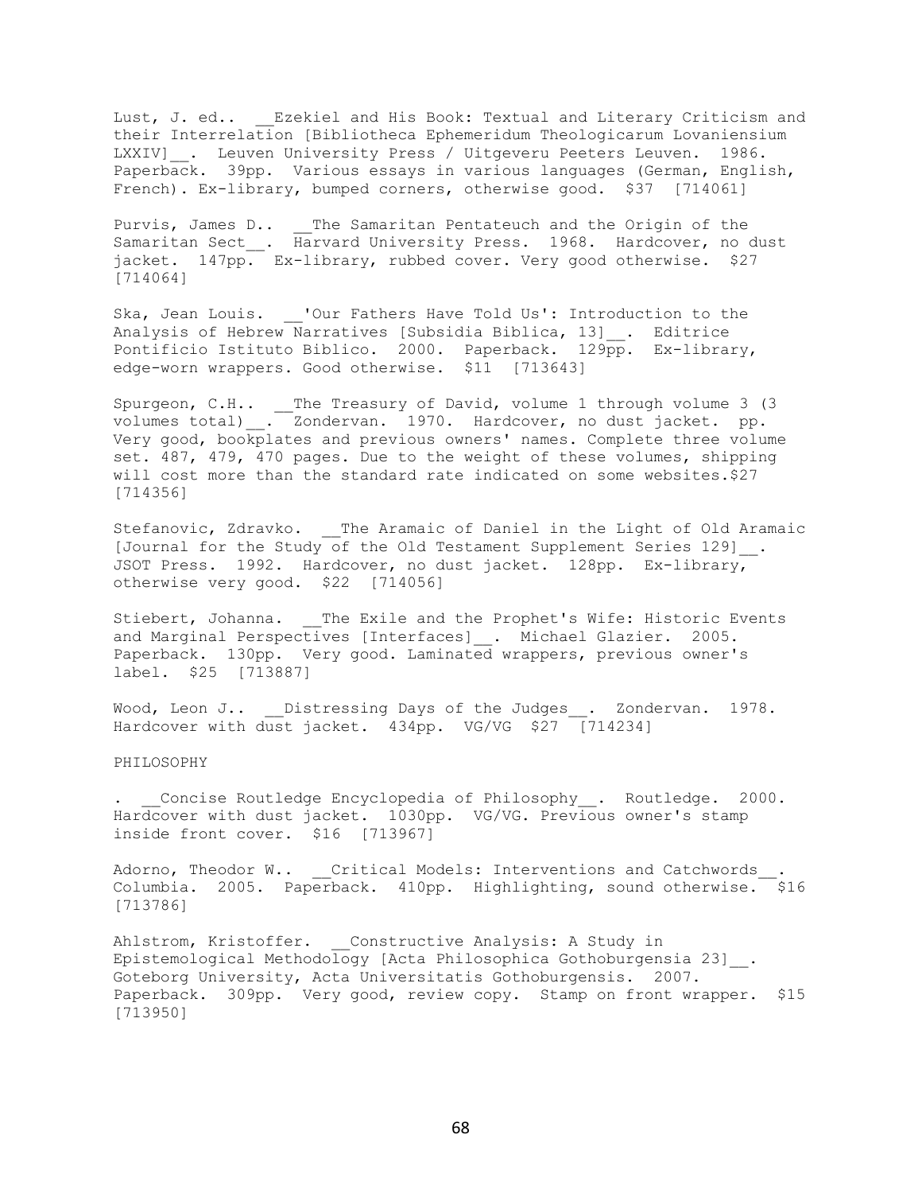Lust, J. ed.. __Ezekiel and His Book: Textual and Literary Criticism and their Interrelation [Bibliotheca Ephemeridum Theologicarum Lovaniensium LXXIV]__. Leuven University Press / Uitgeveru Peeters Leuven. 1986. Paperback. 39pp. Various essays in various languages (German, English, French). Ex-library, bumped corners, otherwise good. $37 [714061]

Purvis, James D.. __The Samaritan Pentateuch and the Origin of the Samaritan Sect__. Harvard University Press. 1968. Hardcover, no dust jacket. 147pp. Ex-library, rubbed cover. Very good otherwise. $27 [714064]

Ska, Jean Louis. __'Our Fathers Have Told Us': Introduction to the Analysis of Hebrew Narratives [Subsidia Biblica, 13]__. Editrice Pontificio Istituto Biblico. 2000. Paperback. 129pp. Ex-library, edge-worn wrappers. Good otherwise. $11 [713643]

Spurgeon, C.H.. __The Treasury of David, volume 1 through volume 3 (3 volumes total)__. Zondervan. 1970. Hardcover, no dust jacket. pp. Very good, bookplates and previous owners' names. Complete three volume set. 487, 479, 470 pages. Due to the weight of these volumes, shipping will cost more than the standard rate indicated on some websites.$27 [714356]

Stefanovic, Zdravko. __The Aramaic of Daniel in the Light of Old Aramaic [Journal for the Study of the Old Testament Supplement Series 129]__. JSOT Press. 1992. Hardcover, no dust jacket. 128pp. Ex-library, otherwise very good. $22 [714056]

Stiebert, Johanna. __The Exile and the Prophet's Wife: Historic Events and Marginal Perspectives [Interfaces]__. Michael Glazier. 2005. Paperback. 130pp. Very good. Laminated wrappers, previous owner's label. $25 [713887]

Wood, Leon J.. __Distressing Days of the Judges__. Zondervan. 1978. Hardcover with dust jacket. 434pp. VG/VG $27 [714234]

PHILOSOPHY

. __Concise Routledge Encyclopedia of Philosophy__. Routledge. 2000. Hardcover with dust jacket. 1030pp. VG/VG. Previous owner's stamp inside front cover. $16 [713967]

Adorno, Theodor W.. __Critical Models: Interventions and Catchwords__. Columbia. 2005. Paperback. 410pp. Highlighting, sound otherwise. $16 [713786]

Ahlstrom, Kristoffer. __Constructive Analysis: A Study in Epistemological Methodology [Acta Philosophica Gothoburgensia 23]__. Goteborg University, Acta Universitatis Gothoburgensis. 2007. Paperback. 309pp. Very good, review copy. Stamp on front wrapper. $15 [713950]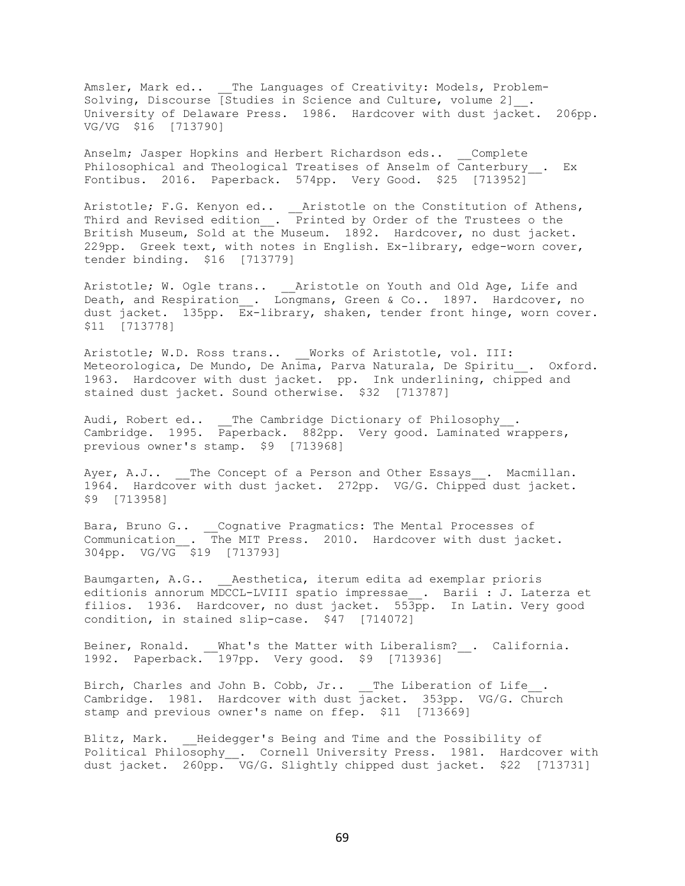Amsler, Mark ed.. __The Languages of Creativity: Models, Problem-Solving, Discourse [Studies in Science and Culture, volume 2]__. University of Delaware Press. 1986. Hardcover with dust jacket. 206pp. VG/VG $16 [713790]

Anselm; Jasper Hopkins and Herbert Richardson eds.. __Complete Philosophical and Theological Treatises of Anselm of Canterbury__. Ex Fontibus. 2016. Paperback. 574pp. Very Good. $25 [713952]

Aristotle; F.G. Kenyon ed.. __Aristotle on the Constitution of Athens, Third and Revised edition__. Printed by Order of the Trustees o the British Museum, Sold at the Museum. 1892. Hardcover, no dust jacket. 229pp. Greek text, with notes in English. Ex-library, edge-worn cover, tender binding. $16 [713779]

Aristotle; W. Ogle trans.. __Aristotle on Youth and Old Age, Life and Death, and Respiration__. Longmans, Green & Co.. 1897. Hardcover, no dust jacket. 135pp. Ex-library, shaken, tender front hinge, worn cover. $11 [713778]

Aristotle; W.D. Ross trans.. __Works of Aristotle, vol. III: Meteorologica, De Mundo, De Anima, Parva Naturala, De Spiritu__. Oxford. 1963. Hardcover with dust jacket. pp. Ink underlining, chipped and stained dust jacket. Sound otherwise. $32 [713787]

Audi, Robert ed.. __The Cambridge Dictionary of Philosophy__. Cambridge. 1995. Paperback. 882pp. Very good. Laminated wrappers, previous owner's stamp. $9 [713968]

Ayer, A.J.. __The Concept of a Person and Other Essays__. Macmillan. 1964. Hardcover with dust jacket. 272pp. VG/G. Chipped dust jacket. $9 [713958]

Bara, Bruno G.. __Cognative Pragmatics: The Mental Processes of Communication__. The MIT Press. 2010. Hardcover with dust jacket. 304pp. VG/VG $19 [713793]

Baumgarten, A.G.. __Aesthetica, iterum edita ad exemplar prioris editionis annorum MDCCL-LVIII spatio impressae__. Barii : J. Laterza et filios. 1936. Hardcover, no dust jacket. 553pp. In Latin. Very good condition, in stained slip-case. $47 [714072]

Beiner, Ronald. __What's the Matter with Liberalism?__. California. 1992. Paperback. 197pp. Very good. $9 [713936]

Birch, Charles and John B. Cobb, Jr.. __The Liberation of Life__. Cambridge. 1981. Hardcover with dust jacket. 353pp. VG/G. Church stamp and previous owner's name on ffep. $11 [713669]

Blitz, Mark. __Heidegger's Being and Time and the Possibility of Political Philosophy__. Cornell University Press. 1981. Hardcover with dust jacket. 260pp. VG/G. Slightly chipped dust jacket. $22 [713731]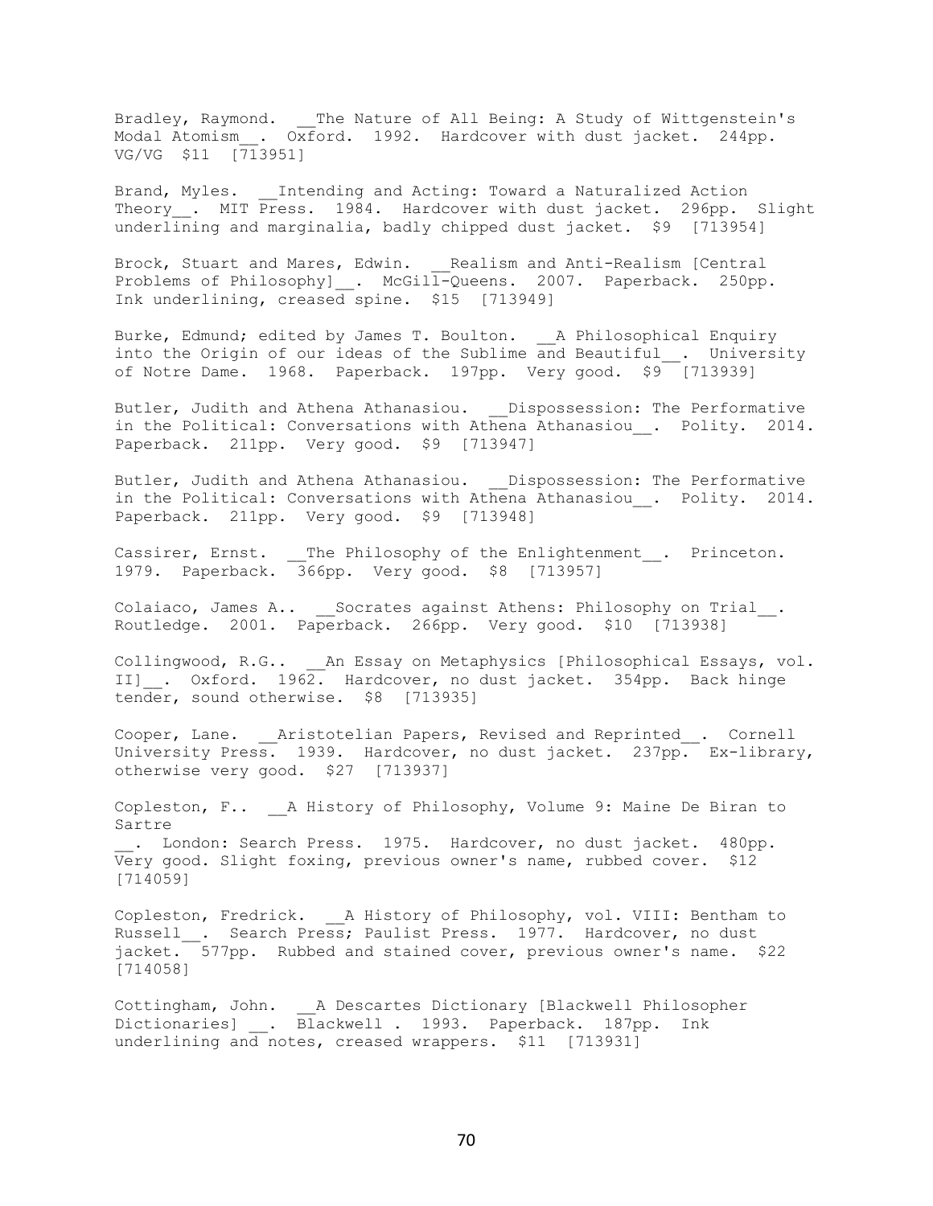Bradley, Raymond. __The Nature of All Being: A Study of Wittgenstein's Modal Atomism__. Oxford. 1992. Hardcover with dust jacket. 244pp. VG/VG $11 [713951]

Brand, Myles. __Intending and Acting: Toward a Naturalized Action Theory__. MIT Press. 1984. Hardcover with dust jacket. 296pp. Slight underlining and marginalia, badly chipped dust jacket. $9 [713954]

Brock, Stuart and Mares, Edwin. __Realism and Anti-Realism [Central Problems of Philosophy]__. McGill-Queens. 2007. Paperback. 250pp. Ink underlining, creased spine. $15 [713949]

Burke, Edmund; edited by James T. Boulton. __A Philosophical Enquiry into the Origin of our ideas of the Sublime and Beautiful__. University of Notre Dame. 1968. Paperback. 197pp. Very good. $9 [713939]

Butler, Judith and Athena Athanasiou. __Dispossession: The Performative in the Political: Conversations with Athena Athanasiou__. Polity. 2014. Paperback. 211pp. Very good. $9 [713947]

Butler, Judith and Athena Athanasiou. __Dispossession: The Performative in the Political: Conversations with Athena Athanasiou__. Polity. 2014. Paperback. 211pp. Very good. $9 [713948]

Cassirer, Ernst. __The Philosophy of the Enlightenment__. Princeton. 1979. Paperback. 366pp. Very good. $8 [713957]

Colaiaco, James A.. __Socrates against Athens: Philosophy on Trial__. Routledge. 2001. Paperback. 266pp. Very good. $10 [713938]

Collingwood, R.G.. __An Essay on Metaphysics [Philosophical Essays, vol. II]__. Oxford. 1962. Hardcover, no dust jacket. 354pp. Back hinge tender, sound otherwise. $8 [713935]

Cooper, Lane. __Aristotelian Papers, Revised and Reprinted__. Cornell University Press. 1939. Hardcover, no dust jacket. 237pp. Ex-library, otherwise very good. $27 [713937]

Copleston, F.. __A History of Philosophy, Volume 9: Maine De Biran to Sartre
__. London: Search Press. 1975. Hardcover, no dust jacket. 480pp. Very good. Slight foxing, previous owner's name, rubbed cover. $12 [714059]

Copleston, Fredrick. __A History of Philosophy, vol. VIII: Bentham to Russell__. Search Press; Paulist Press. 1977. Hardcover, no dust jacket. 577pp. Rubbed and stained cover, previous owner's name. $22 [714058]

Cottingham, John. __A Descartes Dictionary [Blackwell Philosopher Dictionaries] __. Blackwell . 1993. Paperback. 187pp. Ink underlining and notes, creased wrappers. $11 [713931]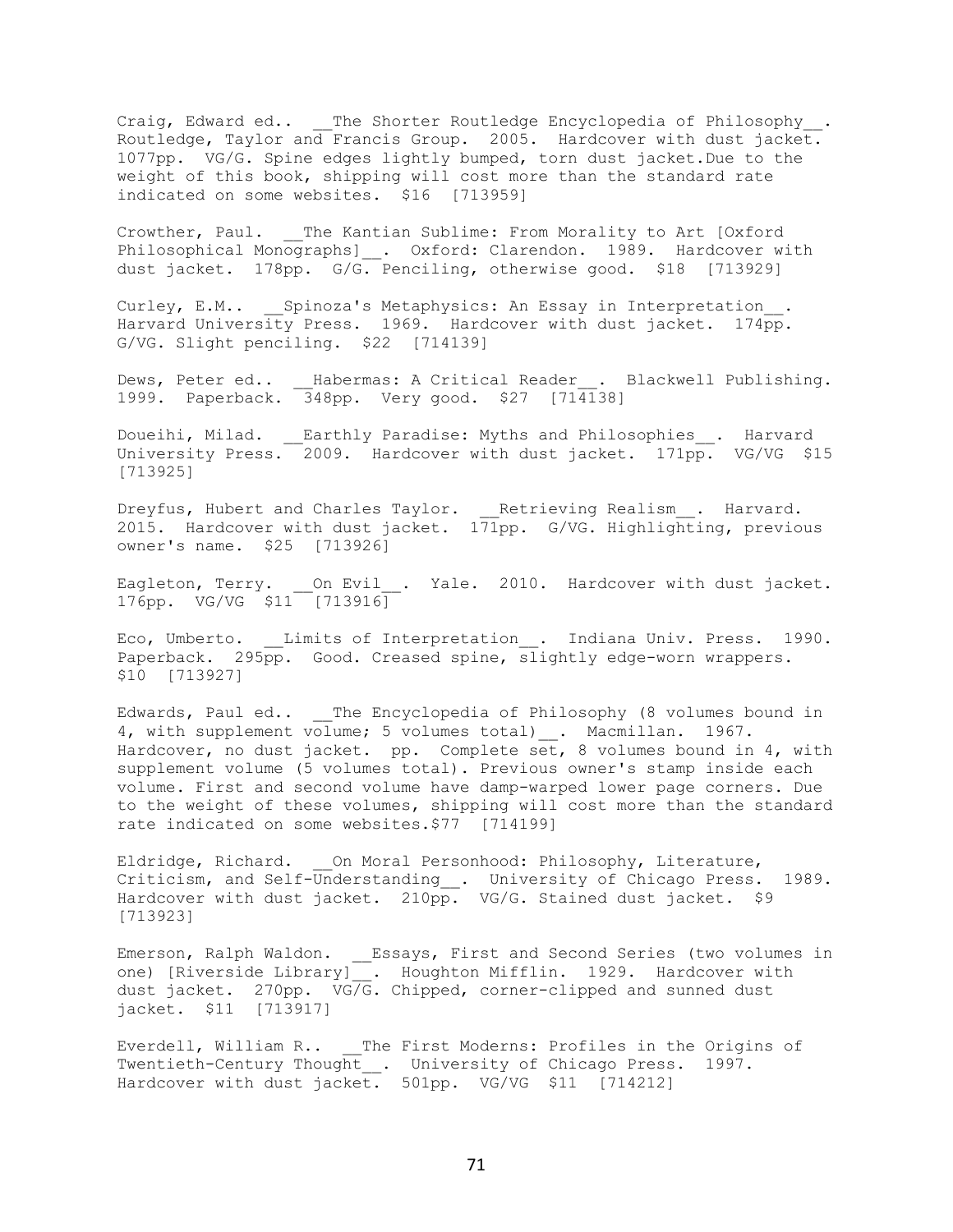Craig, Edward ed.. __The Shorter Routledge Encyclopedia of Philosophy__. Routledge, Taylor and Francis Group. 2005. Hardcover with dust jacket. 1077pp. VG/G. Spine edges lightly bumped, torn dust jacket.Due to the weight of this book, shipping will cost more than the standard rate indicated on some websites. $16 [713959]

Crowther, Paul. __The Kantian Sublime: From Morality to Art [Oxford Philosophical Monographs]__. Oxford: Clarendon. 1989. Hardcover with dust jacket. 178pp. G/G. Penciling, otherwise good. $18 [713929]

Curley, E.M.. __Spinoza's Metaphysics: An Essay in Interpretation__. Harvard University Press. 1969. Hardcover with dust jacket. 174pp. G/VG. Slight penciling. $22 [714139]

Dews, Peter ed.. __Habermas: A Critical Reader__. Blackwell Publishing. 1999. Paperback. 348pp. Very good. $27 [714138]

Doueihi, Milad. __Earthly Paradise: Myths and Philosophies__. Harvard University Press. 2009. Hardcover with dust jacket. 171pp. VG/VG $15 [713925]

Dreyfus, Hubert and Charles Taylor. __Retrieving Realism__. Harvard. 2015. Hardcover with dust jacket. 171pp. G/VG. Highlighting, previous owner's name. $25 [713926]

Eagleton, Terry. __On Evil__. Yale. 2010. Hardcover with dust jacket. 176pp. VG/VG $11 [713916]

Eco, Umberto. __Limits of Interpretation__. Indiana Univ. Press. 1990. Paperback. 295pp. Good. Creased spine, slightly edge-worn wrappers. $10 [713927]

Edwards, Paul ed.. __The Encyclopedia of Philosophy (8 volumes bound in 4, with supplement volume; 5 volumes total)__. Macmillan. 1967. Hardcover, no dust jacket. pp. Complete set, 8 volumes bound in 4, with supplement volume (5 volumes total). Previous owner's stamp inside each volume. First and second volume have damp-warped lower page corners. Due to the weight of these volumes, shipping will cost more than the standard rate indicated on some websites.$77 [714199]

Eldridge, Richard. __On Moral Personhood: Philosophy, Literature, Criticism, and Self-Understanding__. University of Chicago Press. 1989. Hardcover with dust jacket. 210pp. VG/G. Stained dust jacket. $9 [713923]

Emerson, Ralph Waldon. __Essays, First and Second Series (two volumes in one) [Riverside Library]__. Houghton Mifflin. 1929. Hardcover with dust jacket. 270pp. VG/G. Chipped, corner-clipped and sunned dust jacket. $11 [713917]

Everdell, William R.. __The First Moderns: Profiles in the Origins of Twentieth-Century Thought__. University of Chicago Press. 1997. Hardcover with dust jacket. 501pp. VG/VG $11 [714212]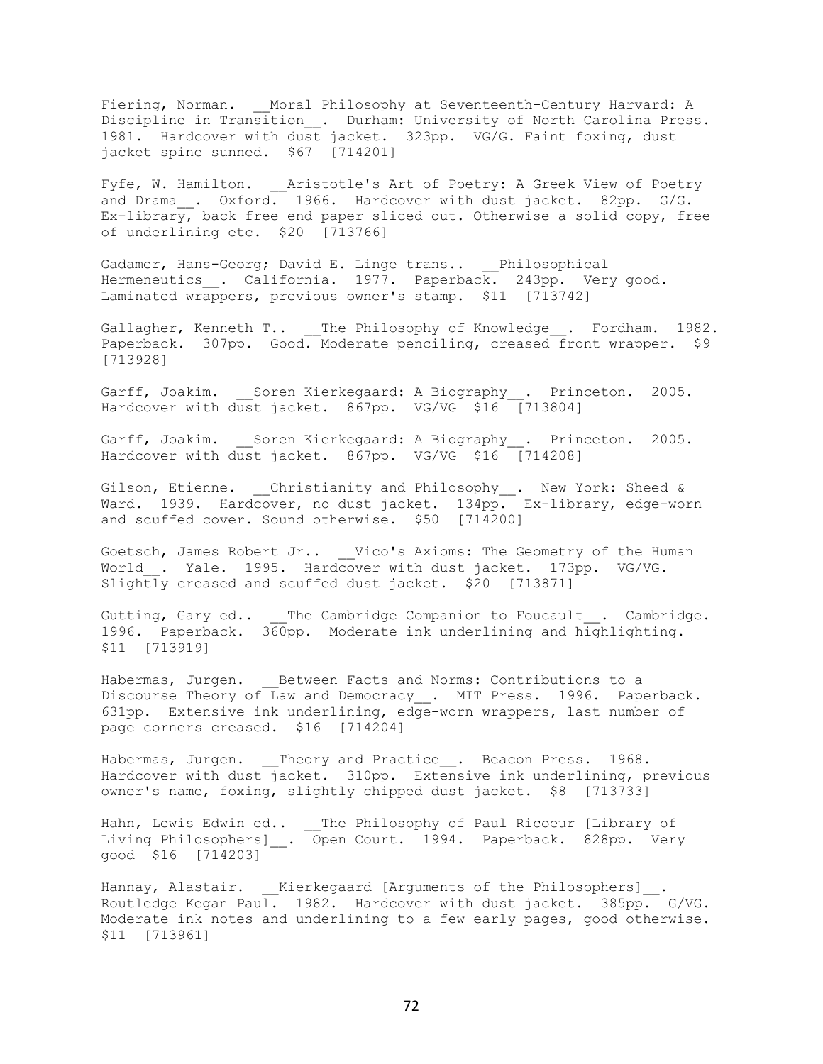Fiering, Norman. __Moral Philosophy at Seventeenth-Century Harvard: A Discipline in Transition__. Durham: University of North Carolina Press. 1981. Hardcover with dust jacket. 323pp. VG/G. Faint foxing, dust jacket spine sunned. $67 [714201]

Fyfe, W. Hamilton. __Aristotle's Art of Poetry: A Greek View of Poetry and Drama__. Oxford. 1966. Hardcover with dust jacket. 82pp. G/G. Ex-library, back free end paper sliced out. Otherwise a solid copy, free of underlining etc. $20 [713766]

Gadamer, Hans-Georg; David E. Linge trans.. __Philosophical Hermeneutics__. California. 1977. Paperback. 243pp. Very good. Laminated wrappers, previous owner's stamp. $11 [713742]

Gallagher, Kenneth T.. __The Philosophy of Knowledge__. Fordham. 1982. Paperback. 307pp. Good. Moderate penciling, creased front wrapper. $9 [713928]

Garff, Joakim. __Soren Kierkegaard: A Biography__. Princeton. 2005. Hardcover with dust jacket. 867pp. VG/VG $16 [713804]

Garff, Joakim. __Soren Kierkegaard: A Biography__. Princeton. 2005. Hardcover with dust jacket. 867pp. VG/VG $16 [714208]

Gilson, Etienne. __Christianity and Philosophy__. New York: Sheed & Ward. 1939. Hardcover, no dust jacket. 134pp. Ex-library, edge-worn and scuffed cover. Sound otherwise. $50 [714200]

Goetsch, James Robert Jr.. __Vico's Axioms: The Geometry of the Human World__. Yale. 1995. Hardcover with dust jacket. 173pp. VG/VG. Slightly creased and scuffed dust jacket. $20 [713871]

Gutting, Gary ed.. __The Cambridge Companion to Foucault__. Cambridge. 1996. Paperback. 360pp. Moderate ink underlining and highlighting. $11 [713919]

Habermas, Jurgen. __Between Facts and Norms: Contributions to a Discourse Theory of Law and Democracy__. MIT Press. 1996. Paperback. 631pp. Extensive ink underlining, edge-worn wrappers, last number of page corners creased. $16 [714204]

Habermas, Jurgen. __Theory and Practice__. Beacon Press. 1968. Hardcover with dust jacket. 310pp. Extensive ink underlining, previous owner's name, foxing, slightly chipped dust jacket. $8 [713733]

Hahn, Lewis Edwin ed.. __The Philosophy of Paul Ricoeur [Library of Living Philosophers]__. Open Court. 1994. Paperback. 828pp. Very good $16 [714203]

Hannay, Alastair. __Kierkegaard [Arguments of the Philosophers]__. Routledge Kegan Paul. 1982. Hardcover with dust jacket. 385pp. G/VG. Moderate ink notes and underlining to a few early pages, good otherwise. $11 [713961]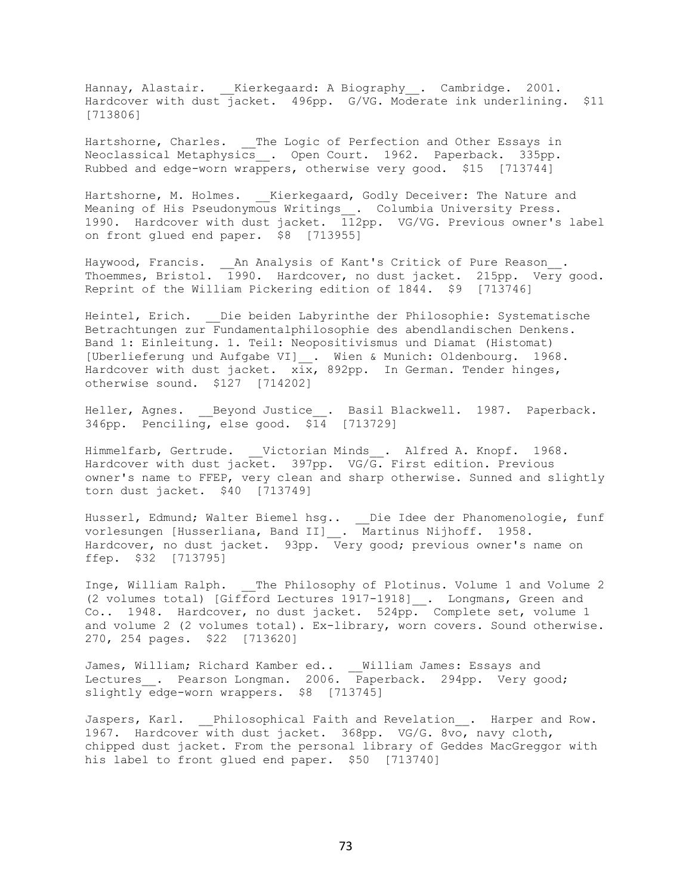Hannay, Alastair. __Kierkegaard: A Biography__. Cambridge. 2001. Hardcover with dust jacket. 496pp. G/VG. Moderate ink underlining. $11 [713806]

Hartshorne, Charles. __The Logic of Perfection and Other Essays in Neoclassical Metaphysics__. Open Court. 1962. Paperback. 335pp. Rubbed and edge-worn wrappers, otherwise very good. $15 [713744]

Hartshorne, M. Holmes. __Kierkegaard, Godly Deceiver: The Nature and Meaning of His Pseudonymous Writings__. Columbia University Press. 1990. Hardcover with dust jacket. 112pp. VG/VG. Previous owner's label on front glued end paper. $8 [713955]

Haywood, Francis. __An Analysis of Kant's Critick of Pure Reason__. Thoemmes, Bristol. 1990. Hardcover, no dust jacket. 215pp. Very good. Reprint of the William Pickering edition of 1844. $9 [713746]

Heintel, Erich. __Die beiden Labyrinthe der Philosophie: Systematische Betrachtungen zur Fundamentalphilosophie des abendlandischen Denkens. Band 1: Einleitung. 1. Teil: Neopositivismus und Diamat (Histomat) [Uberlieferung und Aufgabe VI]__. Wien & Munich: Oldenbourg. 1968. Hardcover with dust jacket. xix, 892pp. In German. Tender hinges, otherwise sound. $127 [714202]

Heller, Agnes. __Beyond Justice__. Basil Blackwell. 1987. Paperback. 346pp. Penciling, else good. $14 [713729]

Himmelfarb, Gertrude. __Victorian Minds__. Alfred A. Knopf. 1968. Hardcover with dust jacket. 397pp. VG/G. First edition. Previous owner's name to FFEP, very clean and sharp otherwise. Sunned and slightly torn dust jacket. $40 [713749]

Husserl, Edmund; Walter Biemel hsg.. __Die Idee der Phanomenologie, funf vorlesungen [Husserliana, Band II]__. Martinus Nijhoff. 1958. Hardcover, no dust jacket. 93pp. Very good; previous owner's name on ffep. $32 [713795]

Inge, William Ralph. __The Philosophy of Plotinus. Volume 1 and Volume 2 (2 volumes total) [Gifford Lectures 1917-1918]__. Longmans, Green and Co.. 1948. Hardcover, no dust jacket. 524pp. Complete set, volume 1 and volume 2 (2 volumes total). Ex-library, worn covers. Sound otherwise. 270, 254 pages. $22 [713620]

James, William; Richard Kamber ed.. __William James: Essays and Lectures__. Pearson Longman. 2006. Paperback. 294pp. Very good; slightly edge-worn wrappers. $8 [713745]

Jaspers, Karl. __Philosophical Faith and Revelation__. Harper and Row. 1967. Hardcover with dust jacket. 368pp. VG/G. 8vo, navy cloth, chipped dust jacket. From the personal library of Geddes MacGreggor with his label to front glued end paper. $50 [713740]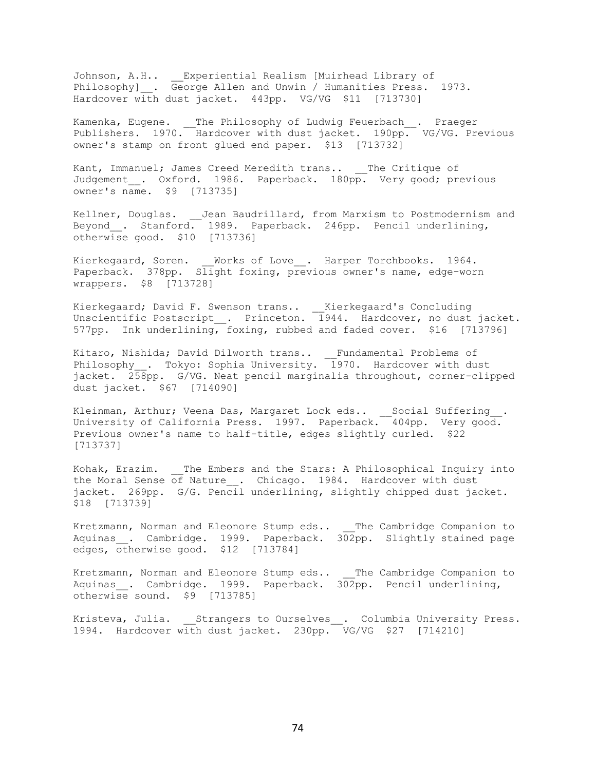Johnson, A.H.. __Experiential Realism [Muirhead Library of Philosophy]__. George Allen and Unwin / Humanities Press. 1973. Hardcover with dust jacket. 443pp. VG/VG $11 [713730]

Kamenka, Eugene. __The Philosophy of Ludwig Feuerbach__. Praeger Publishers. 1970. Hardcover with dust jacket. 190pp. VG/VG. Previous owner's stamp on front glued end paper. $13 [713732]

Kant, Immanuel; James Creed Meredith trans.. __The Critique of Judgement__. Oxford. 1986. Paperback. 180pp. Very good; previous owner's name. $9 [713735]

Kellner, Douglas. __Jean Baudrillard, from Marxism to Postmodernism and Beyond__. Stanford. 1989. Paperback. 246pp. Pencil underlining, otherwise good. $10 [713736]

Kierkegaard, Soren. __Works of Love__. Harper Torchbooks. 1964. Paperback. 378pp. Slight foxing, previous owner's name, edge-worn wrappers. $8 [713728]

Kierkegaard; David F. Swenson trans.. __Kierkegaard's Concluding Unscientific Postscript__. Princeton. 1944. Hardcover, no dust jacket. 577pp. Ink underlining, foxing, rubbed and faded cover. $16 [713796]

Kitaro, Nishida; David Dilworth trans.. __Fundamental Problems of Philosophy__. Tokyo: Sophia University. 1970. Hardcover with dust jacket. 258pp. G/VG. Neat pencil marginalia throughout, corner-clipped dust jacket. $67 [714090]

Kleinman, Arthur; Veena Das, Margaret Lock eds.. __Social Suffering__. University of California Press. 1997. Paperback. 404pp. Very good. Previous owner's name to half-title, edges slightly curled. $22 [713737]

Kohak, Erazim. __The Embers and the Stars: A Philosophical Inquiry into the Moral Sense of Nature__. Chicago. 1984. Hardcover with dust jacket. 269pp. G/G. Pencil underlining, slightly chipped dust jacket. $18 [713739]

Kretzmann, Norman and Eleonore Stump eds.. __The Cambridge Companion to Aquinas__. Cambridge. 1999. Paperback. 302pp. Slightly stained page edges, otherwise good. $12 [713784]

Kretzmann, Norman and Eleonore Stump eds.. __The Cambridge Companion to Aquinas__. Cambridge. 1999. Paperback. 302pp. Pencil underlining, otherwise sound. $9 [713785]

Kristeva, Julia. __Strangers to Ourselves__. Columbia University Press. 1994. Hardcover with dust jacket. 230pp. VG/VG $27 [714210]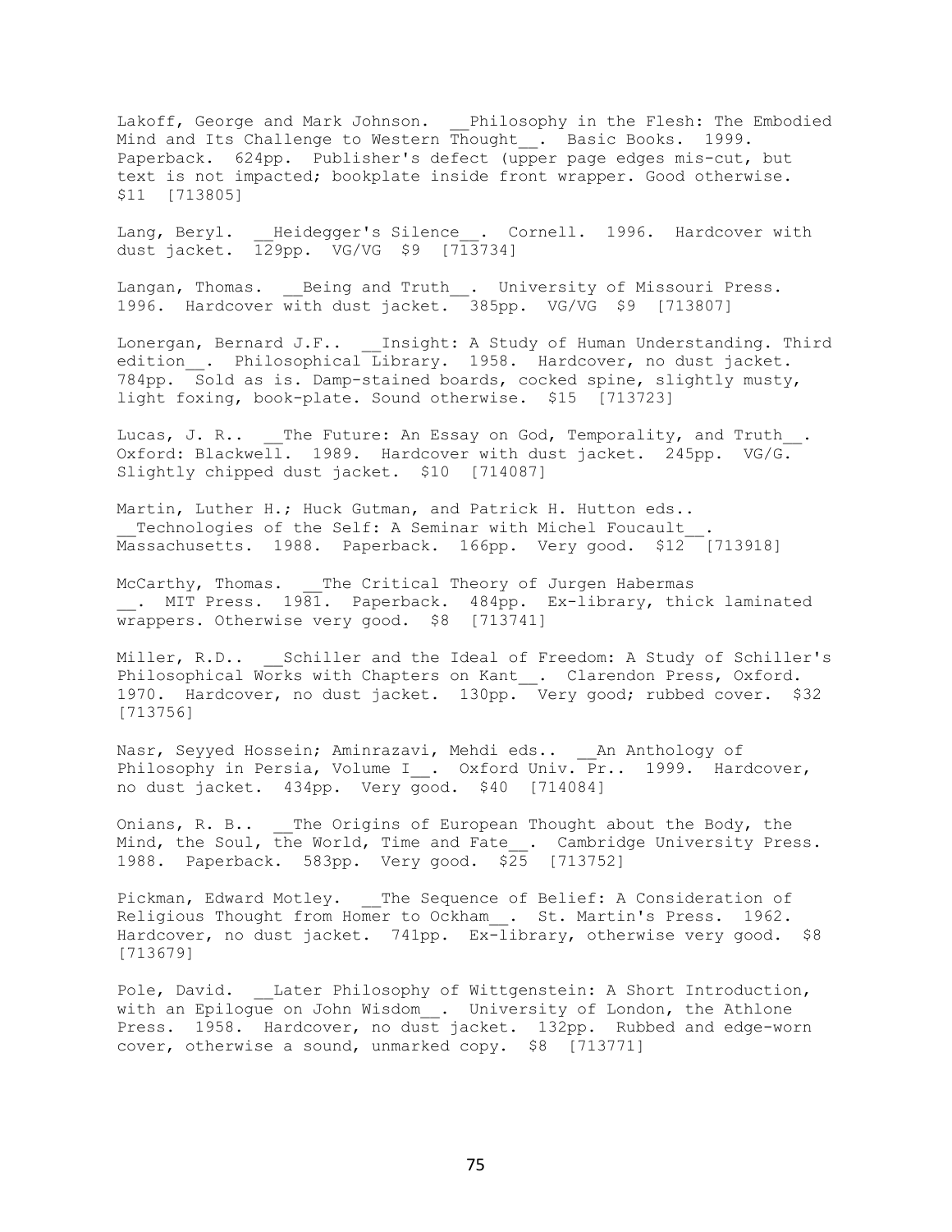Lakoff, George and Mark Johnson. __Philosophy in the Flesh: The Embodied Mind and Its Challenge to Western Thought__. Basic Books. 1999. Paperback. 624pp. Publisher's defect (upper page edges mis-cut, but text is not impacted; bookplate inside front wrapper. Good otherwise. $11 [713805]

Lang, Beryl. __Heidegger's Silence__. Cornell. 1996. Hardcover with dust jacket. 129pp. VG/VG $9 [713734]

Langan, Thomas. __Being and Truth__. University of Missouri Press. 1996. Hardcover with dust jacket. 385pp. VG/VG $9 [713807]

Lonergan, Bernard J.F.. __Insight: A Study of Human Understanding. Third edition__. Philosophical Library. 1958. Hardcover, no dust jacket. 784pp. Sold as is. Damp-stained boards, cocked spine, slightly musty, light foxing, book-plate. Sound otherwise. $15 [713723]

Lucas, J. R.. __The Future: An Essay on God, Temporality, and Truth__. Oxford: Blackwell. 1989. Hardcover with dust jacket. 245pp. VG/G. Slightly chipped dust jacket. $10 [714087]

Martin, Luther H.; Huck Gutman, and Patrick H. Hutton eds.. __Technologies of the Self: A Seminar with Michel Foucault__. Massachusetts. 1988. Paperback. 166pp. Very good. $12 [713918]

McCarthy, Thomas. __The Critical Theory of Jurgen Habermas __. MIT Press. 1981. Paperback. 484pp. Ex-library, thick laminated wrappers. Otherwise very good. $8 [713741]

Miller, R.D.. __Schiller and the Ideal of Freedom: A Study of Schiller's Philosophical Works with Chapters on Kant__. Clarendon Press, Oxford. 1970. Hardcover, no dust jacket. 130pp. Very good; rubbed cover. $32 [713756]

Nasr, Seyyed Hossein; Aminrazavi, Mehdi eds.. __An Anthology of Philosophy in Persia, Volume I__. Oxford Univ. Pr.. 1999. Hardcover, no dust jacket. 434pp. Very good. $40 [714084]

Onians, R. B.. __The Origins of European Thought about the Body, the Mind, the Soul, the World, Time and Fate__. Cambridge University Press. 1988. Paperback. 583pp. Very good. $25 [713752]

Pickman, Edward Motley. __The Sequence of Belief: A Consideration of Religious Thought from Homer to Ockham__. St. Martin's Press. 1962. Hardcover, no dust jacket. 741pp. Ex-library, otherwise very good. $8 [713679]

Pole, David. __Later Philosophy of Wittgenstein: A Short Introduction, with an Epilogue on John Wisdom__. University of London, the Athlone Press. 1958. Hardcover, no dust jacket. 132pp. Rubbed and edge-worn cover, otherwise a sound, unmarked copy. $8 [713771]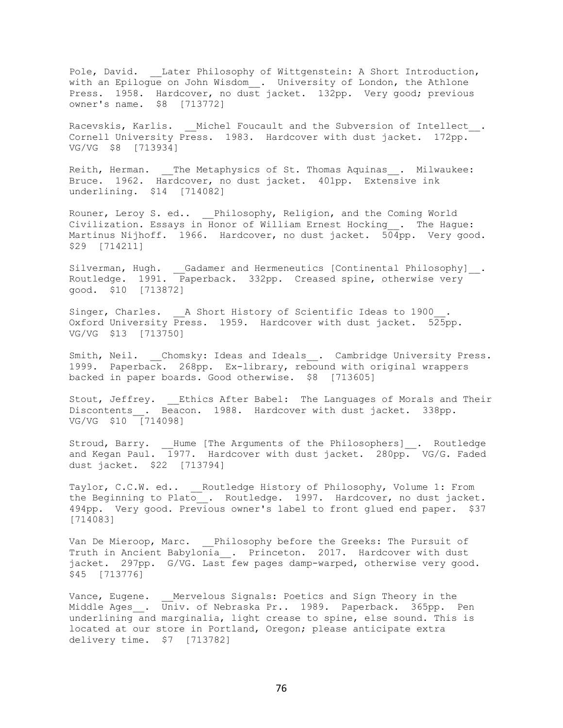Pole, David. __Later Philosophy of Wittgenstein: A Short Introduction, with an Epilogue on John Wisdom__. University of London, the Athlone Press. 1958. Hardcover, no dust jacket. 132pp. Very good; previous owner's name. $8 [713772]

Racevskis, Karlis. __Michel Foucault and the Subversion of Intellect__. Cornell University Press. 1983. Hardcover with dust jacket. 172pp. VG/VG $8 [713934]

Reith, Herman. __The Metaphysics of St. Thomas Aquinas__. Milwaukee: Bruce. 1962. Hardcover, no dust jacket. 401pp. Extensive ink underlining. $14 [714082]

Rouner, Leroy S. ed.. __Philosophy, Religion, and the Coming World Civilization. Essays in Honor of William Ernest Hocking__. The Hague: Martinus Nijhoff. 1966. Hardcover, no dust jacket. 504pp. Very good. $29 [714211]

Silverman, Hugh. __Gadamer and Hermeneutics [Continental Philosophy]__. Routledge. 1991. Paperback. 332pp. Creased spine, otherwise very good. $10 [713872]

Singer, Charles. __A Short History of Scientific Ideas to 1900__. Oxford University Press. 1959. Hardcover with dust jacket. 525pp. VG/VG $13 [713750]

Smith, Neil. __Chomsky: Ideas and Ideals__. Cambridge University Press. 1999. Paperback. 268pp. Ex-library, rebound with original wrappers backed in paper boards. Good otherwise. $8 [713605]

Stout, Jeffrey. __Ethics After Babel: The Languages of Morals and Their Discontents__. Beacon. 1988. Hardcover with dust jacket. 338pp. VG/VG $10 [714098]

Stroud, Barry. __Hume [The Arguments of the Philosophers]__. Routledge and Kegan Paul. 1977. Hardcover with dust jacket. 280pp. VG/G. Faded dust jacket. $22 [713794]

Taylor, C.C.W. ed.. __Routledge History of Philosophy, Volume 1: From the Beginning to Plato__. Routledge. 1997. Hardcover, no dust jacket. 494pp. Very good. Previous owner's label to front glued end paper. $37 [714083]

Van De Mieroop, Marc. __Philosophy before the Greeks: The Pursuit of Truth in Ancient Babylonia__. Princeton. 2017. Hardcover with dust jacket. 297pp. G/VG. Last few pages damp-warped, otherwise very good. $45 [713776]

Vance, Eugene. __Mervelous Signals: Poetics and Sign Theory in the Middle Ages__. Univ. of Nebraska Pr.. 1989. Paperback. 365pp. Pen underlining and marginalia, light crease to spine, else sound. This is located at our store in Portland, Oregon; please anticipate extra delivery time. $7 [713782]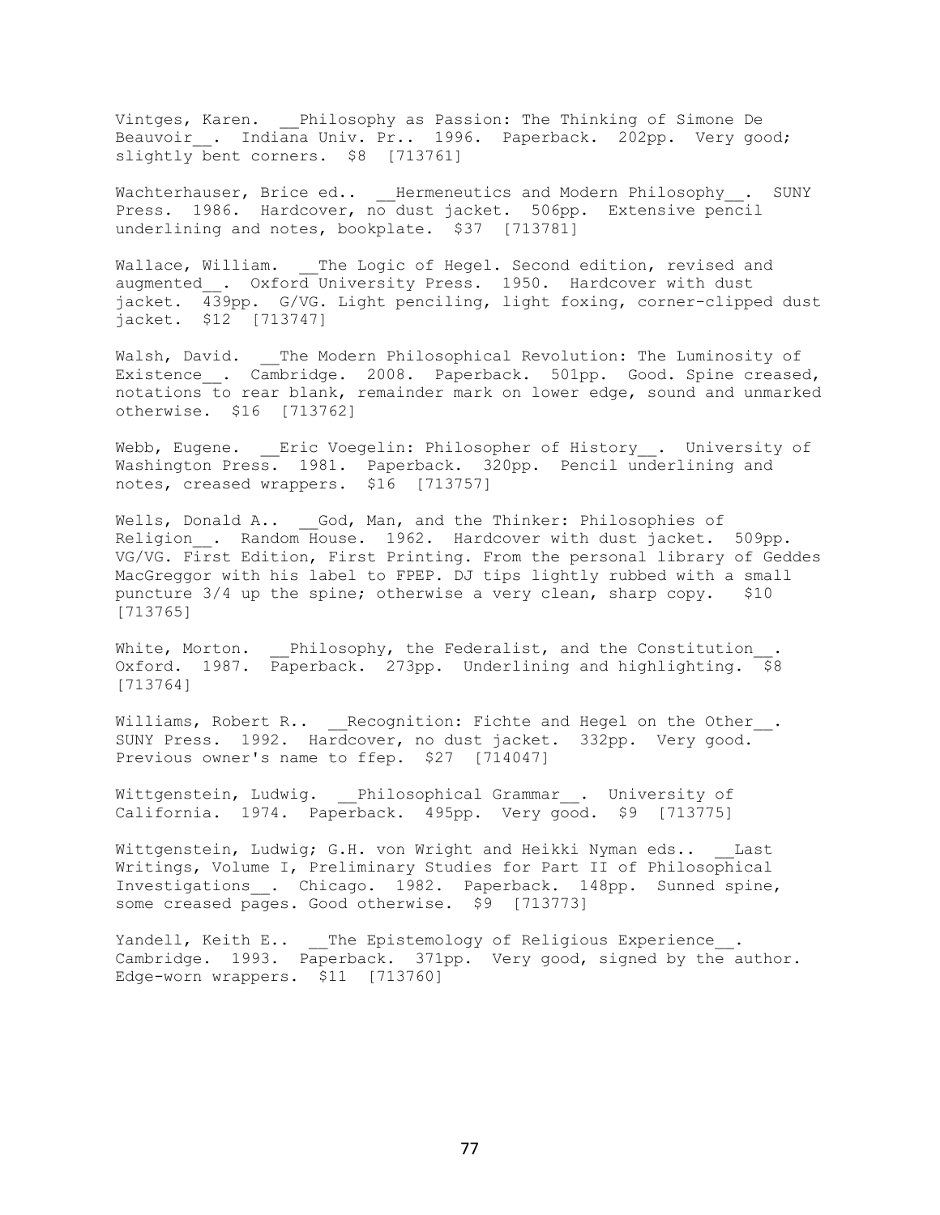Vintges, Karen. __Philosophy as Passion: The Thinking of Simone De Beauvoir__. Indiana Univ. Pr.. 1996. Paperback. 202pp. Very good; slightly bent corners. $8 [713761]

Wachterhauser, Brice ed.. __Hermeneutics and Modern Philosophy__. SUNY Press. 1986. Hardcover, no dust jacket. 506pp. Extensive pencil underlining and notes, bookplate. $37 [713781]

Wallace, William. __The Logic of Hegel. Second edition, revised and augmented__. Oxford University Press. 1950. Hardcover with dust jacket. 439pp. G/VG. Light penciling, light foxing, corner-clipped dust jacket. $12 [713747]

Walsh, David. __The Modern Philosophical Revolution: The Luminosity of Existence__. Cambridge. 2008. Paperback. 501pp. Good. Spine creased, notations to rear blank, remainder mark on lower edge, sound and unmarked otherwise. $16 [713762]

Webb, Eugene. __Eric Voegelin: Philosopher of History__. University of Washington Press. 1981. Paperback. 320pp. Pencil underlining and notes, creased wrappers. $16 [713757]

Wells, Donald A.. __God, Man, and the Thinker: Philosophies of Religion__. Random House. 1962. Hardcover with dust jacket. 509pp. VG/VG. First Edition, First Printing. From the personal library of Geddes MacGregor with his label to FPEP. DJ tips lightly rubbed with a small puncture 3/4 up the spine; otherwise a very clean, sharp copy. $10 [713765]

White, Morton. __Philosophy, the Federalist, and the Constitution__. Oxford. 1987. Paperback. 273pp. Underlining and highlighting. $8 [713764]

Williams, Robert R.. __Recognition: Fichte and Hegel on the Other__. SUNY Press. 1992. Hardcover, no dust jacket. 332pp. Very good. Previous owner's name to ffep. $27 [714047]

Wittgenstein, Ludwig. __Philosophical Grammar__. University of California. 1974. Paperback. 495pp. Very good. $9 [713775]

Wittgenstein, Ludwig; G.H. von Wright and Heikki Nyman eds.. __Last Writings, Volume I, Preliminary Studies for Part II of Philosophical Investigations__. Chicago. 1982. Paperback. 148pp. Sunned spine, some creased pages. Good otherwise. $9 [713773]

Yandell, Keith E.. __The Epistemology of Religious Experience__. Cambridge. 1993. Paperback. 371pp. Very good, signed by the author. Edge-worn wrappers. $11 [713760]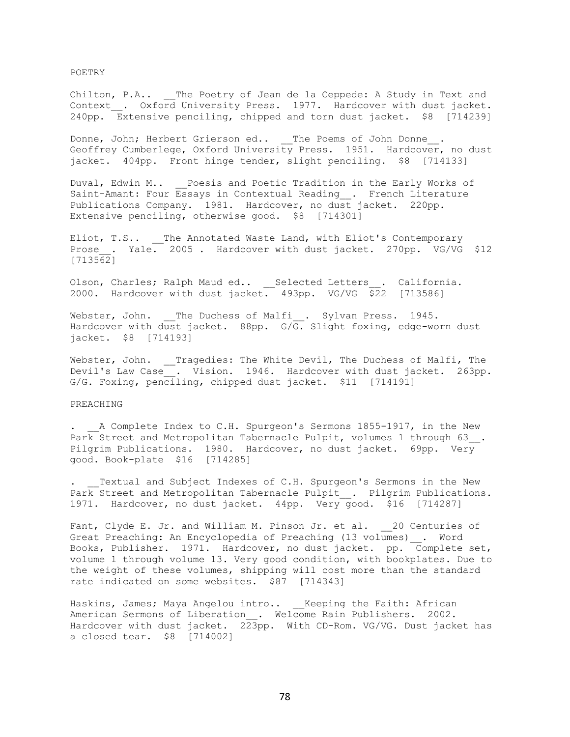## POETRY

Chilton, P.A.. __The Poetry of Jean de la Ceppede: A Study in Text and Context__. Oxford University Press. 1977. Hardcover with dust jacket. 240pp. Extensive penciling, chipped and torn dust jacket. $8 [714239]

Donne, John; Herbert Grierson ed.. __The Poems of John Donne__. Geoffrey Cumberlege, Oxford University Press. 1951. Hardcover, no dust jacket. 404pp. Front hinge tender, slight penciling. $8 [714133]

Duval, Edwin M.. __Poesis and Poetic Tradition in the Early Works of Saint-Amant: Four Essays in Contextual Reading__. French Literature Publications Company. 1981. Hardcover, no dust jacket. 220pp. Extensive penciling, otherwise good. $8 [714301]

Eliot, T.S.. __The Annotated Waste Land, with Eliot's Contemporary Prose__. Yale. 2005 . Hardcover with dust jacket. 270pp. VG/VG $12 [713562]

Olson, Charles; Ralph Maud ed.. __Selected Letters__. California. 2000. Hardcover with dust jacket. 493pp. VG/VG $22 [713586]

Webster, John. __The Duchess of Malfi__. Sylvan Press. 1945. Hardcover with dust jacket. 88pp. G/G. Slight foxing, edge-worn dust jacket. $8 [714193]

Webster, John. __Tragedies: The White Devil, The Duchess of Malfi, The Devil's Law Case__. Vision. 1946. Hardcover with dust jacket. 263pp. G/G. Foxing, penciling, chipped dust jacket. $11 [714191]

## PREACHING

. __A Complete Index to C.H. Spurgeon's Sermons 1855-1917, in the New Park Street and Metropolitan Tabernacle Pulpit, volumes 1 through 63__. Pilgrim Publications. 1980. Hardcover, no dust jacket. 69pp. Very good. Book-plate $16 [714285]

. __Textual and Subject Indexes of C.H. Spurgeon's Sermons in the New Park Street and Metropolitan Tabernacle Pulpit__. Pilgrim Publications. 1971. Hardcover, no dust jacket. 44pp. Very good. $16 [714287]

Fant, Clyde E. Jr. and William M. Pinson Jr. et al. __20 Centuries of Great Preaching: An Encyclopedia of Preaching (13 volumes)__. Word Books, Publisher. 1971. Hardcover, no dust jacket. pp. Complete set, volume 1 through volume 13. Very good condition, with bookplates. Due to the weight of these volumes, shipping will cost more than the standard rate indicated on some websites. $87 [714343]

Haskins, James; Maya Angelou intro.. __Keeping the Faith: African American Sermons of Liberation__. Welcome Rain Publishers. 2002. Hardcover with dust jacket. 223pp. With CD-Rom. VG/VG. Dust jacket has a closed tear. $8 [714002]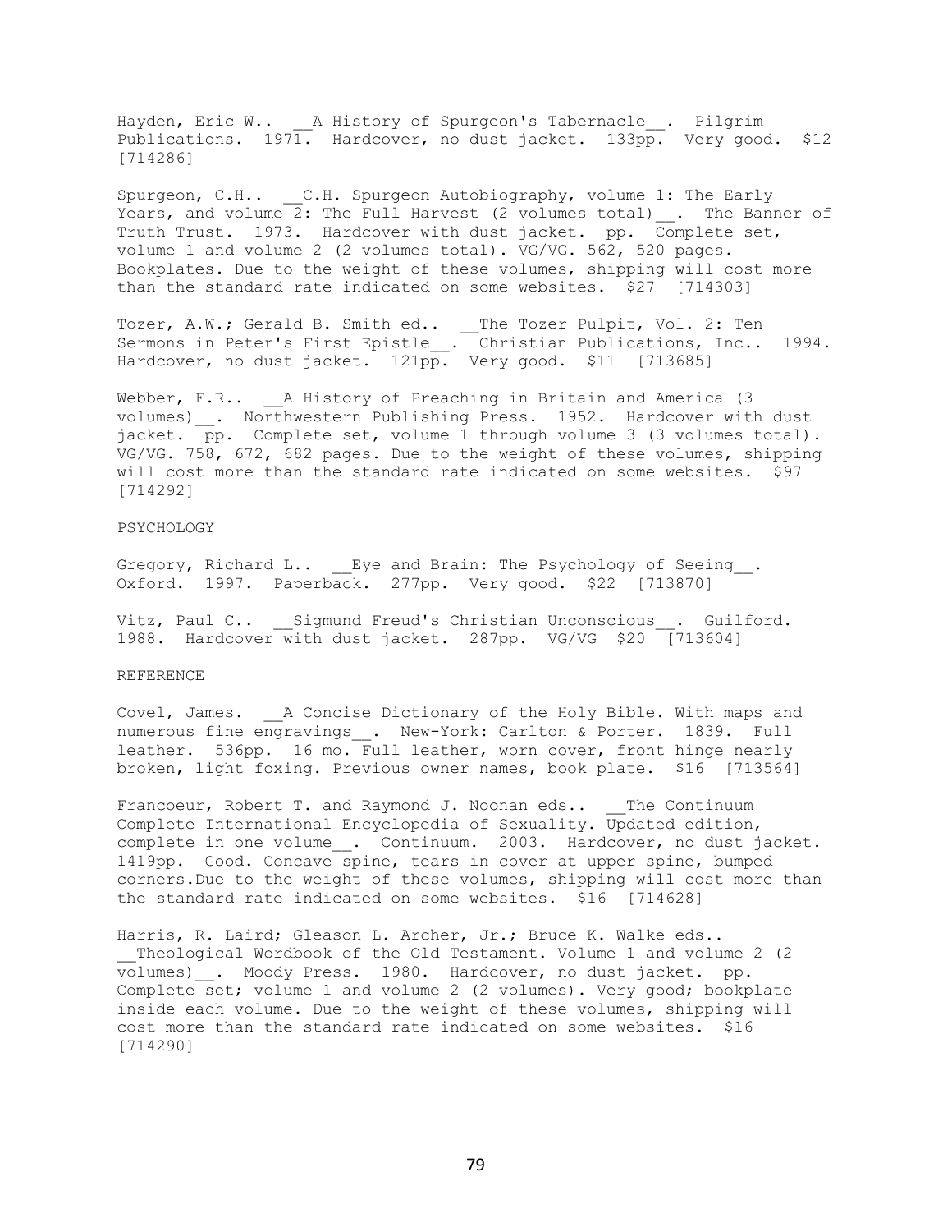Hayden, Eric W.. __A History of Spurgeon's Tabernacle__. Pilgrim Publications. 1971. Hardcover, no dust jacket. 133pp. Very good. $12 [714286]

Spurgeon, C.H.. __C.H. Spurgeon Autobiography, volume 1: The Early Years, and volume 2: The Full Harvest (2 volumes total)__. The Banner of Truth Trust. 1973. Hardcover with dust jacket. pp. Complete set, volume 1 and volume 2 (2 volumes total). VG/VG. 562, 520 pages. Bookplates. Due to the weight of these volumes, shipping will cost more than the standard rate indicated on some websites. $27 [714303]

Tozer, A.W.; Gerald B. Smith ed.. __The Tozer Pulpit, Vol. 2: Ten Sermons in Peter's First Epistle__. Christian Publications, Inc.. 1994. Hardcover, no dust jacket. 121pp. Very good. $11 [713685]

Webber, F.R.. __A History of Preaching in Britain and America (3 volumes)__. Northwestern Publishing Press. 1952. Hardcover with dust jacket. pp. Complete set, volume 1 through volume 3 (3 volumes total). VG/VG. 758, 672, 682 pages. Due to the weight of these volumes, shipping will cost more than the standard rate indicated on some websites. $97 [714292]

PSYCHOLOGY

Gregory, Richard L.. __Eye and Brain: The Psychology of Seeing__. Oxford. 1997. Paperback. 277pp. Very good. $22 [713870]

Vitz, Paul C.. __Sigmund Freud's Christian Unconscious__. Guilford. 1988. Hardcover with dust jacket. 287pp. VG/VG $20 [713604]

REFERENCE

Covel, James. __A Concise Dictionary of the Holy Bible. With maps and numerous fine engravings__. New-York: Carlton & Porter. 1839. Full leather. 536pp. 16 mo. Full leather, worn cover, front hinge nearly broken, light foxing. Previous owner names, book plate. $16 [713564]

Francoeur, Robert T. and Raymond J. Noonan eds.. __The Continuum Complete International Encyclopedia of Sexuality. Updated edition, complete in one volume__. Continuum. 2003. Hardcover, no dust jacket. 1419pp. Good. Concave spine, tears in cover at upper spine, bumped corners.Due to the weight of these volumes, shipping will cost more than the standard rate indicated on some websites. $16 [714628]

Harris, R. Laird; Gleason L. Archer, Jr.; Bruce K. Walke eds.. __Theological Wordbook of the Old Testament. Volume 1 and volume 2 (2 volumes)__. Moody Press. 1980. Hardcover, no dust jacket. pp. Complete set; volume 1 and volume 2 (2 volumes). Very good; bookplate inside each volume. Due to the weight of these volumes, shipping will cost more than the standard rate indicated on some websites. $16 [714290]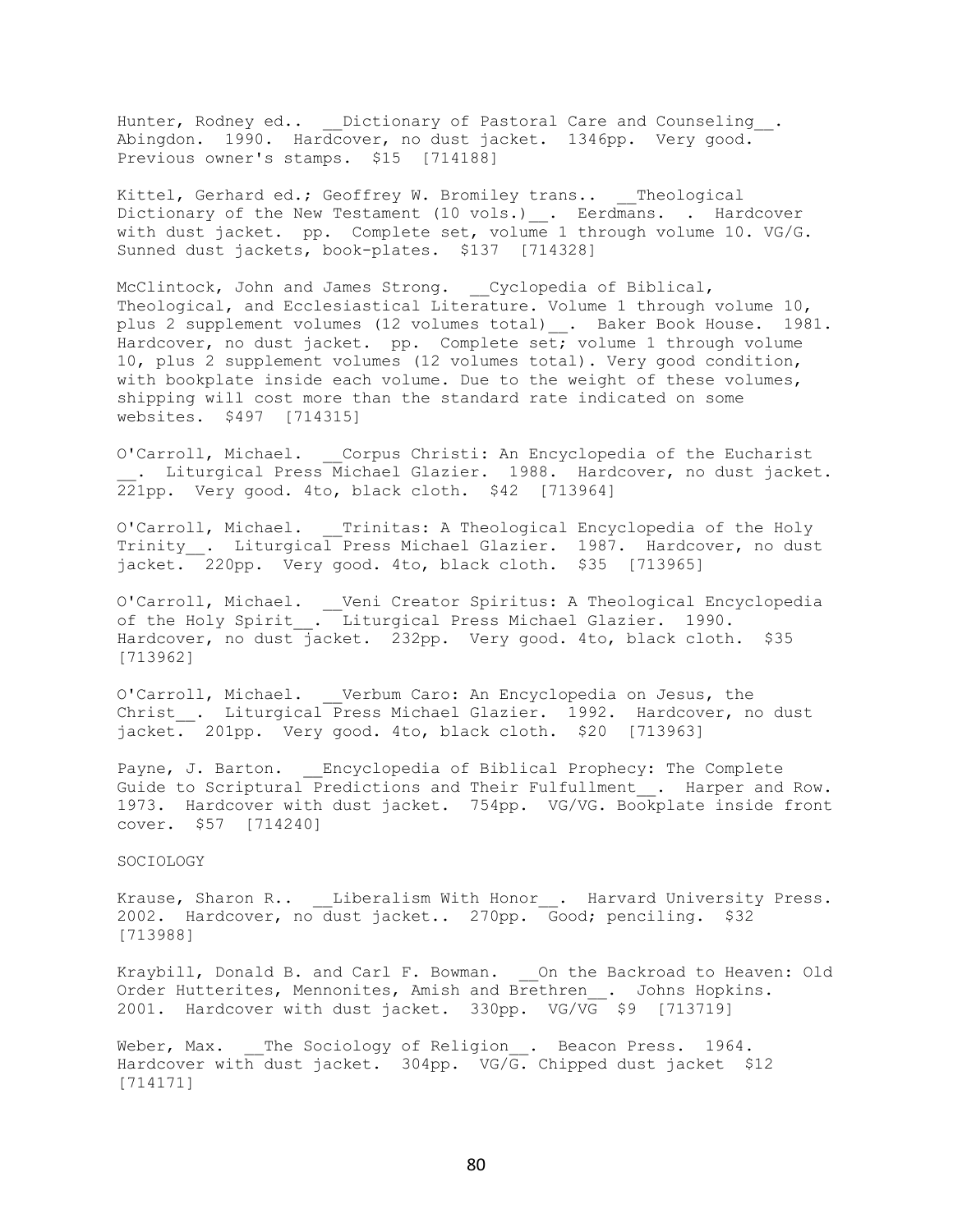Hunter, Rodney ed.. __Dictionary of Pastoral Care and Counseling__. Abingdon. 1990. Hardcover, no dust jacket. 1346pp. Very good. Previous owner's stamps. $15 [714188]

Kittel, Gerhard ed.; Geoffrey W. Bromiley trans.. __Theological Dictionary of the New Testament (10 vols.)__. Eerdmans. . Hardcover with dust jacket. pp. Complete set, volume 1 through volume 10. VG/G. Sunned dust jackets, book-plates. $137 [714328]

McClintock, John and James Strong. __Cyclopedia of Biblical, Theological, and Ecclesiastical Literature. Volume 1 through volume 10, plus 2 supplement volumes (12 volumes total)__. Baker Book House. 1981. Hardcover, no dust jacket. pp. Complete set; volume 1 through volume 10, plus 2 supplement volumes (12 volumes total). Very good condition, with bookplate inside each volume. Due to the weight of these volumes, shipping will cost more than the standard rate indicated on some websites. $497 [714315]

O'Carroll, Michael. __Corpus Christi: An Encyclopedia of the Eucharist __. Liturgical Press Michael Glazier. 1988. Hardcover, no dust jacket. 221pp. Very good. 4to, black cloth. $42 [713964]

O'Carroll, Michael. __Trinitas: A Theological Encyclopedia of the Holy Trinity__. Liturgical Press Michael Glazier. 1987. Hardcover, no dust jacket. 220pp. Very good. 4to, black cloth. $35 [713965]

O'Carroll, Michael. __Veni Creator Spiritus: A Theological Encyclopedia of the Holy Spirit__. Liturgical Press Michael Glazier. 1990. Hardcover, no dust jacket. 232pp. Very good. 4to, black cloth. $35 [713962]

O'Carroll, Michael. __Verbum Caro: An Encyclopedia on Jesus, the Christ__. Liturgical Press Michael Glazier. 1992. Hardcover, no dust jacket. 201pp. Very good. 4to, black cloth. $20 [713963]

Payne, J. Barton. __Encyclopedia of Biblical Prophecy: The Complete Guide to Scriptural Predictions and Their Fulfullment__. Harper and Row. 1973. Hardcover with dust jacket. 754pp. VG/VG. Bookplate inside front cover. $57 [714240]

SOCIOLOGY

Krause, Sharon R.. __Liberalism With Honor__. Harvard University Press. 2002. Hardcover, no dust jacket.. 270pp. Good; penciling. $32 [713988]

Kraybill, Donald B. and Carl F. Bowman. __On the Backroad to Heaven: Old Order Hutterites, Mennonites, Amish and Brethren__. Johns Hopkins. 2001. Hardcover with dust jacket. 330pp. VG/VG $9 [713719]

Weber, Max. __The Sociology of Religion__. Beacon Press. 1964. Hardcover with dust jacket. 304pp. VG/G. Chipped dust jacket $12 [714171]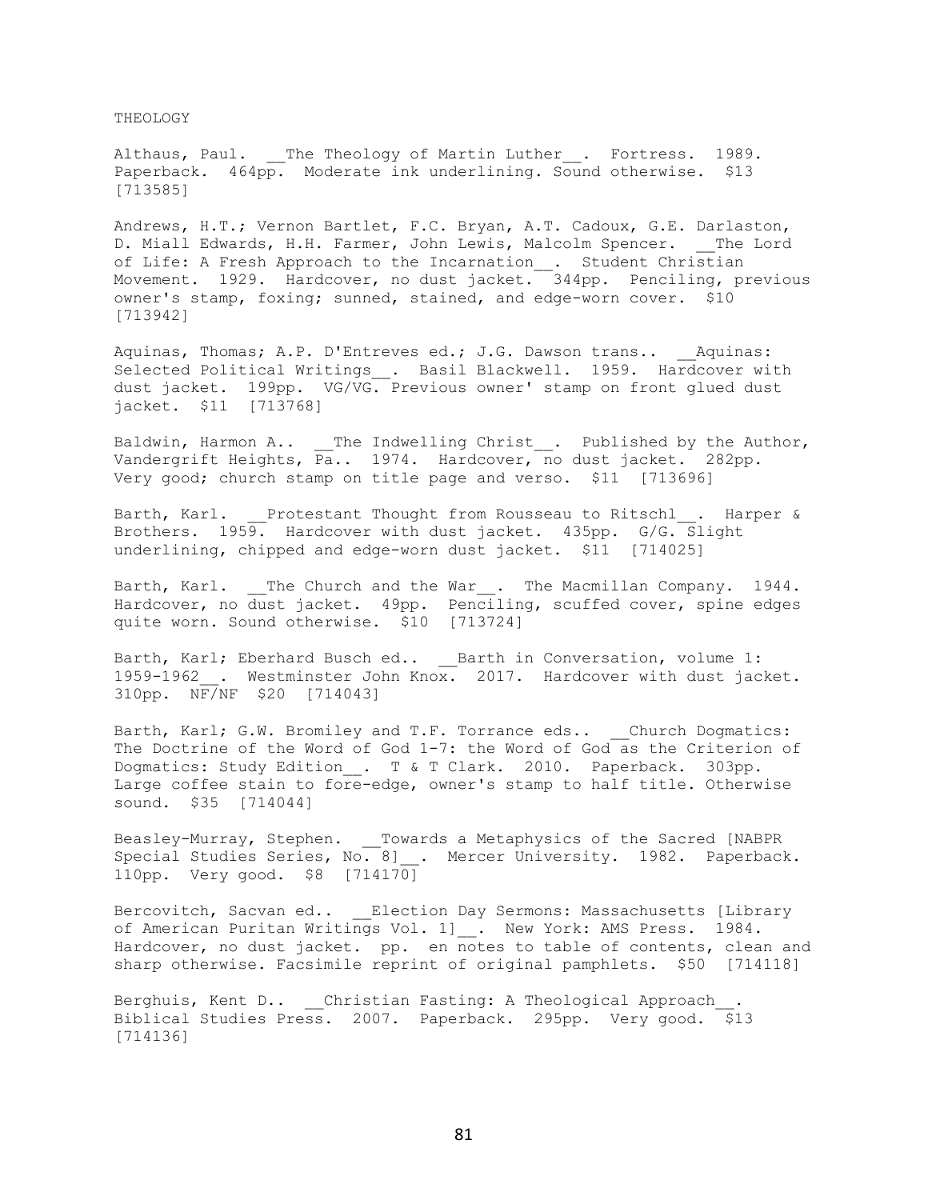THEOLOGY

Althaus, Paul. __The Theology of Martin Luther__. Fortress. 1989. Paperback. 464pp. Moderate ink underlining. Sound otherwise. $13 [713585]

Andrews, H.T.; Vernon Bartlet, F.C. Bryan, A.T. Cadoux, G.E. Darlaston, D. Miall Edwards, H.H. Farmer, John Lewis, Malcolm Spencer. __The Lord of Life: A Fresh Approach to the Incarnation__. Student Christian Movement. 1929. Hardcover, no dust jacket. 344pp. Penciling, previous owner's stamp, foxing; sunned, stained, and edge-worn cover. $10 [713942]

Aquinas, Thomas; A.P. D'Entreves ed.; J.G. Dawson trans.. __Aquinas: Selected Political Writings__. Basil Blackwell. 1959. Hardcover with dust jacket. 199pp. VG/VG. Previous owner' stamp on front glued dust jacket. $11 [713768]

Baldwin, Harmon A.. __The Indwelling Christ__. Published by the Author, Vandergrift Heights, Pa.. 1974. Hardcover, no dust jacket. 282pp. Very good; church stamp on title page and verso. $11 [713696]

Barth, Karl. __Protestant Thought from Rousseau to Ritschl__. Harper & Brothers. 1959. Hardcover with dust jacket. 435pp. G/G. Slight underlining, chipped and edge-worn dust jacket. $11 [714025]

Barth, Karl. __The Church and the War__. The Macmillan Company. 1944. Hardcover, no dust jacket. 49pp. Penciling, scuffed cover, spine edges quite worn. Sound otherwise. $10 [713724]

Barth, Karl; Eberhard Busch ed.. __Barth in Conversation, volume 1: 1959-1962__. Westminster John Knox. 2017. Hardcover with dust jacket. 310pp. NF/NF $20 [714043]

Barth, Karl; G.W. Bromiley and T.F. Torrance eds.. __Church Dogmatics: The Doctrine of the Word of God 1-7: the Word of God as the Criterion of Dogmatics: Study Edition__. T & T Clark. 2010. Paperback. 303pp. Large coffee stain to fore-edge, owner's stamp to half title. Otherwise sound. $35 [714044]

Beasley-Murray, Stephen. __Towards a Metaphysics of the Sacred [NABPR Special Studies Series, No. 8]__. Mercer University. 1982. Paperback. 110pp. Very good. $8 [714170]

Bercovitch, Sacvan ed.. __Election Day Sermons: Massachusetts [Library of American Puritan Writings Vol. 1]__. New York: AMS Press. 1984. Hardcover, no dust jacket. pp. en notes to table of contents, clean and sharp otherwise. Facsimile reprint of original pamphlets. $50 [714118]

Berghuis, Kent D.. __Christian Fasting: A Theological Approach__. Biblical Studies Press. 2007. Paperback. 295pp. Very good. $13 [714136]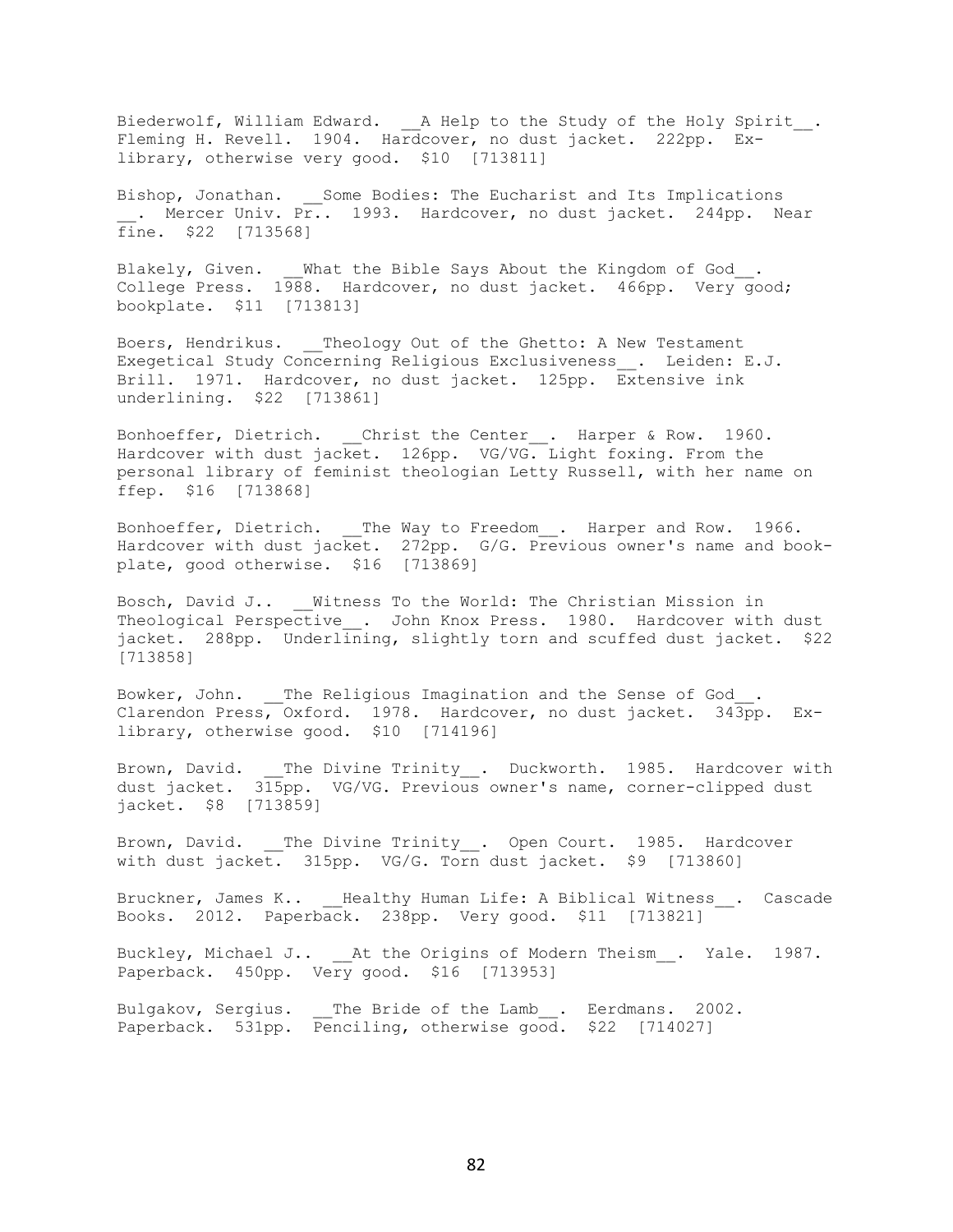Biederwolf, William Edward. __A Help to the Study of the Holy Spirit__. Fleming H. Revell. 1904. Hardcover, no dust jacket. 222pp. Ex-library, otherwise very good. $10 [713811]

Bishop, Jonathan. __Some Bodies: The Eucharist and Its Implications __. Mercer Univ. Pr.. 1993. Hardcover, no dust jacket. 244pp. Near fine. $22 [713568]

Blakely, Given. __What the Bible Says About the Kingdom of God__. College Press. 1988. Hardcover, no dust jacket. 466pp. Very good; bookplate. $11 [713813]

Boers, Hendrikus. __Theology Out of the Ghetto: A New Testament Exegetical Study Concerning Religious Exclusiveness__. Leiden: E.J. Brill. 1971. Hardcover, no dust jacket. 125pp. Extensive ink underlining. $22 [713861]

Bonhoeffer, Dietrich. __Christ the Center__. Harper & Row. 1960. Hardcover with dust jacket. 126pp. VG/VG. Light foxing. From the personal library of feminist theologian Letty Russell, with her name on ffep. $16 [713868]

Bonhoeffer, Dietrich. __The Way to Freedom__. Harper and Row. 1966. Hardcover with dust jacket. 272pp. G/G. Previous owner's name and book-plate, good otherwise. $16 [713869]

Bosch, David J.. __Witness To the World: The Christian Mission in Theological Perspective__. John Knox Press. 1980. Hardcover with dust jacket. 288pp. Underlining, slightly torn and scuffed dust jacket. $22 [713858]

Bowker, John. __The Religious Imagination and the Sense of God__. Clarendon Press, Oxford. 1978. Hardcover, no dust jacket. 343pp. Ex-library, otherwise good. $10 [714196]

Brown, David. __The Divine Trinity__. Duckworth. 1985. Hardcover with dust jacket. 315pp. VG/VG. Previous owner's name, corner-clipped dust jacket. $8 [713859]

Brown, David. __The Divine Trinity__. Open Court. 1985. Hardcover with dust jacket. 315pp. VG/G. Torn dust jacket. $9 [713860]

Bruckner, James K.. __Healthy Human Life: A Biblical Witness__. Cascade Books. 2012. Paperback. 238pp. Very good. $11 [713821]

Buckley, Michael J.. __At the Origins of Modern Theism__. Yale. 1987. Paperback. 450pp. Very good. $16 [713953]

Bulgakov, Sergius. __The Bride of the Lamb__. Eerdmans. 2002. Paperback. 531pp. Penciling, otherwise good. $22 [714027]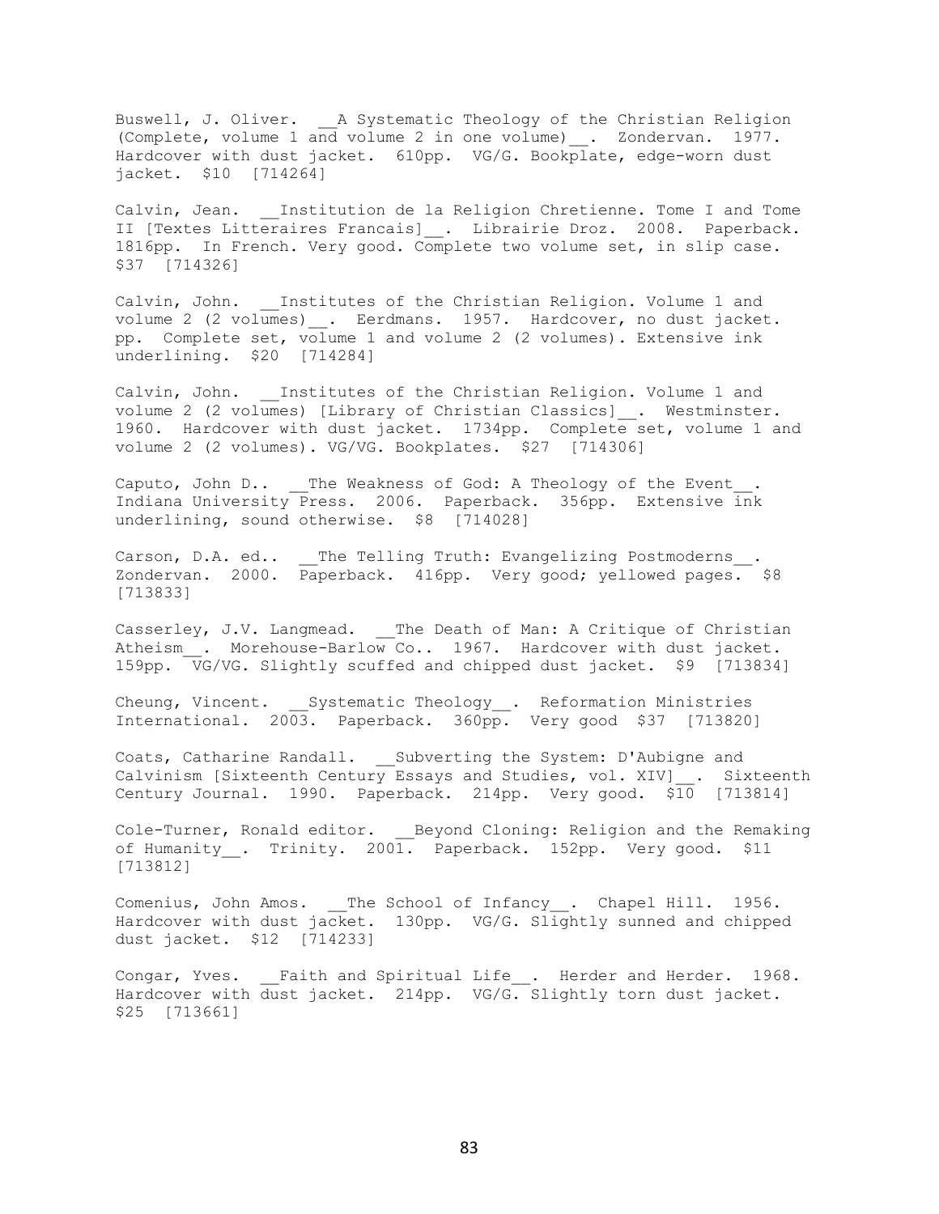Buswell, J. Oliver. __A Systematic Theology of the Christian Religion (Complete, volume 1 and volume 2 in one volume)__. Zondervan. 1977. Hardcover with dust jacket. 610pp. VG/G. Bookplate, edge-worn dust jacket. $10 [714264]

Calvin, Jean. __Institution de la Religion Chretienne. Tome I and Tome II [Textes Litteraires Francais]__. Librairie Droz. 2008. Paperback. 1816pp. In French. Very good. Complete two volume set, in slip case. $37 [714326]

Calvin, John. __Institutes of the Christian Religion. Volume 1 and volume 2 (2 volumes)__. Eerdmans. 1957. Hardcover, no dust jacket. pp. Complete set, volume 1 and volume 2 (2 volumes). Extensive ink underlining. $20 [714284]

Calvin, John. __Institutes of the Christian Religion. Volume 1 and volume 2 (2 volumes) [Library of Christian Classics]__. Westminster. 1960. Hardcover with dust jacket. 1734pp. Complete set, volume 1 and volume 2 (2 volumes). VG/VG. Bookplates. $27 [714306]

Caputo, John D.. __The Weakness of God: A Theology of the Event__. Indiana University Press. 2006. Paperback. 356pp. Extensive ink underlining, sound otherwise. $8 [714028]

Carson, D.A. ed.. __The Telling Truth: Evangelizing Postmoderns__. Zondervan. 2000. Paperback. 416pp. Very good; yellowed pages. $8 [713833]

Casserley, J.V. Langmead. __The Death of Man: A Critique of Christian Atheism__. Morehouse-Barlow Co.. 1967. Hardcover with dust jacket. 159pp. VG/VG. Slightly scuffed and chipped dust jacket. $9 [713834]

Cheung, Vincent. __Systematic Theology__. Reformation Ministries International. 2003. Paperback. 360pp. Very good $37 [713820]

Coats, Catharine Randall. __Subverting the System: D'Aubigne and Calvinism [Sixteenth Century Essays and Studies, vol. XIV]__. Sixteenth Century Journal. 1990. Paperback. 214pp. Very good. $10 [713814]

Cole-Turner, Ronald editor. __Beyond Cloning: Religion and the Remaking of Humanity__. Trinity. 2001. Paperback. 152pp. Very good. $11 [713812]

Comenius, John Amos. __The School of Infancy__. Chapel Hill. 1956. Hardcover with dust jacket. 130pp. VG/G. Slightly sunned and chipped dust jacket. $12 [714233]

Congar, Yves. __Faith and Spiritual Life__. Herder and Herder. 1968. Hardcover with dust jacket. 214pp. VG/G. Slightly torn dust jacket. $25 [713661]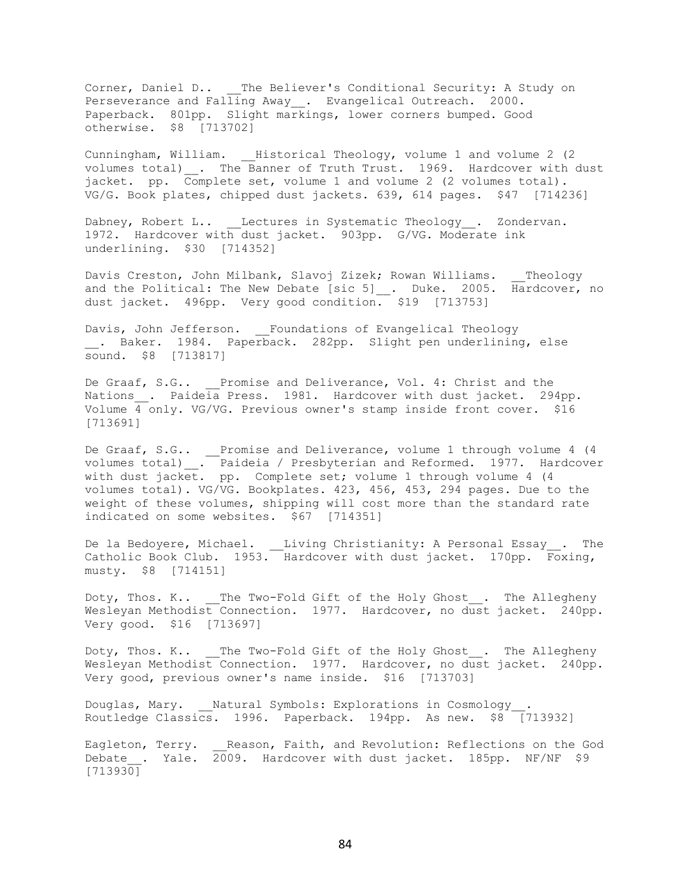Corner, Daniel D.. __The Believer's Conditional Security: A Study on Perseverance and Falling Away__. Evangelical Outreach. 2000. Paperback. 801pp. Slight markings, lower corners bumped. Good otherwise. $8 [713702]

Cunningham, William. __Historical Theology, volume 1 and volume 2 (2 volumes total)__. The Banner of Truth Trust. 1969. Hardcover with dust jacket. pp. Complete set, volume 1 and volume 2 (2 volumes total). VG/G. Book plates, chipped dust jackets. 639, 614 pages. $47 [714236]

Dabney, Robert L.. __Lectures in Systematic Theology__. Zondervan. 1972. Hardcover with dust jacket. 903pp. G/VG. Moderate ink underlining. $30 [714352]

Davis Creston, John Milbank, Slavoj Zizek; Rowan Williams. __Theology and the Political: The New Debate [sic 5]__. Duke. 2005. Hardcover, no dust jacket. 496pp. Very good condition. $19 [713753]

Davis, John Jefferson. __Foundations of Evangelical Theology __. Baker. 1984. Paperback. 282pp. Slight pen underlining, else sound. $8 [713817]

De Graaf, S.G.. __Promise and Deliverance, Vol. 4: Christ and the Nations__. Paideia Press. 1981. Hardcover with dust jacket. 294pp. Volume 4 only. VG/VG. Previous owner's stamp inside front cover. $16 [713691]

De Graaf, S.G.. __Promise and Deliverance, volume 1 through volume 4 (4 volumes total)__. Paideia / Presbyterian and Reformed. 1977. Hardcover with dust jacket. pp. Complete set; volume 1 through volume 4 (4 volumes total). VG/VG. Bookplates. 423, 456, 453, 294 pages. Due to the weight of these volumes, shipping will cost more than the standard rate indicated on some websites. $67 [714351]

De la Bedoyere, Michael. __Living Christianity: A Personal Essay__. The Catholic Book Club. 1953. Hardcover with dust jacket. 170pp. Foxing, musty. $8 [714151]

Doty, Thos. K.. __The Two-Fold Gift of the Holy Ghost__. The Allegheny Wesleyan Methodist Connection. 1977. Hardcover, no dust jacket. 240pp. Very good. $16 [713697]

Doty, Thos. K.. __The Two-Fold Gift of the Holy Ghost__. The Allegheny Wesleyan Methodist Connection. 1977. Hardcover, no dust jacket. 240pp. Very good, previous owner's name inside. $16 [713703]

Douglas, Mary. __Natural Symbols: Explorations in Cosmology__. Routledge Classics. 1996. Paperback. 194pp. As new. $8 [713932]

Eagleton, Terry. __Reason, Faith, and Revolution: Reflections on the God Debate__. Yale. 2009. Hardcover with dust jacket. 185pp. NF/NF $9 [713930]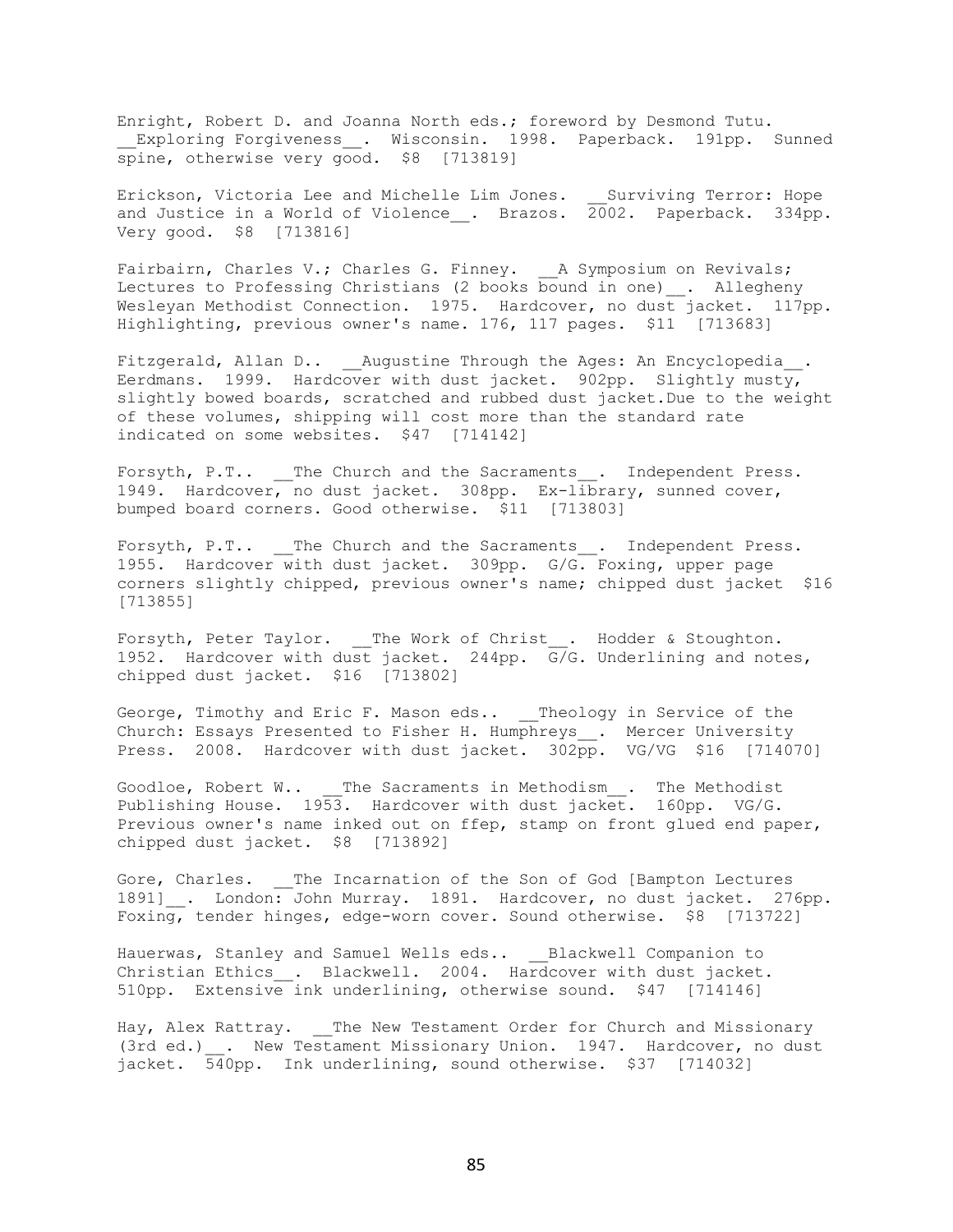Enright, Robert D. and Joanna North eds.; foreword by Desmond Tutu. __Exploring Forgiveness__. Wisconsin. 1998. Paperback. 191pp. Sunned spine, otherwise very good. $8 [713819]

Erickson, Victoria Lee and Michelle Lim Jones. __Surviving Terror: Hope and Justice in a World of Violence__. Brazos. 2002. Paperback. 334pp. Very good. $8 [713816]

Fairbairn, Charles V.; Charles G. Finney. __A Symposium on Revivals; Lectures to Professing Christians (2 books bound in one)__. Allegheny Wesleyan Methodist Connection. 1975. Hardcover, no dust jacket. 117pp. Highlighting, previous owner's name. 176, 117 pages. $11 [713683]

Fitzgerald, Allan D.. __Augustine Through the Ages: An Encyclopedia__. Eerdmans. 1999. Hardcover with dust jacket. 902pp. Slightly musty, slightly bowed boards, scratched and rubbed dust jacket.Due to the weight of these volumes, shipping will cost more than the standard rate indicated on some websites. $47 [714142]

Forsyth, P.T.. __The Church and the Sacraments__. Independent Press. 1949. Hardcover, no dust jacket. 308pp. Ex-library, sunned cover, bumped board corners. Good otherwise. $11 [713803]

Forsyth, P.T.. __The Church and the Sacraments__. Independent Press. 1955. Hardcover with dust jacket. 309pp. G/G. Foxing, upper page corners slightly chipped, previous owner's name; chipped dust jacket $16 [713855]

Forsyth, Peter Taylor. __The Work of Christ__. Hodder & Stoughton. 1952. Hardcover with dust jacket. 244pp. G/G. Underlining and notes, chipped dust jacket. $16 [713802]

George, Timothy and Eric F. Mason eds.. __Theology in Service of the Church: Essays Presented to Fisher H. Humphreys__. Mercer University Press. 2008. Hardcover with dust jacket. 302pp. VG/VG $16 [714070]

Goodloe, Robert W.. __The Sacraments in Methodism__. The Methodist Publishing House. 1953. Hardcover with dust jacket. 160pp. VG/G. Previous owner's name inked out on ffep, stamp on front glued end paper, chipped dust jacket. $8 [713892]

Gore, Charles. __The Incarnation of the Son of God [Bampton Lectures 1891]__. London: John Murray. 1891. Hardcover, no dust jacket. 276pp. Foxing, tender hinges, edge-worn cover. Sound otherwise. $8 [713722]

Hauerwas, Stanley and Samuel Wells eds.. __Blackwell Companion to Christian Ethics__. Blackwell. 2004. Hardcover with dust jacket. 510pp. Extensive ink underlining, otherwise sound. $47 [714146]

Hay, Alex Rattray. __The New Testament Order for Church and Missionary (3rd ed.)__. New Testament Missionary Union. 1947. Hardcover, no dust jacket. 540pp. Ink underlining, sound otherwise. $37 [714032]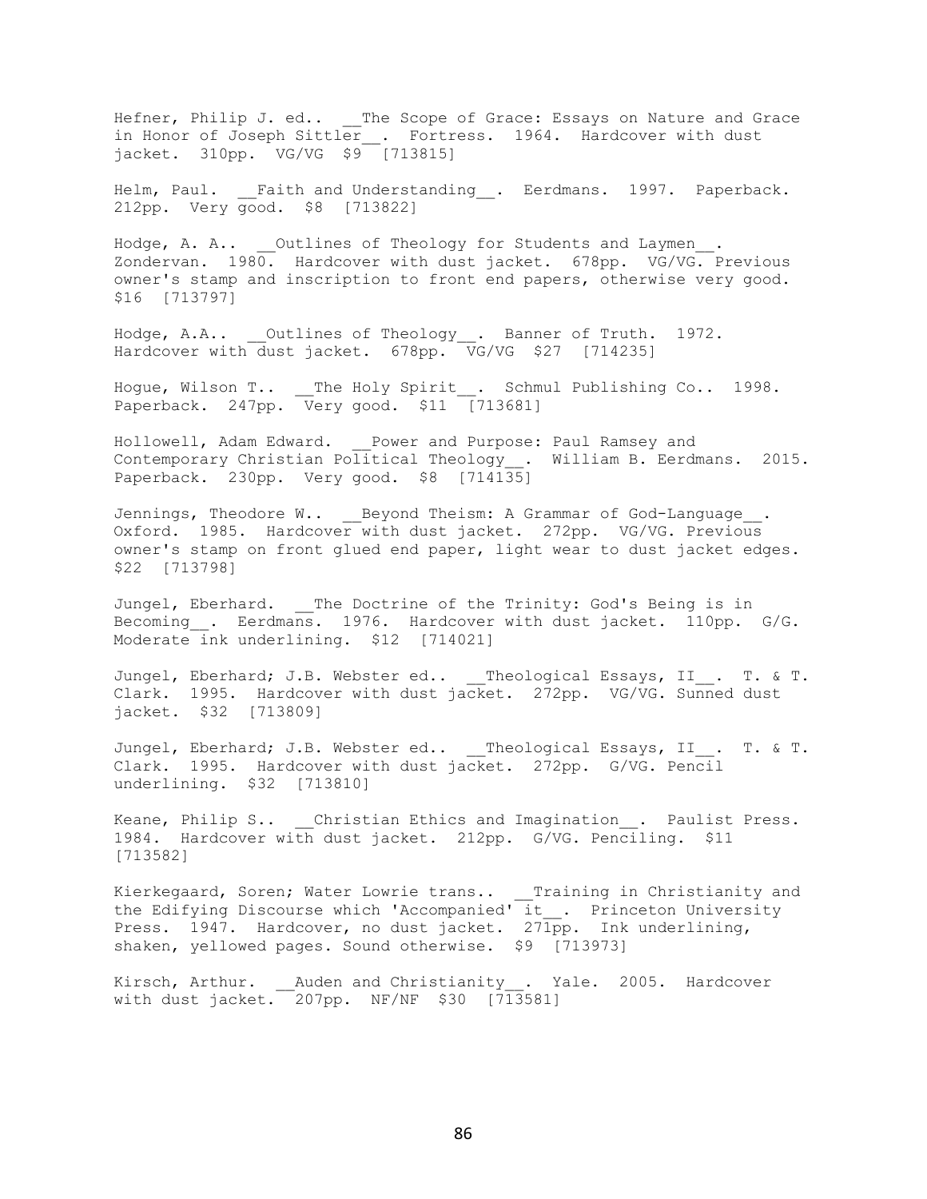Hefner, Philip J. ed.. __The Scope of Grace: Essays on Nature and Grace in Honor of Joseph Sittler__. Fortress. 1964. Hardcover with dust jacket. 310pp. VG/VG $9 [713815]

Helm, Paul. __Faith and Understanding__. Eerdmans. 1997. Paperback. 212pp. Very good. $8 [713822]

Hodge, A. A.. __Outlines of Theology for Students and Laymen__. Zondervan. 1980. Hardcover with dust jacket. 678pp. VG/VG. Previous owner's stamp and inscription to front end papers, otherwise very good. $16 [713797]

Hodge, A.A.. __Outlines of Theology__. Banner of Truth. 1972. Hardcover with dust jacket. 678pp. VG/VG $27 [714235]

Hogue, Wilson T.. __The Holy Spirit__. Schmul Publishing Co.. 1998. Paperback. 247pp. Very good. $11 [713681]

Hollowell, Adam Edward. __Power and Purpose: Paul Ramsey and Contemporary Christian Political Theology__. William B. Eerdmans. 2015. Paperback. 230pp. Very good. $8 [714135]

Jennings, Theodore W.. __Beyond Theism: A Grammar of God-Language__. Oxford. 1985. Hardcover with dust jacket. 272pp. VG/VG. Previous owner's stamp on front glued end paper, light wear to dust jacket edges. $22 [713798]

Jungel, Eberhard. __The Doctrine of the Trinity: God's Being is in Becoming__. Eerdmans. 1976. Hardcover with dust jacket. 110pp. G/G. Moderate ink underlining. $12 [714021]

Jungel, Eberhard; J.B. Webster ed.. __Theological Essays, II__. T. & T. Clark. 1995. Hardcover with dust jacket. 272pp. VG/VG. Sunned dust jacket. $32 [713809]

Jungel, Eberhard; J.B. Webster ed.. __Theological Essays, II__. T. & T. Clark. 1995. Hardcover with dust jacket. 272pp. G/VG. Pencil underlining. $32 [713810]

Keane, Philip S.. __Christian Ethics and Imagination__. Paulist Press. 1984. Hardcover with dust jacket. 212pp. G/VG. Penciling. $11 [713582]

Kierkegaard, Soren; Water Lowrie trans.. __Training in Christianity and the Edifying Discourse which 'Accompanied' it__. Princeton University Press. 1947. Hardcover, no dust jacket. 271pp. Ink underlining, shaken, yellowed pages. Sound otherwise. $9 [713973]

Kirsch, Arthur. __Auden and Christianity__. Yale. 2005. Hardcover with dust jacket. 207pp. NF/NF $30 [713581]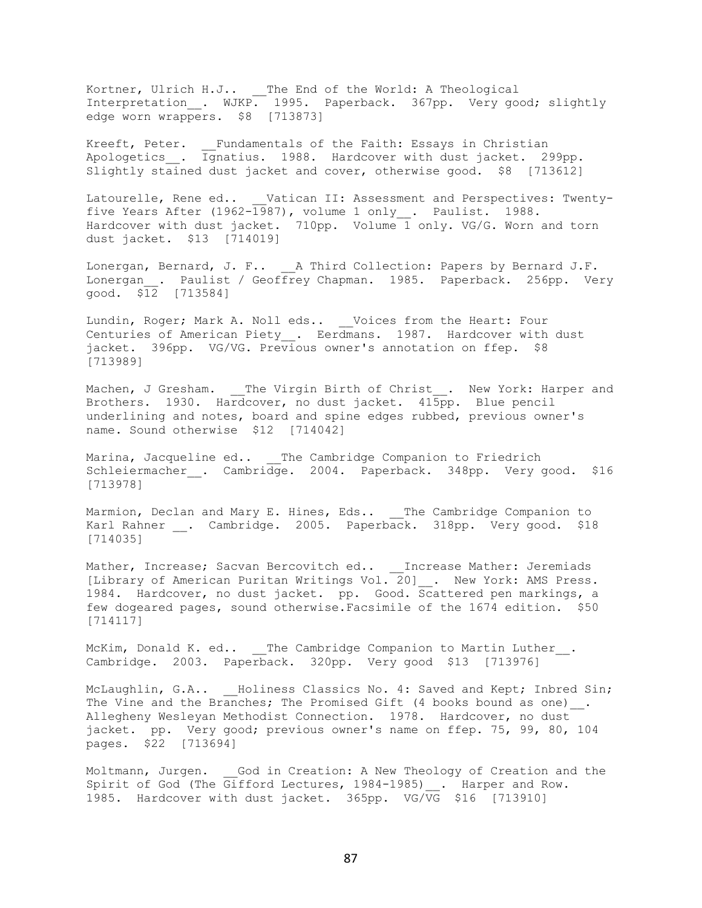Kortner, Ulrich H.J.. __The End of the World: A Theological Interpretation__. WJKP. 1995. Paperback. 367pp. Very good; slightly edge worn wrappers. $8 [713873]

Kreeft, Peter. __Fundamentals of the Faith: Essays in Christian Apologetics__. Ignatius. 1988. Hardcover with dust jacket. 299pp. Slightly stained dust jacket and cover, otherwise good. $8 [713612]

Latourelle, Rene ed.. __Vatican II: Assessment and Perspectives: Twenty-five Years After (1962-1987), volume 1 only__. Paulist. 1988. Hardcover with dust jacket. 710pp. Volume 1 only. VG/G. Worn and torn dust jacket. $13 [714019]

Lonergan, Bernard, J. F.. __A Third Collection: Papers by Bernard J.F. Lonergan__. Paulist / Geoffrey Chapman. 1985. Paperback. 256pp. Very good. $12 [713584]

Lundin, Roger; Mark A. Noll eds.. __Voices from the Heart: Four Centuries of American Piety__. Eerdmans. 1987. Hardcover with dust jacket. 396pp. VG/VG. Previous owner's annotation on ffep. $8 [713989]

Machen, J Gresham. __The Virgin Birth of Christ__. New York: Harper and Brothers. 1930. Hardcover, no dust jacket. 415pp. Blue pencil underlining and notes, board and spine edges rubbed, previous owner's name. Sound otherwise $12 [714042]

Marina, Jacqueline ed.. __The Cambridge Companion to Friedrich Schleiermacher__. Cambridge. 2004. Paperback. 348pp. Very good. $16 [713978]

Marmion, Declan and Mary E. Hines, Eds.. __The Cambridge Companion to Karl Rahner __. Cambridge. 2005. Paperback. 318pp. Very good. $18 [714035]

Mather, Increase; Sacvan Bercovitch ed.. __Increase Mather: Jeremiads [Library of American Puritan Writings Vol. 20]__. New York: AMS Press. 1984. Hardcover, no dust jacket. pp. Good. Scattered pen markings, a few dogeared pages, sound otherwise.Facsimile of the 1674 edition. $50 [714117]

McKim, Donald K. ed.. __The Cambridge Companion to Martin Luther__. Cambridge. 2003. Paperback. 320pp. Very good $13 [713976]

McLaughlin, G.A.. __Holiness Classics No. 4: Saved and Kept; Inbred Sin; The Vine and the Branches; The Promised Gift (4 books bound as one)__. Allegheny Wesleyan Methodist Connection. 1978. Hardcover, no dust jacket. pp. Very good; previous owner's name on ffep. 75, 99, 80, 104 pages. $22 [713694]

Moltmann, Jurgen. __God in Creation: A New Theology of Creation and the Spirit of God (The Gifford Lectures, 1984-1985)__. Harper and Row. 1985. Hardcover with dust jacket. 365pp. VG/VG $16 [713910]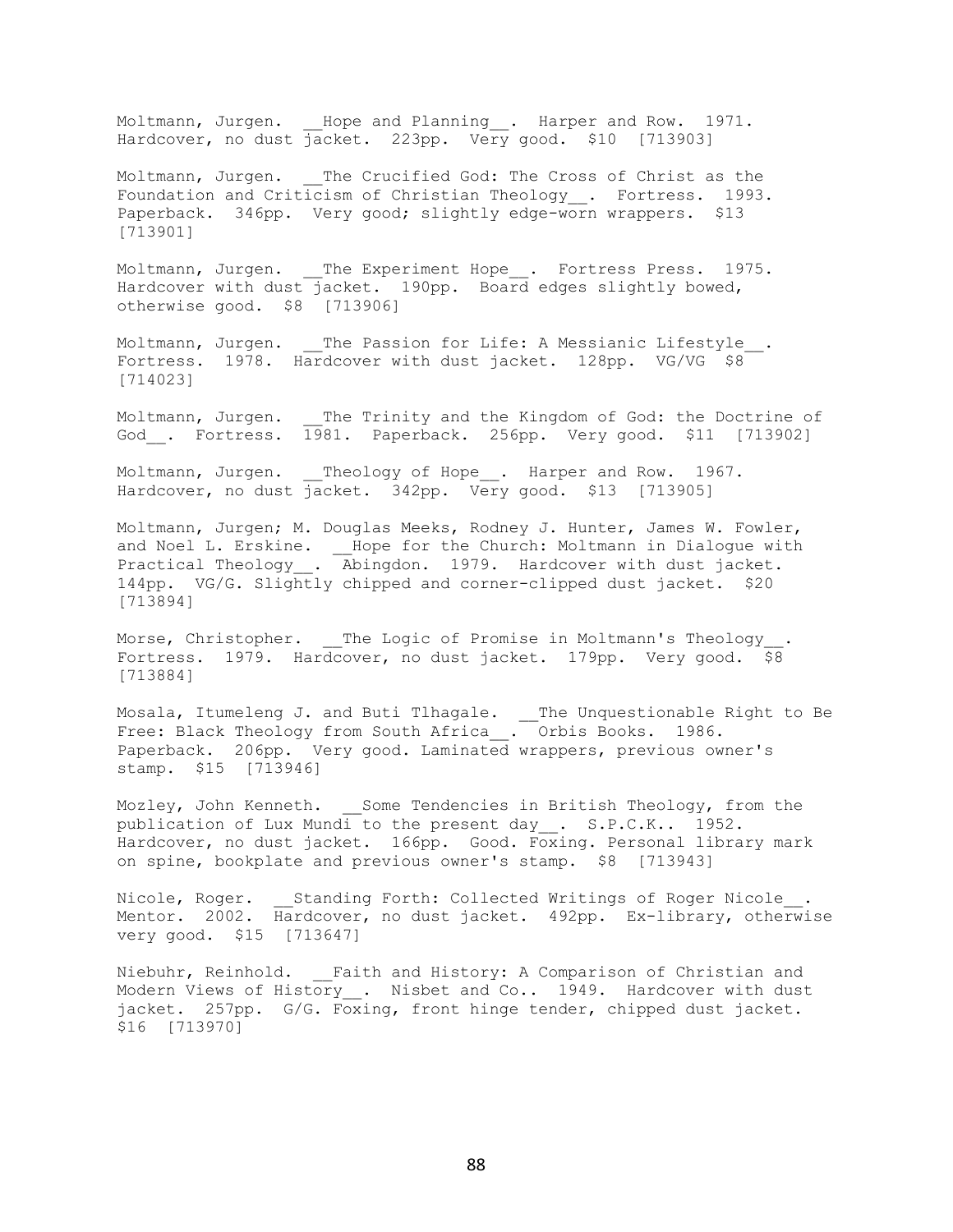Moltmann, Jurgen. __Hope and Planning__. Harper and Row. 1971. Hardcover, no dust jacket. 223pp. Very good. $10 [713903]

Moltmann, Jurgen. __The Crucified God: The Cross of Christ as the Foundation and Criticism of Christian Theology__. Fortress. 1993. Paperback. 346pp. Very good; slightly edge-worn wrappers. $13 [713901]

Moltmann, Jurgen. __The Experiment Hope__. Fortress Press. 1975. Hardcover with dust jacket. 190pp. Board edges slightly bowed, otherwise good. $8 [713906]

Moltmann, Jurgen. __The Passion for Life: A Messianic Lifestyle__. Fortress. 1978. Hardcover with dust jacket. 128pp. VG/VG $8 [714023]

Moltmann, Jurgen. __The Trinity and the Kingdom of God: the Doctrine of God__. Fortress. 1981. Paperback. 256pp. Very good. $11 [713902]

Moltmann, Jurgen. __Theology of Hope__. Harper and Row. 1967. Hardcover, no dust jacket. 342pp. Very good. $13 [713905]

Moltmann, Jurgen; M. Douglas Meeks, Rodney J. Hunter, James W. Fowler, and Noel L. Erskine. __Hope for the Church: Moltmann in Dialogue with Practical Theology__. Abingdon. 1979. Hardcover with dust jacket. 144pp. VG/G. Slightly chipped and corner-clipped dust jacket. $20 [713894]

Morse, Christopher. __The Logic of Promise in Moltmann's Theology__. Fortress. 1979. Hardcover, no dust jacket. 179pp. Very good. $8 [713884]

Mosala, Itumeleng J. and Buti Tlhagale. __The Unquestionable Right to Be Free: Black Theology from South Africa__. Orbis Books. 1986. Paperback. 206pp. Very good. Laminated wrappers, previous owner's stamp. $15 [713946]

Mozley, John Kenneth. __Some Tendencies in British Theology, from the publication of Lux Mundi to the present day__. S.P.C.K.. 1952. Hardcover, no dust jacket. 166pp. Good. Foxing. Personal library mark on spine, bookplate and previous owner's stamp. $8 [713943]

Nicole, Roger. __Standing Forth: Collected Writings of Roger Nicole__. Mentor. 2002. Hardcover, no dust jacket. 492pp. Ex-library, otherwise very good. $15 [713647]

Niebuhr, Reinhold. __Faith and History: A Comparison of Christian and Modern Views of History__. Nisbet and Co.. 1949. Hardcover with dust jacket. 257pp. G/G. Foxing, front hinge tender, chipped dust jacket. $16 [713970]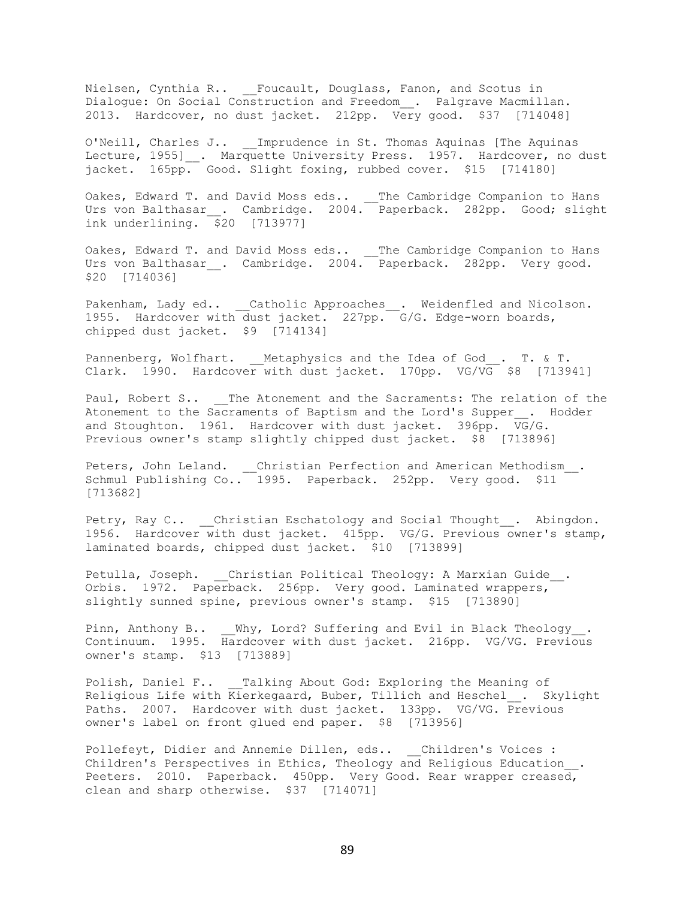Nielsen, Cynthia R.. __Foucault, Douglass, Fanon, and Scotus in Dialogue: On Social Construction and Freedom__. Palgrave Macmillan. 2013. Hardcover, no dust jacket. 212pp. Very good. $37 [714048]

O'Neill, Charles J.. __Imprudence in St. Thomas Aquinas [The Aquinas Lecture, 1955]__. Marquette University Press. 1957. Hardcover, no dust jacket. 165pp. Good. Slight foxing, rubbed cover. $15 [714180]

Oakes, Edward T. and David Moss eds.. __The Cambridge Companion to Hans Urs von Balthasar__. Cambridge. 2004. Paperback. 282pp. Good; slight ink underlining. $20 [713977]

Oakes, Edward T. and David Moss eds.. __The Cambridge Companion to Hans Urs von Balthasar__. Cambridge. 2004. Paperback. 282pp. Very good. $20 [714036]

Pakenham, Lady ed.. __Catholic Approaches__. Weidenfled and Nicolson. 1955. Hardcover with dust jacket. 227pp. G/G. Edge-worn boards, chipped dust jacket. $9 [714134]

Pannenberg, Wolfhart. __Metaphysics and the Idea of God__. T. & T. Clark. 1990. Hardcover with dust jacket. 170pp. VG/VG $8 [713941]

Paul, Robert S.. __The Atonement and the Sacraments: The relation of the Atonement to the Sacraments of Baptism and the Lord's Supper__. Hodder and Stoughton. 1961. Hardcover with dust jacket. 396pp. VG/G. Previous owner's stamp slightly chipped dust jacket. $8 [713896]

Peters, John Leland. __Christian Perfection and American Methodism__. Schmul Publishing Co.. 1995. Paperback. 252pp. Very good. $11 [713682]

Petry, Ray C.. __Christian Eschatology and Social Thought__. Abingdon. 1956. Hardcover with dust jacket. 415pp. VG/G. Previous owner's stamp, laminated boards, chipped dust jacket. $10 [713899]

Petulla, Joseph. __Christian Political Theology: A Marxian Guide__. Orbis. 1972. Paperback. 256pp. Very good. Laminated wrappers, slightly sunned spine, previous owner's stamp. $15 [713890]

Pinn, Anthony B.. __Why, Lord? Suffering and Evil in Black Theology__. Continuum. 1995. Hardcover with dust jacket. 216pp. VG/VG. Previous owner's stamp. $13 [713889]

Polish, Daniel F.. __Talking About God: Exploring the Meaning of Religious Life with Kierkegaard, Buber, Tillich and Heschel__. Skylight Paths. 2007. Hardcover with dust jacket. 133pp. VG/VG. Previous owner's label on front glued end paper. $8 [713956]

Pollefeyt, Didier and Annemie Dillen, eds.. __Children's Voices : Children's Perspectives in Ethics, Theology and Religious Education__. Peeters. 2010. Paperback. 450pp. Very Good. Rear wrapper creased, clean and sharp otherwise. $37 [714071]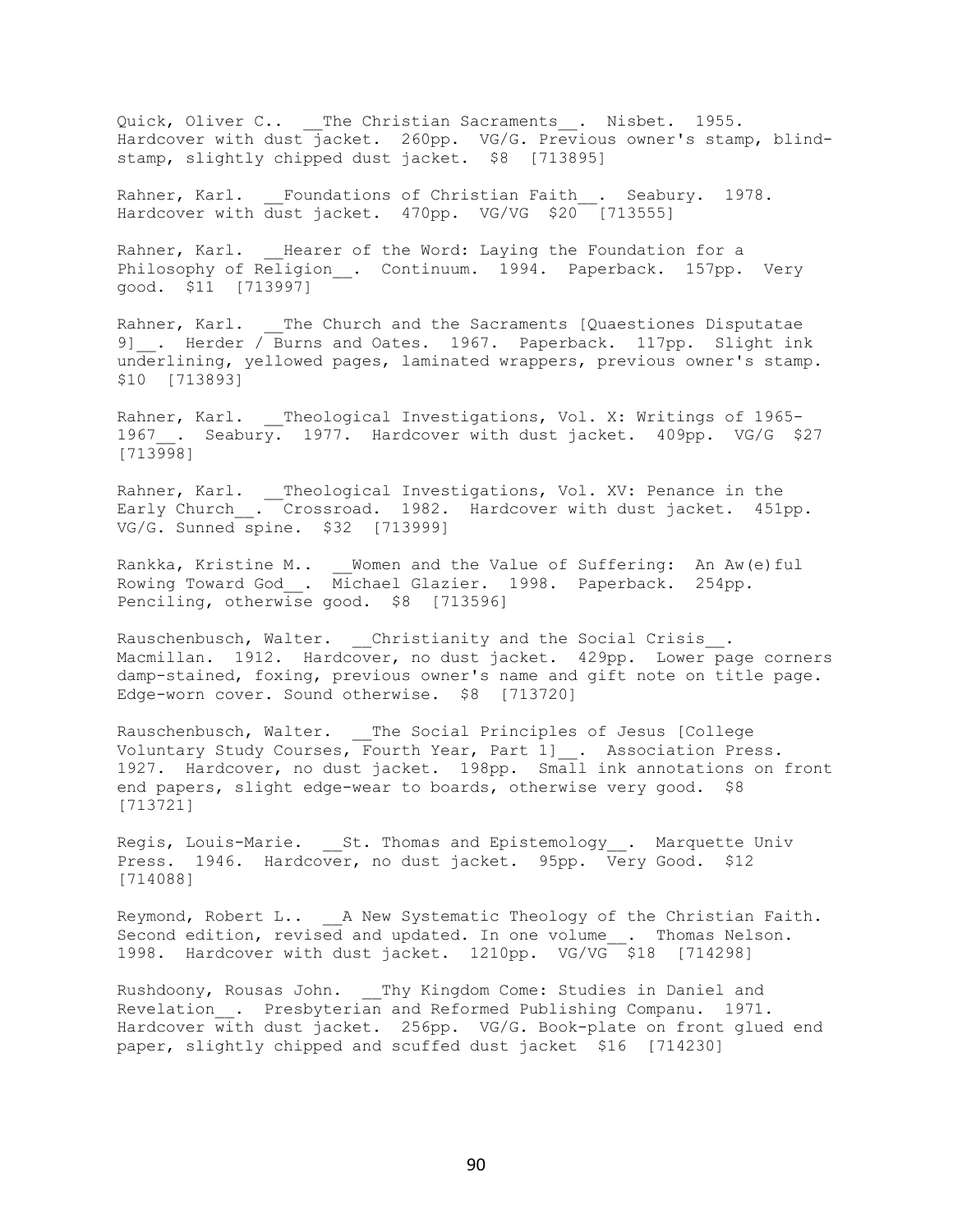Quick, Oliver C.. __The Christian Sacraments__. Nisbet. 1955. Hardcover with dust jacket. 260pp. VG/G. Previous owner's stamp, blind-stamp, slightly chipped dust jacket. $8 [713895]

Rahner, Karl. __Foundations of Christian Faith__. Seabury. 1978. Hardcover with dust jacket. 470pp. VG/VG $20 [713555]

Rahner, Karl. __Hearer of the Word: Laying the Foundation for a Philosophy of Religion__. Continuum. 1994. Paperback. 157pp. Very good. $11 [713997]

Rahner, Karl. __The Church and the Sacraments [Quaestiones Disputatae 9]__. Herder / Burns and Oates. 1967. Paperback. 117pp. Slight ink underlining, yellowed pages, laminated wrappers, previous owner's stamp. $10 [713893]

Rahner, Karl. __Theological Investigations, Vol. X: Writings of 1965-1967__. Seabury. 1977. Hardcover with dust jacket. 409pp. VG/G $27 [713998]

Rahner, Karl. __Theological Investigations, Vol. XV: Penance in the Early Church__. Crossroad. 1982. Hardcover with dust jacket. 451pp. VG/G. Sunned spine. $32 [713999]

Rankka, Kristine M.. __Women and the Value of Suffering: An Aw(e)ful Rowing Toward God__. Michael Glazier. 1998. Paperback. 254pp. Penciling, otherwise good. $8 [713596]

Rauschenbusch, Walter. __Christianity and the Social Crisis__. Macmillan. 1912. Hardcover, no dust jacket. 429pp. Lower page corners damp-stained, foxing, previous owner's name and gift note on title page. Edge-worn cover. Sound otherwise. $8 [713720]

Rauschenbusch, Walter. __The Social Principles of Jesus [College Voluntary Study Courses, Fourth Year, Part 1]__. Association Press. 1927. Hardcover, no dust jacket. 198pp. Small ink annotations on front end papers, slight edge-wear to boards, otherwise very good. $8 [713721]

Regis, Louis-Marie. __St. Thomas and Epistemology__. Marquette Univ Press. 1946. Hardcover, no dust jacket. 95pp. Very Good. $12 [714088]

Reymond, Robert L.. __A New Systematic Theology of the Christian Faith. Second edition, revised and updated. In one volume__. Thomas Nelson. 1998. Hardcover with dust jacket. 1210pp. VG/VG $18 [714298]

Rushdoony, Rousas John. __Thy Kingdom Come: Studies in Daniel and Revelation__. Presbyterian and Reformed Publishing Companu. 1971. Hardcover with dust jacket. 256pp. VG/G. Book-plate on front glued end paper, slightly chipped and scuffed dust jacket $16 [714230]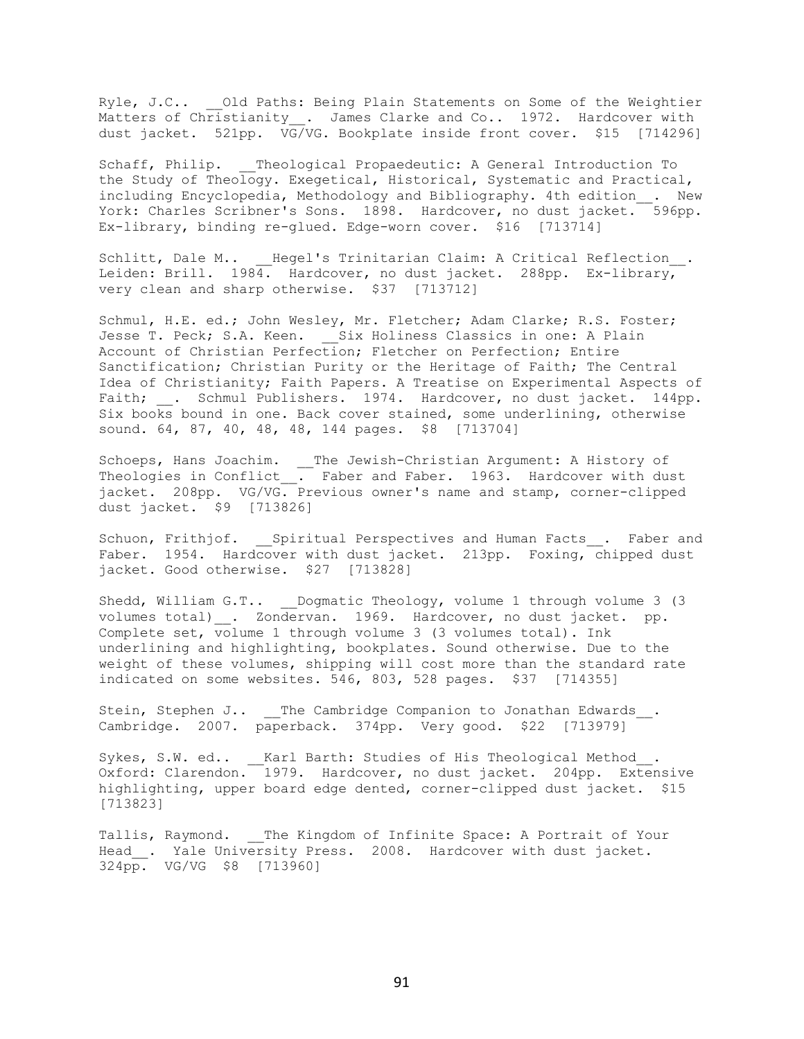Ryle, J.C.. __Old Paths: Being Plain Statements on Some of the Weightier Matters of Christianity__. James Clarke and Co.. 1972. Hardcover with dust jacket. 521pp. VG/VG. Bookplate inside front cover. $15 [714296]

Schaff, Philip. __Theological Propaedeutic: A General Introduction To the Study of Theology. Exegetical, Historical, Systematic and Practical, including Encyclopedia, Methodology and Bibliography. 4th edition__. New York: Charles Scribner's Sons. 1898. Hardcover, no dust jacket. 596pp. Ex-library, binding re-glued. Edge-worn cover. $16 [713714]

Schlitt, Dale M.. __Hegel's Trinitarian Claim: A Critical Reflection__. Leiden: Brill. 1984. Hardcover, no dust jacket. 288pp. Ex-library, very clean and sharp otherwise. $37 [713712]

Schmul, H.E. ed.; John Wesley, Mr. Fletcher; Adam Clarke; R.S. Foster; Jesse T. Peck; S.A. Keen. __Six Holiness Classics in one: A Plain Account of Christian Perfection; Fletcher on Perfection; Entire Sanctification; Christian Purity or the Heritage of Faith; The Central Idea of Christianity; Faith Papers. A Treatise on Experimental Aspects of Faith; __. Schmul Publishers. 1974. Hardcover, no dust jacket. 144pp. Six books bound in one. Back cover stained, some underlining, otherwise sound. 64, 87, 40, 48, 48, 144 pages. $8 [713704]

Schoeps, Hans Joachim. __The Jewish-Christian Argument: A History of Theologies in Conflict__. Faber and Faber. 1963. Hardcover with dust jacket. 208pp. VG/VG. Previous owner's name and stamp, corner-clipped dust jacket. $9 [713826]

Schuon, Frithjof. __Spiritual Perspectives and Human Facts__. Faber and Faber. 1954. Hardcover with dust jacket. 213pp. Foxing, chipped dust jacket. Good otherwise. $27 [713828]

Shedd, William G.T.. __Dogmatic Theology, volume 1 through volume 3 (3 volumes total)__. Zondervan. 1969. Hardcover, no dust jacket. pp. Complete set, volume 1 through volume 3 (3 volumes total). Ink underlining and highlighting, bookplates. Sound otherwise. Due to the weight of these volumes, shipping will cost more than the standard rate indicated on some websites. 546, 803, 528 pages. $37 [714355]

Stein, Stephen J.. __The Cambridge Companion to Jonathan Edwards__. Cambridge. 2007. paperback. 374pp. Very good. $22 [713979]

Sykes, S.W. ed.. __Karl Barth: Studies of His Theological Method__. Oxford: Clarendon. 1979. Hardcover, no dust jacket. 204pp. Extensive highlighting, upper board edge dented, corner-clipped dust jacket. $15 [713823]

Tallis, Raymond. __The Kingdom of Infinite Space: A Portrait of Your Head__. Yale University Press. 2008. Hardcover with dust jacket. 324pp. VG/VG $8 [713960]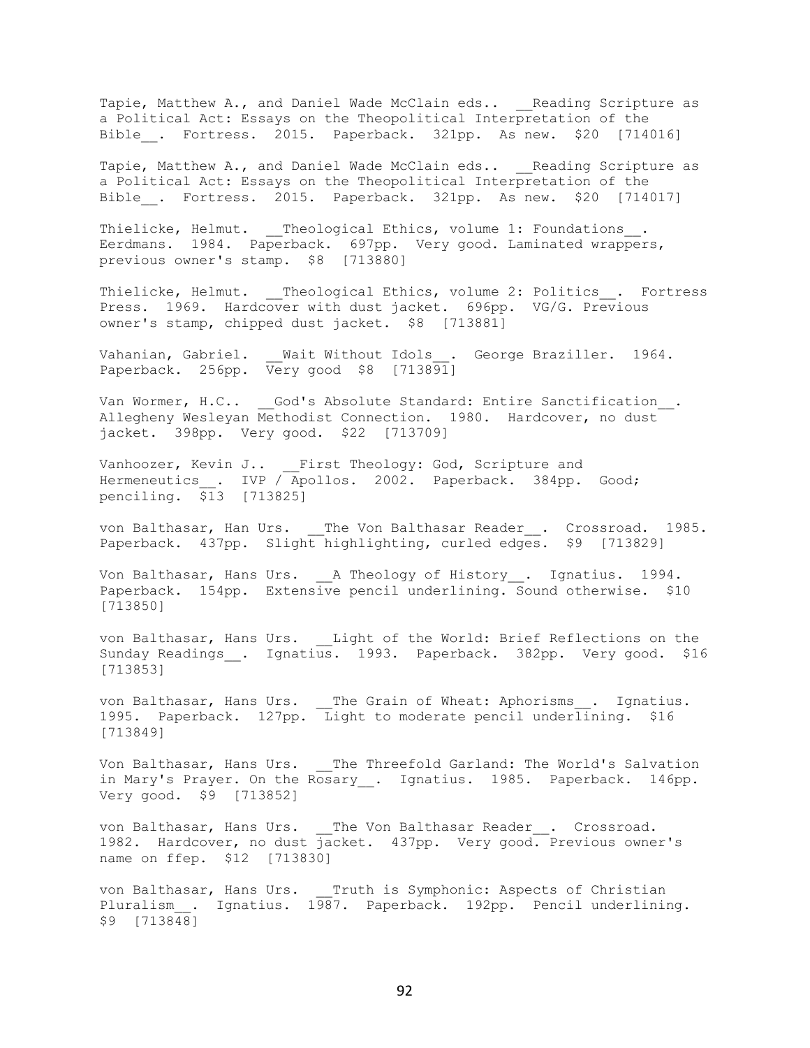Tapie, Matthew A., and Daniel Wade McClain eds.. __Reading Scripture as a Political Act: Essays on the Theopolitical Interpretation of the Bible__. Fortress. 2015. Paperback. 321pp. As new. $20 [714016]

Tapie, Matthew A., and Daniel Wade McClain eds.. __Reading Scripture as a Political Act: Essays on the Theopolitical Interpretation of the Bible__. Fortress. 2015. Paperback. 321pp. As new. $20 [714017]

Thielicke, Helmut. __Theological Ethics, volume 1: Foundations__. Eerdmans. 1984. Paperback. 697pp. Very good. Laminated wrappers, previous owner's stamp. $8 [713880]

Thielicke, Helmut. __Theological Ethics, volume 2: Politics__. Fortress Press. 1969. Hardcover with dust jacket. 696pp. VG/G. Previous owner's stamp, chipped dust jacket. $8 [713881]

Vahanian, Gabriel. __Wait Without Idols__. George Braziller. 1964. Paperback. 256pp. Very good $8 [713891]

Van Wormer, H.C.. __God's Absolute Standard: Entire Sanctification__. Allegheny Wesleyan Methodist Connection. 1980. Hardcover, no dust jacket. 398pp. Very good. $22 [713709]

Vanhoozer, Kevin J.. __First Theology: God, Scripture and Hermeneutics__. IVP / Apollos. 2002. Paperback. 384pp. Good; penciling. $13 [713825]

von Balthasar, Han Urs. __The Von Balthasar Reader__. Crossroad. 1985. Paperback. 437pp. Slight highlighting, curled edges. $9 [713829]

Von Balthasar, Hans Urs. __A Theology of History__. Ignatius. 1994. Paperback. 154pp. Extensive pencil underlining. Sound otherwise. $10 [713850]

von Balthasar, Hans Urs. __Light of the World: Brief Reflections on the Sunday Readings__. Ignatius. 1993. Paperback. 382pp. Very good. $16 [713853]

von Balthasar, Hans Urs. __The Grain of Wheat: Aphorisms__. Ignatius. 1995. Paperback. 127pp. Light to moderate pencil underlining. $16 [713849]

Von Balthasar, Hans Urs. __The Threefold Garland: The World's Salvation in Mary's Prayer. On the Rosary__. Ignatius. 1985. Paperback. 146pp. Very good. $9 [713852]

von Balthasar, Hans Urs. __The Von Balthasar Reader__. Crossroad. 1982. Hardcover, no dust jacket. 437pp. Very good. Previous owner's name on ffep. $12 [713830]

von Balthasar, Hans Urs. __Truth is Symphonic: Aspects of Christian Pluralism__. Ignatius. 1987. Paperback. 192pp. Pencil underlining. $9 [713848]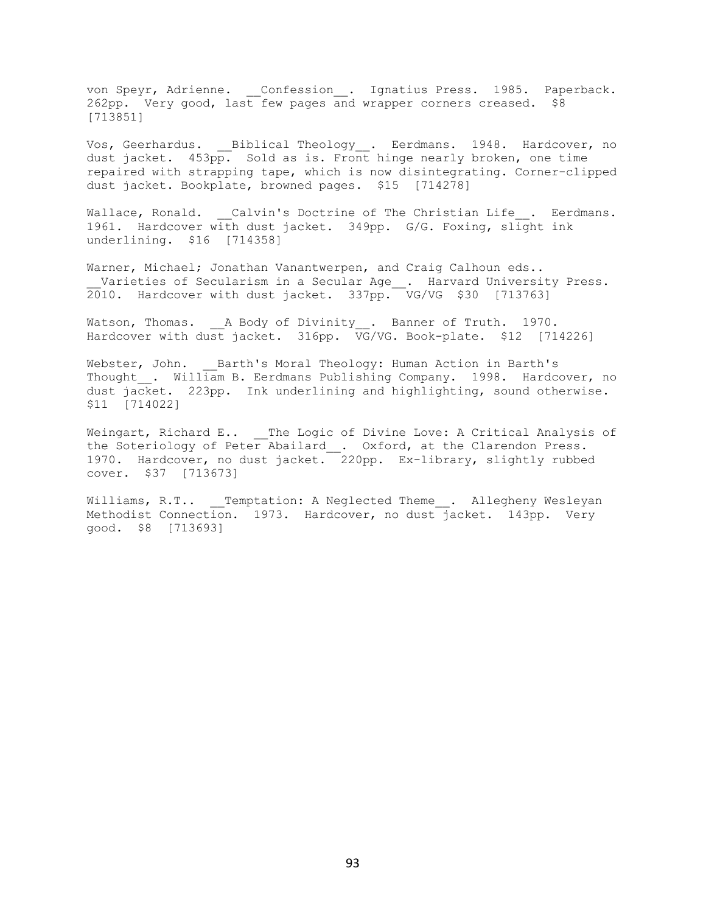von Speyr, Adrienne. __Confession__. Ignatius Press. 1985. Paperback. 262pp. Very good, last few pages and wrapper corners creased. $8 [713851]

Vos, Geerhardus. __Biblical Theology__. Eerdmans. 1948. Hardcover, no dust jacket. 453pp. Sold as is. Front hinge nearly broken, one time repaired with strapping tape, which is now disintegrating. Corner-clipped dust jacket. Bookplate, browned pages. $15 [714278]

Wallace, Ronald. __Calvin's Doctrine of The Christian Life__. Eerdmans. 1961. Hardcover with dust jacket. 349pp. G/G. Foxing, slight ink underlining. $16 [714358]

Warner, Michael; Jonathan Vanantwerpen, and Craig Calhoun eds.. __Varieties of Secularism in a Secular Age__. Harvard University Press. 2010. Hardcover with dust jacket. 337pp. VG/VG $30 [713763]

Watson, Thomas. __A Body of Divinity__. Banner of Truth. 1970. Hardcover with dust jacket. 316pp. VG/VG. Book-plate. $12 [714226]

Webster, John. __Barth's Moral Theology: Human Action in Barth's Thought__. William B. Eerdmans Publishing Company. 1998. Hardcover, no dust jacket. 223pp. Ink underlining and highlighting, sound otherwise. $11 [714022]

Weingart, Richard E.. __The Logic of Divine Love: A Critical Analysis of the Soteriology of Peter Abailard__. Oxford, at the Clarendon Press. 1970. Hardcover, no dust jacket. 220pp. Ex-library, slightly rubbed cover. $37 [713673]

Williams, R.T.. __Temptation: A Neglected Theme__. Allegheny Wesleyan Methodist Connection. 1973. Hardcover, no dust jacket. 143pp. Very good. $8 [713693]